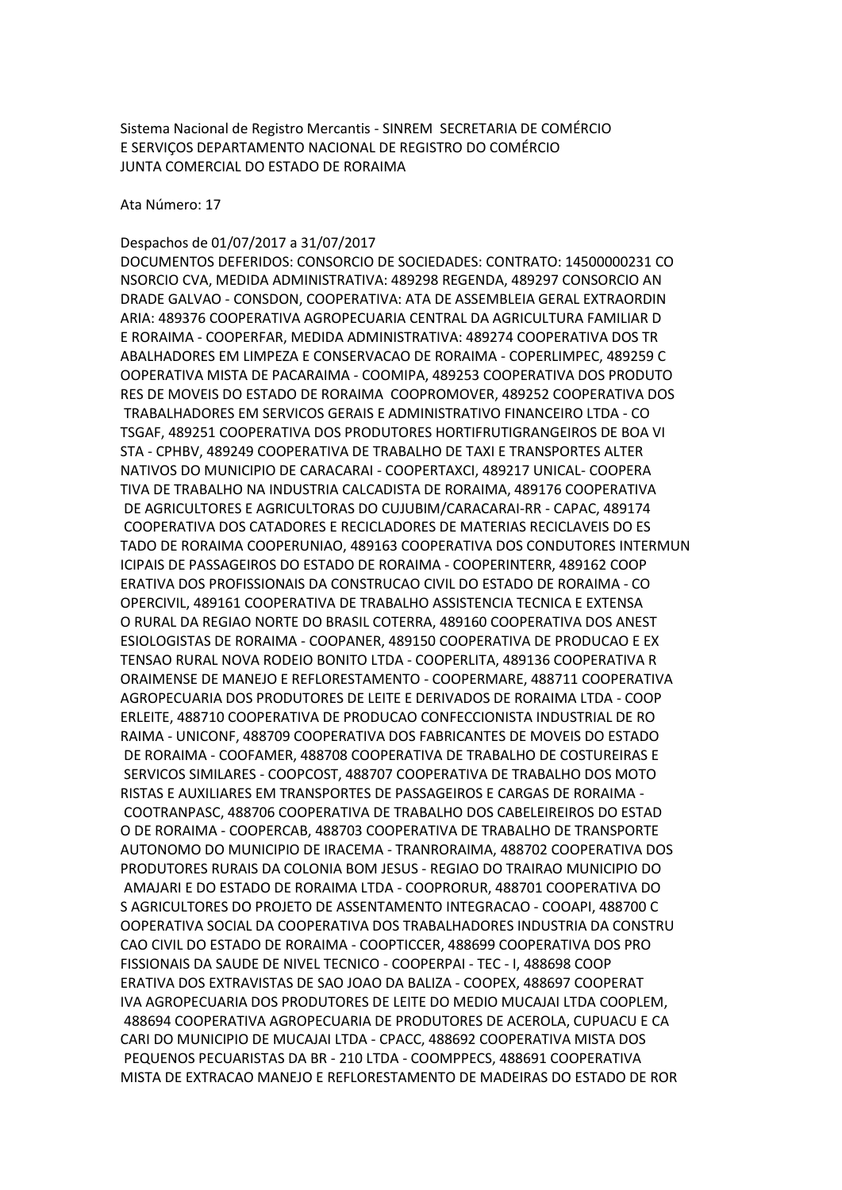Sistema Nacional de Registro Mercantis - SINREM SECRETARIA DE COMÉRCIO E SERVIÇOS DEPARTAMENTO NACIONAL DE REGISTRO DO COMÉRCIO JUNTA COMERCIAL DO ESTADO DE RORAIMA

Ata Número: 17

Despachos de 01/07/2017 a 31/07/2017

DOCUMENTOS DEFERIDOS: CONSORCIO DE SOCIEDADES: CONTRATO: 14500000231 CO NSORCIO CVA, MEDIDA ADMINISTRATIVA: 489298 REGENDA, 489297 CONSORCIO AN DRADE GALVAO - CONSDON, COOPERATIVA: ATA DE ASSEMBLEIA GERAL EXTRAORDIN ARIA: 489376 COOPERATIVA AGROPECUARIA CENTRAL DA AGRICULTURA FAMILIAR D E RORAIMA - COOPERFAR, MEDIDA ADMINISTRATIVA: 489274 COOPERATIVA DOS TR ABALHADORES EM LIMPEZA E CONSERVACAO DE RORAIMA - COPERLIMPEC, 489259 C OOPERATIVA MISTA DE PACARAIMA - COOMIPA, 489253 COOPERATIVA DOS PRODUTO RES DE MOVEIS DO ESTADO DE RORAIMA COOPROMOVER, 489252 COOPERATIVA DOS TRABALHADORES EM SERVICOS GERAIS E ADMINISTRATIVO FINANCEIRO LTDA - CO TSGAF, 489251 COOPERATIVA DOS PRODUTORES HORTIFRUTIGRANGEIROS DE BOA VI STA - CPHBV, 489249 COOPERATIVA DE TRABALHO DE TAXI E TRANSPORTES ALTER NATIVOS DO MUNICIPIO DE CARACARAI - COOPERTAXCI, 489217 UNICAL- COOPERA TIVA DE TRABALHO NA INDUSTRIA CALCADISTA DE RORAIMA, 489176 COOPERATIVA DE AGRICULTORES E AGRICULTORAS DO CUJUBIM/CARACARAI-RR - CAPAC, 489174 COOPERATIVA DOS CATADORES E RECICLADORES DE MATERIAS RECICLAVEIS DO ES TADO DE RORAIMA COOPERUNIAO, 489163 COOPERATIVA DOS CONDUTORES INTERMUN ICIPAIS DE PASSAGEIROS DO ESTADO DE RORAIMA - COOPERINTERR, 489162 COOP ERATIVA DOS PROFISSIONAIS DA CONSTRUCAO CIVIL DO ESTADO DE RORAIMA - CO OPERCIVIL, 489161 COOPERATIVA DE TRABALHO ASSISTENCIA TECNICA E EXTENSA O RURAL DA REGIAO NORTE DO BRASIL COTERRA, 489160 COOPERATIVA DOS ANEST ESIOLOGISTAS DE RORAIMA - COOPANER, 489150 COOPERATIVA DE PRODUCAO E EX TENSAO RURAL NOVA RODEIO BONITO LTDA - COOPERLITA, 489136 COOPERATIVA R ORAIMENSE DE MANEJO E REFLORESTAMENTO - COOPERMARE, 488711 COOPERATIVA AGROPECUARIA DOS PRODUTORES DE LEITE E DERIVADOS DE RORAIMA LTDA - COOP ERLEITE, 488710 COOPERATIVA DE PRODUCAO CONFECCIONISTA INDUSTRIAL DE RO RAIMA - UNICONF, 488709 COOPERATIVA DOS FABRICANTES DE MOVEIS DO ESTADO DE RORAIMA - COOFAMER, 488708 COOPERATIVA DE TRABALHO DE COSTUREIRAS E SERVICOS SIMILARES - COOPCOST, 488707 COOPERATIVA DE TRABALHO DOS MOTO RISTAS E AUXILIARES EM TRANSPORTES DE PASSAGEIROS E CARGAS DE RORAIMA - COOTRANPASC, 488706 COOPERATIVA DE TRABALHO DOS CABELEIREIROS DO ESTAD O DE RORAIMA - COOPERCAB, 488703 COOPERATIVA DE TRABALHO DE TRANSPORTE AUTONOMO DO MUNICIPIO DE IRACEMA - TRANRORAIMA, 488702 COOPERATIVA DOS PRODUTORES RURAIS DA COLONIA BOM JESUS - REGIAO DO TRAIRAO MUNICIPIO DO AMAJARI E DO ESTADO DE RORAIMA LTDA - COOPRORUR, 488701 COOPERATIVA DO S AGRICULTORES DO PROJETO DE ASSENTAMENTO INTEGRACAO - COOAPI, 488700 C OOPERATIVA SOCIAL DA COOPERATIVA DOS TRABALHADORES INDUSTRIA DA CONSTRU CAO CIVIL DO ESTADO DE RORAIMA - COOPTICCER, 488699 COOPERATIVA DOS PRO FISSIONAIS DA SAUDE DE NIVEL TECNICO - COOPERPAI - TEC - I, 488698 COOP ERATIVA DOS EXTRAVISTAS DE SAO JOAO DA BALIZA - COOPEX, 488697 COOPERAT IVA AGROPECUARIA DOS PRODUTORES DE LEITE DO MEDIO MUCAJAI LTDA COOPLEM, 488694 COOPERATIVA AGROPECUARIA DE PRODUTORES DE ACEROLA, CUPUACU E CA CARI DO MUNICIPIO DE MUCAJAI LTDA - CPACC, 488692 COOPERATIVA MISTA DOS PEQUENOS PECUARISTAS DA BR - 210 LTDA - COOMPPECS, 488691 COOPERATIVA MISTA DE EXTRACAO MANEJO E REFLORESTAMENTO DE MADEIRAS DO ESTADO DE ROR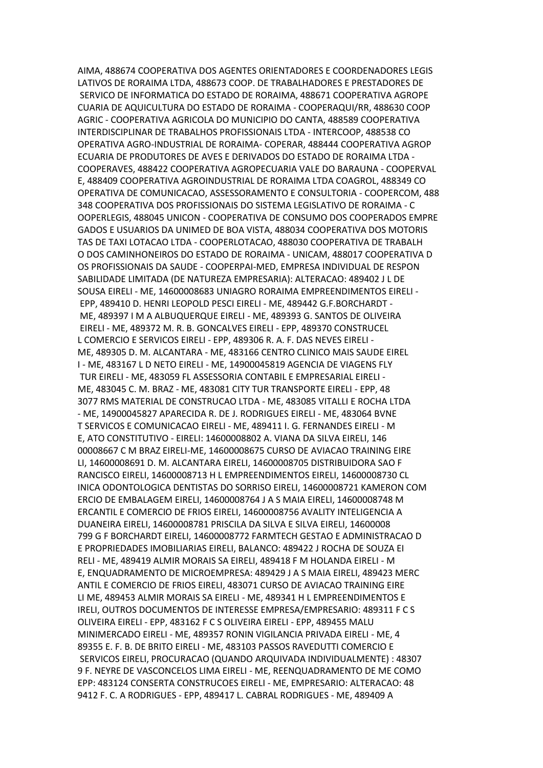AIMA, 488674 COOPERATIVA DOS AGENTES ORIENTADORES E COORDENADORES LEGIS LATIVOS DE RORAIMA LTDA, 488673 COOP. DE TRABALHADORES E PRESTADORES DE SERVICO DE INFORMATICA DO ESTADO DE RORAIMA, 488671 COOPERATIVA AGROPE CUARIA DE AQUICULTURA DO ESTADO DE RORAIMA - COOPERAQUI/RR, 488630 COOP AGRIC - COOPERATIVA AGRICOLA DO MUNICIPIO DO CANTA, 488589 COOPERATIVA INTERDISCIPLINAR DE TRABALHOS PROFISSIONAIS LTDA - INTERCOOP, 488538 CO OPERATIVA AGRO-INDUSTRIAL DE RORAIMA- COPERAR, 488444 COOPERATIVA AGROP ECUARIA DE PRODUTORES DE AVES E DERIVADOS DO ESTADO DE RORAIMA LTDA - COOPERAVES, 488422 COOPERATIVA AGROPECUARIA VALE DO BARAUNA - COOPERVAL E, 488409 COOPERATIVA AGROINDUSTRIAL DE RORAIMA LTDA COAGROL, 488349 CO OPERATIVA DE COMUNICACAO, ASSESSORAMENTO E CONSULTORIA - COOPERCOM, 488 348 COOPERATIVA DOS PROFISSIONAIS DO SISTEMA LEGISLATIVO DE RORAIMA - C OOPERLEGIS, 488045 UNICON - COOPERATIVA DE CONSUMO DOS COOPERADOS EMPRE GADOS E USUARIOS DA UNIMED DE BOA VISTA, 488034 COOPERATIVA DOS MOTORIS TAS DE TAXI LOTACAO LTDA - COOPERLOTACAO, 488030 COOPERATIVA DE TRABALH O DOS CAMINHONEIROS DO ESTADO DE RORAIMA - UNICAM, 488017 COOPERATIVA D OS PROFISSIONAIS DA SAUDE - COOPERPAI-MED, EMPRESA INDIVIDUAL DE RESPON SABILIDADE LIMITADA (DE NATUREZA EMPRESARIA): ALTERACAO: 489402 J L DE SOUSA EIRELI - ME, 14600008683 UNIAGRO RORAIMA EMPREENDIMENTOS EIRELI - EPP, 489410 D. HENRI LEOPOLD PESCI EIRELI - ME, 489442 G.F.BORCHARDT - ME, 489397 I M A ALBUQUERQUE EIRELI - ME, 489393 G. SANTOS DE OLIVEIRA EIRELI - ME, 489372 M. R. B. GONCALVES EIRELI - EPP, 489370 CONSTRUCEL L COMERCIO E SERVICOS EIRELI - EPP, 489306 R. A. F. DAS NEVES EIRELI - ME, 489305 D. M. ALCANTARA - ME, 483166 CENTRO CLINICO MAIS SAUDE EIREL I - ME, 483167 L D NETO EIRELI - ME, 14900045819 AGENCIA DE VIAGENS FLY TUR EIRELI - ME, 483059 FL ASSESSORIA CONTABIL E EMPRESARIAL EIRELI - ME, 483045 C. M. BRAZ - ME, 483081 CITY TUR TRANSPORTE EIRELI - EPP, 48 3077 RMS MATERIAL DE CONSTRUCAO LTDA - ME, 483085 VITALLI E ROCHA LTDA - ME, 14900045827 APARECIDA R. DE J. RODRIGUES EIRELI - ME, 483064 BVNE T SERVICOS E COMUNICACAO EIRELI - ME, 489411 I. G. FERNANDES EIRELI - M E, ATO CONSTITUTIVO - EIRELI: 14600008802 A. VIANA DA SILVA EIRELI, 146 00008667 C M BRAZ EIRELI-ME, 14600008675 CURSO DE AVIACAO TRAINING EIRE LI, 14600008691 D. M. ALCANTARA EIRELI, 14600008705 DISTRIBUIDORA SAO F RANCISCO EIRELI, 14600008713 H L EMPREENDIMENTOS EIRELI, 14600008730 CL INICA ODONTOLOGICA DENTISTAS DO SORRISO EIRELI, 14600008721 KAMERON COM ERCIO DE EMBALAGEM EIRELI, 14600008764 J A S MAIA EIRELI, 14600008748 M ERCANTIL E COMERCIO DE FRIOS EIRELI, 14600008756 AVALITY INTELIGENCIA A DUANEIRA EIRELI, 14600008781 PRISCILA DA SILVA E SILVA EIRELI, 14600008 799 G F BORCHARDT EIRELI, 14600008772 FARMTECH GESTAO E ADMINISTRACAO D E PROPRIEDADES IMOBILIARIAS EIRELI, BALANCO: 489422 J ROCHA DE SOUZA EI RELI - ME, 489419 ALMIR MORAIS SA EIRELI, 489418 F M HOLANDA EIRELI - M E, ENQUADRAMENTO DE MICROEMPRESA: 489429 J A S MAIA EIRELI, 489423 MERC ANTIL E COMERCIO DE FRIOS EIRELI, 483071 CURSO DE AVIACAO TRAINING EIRE LI ME, 489453 ALMIR MORAIS SA EIRELI - ME, 489341 H L EMPREENDIMENTOS E IRELI, OUTROS DOCUMENTOS DE INTERESSE EMPRESA/EMPRESARIO: 489311 F C S OLIVEIRA EIRELI - EPP, 483162 F C S OLIVEIRA EIRELI - EPP, 489455 MALU MINIMERCADO EIRELI - ME, 489357 RONIN VIGILANCIA PRIVADA EIRELI - ME, 4 89355 E. F. B. DE BRITO EIRELI - ME, 483103 PASSOS RAVEDUTTI COMERCIO E SERVICOS EIRELI, PROCURACAO (QUANDO ARQUIVADA INDIVIDUALMENTE) : 48307 9 F. NEYRE DE VASCONCELOS LIMA EIRELI - ME, REENQUADRAMENTO DE ME COMO EPP: 483124 CONSERTA CONSTRUCOES EIRELI - ME, EMPRESARIO: ALTERACAO: 48 9412 F. C. A RODRIGUES - EPP, 489417 L. CABRAL RODRIGUES - ME, 489409 A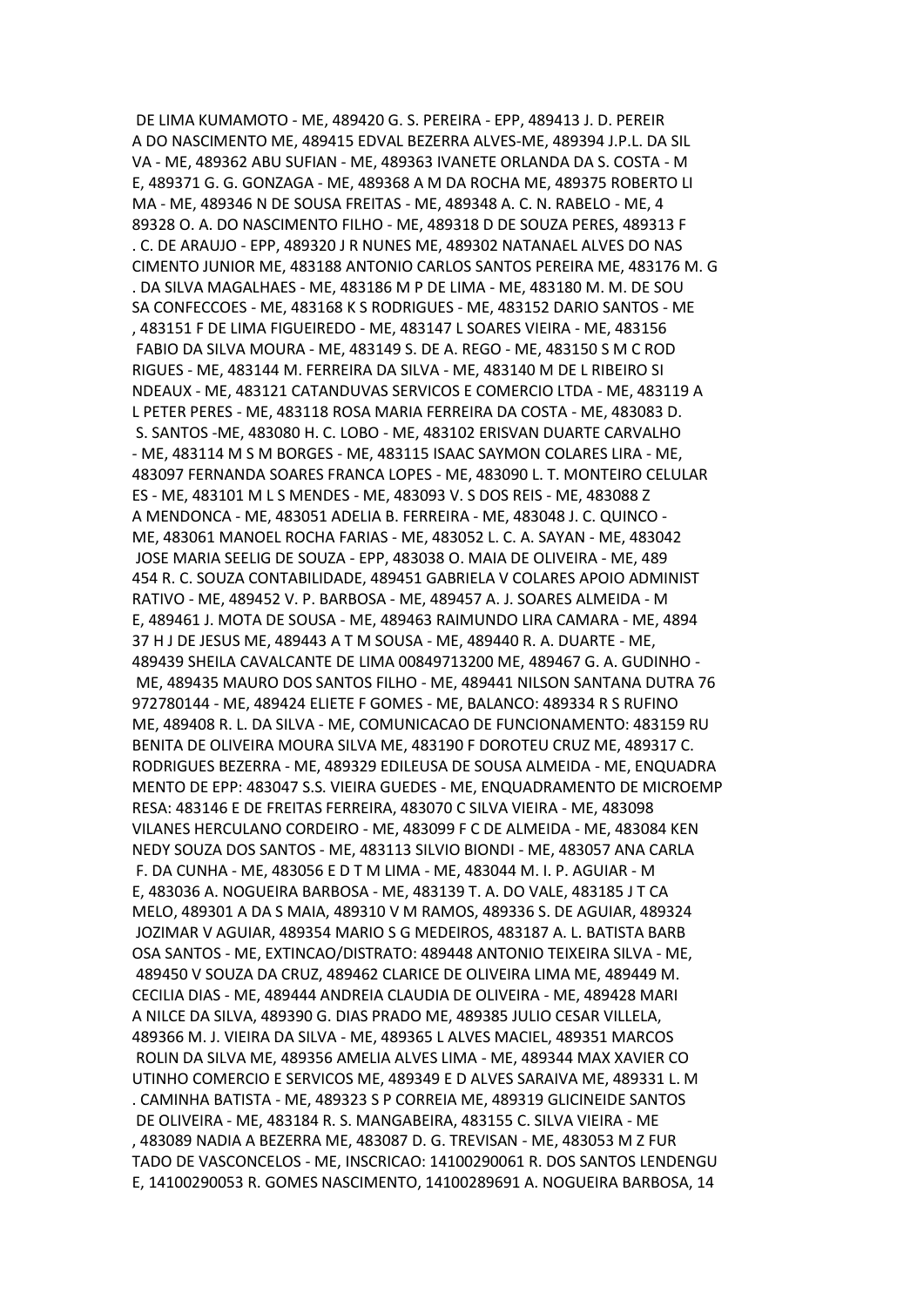DE LIMA KUMAMOTO - ME, 489420 G. S. PEREIRA - EPP, 489413 J. D. PEREIR A DO NASCIMENTO ME, 489415 EDVAL BEZERRA ALVES-ME, 489394 J.P.L. DA SIL VA - ME, 489362 ABU SUFIAN - ME, 489363 IVANETE ORLANDA DA S. COSTA - M E, 489371 G. G. GONZAGA - ME, 489368 A M DA ROCHA ME, 489375 ROBERTO LI MA - ME, 489346 N DE SOUSA FREITAS - ME, 489348 A. C. N. RABELO - ME, 4 89328 O. A. DO NASCIMENTO FILHO - ME, 489318 D DE SOUZA PERES, 489313 F . C. DE ARAUJO - EPP, 489320 J R NUNES ME, 489302 NATANAEL ALVES DO NAS CIMENTO JUNIOR ME, 483188 ANTONIO CARLOS SANTOS PEREIRA ME, 483176 M. G . DA SILVA MAGALHAES - ME, 483186 M P DE LIMA - ME, 483180 M. M. DE SOU SA CONFECCOES - ME, 483168 K S RODRIGUES - ME, 483152 DARIO SANTOS - ME , 483151 F DE LIMA FIGUEIREDO - ME, 483147 L SOARES VIEIRA - ME, 483156 FABIO DA SILVA MOURA - ME, 483149 S. DE A. REGO - ME, 483150 S M C ROD RIGUES - ME, 483144 M. FERREIRA DA SILVA - ME, 483140 M DE L RIBEIRO SI NDEAUX - ME, 483121 CATANDUVAS SERVICOS E COMERCIO LTDA - ME, 483119 A L PETER PERES - ME, 483118 ROSA MARIA FERREIRA DA COSTA - ME, 483083 D. S. SANTOS -ME, 483080 H. C. LOBO - ME, 483102 ERISVAN DUARTE CARVALHO - ME, 483114 M S M BORGES - ME, 483115 ISAAC SAYMON COLARES LIRA - ME, 483097 FERNANDA SOARES FRANCA LOPES - ME, 483090 L. T. MONTEIRO CELULAR ES - ME, 483101 M L S MENDES - ME, 483093 V. S DOS REIS - ME, 483088 Z A MENDONCA - ME, 483051 ADELIA B. FERREIRA - ME, 483048 J. C. QUINCO - ME, 483061 MANOEL ROCHA FARIAS - ME, 483052 L. C. A. SAYAN - ME, 483042 JOSE MARIA SEELIG DE SOUZA - EPP, 483038 O. MAIA DE OLIVEIRA - ME, 489 454 R. C. SOUZA CONTABILIDADE, 489451 GABRIELA V COLARES APOIO ADMINIST RATIVO - ME, 489452 V. P. BARBOSA - ME, 489457 A. J. SOARES ALMEIDA - M E, 489461 J. MOTA DE SOUSA - ME, 489463 RAIMUNDO LIRA CAMARA - ME, 4894 37 H J DE JESUS ME, 489443 A T M SOUSA - ME, 489440 R. A. DUARTE - ME, 489439 SHEILA CAVALCANTE DE LIMA 00849713200 ME, 489467 G. A. GUDINHO - ME, 489435 MAURO DOS SANTOS FILHO - ME, 489441 NILSON SANTANA DUTRA 76 972780144 - ME, 489424 ELIETE F GOMES - ME, BALANCO: 489334 R S RUFINO ME, 489408 R. L. DA SILVA - ME, COMUNICACAO DE FUNCIONAMENTO: 483159 RU BENITA DE OLIVEIRA MOURA SILVA ME, 483190 F DOROTEU CRUZ ME, 489317 C. RODRIGUES BEZERRA - ME, 489329 EDILEUSA DE SOUSA ALMEIDA - ME, ENQUADRA MENTO DE EPP: 483047 S.S. VIEIRA GUEDES - ME, ENQUADRAMENTO DE MICROEMP RESA: 483146 E DE FREITAS FERREIRA, 483070 C SILVA VIEIRA - ME, 483098 VILANES HERCULANO CORDEIRO - ME, 483099 F C DE ALMEIDA - ME, 483084 KEN NEDY SOUZA DOS SANTOS - ME, 483113 SILVIO BIONDI - ME, 483057 ANA CARLA F. DA CUNHA - ME, 483056 E D T M LIMA - ME, 483044 M. I. P. AGUIAR - M E, 483036 A. NOGUEIRA BARBOSA - ME, 483139 T. A. DO VALE, 483185 J T CA MELO, 489301 A DA S MAIA, 489310 V M RAMOS, 489336 S. DE AGUIAR, 489324 JOZIMAR V AGUIAR, 489354 MARIO S G MEDEIROS, 483187 A. L. BATISTA BARB OSA SANTOS - ME, EXTINCAO/DISTRATO: 489448 ANTONIO TEIXEIRA SILVA - ME, 489450 V SOUZA DA CRUZ, 489462 CLARICE DE OLIVEIRA LIMA ME, 489449 M. CECILIA DIAS - ME, 489444 ANDREIA CLAUDIA DE OLIVEIRA - ME, 489428 MARI A NILCE DA SILVA, 489390 G. DIAS PRADO ME, 489385 JULIO CESAR VILLELA, 489366 M. J. VIEIRA DA SILVA - ME, 489365 L ALVES MACIEL, 489351 MARCOS ROLIN DA SILVA ME, 489356 AMELIA ALVES LIMA - ME, 489344 MAX XAVIER CO UTINHO COMERCIO E SERVICOS ME, 489349 E D ALVES SARAIVA ME, 489331 L. M . CAMINHA BATISTA - ME, 489323 S P CORREIA ME, 489319 GLICINEIDE SANTOS DE OLIVEIRA - ME, 483184 R. S. MANGABEIRA, 483155 C. SILVA VIEIRA - ME , 483089 NADIA A BEZERRA ME, 483087 D. G. TREVISAN - ME, 483053 M Z FUR TADO DE VASCONCELOS - ME, INSCRICAO: 14100290061 R. DOS SANTOS LENDENGU E, 14100290053 R. GOMES NASCIMENTO, 14100289691 A. NOGUEIRA BARBOSA, 14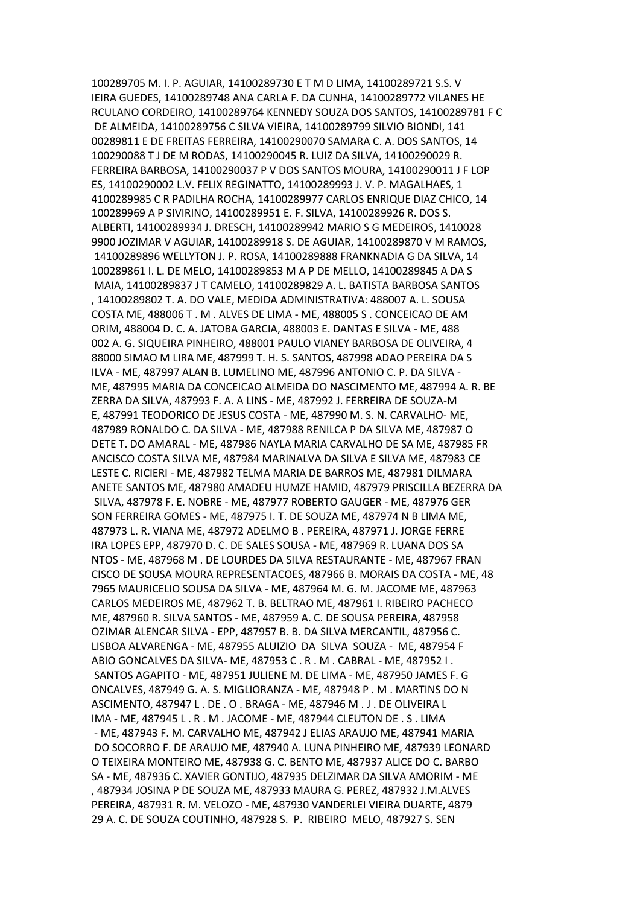100289705 M. I. P. AGUIAR, 14100289730 E T M D LIMA, 14100289721 S.S. V
IEIRA GUEDES, 14100289748 ANA CARLA F. DA CUNHA, 14100289772 VILANES HE
RCULANO CORDEIRO, 14100289764 KENNEDY SOUZA DOS SANTOS, 14100289781 F C
DE ALMEIDA, 14100289756 C SILVA VIEIRA, 14100289799 SILVIO BIONDI, 141
00289811 E DE FREITAS FERREIRA, 14100290070 SAMARA C. A. DOS SANTOS, 14
100290088 T J DE M RODAS, 14100290045 R. LUIZ DA SILVA, 14100290029 R.
FERREIRA BARBOSA, 14100290037 P V DOS SANTOS MOURA, 14100290011 J F LOP
ES, 14100290002 L.V. FELIX REGINATTO, 14100289993 J. V. P. MAGALHAES, 1
4100289985 C R PADILHA ROCHA, 14100289977 CARLOS ENRIQUE DIAZ CHICO, 14
100289969 A P SIVIRINO, 14100289951 E. F. SILVA, 14100289926 R. DOS S.
ALBERTI, 14100289934 J. DRESCH, 14100289942 MARIO S G MEDEIROS, 1410028
9900 JOZIMAR V AGUIAR, 14100289918 S. DE AGUIAR, 14100289870 V M RAMOS,
14100289896 WELLYTON J. P. ROSA, 14100289888 FRANKNADIA G DA SILVA, 14
100289861 I. L. DE MELO, 14100289853 M A P DE MELLO, 14100289845 A DA S
MAIA, 14100289837 J T CAMELO, 14100289829 A. L. BATISTA BARBOSA SANTOS
, 14100289802 T. A. DO VALE, MEDIDA ADMINISTRATIVA: 488007 A. L. SOUSA
COSTA ME, 488006 T . M . ALVES DE LIMA - ME, 488005 S . CONCEICAO DE AM
ORIM, 488004 D. C. A. JATOBA GARCIA, 488003 E. DANTAS E SILVA - ME, 488
002 A. G. SIQUEIRA PINHEIRO, 488001 PAULO VIANEY BARBOSA DE OLIVEIRA, 4
88000 SIMAO M LIRA ME, 487999 T. H. S. SANTOS, 487998 ADAO PEREIRA DA S
ILVA - ME, 487997 ALAN B. LUMELINO ME, 487996 ANTONIO C. P. DA SILVA -
ME, 487995 MARIA DA CONCEICAO ALMEIDA DO NASCIMENTO ME, 487994 A. R. BE
ZERRA DA SILVA, 487993 F. A. A LINS - ME, 487992 J. FERREIRA DE SOUZA-M
E, 487991 TEODORICO DE JESUS COSTA - ME, 487990 M. S. N. CARVALHO- ME,
487989 RONALDO C. DA SILVA - ME, 487988 RENILCA P DA SILVA ME, 487987 O
DETE T. DO AMARAL - ME, 487986 NAYLA MARIA CARVALHO DE SA ME, 487985 FR
ANCISCO COSTA SILVA ME, 487984 MARINALVA DA SILVA E SILVA ME, 487983 CE
LESTE C. RICIERI - ME, 487982 TELMA MARIA DE BARROS ME, 487981 DILMARA
ANETE SANTOS ME, 487980 AMADEU HUMZE HAMID, 487979 PRISCILLA BEZERRA DA
SILVA, 487978 F. E. NOBRE - ME, 487977 ROBERTO GAUGER - ME, 487976 GER
SON FERREIRA GOMES - ME, 487975 I. T. DE SOUZA ME, 487974 N B LIMA ME,
487973 L. R. VIANA ME, 487972 ADELMO B . PEREIRA, 487971 J. JORGE FERRE
IRA LOPES EPP, 487970 D. C. DE SALES SOUSA - ME, 487969 R. LUANA DOS SA
NTOS - ME, 487968 M . DE LOURDES DA SILVA RESTAURANTE - ME, 487967 FRAN
CISCO DE SOUSA MOURA REPRESENTACOES, 487966 B. MORAIS DA COSTA - ME, 48
7965 MAURICELIO SOUSA DA SILVA - ME, 487964 M. G. M. JACOME ME, 487963
CARLOS MEDEIROS ME, 487962 T. B. BELTRAO ME, 487961 I. RIBEIRO PACHECO
ME, 487960 R. SILVA SANTOS - ME, 487959 A. C. DE SOUSA PEREIRA, 487958
OZIMAR ALENCAR SILVA - EPP, 487957 B. B. DA SILVA MERCANTIL, 487956 C.
LISBOA ALVARENGA - ME, 487955 ALUIZIO DA SILVA SOUZA - ME, 487954 F
ABIO GONCALVES DA SILVA- ME, 487953 C . R . M . CABRAL - ME, 487952 I .
SANTOS AGAPITO - ME, 487951 JULIENE M. DE LIMA - ME, 487950 JAMES F. G
ONCALVES, 487949 G. A. S. MIGLIORANZA - ME, 487948 P . M . MARTINS DO N
ASCIMENTO, 487947 L . DE . O . BRAGA - ME, 487946 M . J . DE OLIVEIRA L
IMA - ME, 487945 L . R . M . JACOME - ME, 487944 CLEUTON DE . S . LIMA
- ME, 487943 F. M. CARVALHO ME, 487942 J ELIAS ARAUJO ME, 487941 MARIA
DO SOCORRO F. DE ARAUJO ME, 487940 A. LUNA PINHEIRO ME, 487939 LEONARD
O TEIXEIRA MONTEIRO ME, 487938 G. C. BENTO ME, 487937 ALICE DO C. BARBO
SA - ME, 487936 C. XAVIER GONTIJO, 487935 DELZIMAR DA SILVA AMORIM - ME
, 487934 JOSINA P DE SOUZA ME, 487933 MAURA G. PEREZ, 487932 J.M.ALVES
PEREIRA, 487931 R. M. VELOZO - ME, 487930 VANDERLEI VIEIRA DUARTE, 4879
29 A. C. DE SOUZA COUTINHO, 487928 S. P. RIBEIRO MELO, 487927 S. SEN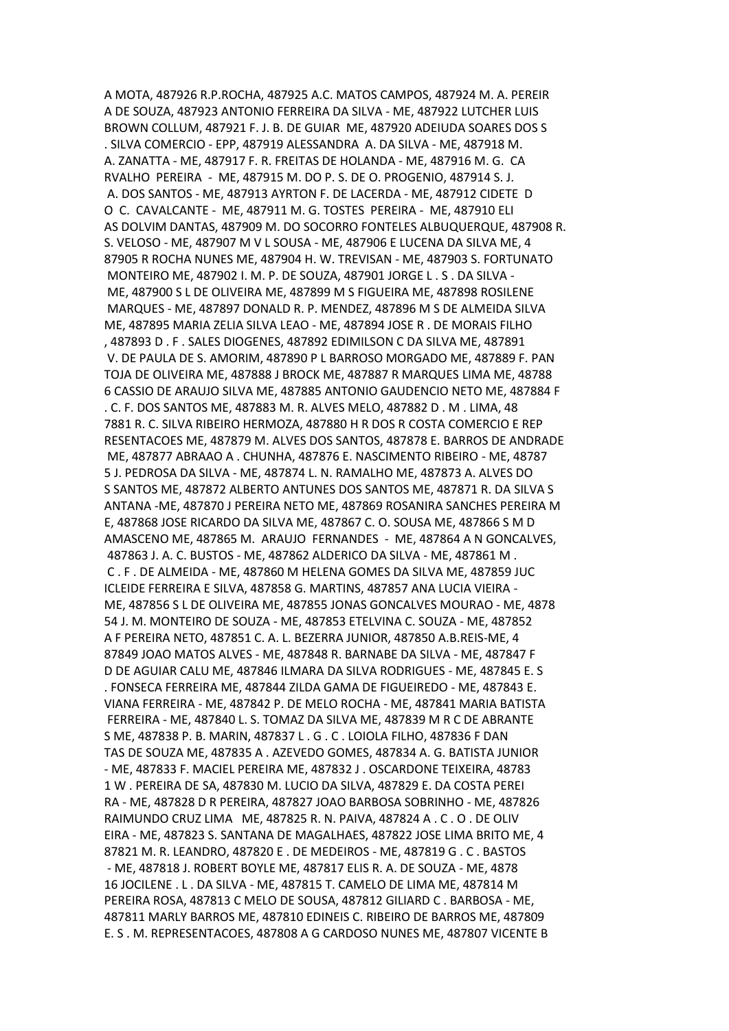A MOTA, 487926 R.P.ROCHA, 487925 A.C. MATOS CAMPOS, 487924 M. A. PEREIR
A DE SOUZA, 487923 ANTONIO FERREIRA DA SILVA - ME, 487922 LUTCHER LUIS
BROWN COLLUM, 487921 F. J. B. DE GUIAR ME, 487920 ADEIUDA SOARES DOS S
. SILVA COMERCIO - EPP, 487919 ALESSANDRA A. DA SILVA - ME, 487918 M.
A. ZANATTA - ME, 487917 F. R. FREITAS DE HOLANDA - ME, 487916 M. G. CA
RVALHO PEREIRA - ME, 487915 M. DO P. S. DE O. PROGENIO, 487914 S. J.
A. DOS SANTOS - ME, 487913 AYRTON F. DE LACERDA - ME, 487912 CIDETE D
O C. CAVALCANTE - ME, 487911 M. G. TOSTES PEREIRA - ME, 487910 ELI
AS DOLVIM DANTAS, 487909 M. DO SOCORRO FONTELES ALBUQUERQUE, 487908 R.
S. VELOSO - ME, 487907 M V L SOUSA - ME, 487906 E LUCENA DA SILVA ME, 4
87905 R ROCHA NUNES ME, 487904 H. W. TREVISAN - ME, 487903 S. FORTUNATO
MONTEIRO ME, 487902 I. M. P. DE SOUZA, 487901 JORGE L . S . DA SILVA -
ME, 487900 S L DE OLIVEIRA ME, 487899 M S FIGUEIRA ME, 487898 ROSILENE
MARQUES - ME, 487897 DONALD R. P. MENDEZ, 487896 M S DE ALMEIDA SILVA
ME, 487895 MARIA ZELIA SILVA LEAO - ME, 487894 JOSE R . DE MORAIS FILHO
, 487893 D . F . SALES DIOGENES, 487892 EDIMILSON C DA SILVA ME, 487891
V. DE PAULA DE S. AMORIM, 487890 P L BARROSO MORGADO ME, 487889 F. PAN
TOJA DE OLIVEIRA ME, 487888 J BROCK ME, 487887 R MARQUES LIMA ME, 48788
6 CASSIO DE ARAUJO SILVA ME, 487885 ANTONIO GAUDENCIO NETO ME, 487884 F
. C. F. DOS SANTOS ME, 487883 M. R. ALVES MELO, 487882 D . M . LIMA, 48
7881 R. C. SILVA RIBEIRO HERMOZA, 487880 H R DOS R COSTA COMERCIO E REP
RESENTACOES ME, 487879 M. ALVES DOS SANTOS, 487878 E. BARROS DE ANDRADE
ME, 487877 ABRAAO A . CHUNHA, 487876 E. NASCIMENTO RIBEIRO - ME, 48787
5 J. PEDROSA DA SILVA - ME, 487874 L. N. RAMALHO ME, 487873 A. ALVES DO
S SANTOS ME, 487872 ALBERTO ANTUNES DOS SANTOS ME, 487871 R. DA SILVA S
ANTANA -ME, 487870 J PEREIRA NETO ME, 487869 ROSANIRA SANCHES PEREIRA M
E, 487868 JOSE RICARDO DA SILVA ME, 487867 C. O. SOUSA ME, 487866 S M D
AMASCENO ME, 487865 M. ARAUJO FERNANDES - ME, 487864 A N GONCALVES,
487863 J. A. C. BUSTOS - ME, 487862 ALDERICO DA SILVA - ME, 487861 M .
C . F . DE ALMEIDA - ME, 487860 M HELENA GOMES DA SILVA ME, 487859 JUC
ICLEIDE FERREIRA E SILVA, 487858 G. MARTINS, 487857 ANA LUCIA VIEIRA -
ME, 487856 S L DE OLIVEIRA ME, 487855 JONAS GONCALVES MOURAO - ME, 4878
54 J. M. MONTEIRO DE SOUZA - ME, 487853 ETELVINA C. SOUZA - ME, 487852
A F PEREIRA NETO, 487851 C. A. L. BEZERRA JUNIOR, 487850 A.B.REIS-ME, 4
87849 JOAO MATOS ALVES - ME, 487848 R. BARNABE DA SILVA - ME, 487847 F
D DE AGUIAR CALU ME, 487846 ILMARA DA SILVA RODRIGUES - ME, 487845 E. S
. FONSECA FERREIRA ME, 487844 ZILDA GAMA DE FIGUEIREDO - ME, 487843 E.
VIANA FERREIRA - ME, 487842 P. DE MELO ROCHA - ME, 487841 MARIA BATISTA
FERREIRA - ME, 487840 L. S. TOMAZ DA SILVA ME, 487839 M R C DE ABRANTE
S ME, 487838 P. B. MARIN, 487837 L . G . C . LOIOLA FILHO, 487836 F DAN
TAS DE SOUZA ME, 487835 A . AZEVEDO GOMES, 487834 A. G. BATISTA JUNIOR
- ME, 487833 F. MACIEL PEREIRA ME, 487832 J . OSCARDONE TEIXEIRA, 48783
1 W . PEREIRA DE SA, 487830 M. LUCIO DA SILVA, 487829 E. DA COSTA PEREI
RA - ME, 487828 D R PEREIRA, 487827 JOAO BARBOSA SOBRINHO - ME, 487826
RAIMUNDO CRUZ LIMA ME, 487825 R. N. PAIVA, 487824 A . C . O . DE OLIV
EIRA - ME, 487823 S. SANTANA DE MAGALHAES, 487822 JOSE LIMA BRITO ME, 4
87821 M. R. LEANDRO, 487820 E . DE MEDEIROS - ME, 487819 G . C . BASTOS
- ME, 487818 J. ROBERT BOYLE ME, 487817 ELIS R. A. DE SOUZA - ME, 4878
16 JOCILENE . L . DA SILVA - ME, 487815 T. CAMELO DE LIMA ME, 487814 M
PEREIRA ROSA, 487813 C MELO DE SOUSA, 487812 GILIARD C . BARBOSA - ME,
487811 MARLY BARROS ME, 487810 EDINEIS C. RIBEIRO DE BARROS ME, 487809
E. S . M. REPRESENTACOES, 487808 A G CARDOSO NUNES ME, 487807 VICENTE B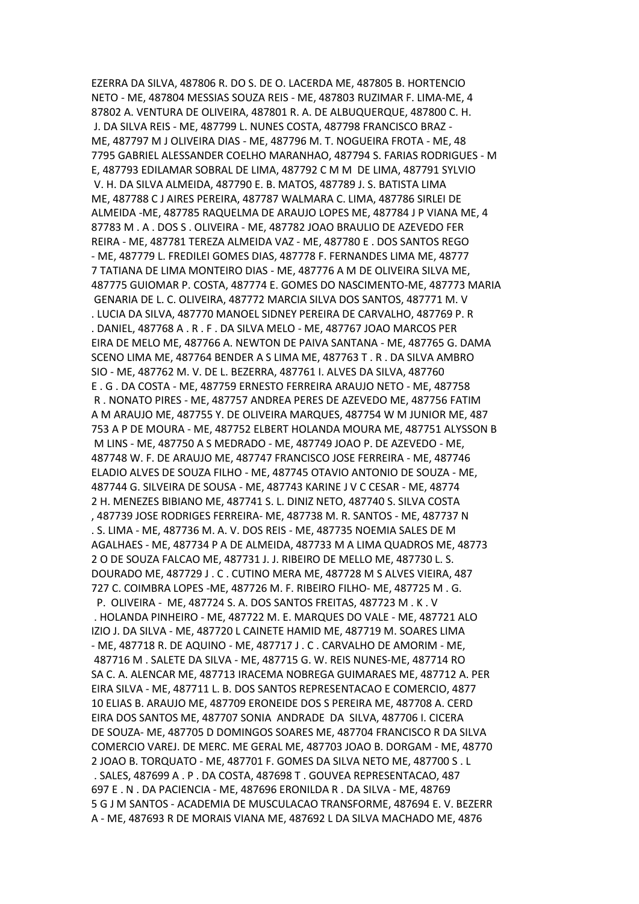EZERRA DA SILVA, 487806 R. DO S. DE O. LACERDA ME, 487805 B. HORTENCIO NETO - ME, 487804 MESSIAS SOUZA REIS - ME, 487803 RUZIMAR F. LIMA-ME, 4 87802 A. VENTURA DE OLIVEIRA, 487801 R. A. DE ALBUQUERQUE, 487800 C. H. J. DA SILVA REIS - ME, 487799 L. NUNES COSTA, 487798 FRANCISCO BRAZ - ME, 487797 M J OLIVEIRA DIAS - ME, 487796 M. T. NOGUEIRA FROTA - ME, 48 7795 GABRIEL ALESSANDER COELHO MARANHAO, 487794 S. FARIAS RODRIGUES - M E, 487793 EDILAMAR SOBRAL DE LIMA, 487792 C M M DE LIMA, 487791 SYLVIO V. H. DA SILVA ALMEIDA, 487790 E. B. MATOS, 487789 J. S. BATISTA LIMA ME, 487788 C J AIRES PEREIRA, 487787 WALMARA C. LIMA, 487786 SIRLEI DE ALMEIDA -ME, 487785 RAQUELMA DE ARAUJO LOPES ME, 487784 J P VIANA ME, 4 87783 M . A . DOS S . OLIVEIRA - ME, 487782 JOAO BRAULIO DE AZEVEDO FER REIRA - ME, 487781 TEREZA ALMEIDA VAZ - ME, 487780 E . DOS SANTOS REGO - ME, 487779 L. FREDILEI GOMES DIAS, 487778 F. FERNANDES LIMA ME, 48777 7 TATIANA DE LIMA MONTEIRO DIAS - ME, 487776 A M DE OLIVEIRA SILVA ME, 487775 GUIOMAR P. COSTA, 487774 E. GOMES DO NASCIMENTO-ME, 487773 MARIA GENARIA DE L. C. OLIVEIRA, 487772 MARCIA SILVA DOS SANTOS, 487771 M. V . LUCIA DA SILVA, 487770 MANOEL SIDNEY PEREIRA DE CARVALHO, 487769 P. R . DANIEL, 487768 A . R . F . DA SILVA MELO - ME, 487767 JOAO MARCOS PER EIRA DE MELO ME, 487766 A. NEWTON DE PAIVA SANTANA - ME, 487765 G. DAMA SCENO LIMA ME, 487764 BENDER A S LIMA ME, 487763 T . R . DA SILVA AMBRO SIO - ME, 487762 M. V. DE L. BEZERRA, 487761 I. ALVES DA SILVA, 487760 E . G . DA COSTA - ME, 487759 ERNESTO FERREIRA ARAUJO NETO - ME, 487758 R . NONATO PIRES - ME, 487757 ANDREA PERES DE AZEVEDO ME, 487756 FATIM A M ARAUJO ME, 487755 Y. DE OLIVEIRA MARQUES, 487754 W M JUNIOR ME, 487 753 A P DE MOURA - ME, 487752 ELBERT HOLANDA MOURA ME, 487751 ALYSSON B M LINS - ME, 487750 A S MEDRADO - ME, 487749 JOAO P. DE AZEVEDO - ME, 487748 W. F. DE ARAUJO ME, 487747 FRANCISCO JOSE FERREIRA - ME, 487746 ELADIO ALVES DE SOUZA FILHO - ME, 487745 OTAVIO ANTONIO DE SOUZA - ME, 487744 G. SILVEIRA DE SOUSA - ME, 487743 KARINE J V C CESAR - ME, 48774 2 H. MENEZES BIBIANO ME, 487741 S. L. DINIZ NETO, 487740 S. SILVA COSTA , 487739 JOSE RODRIGES FERREIRA- ME, 487738 M. R. SANTOS - ME, 487737 N . S. LIMA - ME, 487736 M. A. V. DOS REIS - ME, 487735 NOEMIA SALES DE M AGALHAES - ME, 487734 P A DE ALMEIDA, 487733 M A LIMA QUADROS ME, 48773 2 O DE SOUZA FALCAO ME, 487731 J. J. RIBEIRO DE MELLO ME, 487730 L. S. DOURADO ME, 487729 J . C . CUTINO MERA ME, 487728 M S ALVES VIEIRA, 487 727 C. COIMBRA LOPES -ME, 487726 M. F. RIBEIRO FILHO- ME, 487725 M . G. P. OLIVEIRA - ME, 487724 S. A. DOS SANTOS FREITAS, 487723 M . K . V . HOLANDA PINHEIRO - ME, 487722 M. E. MARQUES DO VALE - ME, 487721 ALO IZIO J. DA SILVA - ME, 487720 L CAINETE HAMID ME, 487719 M. SOARES LIMA - ME, 487718 R. DE AQUINO - ME, 487717 J . C . CARVALHO DE AMORIM - ME, 487716 M . SALETE DA SILVA - ME, 487715 G. W. REIS NUNES-ME, 487714 RO SA C. A. ALENCAR ME, 487713 IRACEMA NOBREGA GUIMARAES ME, 487712 A. PER EIRA SILVA - ME, 487711 L. B. DOS SANTOS REPRESENTACAO E COMERCIO, 4877 10 ELIAS B. ARAUJO ME, 487709 ERONEIDE DOS S PEREIRA ME, 487708 A. CERD EIRA DOS SANTOS ME, 487707 SONIA ANDRADE DA SILVA, 487706 I. CICERA DE SOUZA- ME, 487705 D DOMINGOS SOARES ME, 487704 FRANCISCO R DA SILVA COMERCIO VAREJ. DE MERC. ME GERAL ME, 487703 JOAO B. DORGAM - ME, 48770 2 JOAO B. TORQUATO - ME, 487701 F. GOMES DA SILVA NETO ME, 487700 S . L . SALES, 487699 A . P . DA COSTA, 487698 T . GOUVEA REPRESENTACAO, 487 697 E . N . DA PACIENCIA - ME, 487696 ERONILDA R . DA SILVA - ME, 48769 5 G J M SANTOS - ACADEMIA DE MUSCULACAO TRANSFORME, 487694 E. V. BEZERR A - ME, 487693 R DE MORAIS VIANA ME, 487692 L DA SILVA MACHADO ME, 4876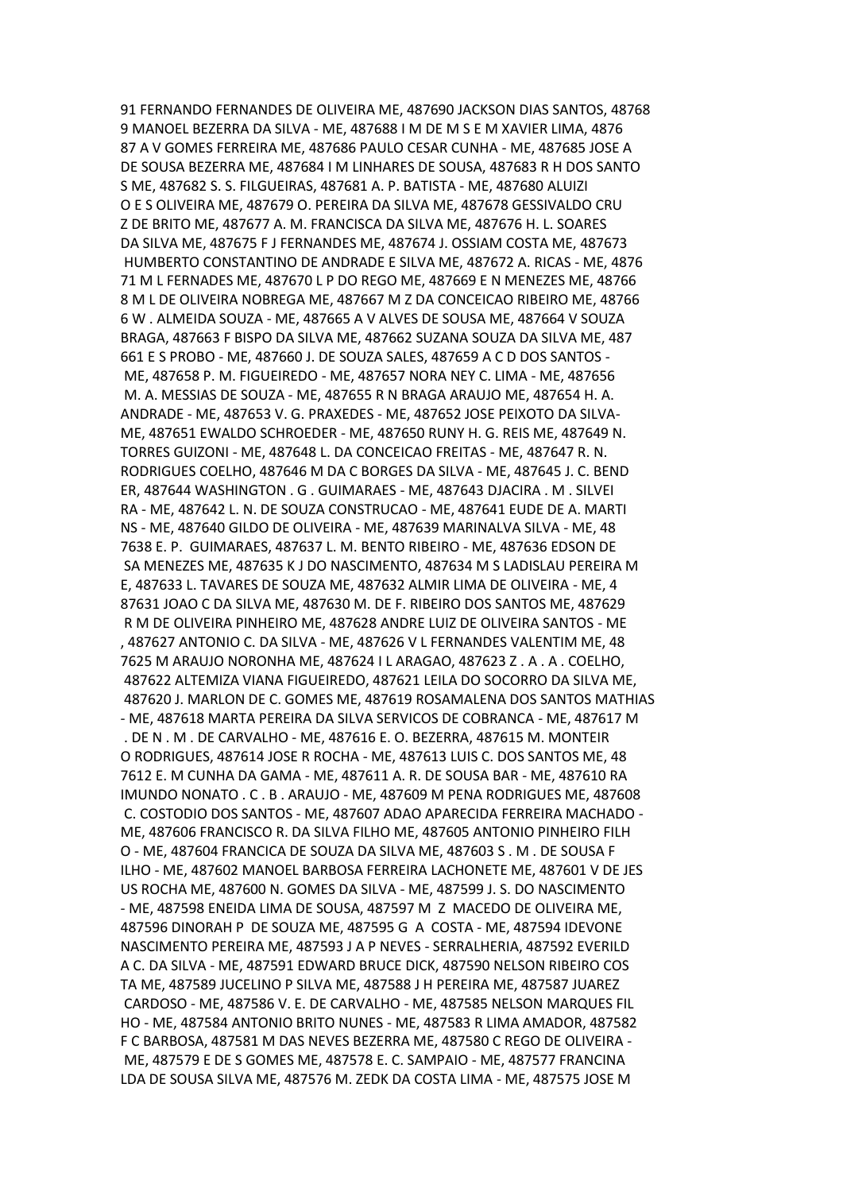91 FERNANDO FERNANDES DE OLIVEIRA ME, 487690 JACKSON DIAS SANTOS, 48768
9 MANOEL BEZERRA DA SILVA - ME, 487688 I M DE M S E M XAVIER LIMA, 4876
87 A V GOMES FERREIRA ME, 487686 PAULO CESAR CUNHA - ME, 487685 JOSE A
DE SOUSA BEZERRA ME, 487684 I M LINHARES DE SOUSA, 487683 R H DOS SANTO
S ME, 487682 S. S. FILGUEIRAS, 487681 A. P. BATISTA - ME, 487680 ALUIZI
O E S OLIVEIRA ME, 487679 O. PEREIRA DA SILVA ME, 487678 GESSIVALDO CRU
Z DE BRITO ME, 487677 A. M. FRANCISCA DA SILVA ME, 487676 H. L. SOARES
DA SILVA ME, 487675 F J FERNANDES ME, 487674 J. OSSIAM COSTA ME, 487673
HUMBERTO CONSTANTINO DE ANDRADE E SILVA ME, 487672 A. RICAS - ME, 4876
71 M L FERNADES ME, 487670 L P DO REGO ME, 487669 E N MENEZES ME, 48766
8 M L DE OLIVEIRA NOBREGA ME, 487667 M Z DA CONCEICAO RIBEIRO ME, 48766
6 W . ALMEIDA SOUZA - ME, 487665 A V ALVES DE SOUSA ME, 487664 V SOUZA
BRAGA, 487663 F BISPO DA SILVA ME, 487662 SUZANA SOUZA DA SILVA ME, 487
661 E S PROBO - ME, 487660 J. DE SOUZA SALES, 487659 A C D DOS SANTOS -
ME, 487658 P. M. FIGUEIREDO - ME, 487657 NORA NEY C. LIMA - ME, 487656
M. A. MESSIAS DE SOUZA - ME, 487655 R N BRAGA ARAUJO ME, 487654 H. A.
ANDRADE - ME, 487653 V. G. PRAXEDES - ME, 487652 JOSE PEIXOTO DA SILVA-
ME, 487651 EWALDO SCHROEDER - ME, 487650 RUNY H. G. REIS ME, 487649 N.
TORRES GUIZONI - ME, 487648 L. DA CONCEICAO FREITAS - ME, 487647 R. N.
RODRIGUES COELHO, 487646 M DA C BORGES DA SILVA - ME, 487645 J. C. BEND
ER, 487644 WASHINGTON . G . GUIMARAES - ME, 487643 DJACIRA . M . SILVEI
RA - ME, 487642 L. N. DE SOUZA CONSTRUCAO - ME, 487641 EUDE DE A. MARTI
NS - ME, 487640 GILDO DE OLIVEIRA - ME, 487639 MARINALVA SILVA - ME, 48
7638 E. P. GUIMARAES, 487637 L. M. BENTO RIBEIRO - ME, 487636 EDSON DE
SA MENEZES ME, 487635 K J DO NASCIMENTO, 487634 M S LADISLAU PEREIRA M
E, 487633 L. TAVARES DE SOUZA ME, 487632 ALMIR LIMA DE OLIVEIRA - ME, 4
87631 JOAO C DA SILVA ME, 487630 M. DE F. RIBEIRO DOS SANTOS ME, 487629
R M DE OLIVEIRA PINHEIRO ME, 487628 ANDRE LUIZ DE OLIVEIRA SANTOS - ME
, 487627 ANTONIO C. DA SILVA - ME, 487626 V L FERNANDES VALENTIM ME, 48
7625 M ARAUJO NORONHA ME, 487624 I L ARAGAO, 487623 Z . A . A . COELHO,
487622 ALTEMIZA VIANA FIGUEIREDO, 487621 LEILA DO SOCORRO DA SILVA ME,
487620 J. MARLON DE C. GOMES ME, 487619 ROSAMALENA DOS SANTOS MATHIAS
- ME, 487618 MARTA PEREIRA DA SILVA SERVICOS DE COBRANCA - ME, 487617 M
. DE N . M . DE CARVALHO - ME, 487616 E. O. BEZERRA, 487615 M. MONTEIR
O RODRIGUES, 487614 JOSE R ROCHA - ME, 487613 LUIS C. DOS SANTOS ME, 48
7612 E. M CUNHA DA GAMA - ME, 487611 A. R. DE SOUSA BAR - ME, 487610 RA
IMUNDO NONATO . C . B . ARAUJO - ME, 487609 M PENA RODRIGUES ME, 487608
C. COSTODIO DOS SANTOS - ME, 487607 ADAO APARECIDA FERREIRA MACHADO -
ME, 487606 FRANCISCO R. DA SILVA FILHO ME, 487605 ANTONIO PINHEIRO FILH
O - ME, 487604 FRANCICA DE SOUZA DA SILVA ME, 487603 S . M . DE SOUSA F
ILHO - ME, 487602 MANOEL BARBOSA FERREIRA LACHONETE ME, 487601 V DE JES
US ROCHA ME, 487600 N. GOMES DA SILVA - ME, 487599 J. S. DO NASCIMENTO
- ME, 487598 ENEIDA LIMA DE SOUSA, 487597 M Z MACEDO DE OLIVEIRA ME,
487596 DINORAH P DE SOUZA ME, 487595 G A COSTA - ME, 487594 IDEVONE
NASCIMENTO PEREIRA ME, 487593 J A P NEVES - SERRALHERIA, 487592 EVERILD
A C. DA SILVA - ME, 487591 EDWARD BRUCE DICK, 487590 NELSON RIBEIRO COS
TA ME, 487589 JUCELINO P SILVA ME, 487588 J H PEREIRA ME, 487587 JUAREZ
CARDOSO - ME, 487586 V. E. DE CARVALHO - ME, 487585 NELSON MARQUES FIL
HO - ME, 487584 ANTONIO BRITO NUNES - ME, 487583 R LIMA AMADOR, 487582
F C BARBOSA, 487581 M DAS NEVES BEZERRA ME, 487580 C REGO DE OLIVEIRA -
ME, 487579 E DE S GOMES ME, 487578 E. C. SAMPAIO - ME, 487577 FRANCINA
LDA DE SOUSA SILVA ME, 487576 M. ZEDK DA COSTA LIMA - ME, 487575 JOSE M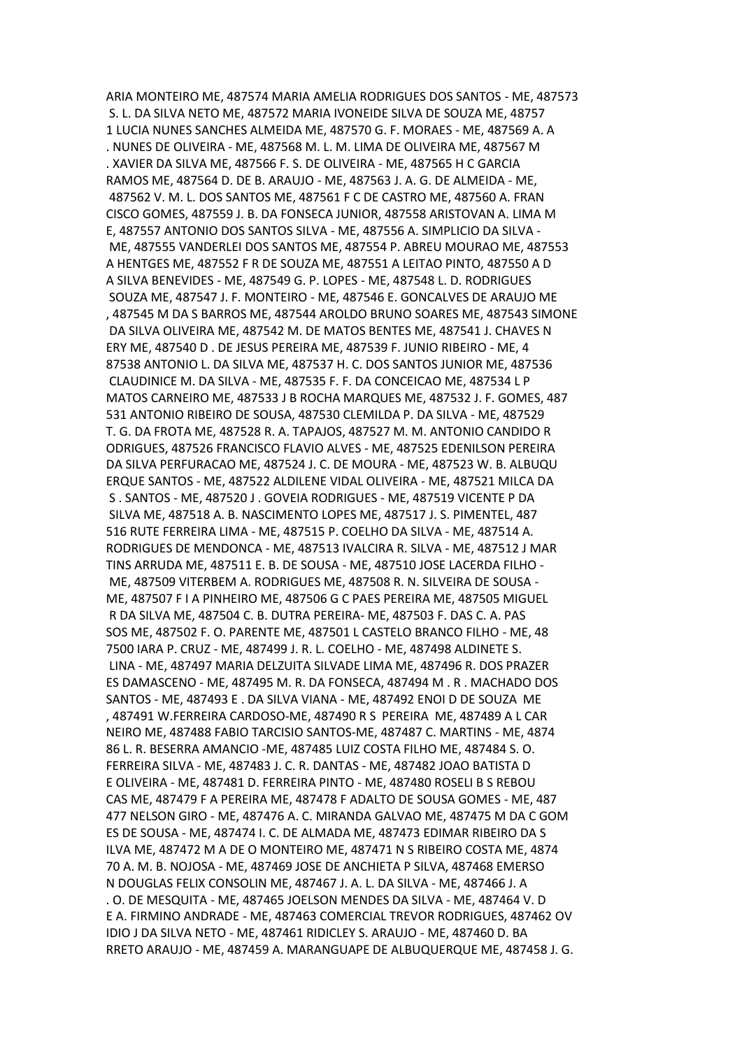ARIA MONTEIRO ME, 487574 MARIA AMELIA RODRIGUES DOS SANTOS - ME, 487573 S. L. DA SILVA NETO ME, 487572 MARIA IVONEIDE SILVA DE SOUZA ME, 48757 1 LUCIA NUNES SANCHES ALMEIDA ME, 487570 G. F. MORAES - ME, 487569 A. A . NUNES DE OLIVEIRA - ME, 487568 M. L. M. LIMA DE OLIVEIRA ME, 487567 M . XAVIER DA SILVA ME, 487566 F. S. DE OLIVEIRA - ME, 487565 H C GARCIA RAMOS ME, 487564 D. DE B. ARAUJO - ME, 487563 J. A. G. DE ALMEIDA - ME, 487562 V. M. L. DOS SANTOS ME, 487561 F C DE CASTRO ME, 487560 A. FRAN CISCO GOMES, 487559 J. B. DA FONSECA JUNIOR, 487558 ARISTOVAN A. LIMA M E, 487557 ANTONIO DOS SANTOS SILVA - ME, 487556 A. SIMPLICIO DA SILVA - ME, 487555 VANDERLEI DOS SANTOS ME, 487554 P. ABREU MOURAO ME, 487553 A HENTGES ME, 487552 F R DE SOUZA ME, 487551 A LEITAO PINTO, 487550 A D A SILVA BENEVIDES - ME, 487549 G. P. LOPES - ME, 487548 L. D. RODRIGUES SOUZA ME, 487547 J. F. MONTEIRO - ME, 487546 E. GONCALVES DE ARAUJO ME , 487545 M DA S BARROS ME, 487544 AROLDO BRUNO SOARES ME, 487543 SIMONE DA SILVA OLIVEIRA ME, 487542 M. DE MATOS BENTES ME, 487541 J. CHAVES N ERY ME, 487540 D . DE JESUS PEREIRA ME, 487539 F. JUNIO RIBEIRO - ME, 4 87538 ANTONIO L. DA SILVA ME, 487537 H. C. DOS SANTOS JUNIOR ME, 487536 CLAUDINICE M. DA SILVA - ME, 487535 F. F. DA CONCEICAO ME, 487534 L P MATOS CARNEIRO ME, 487533 J B ROCHA MARQUES ME, 487532 J. F. GOMES, 487 531 ANTONIO RIBEIRO DE SOUSA, 487530 CLEMILDA P. DA SILVA - ME, 487529 T. G. DA FROTA ME, 487528 R. A. TAPAJOS, 487527 M. M. ANTONIO CANDIDO R ODRIGUES, 487526 FRANCISCO FLAVIO ALVES - ME, 487525 EDENILSON PEREIRA DA SILVA PERFURACAO ME, 487524 J. C. DE MOURA - ME, 487523 W. B. ALBUQU ERQUE SANTOS - ME, 487522 ALDILENE VIDAL OLIVEIRA - ME, 487521 MILCA DA S . SANTOS - ME, 487520 J . GOVEIA RODRIGUES - ME, 487519 VICENTE P DA SILVA ME, 487518 A. B. NASCIMENTO LOPES ME, 487517 J. S. PIMENTEL, 487 516 RUTE FERREIRA LIMA - ME, 487515 P. COELHO DA SILVA - ME, 487514 A. RODRIGUES DE MENDONCA - ME, 487513 IVALCIRA R. SILVA - ME, 487512 J MAR TINS ARRUDA ME, 487511 E. B. DE SOUSA - ME, 487510 JOSE LACERDA FILHO - ME, 487509 VITERBEM A. RODRIGUES ME, 487508 R. N. SILVEIRA DE SOUSA - ME, 487507 F I A PINHEIRO ME, 487506 G C PAES PEREIRA ME, 487505 MIGUEL R DA SILVA ME, 487504 C. B. DUTRA PEREIRA- ME, 487503 F. DAS C. A. PAS SOS ME, 487502 F. O. PARENTE ME, 487501 L CASTELO BRANCO FILHO - ME, 48 7500 IARA P. CRUZ - ME, 487499 J. R. L. COELHO - ME, 487498 ALDINETE S. LINA - ME, 487497 MARIA DELZUITA SILVADE LIMA ME, 487496 R. DOS PRAZER ES DAMASCENO - ME, 487495 M. R. DA FONSECA, 487494 M . R . MACHADO DOS SANTOS - ME, 487493 E . DA SILVA VIANA - ME, 487492 ENOI D DE SOUZA ME , 487491 W.FERREIRA CARDOSO-ME, 487490 R S PEREIRA ME, 487489 A L CAR NEIRO ME, 487488 FABIO TARCISIO SANTOS-ME, 487487 C. MARTINS - ME, 4874 86 L. R. BESERRA AMANCIO -ME, 487485 LUIZ COSTA FILHO ME, 487484 S. O. FERREIRA SILVA - ME, 487483 J. C. R. DANTAS - ME, 487482 JOAO BATISTA D E OLIVEIRA - ME, 487481 D. FERREIRA PINTO - ME, 487480 ROSELI B S REBOU CAS ME, 487479 F A PEREIRA ME, 487478 F ADALTO DE SOUSA GOMES - ME, 487 477 NELSON GIRO - ME, 487476 A. C. MIRANDA GALVAO ME, 487475 M DA C GOM ES DE SOUSA - ME, 487474 I. C. DE ALMADA ME, 487473 EDIMAR RIBEIRO DA S ILVA ME, 487472 M A DE O MONTEIRO ME, 487471 N S RIBEIRO COSTA ME, 4874 70 A. M. B. NOJOSA - ME, 487469 JOSE DE ANCHIETA P SILVA, 487468 EMERSO N DOUGLAS FELIX CONSOLIN ME, 487467 J. A. L. DA SILVA - ME, 487466 J. A . O. DE MESQUITA - ME, 487465 JOELSON MENDES DA SILVA - ME, 487464 V. D E A. FIRMINO ANDRADE - ME, 487463 COMERCIAL TREVOR RODRIGUES, 487462 OV IDIO J DA SILVA NETO - ME, 487461 RIDICLEY S. ARAUJO - ME, 487460 D. BA RRETO ARAUJO - ME, 487459 A. MARANGUAPE DE ALBUQUERQUE ME, 487458 J. G.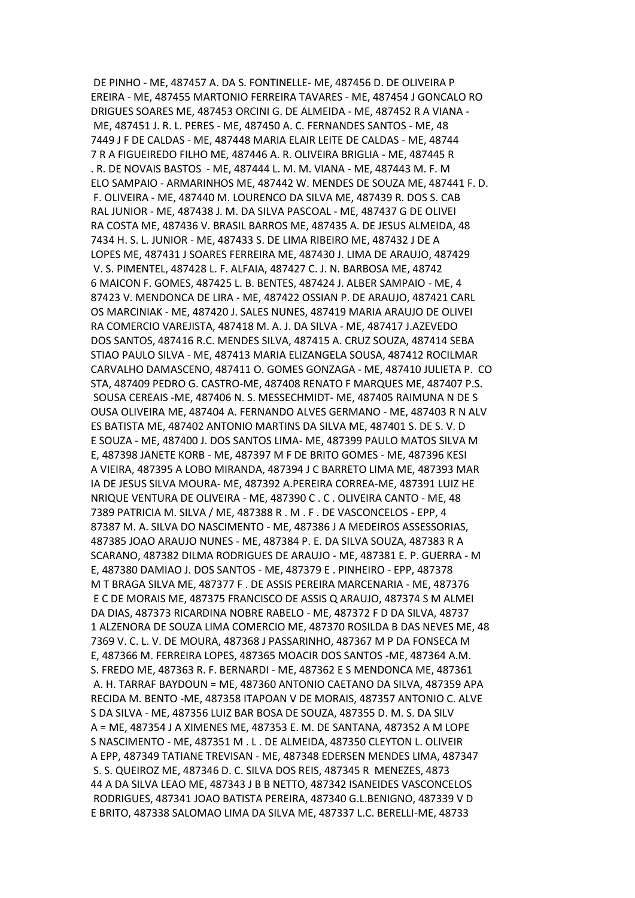DE PINHO - ME, 487457 A. DA S. FONTINELLE- ME, 487456 D. DE OLIVEIRA P EREIRA - ME, 487455 MARTONIO FERREIRA TAVARES - ME, 487454 J GONCALO RO DRIGUES SOARES ME, 487453 ORCINI G. DE ALMEIDA - ME, 487452 R A VIANA - ME, 487451 J. R. L. PERES - ME, 487450 A. C. FERNANDES SANTOS - ME, 48 7449 J F DE CALDAS - ME, 487448 MARIA ELAIR LEITE DE CALDAS - ME, 48744 7 R A FIGUEIREDO FILHO ME, 487446 A. R. OLIVEIRA BRIGLIA - ME, 487445 R . R. DE NOVAIS BASTOS - ME, 487444 L. M. M. VIANA - ME, 487443 M. F. M ELO SAMPAIO - ARMARINHOS ME, 487442 W. MENDES DE SOUZA ME, 487441 F. D. F. OLIVEIRA - ME, 487440 M. LOURENCO DA SILVA ME, 487439 R. DOS S. CAB RAL JUNIOR - ME, 487438 J. M. DA SILVA PASCOAL - ME, 487437 G DE OLIVEI RA COSTA ME, 487436 V. BRASIL BARROS ME, 487435 A. DE JESUS ALMEIDA, 48 7434 H. S. L. JUNIOR - ME, 487433 S. DE LIMA RIBEIRO ME, 487432 J DE A LOPES ME, 487431 J SOARES FERREIRA ME, 487430 J. LIMA DE ARAUJO, 487429 V. S. PIMENTEL, 487428 L. F. ALFAIA, 487427 C. J. N. BARBOSA ME, 48742 6 MAICON F. GOMES, 487425 L. B. BENTES, 487424 J. ALBER SAMPAIO - ME, 4 87423 V. MENDONCA DE LIRA - ME, 487422 OSSIAN P. DE ARAUJO, 487421 CARL OS MARCINIAK - ME, 487420 J. SALES NUNES, 487419 MARIA ARAUJO DE OLIVEI RA COMERCIO VAREJISTA, 487418 M. A. J. DA SILVA - ME, 487417 J.AZEVEDO DOS SANTOS, 487416 R.C. MENDES SILVA, 487415 A. CRUZ SOUZA, 487414 SEBA STIAO PAULO SILVA - ME, 487413 MARIA ELIZANGELA SOUSA, 487412 ROCILMAR CARVALHO DAMASCENO, 487411 O. GOMES GONZAGA - ME, 487410 JULIETA P. CO STA, 487409 PEDRO G. CASTRO-ME, 487408 RENATO F MARQUES ME, 487407 P.S. SOUSA CEREAIS -ME, 487406 N. S. MESSECHMIDT- ME, 487405 RAIMUNA N DE S OUSA OLIVEIRA ME, 487404 A. FERNANDO ALVES GERMANO - ME, 487403 R N ALV ES BATISTA ME, 487402 ANTONIO MARTINS DA SILVA ME, 487401 S. DE S. V. D E SOUZA - ME, 487400 J. DOS SANTOS LIMA- ME, 487399 PAULO MATOS SILVA M E, 487398 JANETE KORB - ME, 487397 M F DE BRITO GOMES - ME, 487396 KESI A VIEIRA, 487395 A LOBO MIRANDA, 487394 J C BARRETO LIMA ME, 487393 MAR IA DE JESUS SILVA MOURA- ME, 487392 A.PEREIRA CORREA-ME, 487391 LUIZ HE NRIQUE VENTURA DE OLIVEIRA - ME, 487390 C . C . OLIVEIRA CANTO - ME, 48 7389 PATRICIA M. SILVA / ME, 487388 R . M . F . DE VASCONCELOS - EPP, 4 87387 M. A. SILVA DO NASCIMENTO - ME, 487386 J A MEDEIROS ASSESSORIAS, 487385 JOAO ARAUJO NUNES - ME, 487384 P. E. DA SILVA SOUZA, 487383 R A SCARANO, 487382 DILMA RODRIGUES DE ARAUJO - ME, 487381 E. P. GUERRA - M E, 487380 DAMIAO J. DOS SANTOS - ME, 487379 E . PINHEIRO - EPP, 487378 M T BRAGA SILVA ME, 487377 F . DE ASSIS PEREIRA MARCENARIA - ME, 487376 E C DE MORAIS ME, 487375 FRANCISCO DE ASSIS Q ARAUJO, 487374 S M ALMEI DA DIAS, 487373 RICARDINA NOBRE RABELO - ME, 487372 F D DA SILVA, 48737 1 ALZENORA DE SOUZA LIMA COMERCIO ME, 487370 ROSILDA B DAS NEVES ME, 48 7369 V. C. L. V. DE MOURA, 487368 J PASSARINHO, 487367 M P DA FONSECA M E, 487366 M. FERREIRA LOPES, 487365 MOACIR DOS SANTOS -ME, 487364 A.M. S. FREDO ME, 487363 R. F. BERNARDI - ME, 487362 E S MENDONCA ME, 487361 A. H. TARRAF BAYDOUN = ME, 487360 ANTONIO CAETANO DA SILVA, 487359 APA RECIDA M. BENTO -ME, 487358 ITAPOAN V DE MORAIS, 487357 ANTONIO C. ALVE S DA SILVA - ME, 487356 LUIZ BAR BOSA DE SOUZA, 487355 D. M. S. DA SILV A = ME, 487354 J A XIMENES ME, 487353 E. M. DE SANTANA, 487352 A M LOPE S NASCIMENTO - ME, 487351 M . L . DE ALMEIDA, 487350 CLEYTON L. OLIVEIR A EPP, 487349 TATIANE TREVISAN - ME, 487348 EDERSEN MENDES LIMA, 487347 S. S. QUEIROZ ME, 487346 D. C. SILVA DOS REIS, 487345 R MENEZES, 4873 44 A DA SILVA LEAO ME, 487343 J B B NETTO, 487342 ISANEIDES VASCONCELOS RODRIGUES, 487341 JOAO BATISTA PEREIRA, 487340 G.L.BENIGNO, 487339 V D E BRITO, 487338 SALOMAO LIMA DA SILVA ME, 487337 L.C. BERELLI-ME, 48733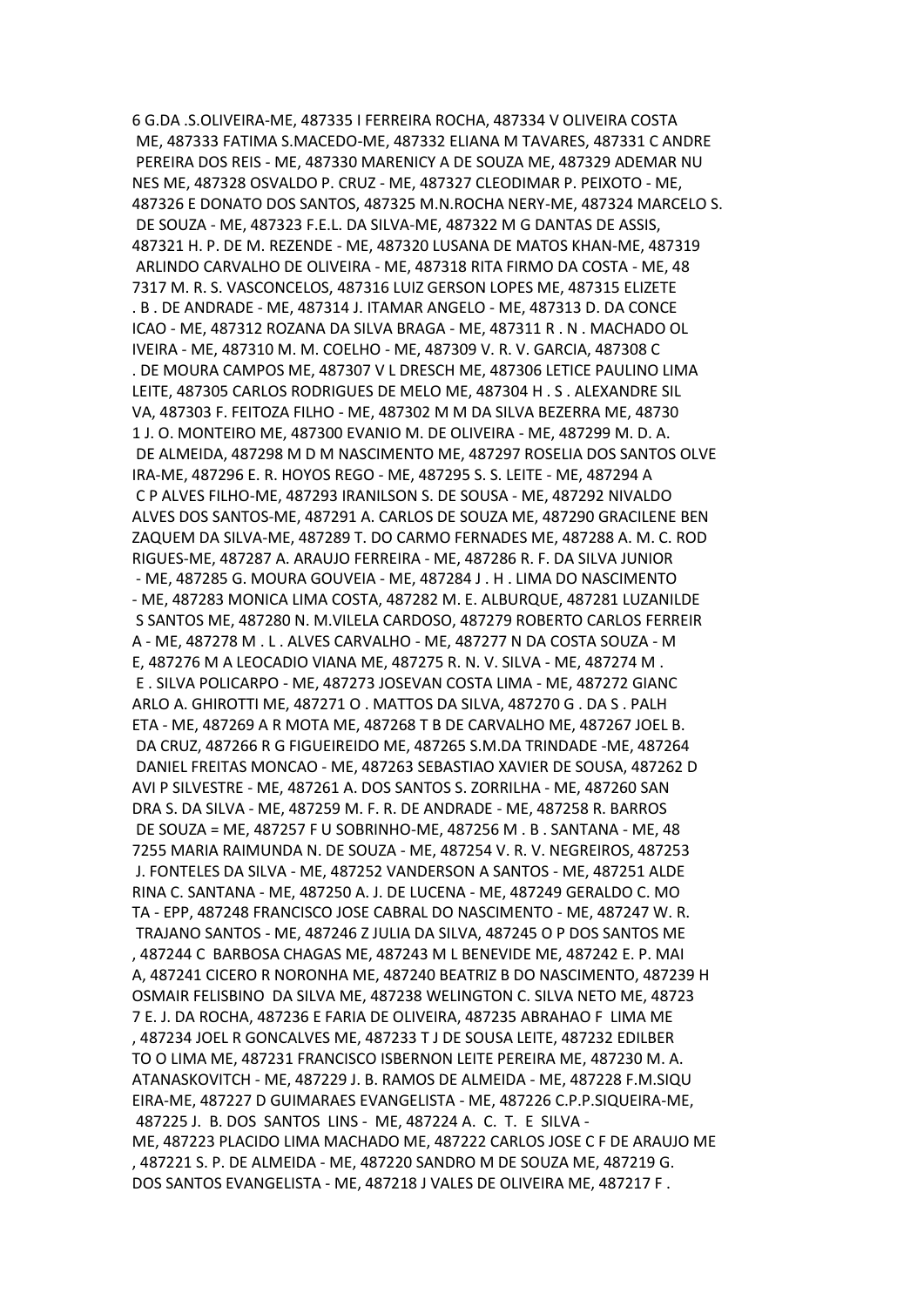6 G.DA .S.OLIVEIRA-ME, 487335 I FERREIRA ROCHA, 487334 V OLIVEIRA COSTA ME, 487333 FATIMA S.MACEDO-ME, 487332 ELIANA M TAVARES, 487331 C ANDRE PEREIRA DOS REIS - ME, 487330 MARENICY A DE SOUZA ME, 487329 ADEMAR NU NES ME, 487328 OSVALDO P. CRUZ - ME, 487327 CLEODIMAR P. PEIXOTO - ME, 487326 E DONATO DOS SANTOS, 487325 M.N.ROCHA NERY-ME, 487324 MARCELO S. DE SOUZA - ME, 487323 F.E.L. DA SILVA-ME, 487322 M G DANTAS DE ASSIS, 487321 H. P. DE M. REZENDE - ME, 487320 LUSANA DE MATOS KHAN-ME, 487319 ARLINDO CARVALHO DE OLIVEIRA - ME, 487318 RITA FIRMO DA COSTA - ME, 48 7317 M. R. S. VASCONCELOS, 487316 LUIZ GERSON LOPES ME, 487315 ELIZETE . B . DE ANDRADE - ME, 487314 J. ITAMAR ANGELO - ME, 487313 D. DA CONCE ICAO - ME, 487312 ROZANA DA SILVA BRAGA - ME, 487311 R . N . MACHADO OL IVEIRA - ME, 487310 M. M. COELHO - ME, 487309 V. R. V. GARCIA, 487308 C . DE MOURA CAMPOS ME, 487307 V L DRESCH ME, 487306 LETICE PAULINO LIMA LEITE, 487305 CARLOS RODRIGUES DE MELO ME, 487304 H . S . ALEXANDRE SIL VA, 487303 F. FEITOZA FILHO - ME, 487302 M M DA SILVA BEZERRA ME, 48730 1 J. O. MONTEIRO ME, 487300 EVANIO M. DE OLIVEIRA - ME, 487299 M. D. A. DE ALMEIDA, 487298 M D M NASCIMENTO ME, 487297 ROSELIA DOS SANTOS OLVE IRA-ME, 487296 E. R. HOYOS REGO - ME, 487295 S. S. LEITE - ME, 487294 A C P ALVES FILHO-ME, 487293 IRANILSON S. DE SOUSA - ME, 487292 NIVALDO ALVES DOS SANTOS-ME, 487291 A. CARLOS DE SOUZA ME, 487290 GRACILENE BEN ZAQUEM DA SILVA-ME, 487289 T. DO CARMO FERNADES ME, 487288 A. M. C. ROD RIGUES-ME, 487287 A. ARAUJO FERREIRA - ME, 487286 R. F. DA SILVA JUNIOR - ME, 487285 G. MOURA GOUVEIA - ME, 487284 J . H . LIMA DO NASCIMENTO - ME, 487283 MONICA LIMA COSTA, 487282 M. E. ALBURQUE, 487281 LUZANILDE S SANTOS ME, 487280 N. M.VILELA CARDOSO, 487279 ROBERTO CARLOS FERREIR A - ME, 487278 M . L . ALVES CARVALHO - ME, 487277 N DA COSTA SOUZA - M E, 487276 M A LEOCADIO VIANA ME, 487275 R. N. V. SILVA - ME, 487274 M . E . SILVA POLICARPO - ME, 487273 JOSEVAN COSTA LIMA - ME, 487272 GIANC ARLO A. GHIROTTI ME, 487271 O . MATTOS DA SILVA, 487270 G . DA S . PALH ETA - ME, 487269 A R MOTA ME, 487268 T B DE CARVALHO ME, 487267 JOEL B. DA CRUZ, 487266 R G FIGUEIREIDO ME, 487265 S.M.DA TRINDADE -ME, 487264 DANIEL FREITAS MONCAO - ME, 487263 SEBASTIAO XAVIER DE SOUSA, 487262 D AVI P SILVESTRE - ME, 487261 A. DOS SANTOS S. ZORRILHA - ME, 487260 SAN DRA S. DA SILVA - ME, 487259 M. F. R. DE ANDRADE - ME, 487258 R. BARROS DE SOUZA = ME, 487257 F U SOBRINHO-ME, 487256 M . B . SANTANA - ME, 48 7255 MARIA RAIMUNDA N. DE SOUZA - ME, 487254 V. R. V. NEGREIROS, 487253 J. FONTELES DA SILVA - ME, 487252 VANDERSON A SANTOS - ME, 487251 ALDE RINA C. SANTANA - ME, 487250 A. J. DE LUCENA - ME, 487249 GERALDO C. MO TA - EPP, 487248 FRANCISCO JOSE CABRAL DO NASCIMENTO - ME, 487247 W. R. TRAJANO SANTOS - ME, 487246 Z JULIA DA SILVA, 487245 O P DOS SANTOS ME , 487244 C BARBOSA CHAGAS ME, 487243 M L BENEVIDE ME, 487242 E. P. MAI A, 487241 CICERO R NORONHA ME, 487240 BEATRIZ B DO NASCIMENTO, 487239 H OSMAIR FELISBINO DA SILVA ME, 487238 WELINGTON C. SILVA NETO ME, 48723 7 E. J. DA ROCHA, 487236 E FARIA DE OLIVEIRA, 487235 ABRAHAO F LIMA ME , 487234 JOEL R GONCALVES ME, 487233 T J DE SOUSA LEITE, 487232 EDILBER TO O LIMA ME, 487231 FRANCISCO ISBERNON LEITE PEREIRA ME, 487230 M. A. ATANASKOVITCH - ME, 487229 J. B. RAMOS DE ALMEIDA - ME, 487228 F.M.SIQU EIRA-ME, 487227 D GUIMARAES EVANGELISTA - ME, 487226 C.P.P.SIQUEIRA-ME, 487225 J. B. DOS SANTOS LINS - ME, 487224 A. C. T. E SILVA - ME, 487223 PLACIDO LIMA MACHADO ME, 487222 CARLOS JOSE C F DE ARAUJO ME , 487221 S. P. DE ALMEIDA - ME, 487220 SANDRO M DE SOUZA ME, 487219 G. DOS SANTOS EVANGELISTA - ME, 487218 J VALES DE OLIVEIRA ME, 487217 F .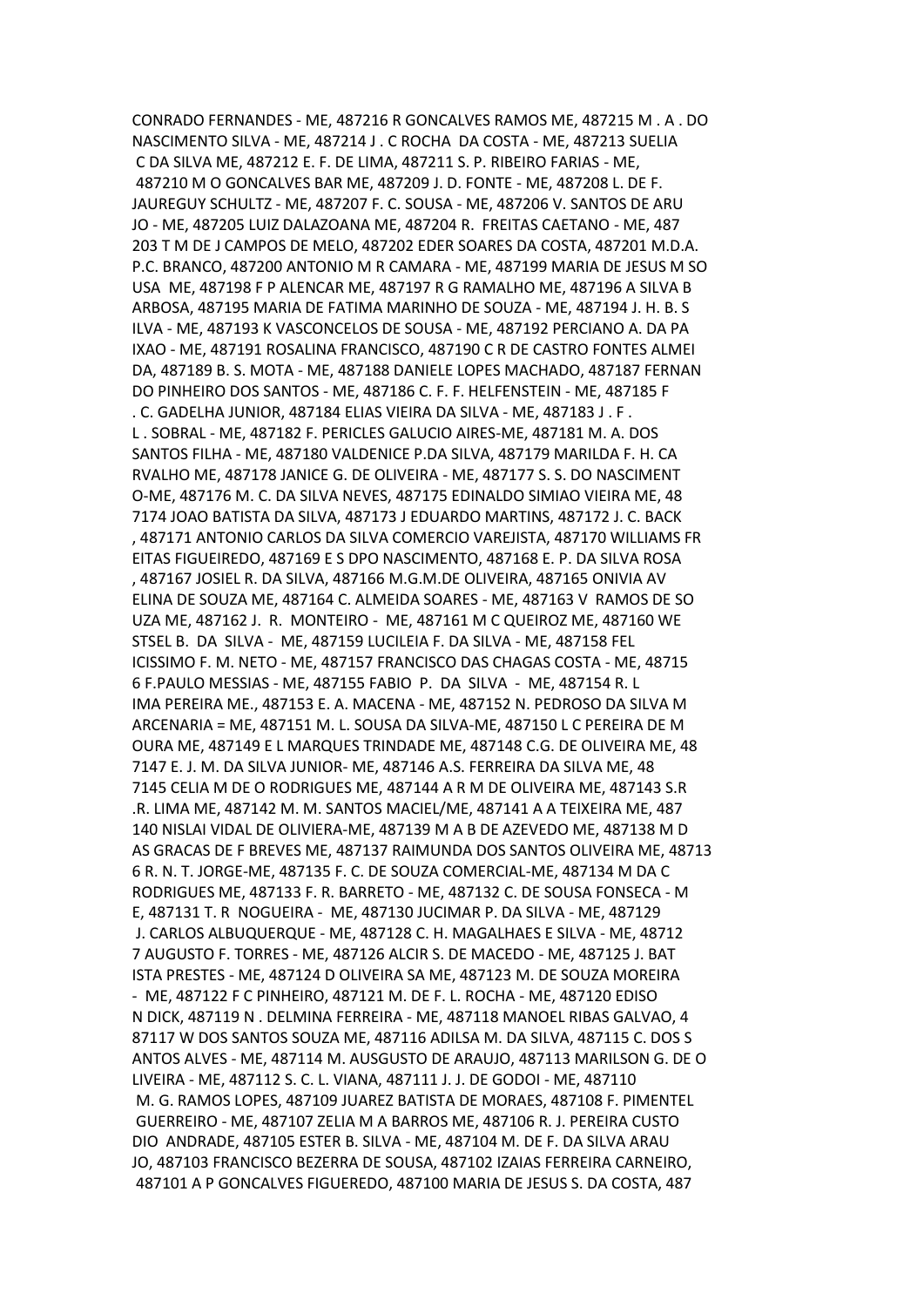CONRADO FERNANDES - ME, 487216 R GONCALVES RAMOS ME, 487215 M . A . DO NASCIMENTO SILVA - ME, 487214 J . C ROCHA DA COSTA - ME, 487213 SUELIA C DA SILVA ME, 487212 E. F. DE LIMA, 487211 S. P. RIBEIRO FARIAS - ME, 487210 M O GONCALVES BAR ME, 487209 J. D. FONTE - ME, 487208 L. DE F. JAUREGUY SCHULTZ - ME, 487207 F. C. SOUSA - ME, 487206 V. SANTOS DE ARU JO - ME, 487205 LUIZ DALAZOANA ME, 487204 R. FREITAS CAETANO - ME, 487 203 T M DE J CAMPOS DE MELO, 487202 EDER SOARES DA COSTA, 487201 M.D.A. P.C. BRANCO, 487200 ANTONIO M R CAMARA - ME, 487199 MARIA DE JESUS M SO USA ME, 487198 F P ALENCAR ME, 487197 R G RAMALHO ME, 487196 A SILVA B ARBOSA, 487195 MARIA DE FATIMA MARINHO DE SOUZA - ME, 487194 J. H. B. S ILVA - ME, 487193 K VASCONCELOS DE SOUSA - ME, 487192 PERCIANO A. DA PA IXAO - ME, 487191 ROSALINA FRANCISCO, 487190 C R DE CASTRO FONTES ALMEI DA, 487189 B. S. MOTA - ME, 487188 DANIELE LOPES MACHADO, 487187 FERNAN DO PINHEIRO DOS SANTOS - ME, 487186 C. F. F. HELFENSTEIN - ME, 487185 F . C. GADELHA JUNIOR, 487184 ELIAS VIEIRA DA SILVA - ME, 487183 J . F . L . SOBRAL - ME, 487182 F. PERICLES GALUCIO AIRES-ME, 487181 M. A. DOS SANTOS FILHA - ME, 487180 VALDENICE P.DA SILVA, 487179 MARILDA F. H. CA RVALHO ME, 487178 JANICE G. DE OLIVEIRA - ME, 487177 S. S. DO NASCIMENT O-ME, 487176 M. C. DA SILVA NEVES, 487175 EDINALDO SIMIAO VIEIRA ME, 48 7174 JOAO BATISTA DA SILVA, 487173 J EDUARDO MARTINS, 487172 J. C. BACK , 487171 ANTONIO CARLOS DA SILVA COMERCIO VAREJISTA, 487170 WILLIAMS FR EITAS FIGUEIREDO, 487169 E S DPO NASCIMENTO, 487168 E. P. DA SILVA ROSA , 487167 JOSIEL R. DA SILVA, 487166 M.G.M.DE OLIVEIRA, 487165 ONIVIA AV ELINA DE SOUZA ME, 487164 C. ALMEIDA SOARES - ME, 487163 V RAMOS DE SO UZA ME, 487162 J. R. MONTEIRO - ME, 487161 M C QUEIROZ ME, 487160 WE STSEL B. DA SILVA - ME, 487159 LUCILEIA F. DA SILVA - ME, 487158 FEL ICISSIMO F. M. NETO - ME, 487157 FRANCISCO DAS CHAGAS COSTA - ME, 48715 6 F.PAULO MESSIAS - ME, 487155 FABIO P. DA SILVA - ME, 487154 R. L IMA PEREIRA ME., 487153 E. A. MACENA - ME, 487152 N. PEDROSO DA SILVA M ARCENARIA = ME, 487151 M. L. SOUSA DA SILVA-ME, 487150 L C PEREIRA DE M OURA ME, 487149 E L MARQUES TRINDADE ME, 487148 C.G. DE OLIVEIRA ME, 48 7147 E. J. M. DA SILVA JUNIOR- ME, 487146 A.S. FERREIRA DA SILVA ME, 48 7145 CELIA M DE O RODRIGUES ME, 487144 A R M DE OLIVEIRA ME, 487143 S.R .R. LIMA ME, 487142 M. M. SANTOS MACIEL/ME, 487141 A A TEIXEIRA ME, 487 140 NISLAI VIDAL DE OLIVIERA-ME, 487139 M A B DE AZEVEDO ME, 487138 M D AS GRACAS DE F BREVES ME, 487137 RAIMUNDA DOS SANTOS OLIVEIRA ME, 48713 6 R. N. T. JORGE-ME, 487135 F. C. DE SOUZA COMERCIAL-ME, 487134 M DA C RODRIGUES ME, 487133 F. R. BARRETO - ME, 487132 C. DE SOUSA FONSECA - M E, 487131 T. R NOGUEIRA - ME, 487130 JUCIMAR P. DA SILVA - ME, 487129 J. CARLOS ALBUQUERQUE - ME, 487128 C. H. MAGALHAES E SILVA - ME, 48712 7 AUGUSTO F. TORRES - ME, 487126 ALCIR S. DE MACEDO - ME, 487125 J. BAT ISTA PRESTES - ME, 487124 D OLIVEIRA SA ME, 487123 M. DE SOUZA MOREIRA - ME, 487122 F C PINHEIRO, 487121 M. DE F. L. ROCHA - ME, 487120 EDISO N DICK, 487119 N . DELMINA FERREIRA - ME, 487118 MANOEL RIBAS GALVAO, 4 87117 W DOS SANTOS SOUZA ME, 487116 ADILSA M. DA SILVA, 487115 C. DOS S ANTOS ALVES - ME, 487114 M. AUSGUSTO DE ARAUJO, 487113 MARILSON G. DE O LIVEIRA - ME, 487112 S. C. L. VIANA, 487111 J. J. DE GODOI - ME, 487110 M. G. RAMOS LOPES, 487109 JUAREZ BATISTA DE MORAES, 487108 F. PIMENTEL GUERREIRO - ME, 487107 ZELIA M A BARROS ME, 487106 R. J. PEREIRA CUSTO DIO ANDRADE, 487105 ESTER B. SILVA - ME, 487104 M. DE F. DA SILVA ARAU JO, 487103 FRANCISCO BEZERRA DE SOUSA, 487102 IZAIAS FERREIRA CARNEIRO, 487101 A P GONCALVES FIGUEREDO, 487100 MARIA DE JESUS S. DA COSTA, 487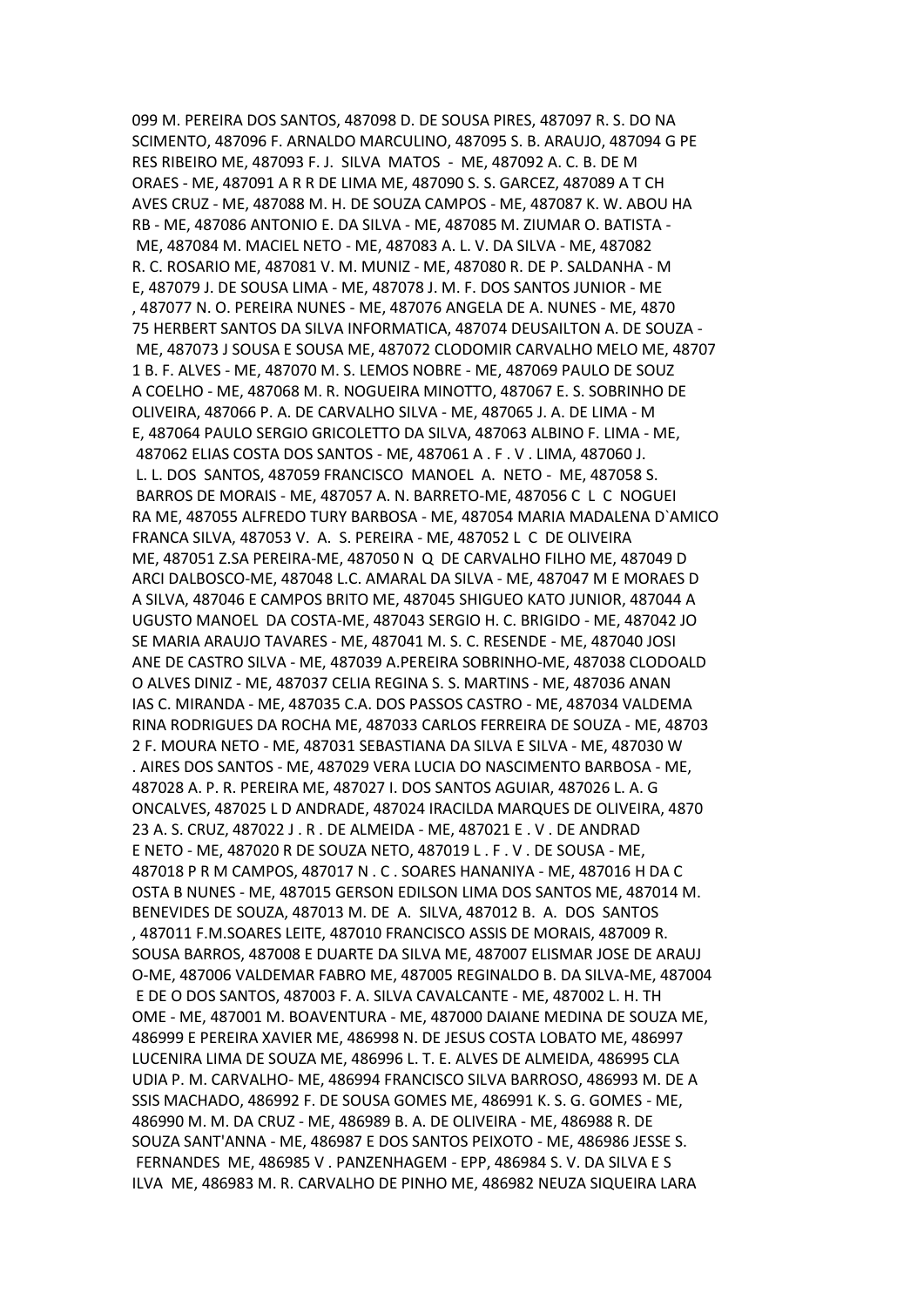099 M. PEREIRA DOS SANTOS, 487098 D. DE SOUSA PIRES, 487097 R. S. DO NA SCIMENTO, 487096 F. ARNALDO MARCULINO, 487095 S. B. ARAUJO, 487094 G PE RES RIBEIRO ME, 487093 F. J. SILVA MATOS - ME, 487092 A. C. B. DE M ORAES - ME, 487091 A R R DE LIMA ME, 487090 S. S. GARCEZ, 487089 A T CH AVES CRUZ - ME, 487088 M. H. DE SOUZA CAMPOS - ME, 487087 K. W. ABOU HA RB - ME, 487086 ANTONIO E. DA SILVA - ME, 487085 M. ZIUMAR O. BATISTA - ME, 487084 M. MACIEL NETO - ME, 487083 A. L. V. DA SILVA - ME, 487082 R. C. ROSARIO ME, 487081 V. M. MUNIZ - ME, 487080 R. DE P. SALDANHA - M E, 487079 J. DE SOUSA LIMA - ME, 487078 J. M. F. DOS SANTOS JUNIOR - ME , 487077 N. O. PEREIRA NUNES - ME, 487076 ANGELA DE A. NUNES - ME, 4870 75 HERBERT SANTOS DA SILVA INFORMATICA, 487074 DEUSAILTON A. DE SOUZA - ME, 487073 J SOUSA E SOUSA ME, 487072 CLODOMIR CARVALHO MELO ME, 48707 1 B. F. ALVES - ME, 487070 M. S. LEMOS NOBRE - ME, 487069 PAULO DE SOUZ A COELHO - ME, 487068 M. R. NOGUEIRA MINOTTO, 487067 E. S. SOBRINHO DE OLIVEIRA, 487066 P. A. DE CARVALHO SILVA - ME, 487065 J. A. DE LIMA - M E, 487064 PAULO SERGIO GRICOLETTO DA SILVA, 487063 ALBINO F. LIMA - ME, 487062 ELIAS COSTA DOS SANTOS - ME, 487061 A . F . V . LIMA, 487060 J. L. L. DOS SANTOS, 487059 FRANCISCO MANOEL A. NETO - ME, 487058 S. BARROS DE MORAIS - ME, 487057 A. N. BARRETO-ME, 487056 C L C NOGUEI RA ME, 487055 ALFREDO TURY BARBOSA - ME, 487054 MARIA MADALENA D`AMICO FRANCA SILVA, 487053 V. A. S. PEREIRA - ME, 487052 L C DE OLIVEIRA ME, 487051 Z.SA PEREIRA-ME, 487050 N Q DE CARVALHO FILHO ME, 487049 D ARCI DALBOSCO-ME, 487048 L.C. AMARAL DA SILVA - ME, 487047 M E MORAES D A SILVA, 487046 E CAMPOS BRITO ME, 487045 SHIGUEO KATO JUNIOR, 487044 A UGUSTO MANOEL DA COSTA-ME, 487043 SERGIO H. C. BRIGIDO - ME, 487042 JO SE MARIA ARAUJO TAVARES - ME, 487041 M. S. C. RESENDE - ME, 487040 JOSI ANE DE CASTRO SILVA - ME, 487039 A.PEREIRA SOBRINHO-ME, 487038 CLODOALD O ALVES DINIZ - ME, 487037 CELIA REGINA S. S. MARTINS - ME, 487036 ANAN IAS C. MIRANDA - ME, 487035 C.A. DOS PASSOS CASTRO - ME, 487034 VALDEMA RINA RODRIGUES DA ROCHA ME, 487033 CARLOS FERREIRA DE SOUZA - ME, 48703 2 F. MOURA NETO - ME, 487031 SEBASTIANA DA SILVA E SILVA - ME, 487030 W . AIRES DOS SANTOS - ME, 487029 VERA LUCIA DO NASCIMENTO BARBOSA - ME, 487028 A. P. R. PEREIRA ME, 487027 I. DOS SANTOS AGUIAR, 487026 L. A. G ONCALVES, 487025 L D ANDRADE, 487024 IRACILDA MARQUES DE OLIVEIRA, 4870 23 A. S. CRUZ, 487022 J . R . DE ALMEIDA - ME, 487021 E . V . DE ANDRAD E NETO - ME, 487020 R DE SOUZA NETO, 487019 L . F . V . DE SOUSA - ME, 487018 P R M CAMPOS, 487017 N . C . SOARES HANANIYA - ME, 487016 H DA C OSTA B NUNES - ME, 487015 GERSON EDILSON LIMA DOS SANTOS ME, 487014 M. BENEVIDES DE SOUZA, 487013 M. DE A. SILVA, 487012 B. A. DOS SANTOS , 487011 F.M.SOARES LEITE, 487010 FRANCISCO ASSIS DE MORAIS, 487009 R. SOUSA BARROS, 487008 E DUARTE DA SILVA ME, 487007 ELISMAR JOSE DE ARAUJ O-ME, 487006 VALDEMAR FABRO ME, 487005 REGINALDO B. DA SILVA-ME, 487004 E DE O DOS SANTOS, 487003 F. A. SILVA CAVALCANTE - ME, 487002 L. H. TH OME - ME, 487001 M. BOAVENTURA - ME, 487000 DAIANE MEDINA DE SOUZA ME, 486999 E PEREIRA XAVIER ME, 486998 N. DE JESUS COSTA LOBATO ME, 486997 LUCENIRA LIMA DE SOUZA ME, 486996 L. T. E. ALVES DE ALMEIDA, 486995 CLA UDIA P. M. CARVALHO- ME, 486994 FRANCISCO SILVA BARROSO, 486993 M. DE A SSIS MACHADO, 486992 F. DE SOUSA GOMES ME, 486991 K. S. G. GOMES - ME, 486990 M. M. DA CRUZ - ME, 486989 B. A. DE OLIVEIRA - ME, 486988 R. DE SOUZA SANT'ANNA - ME, 486987 E DOS SANTOS PEIXOTO - ME, 486986 JESSE S. FERNANDES ME, 486985 V . PANZENHAGEM - EPP, 486984 S. V. DA SILVA E S ILVA ME, 486983 M. R. CARVALHO DE PINHO ME, 486982 NEUZA SIQUEIRA LARA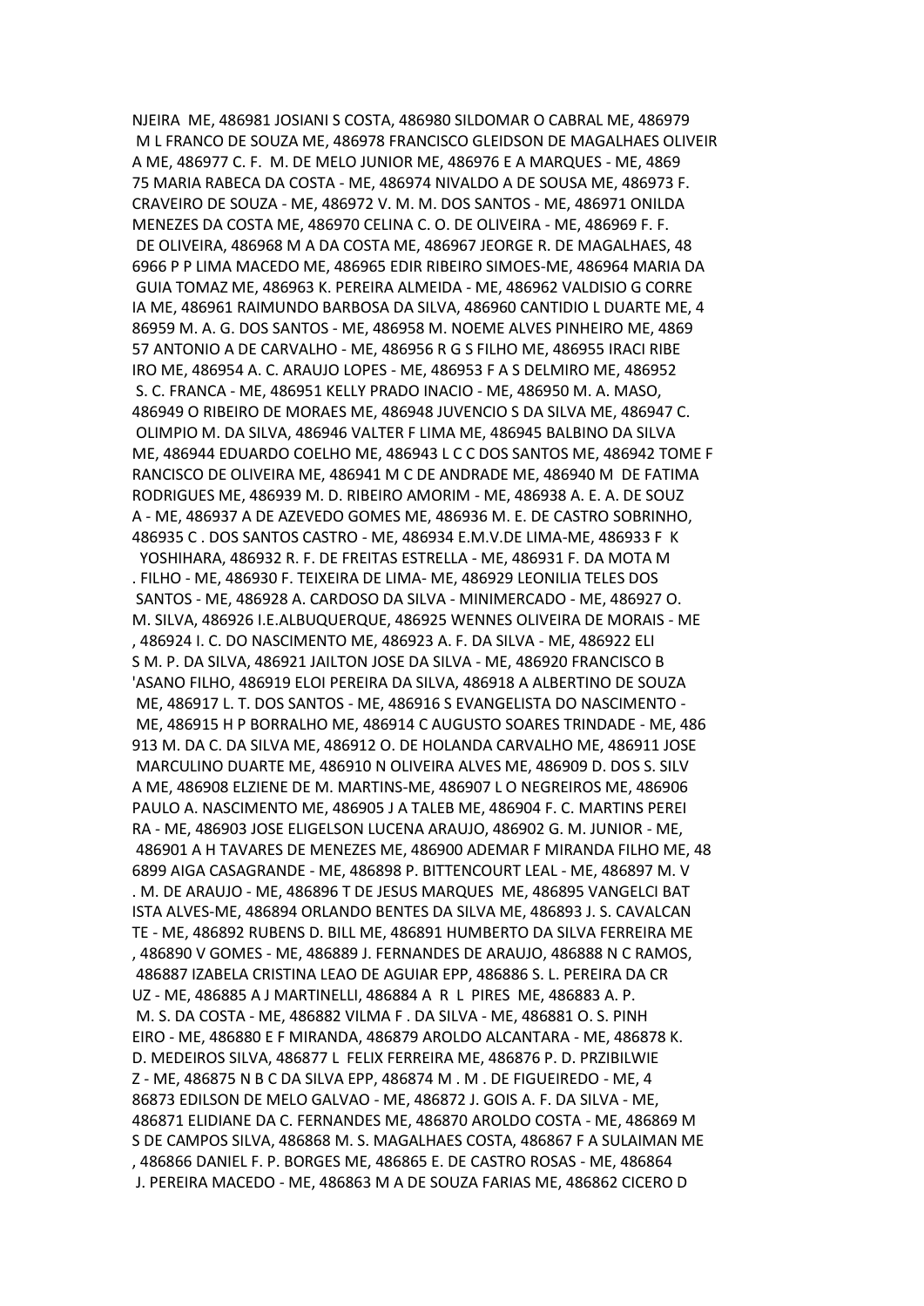NJEIRA  ME, 486981 JOSIANI S COSTA, 486980 SILDOMAR O CABRAL ME, 486979
 M L FRANCO DE SOUZA ME, 486978 FRANCISCO GLEIDSON DE MAGALHAES OLIVEIR
A ME, 486977 C. F.  M. DE MELO JUNIOR ME, 486976 E A MARQUES - ME, 4869
75 MARIA RABECA DA COSTA - ME, 486974 NIVALDO A DE SOUSA ME, 486973 F.
CRAVEIRO DE SOUZA - ME, 486972 V. M. M. DOS SANTOS - ME, 486971 ONILDA
MENEZES DA COSTA ME, 486970 CELINA C. O. DE OLIVEIRA - ME, 486969 F. F.
 DE OLIVEIRA, 486968 M A DA COSTA ME, 486967 JEORGE R. DE MAGALHAES, 48
6966 P P LIMA MACEDO ME, 486965 EDIR RIBEIRO SIMOES-ME, 486964 MARIA DA
 GUIA TOMAZ ME, 486963 K. PEREIRA ALMEIDA - ME, 486962 VALDISIO G CORRE
IA ME, 486961 RAIMUNDO BARBOSA DA SILVA, 486960 CANTIDIO L DUARTE ME, 4
86959 M. A. G. DOS SANTOS - ME, 486958 M. NOEME ALVES PINHEIRO ME, 4869
57 ANTONIO A DE CARVALHO - ME, 486956 R G S FILHO ME, 486955 IRACI RIBE
IRO ME, 486954 A. C. ARAUJO LOPES - ME, 486953 F A S DELMIRO ME, 486952
 S. C. FRANCA - ME, 486951 KELLY PRADO INACIO - ME, 486950 M. A. MASO,
486949 O RIBEIRO DE MORAES ME, 486948 JUVENCIO S DA SILVA ME, 486947 C.
 OLIMPIO M. DA SILVA, 486946 VALTER F LIMA ME, 486945 BALBINO DA SILVA
ME, 486944 EDUARDO COELHO ME, 486943 L C C DOS SANTOS ME, 486942 TOME F
RANCISCO DE OLIVEIRA ME, 486941 M C DE ANDRADE ME, 486940 M  DE FATIMA
RODRIGUES ME, 486939 M. D. RIBEIRO AMORIM - ME, 486938 A. E. A. DE SOUZ
A - ME, 486937 A DE AZEVEDO GOMES ME, 486936 M. E. DE CASTRO SOBRINHO,
486935 C . DOS SANTOS CASTRO - ME, 486934 E.M.V.DE LIMA-ME, 486933 F  K
  YOSHIHARA, 486932 R. F. DE FREITAS ESTRELLA - ME, 486931 F. DA MOTA M
. FILHO - ME, 486930 F. TEIXEIRA DE LIMA- ME, 486929 LEONILIA TELES DOS
 SANTOS - ME, 486928 A. CARDOSO DA SILVA - MINIMERCADO - ME, 486927 O.
M. SILVA, 486926 I.E.ALBUQUERQUE, 486925 WENNES OLIVEIRA DE MORAIS - ME
, 486924 I. C. DO NASCIMENTO ME, 486923 A. F. DA SILVA - ME, 486922 ELI
S M. P. DA SILVA, 486921 JAILTON JOSE DA SILVA - ME, 486920 FRANCISCO B
'ASANO FILHO, 486919 ELOI PEREIRA DA SILVA, 486918 A ALBERTINO DE SOUZA
 ME, 486917 L. T. DOS SANTOS - ME, 486916 S EVANGELISTA DO NASCIMENTO -
 ME, 486915 H P BORRALHO ME, 486914 C AUGUSTO SOARES TRINDADE - ME, 486
913 M. DA C. DA SILVA ME, 486912 O. DE HOLANDA CARVALHO ME, 486911 JOSE
 MARCULINO DUARTE ME, 486910 N OLIVEIRA ALVES ME, 486909 D. DOS S. SILV
A ME, 486908 ELZIENE DE M. MARTINS-ME, 486907 L O NEGREIROS ME, 486906
PAULO A. NASCIMENTO ME, 486905 J A TALEB ME, 486904 F. C. MARTINS PEREI
RA - ME, 486903 JOSE ELIGELSON LUCENA ARAUJO, 486902 G. M. JUNIOR - ME,
 486901 A H TAVARES DE MENEZES ME, 486900 ADEMAR F MIRANDA FILHO ME, 48
6899 AIGA CASAGRANDE - ME, 486898 P. BITTENCOURT LEAL - ME, 486897 M. V
. M. DE ARAUJO - ME, 486896 T DE JESUS MARQUES  ME, 486895 VANGELCI BAT
ISTA ALVES-ME, 486894 ORLANDO BENTES DA SILVA ME, 486893 J. S. CAVALCAN
TE - ME, 486892 RUBENS D. BILL ME, 486891 HUMBERTO DA SILVA FERREIRA ME
, 486890 V GOMES - ME, 486889 J. FERNANDES DE ARAUJO, 486888 N C RAMOS,
 486887 IZABELA CRISTINA LEAO DE AGUIAR EPP, 486886 S. L. PEREIRA DA CR
UZ - ME, 486885 A J MARTINELLI, 486884 A  R  L  PIRES  ME, 486883 A. P.
 M. S. DA COSTA - ME, 486882 VILMA F . DA SILVA - ME, 486881 O. S. PINH
EIRO - ME, 486880 E F MIRANDA, 486879 AROLDO ALCANTARA - ME, 486878 K.
D. MEDEIROS SILVA, 486877 L  FELIX FERREIRA ME, 486876 P. D. PRZIBILWIE
Z - ME, 486875 N B C DA SILVA EPP, 486874 M . M . DE FIGUEIREDO - ME, 4
86873 EDILSON DE MELO GALVAO - ME, 486872 J. GOIS A. F. DA SILVA - ME,
486871 ELIDIANE DA C. FERNANDES ME, 486870 AROLDO COSTA - ME, 486869 M
S DE CAMPOS SILVA, 486868 M. S. MAGALHAES COSTA, 486867 F A SULAIMAN ME
, 486866 DANIEL F. P. BORGES ME, 486865 E. DE CASTRO ROSAS - ME, 486864
 J. PEREIRA MACEDO - ME, 486863 M A DE SOUZA FARIAS ME, 486862 CICERO D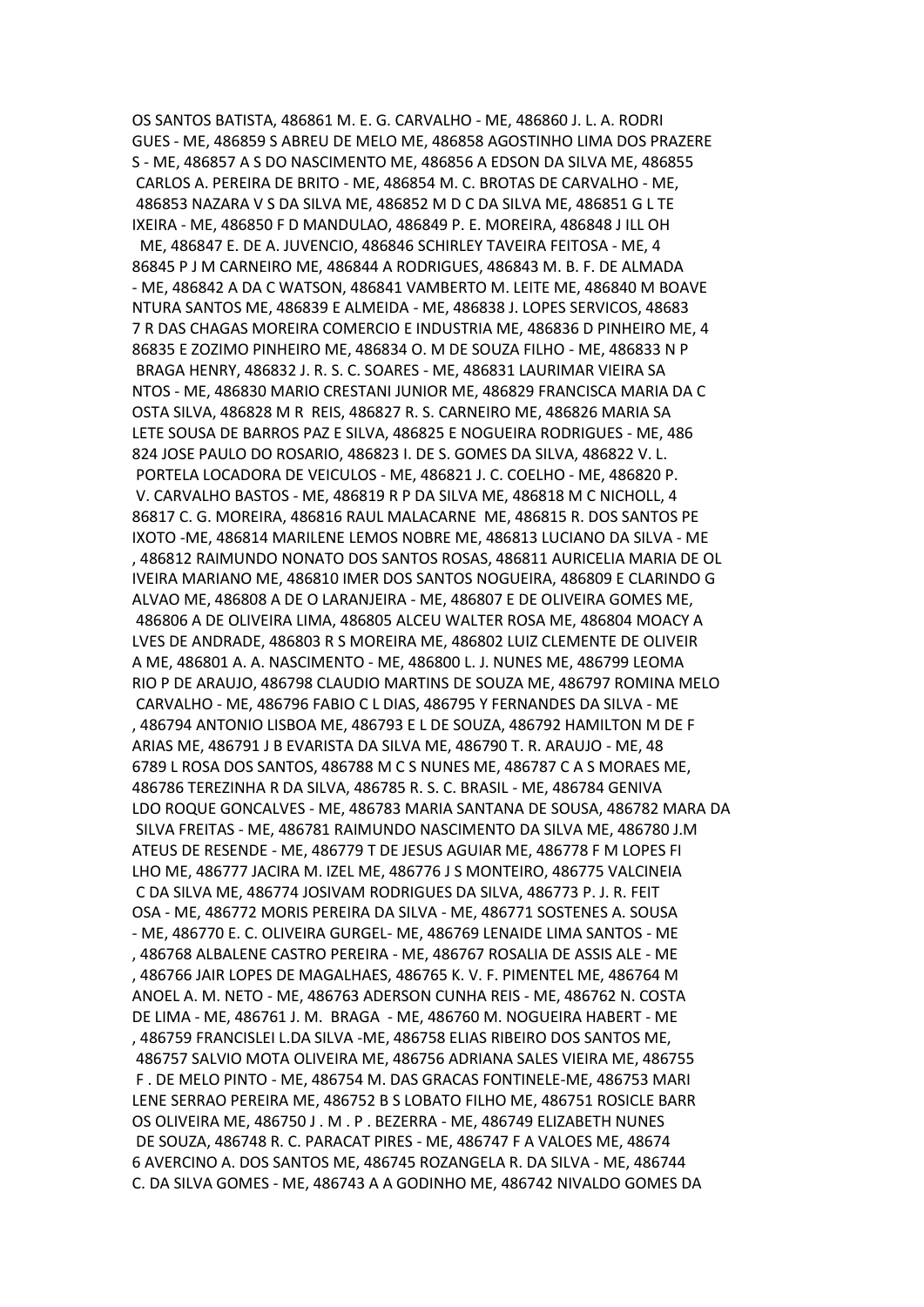OS SANTOS BATISTA, 486861 M. E. G. CARVALHO - ME, 486860 J. L. A. RODRI
GUES - ME, 486859 S ABREU DE MELO ME, 486858 AGOSTINHO LIMA DOS PRAZERE
S - ME, 486857 A S DO NASCIMENTO ME, 486856 A EDSON DA SILVA ME, 486855
CARLOS A. PEREIRA DE BRITO - ME, 486854 M. C. BROTAS DE CARVALHO - ME,
486853 NAZARA V S DA SILVA ME, 486852 M D C DA SILVA ME, 486851 G L TE
IXEIRA - ME, 486850 F D MANDULAO, 486849 P. E. MOREIRA, 486848 J ILL OH
ME, 486847 E. DE A. JUVENCIO, 486846 SCHIRLEY TAVEIRA FEITOSA - ME, 4
86845 P J M CARNEIRO ME, 486844 A RODRIGUES, 486843 M. B. F. DE ALMADA
- ME, 486842 A DA C WATSON, 486841 VAMBERTO M. LEITE ME, 486840 M BOAVE
NTURA SANTOS ME, 486839 E ALMEIDA - ME, 486838 J. LOPES SERVICOS, 48683
7 R DAS CHAGAS MOREIRA COMERCIO E INDUSTRIA ME, 486836 D PINHEIRO ME, 4
86835 E ZOZIMO PINHEIRO ME, 486834 O. M DE SOUZA FILHO - ME, 486833 N P
BRAGA HENRY, 486832 J. R. S. C. SOARES - ME, 486831 LAURIMAR VIEIRA SA
NTOS - ME, 486830 MARIO CRESTANI JUNIOR ME, 486829 FRANCISCA MARIA DA C
OSTA SILVA, 486828 M R REIS, 486827 R. S. CARNEIRO ME, 486826 MARIA SA
LETE SOUSA DE BARROS PAZ E SILVA, 486825 E NOGUEIRA RODRIGUES - ME, 486
824 JOSE PAULO DO ROSARIO, 486823 I. DE S. GOMES DA SILVA, 486822 V. L.
PORTELA LOCADORA DE VEICULOS - ME, 486821 J. C. COELHO - ME, 486820 P.
V. CARVALHO BASTOS - ME, 486819 R P DA SILVA ME, 486818 M C NICHOLL, 4
86817 C. G. MOREIRA, 486816 RAUL MALACARNE ME, 486815 R. DOS SANTOS PE
IXOTO -ME, 486814 MARILENE LEMOS NOBRE ME, 486813 LUCIANO DA SILVA - ME
, 486812 RAIMUNDO NONATO DOS SANTOS ROSAS, 486811 AURICELIA MARIA DE OL
IVEIRA MARIANO ME, 486810 IMER DOS SANTOS NOGUEIRA, 486809 E CLARINDO G
ALVAO ME, 486808 A DE O LARANJEIRA - ME, 486807 E DE OLIVEIRA GOMES ME,
486806 A DE OLIVEIRA LIMA, 486805 ALCEU WALTER ROSA ME, 486804 MOACY A
LVES DE ANDRADE, 486803 R S MOREIRA ME, 486802 LUIZ CLEMENTE DE OLIVEIR
A ME, 486801 A. A. NASCIMENTO - ME, 486800 L. J. NUNES ME, 486799 LEOMA
RIO P DE ARAUJO, 486798 CLAUDIO MARTINS DE SOUZA ME, 486797 ROMINA MELO
CARVALHO - ME, 486796 FABIO C L DIAS, 486795 Y FERNANDES DA SILVA - ME
, 486794 ANTONIO LISBOA ME, 486793 E L DE SOUZA, 486792 HAMILTON M DE F
ARIAS ME, 486791 J B EVARISTA DA SILVA ME, 486790 T. R. ARAUJO - ME, 48
6789 L ROSA DOS SANTOS, 486788 M C S NUNES ME, 486787 C A S MORAES ME,
486786 TEREZINHA R DA SILVA, 486785 R. S. C. BRASIL - ME, 486784 GENIVA
LDO ROQUE GONCALVES - ME, 486783 MARIA SANTANA DE SOUSA, 486782 MARA DA
SILVA FREITAS - ME, 486781 RAIMUNDO NASCIMENTO DA SILVA ME, 486780 J.M
ATEUS DE RESENDE - ME, 486779 T DE JESUS AGUIAR ME, 486778 F M LOPES FI
LHO ME, 486777 JACIRA M. IZEL ME, 486776 J S MONTEIRO, 486775 VALCINEIA
C DA SILVA ME, 486774 JOSIVAM RODRIGUES DA SILVA, 486773 P. J. R. FEIT
OSA - ME, 486772 MORIS PEREIRA DA SILVA - ME, 486771 SOSTENES A. SOUSA
- ME, 486770 E. C. OLIVEIRA GURGEL- ME, 486769 LENAIDE LIMA SANTOS - ME
, 486768 ALBALENE CASTRO PEREIRA - ME, 486767 ROSALIA DE ASSIS ALE - ME
, 486766 JAIR LOPES DE MAGALHAES, 486765 K. V. F. PIMENTEL ME, 486764 M
ANOEL A. M. NETO - ME, 486763 ADERSON CUNHA REIS - ME, 486762 N. COSTA
DE LIMA - ME, 486761 J. M. BRAGA - ME, 486760 M. NOGUEIRA HABERT - ME
, 486759 FRANCISLEI L.DA SILVA -ME, 486758 ELIAS RIBEIRO DOS SANTOS ME,
486757 SALVIO MOTA OLIVEIRA ME, 486756 ADRIANA SALES VIEIRA ME, 486755
F . DE MELO PINTO - ME, 486754 M. DAS GRACAS FONTINELE-ME, 486753 MARI
LENE SERRAO PEREIRA ME, 486752 B S LOBATO FILHO ME, 486751 ROSICLE BARR
OS OLIVEIRA ME, 486750 J . M . P . BEZERRA - ME, 486749 ELIZABETH NUNES
DE SOUZA, 486748 R. C. PARACAT PIRES - ME, 486747 F A VALOES ME, 48674
6 AVERCINO A. DOS SANTOS ME, 486745 ROZANGELA R. DA SILVA - ME, 486744
C. DA SILVA GOMES - ME, 486743 A A GODINHO ME, 486742 NIVALDO GOMES DA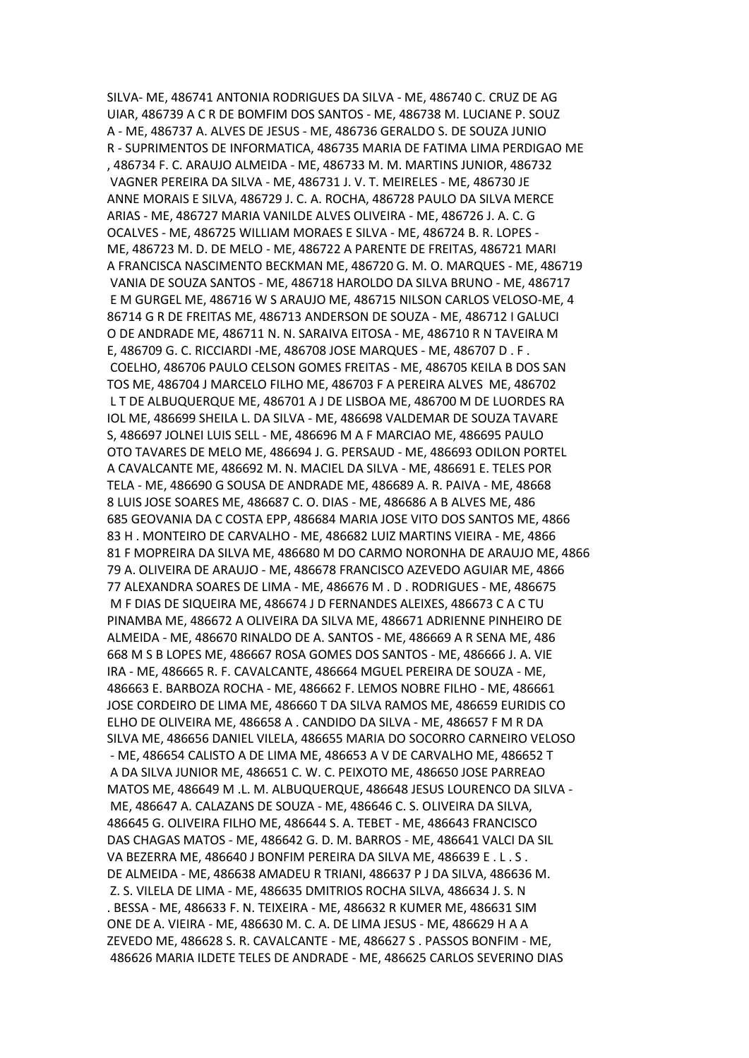SILVA- ME, 486741 ANTONIA RODRIGUES DA SILVA - ME, 486740 C. CRUZ DE AG UIAR, 486739 A C R DE BOMFIM DOS SANTOS - ME, 486738 M. LUCIANE P. SOUZ A - ME, 486737 A. ALVES DE JESUS - ME, 486736 GERALDO S. DE SOUZA JUNIO R - SUPRIMENTOS DE INFORMATICA, 486735 MARIA DE FATIMA LIMA PERDIGAO ME , 486734 F. C. ARAUJO ALMEIDA - ME, 486733 M. M. MARTINS JUNIOR, 486732 VAGNER PEREIRA DA SILVA - ME, 486731 J. V. T. MEIRELES - ME, 486730 JE ANNE MORAIS E SILVA, 486729 J. C. A. ROCHA, 486728 PAULO DA SILVA MERCE ARIAS - ME, 486727 MARIA VANILDE ALVES OLIVEIRA - ME, 486726 J. A. C. G OCALVES - ME, 486725 WILLIAM MORAES E SILVA - ME, 486724 B. R. LOPES - ME, 486723 M. D. DE MELO - ME, 486722 A PARENTE DE FREITAS, 486721 MARI A FRANCISCA NASCIMENTO BECKMAN ME, 486720 G. M. O. MARQUES - ME, 486719 VANIA DE SOUZA SANTOS - ME, 486718 HAROLDO DA SILVA BRUNO - ME, 486717 E M GURGEL ME, 486716 W S ARAUJO ME, 486715 NILSON CARLOS VELOSO-ME, 4 86714 G R DE FREITAS ME, 486713 ANDERSON DE SOUZA - ME, 486712 I GALUCI O DE ANDRADE ME, 486711 N. N. SARAIVA EITOSA - ME, 486710 R N TAVEIRA M E, 486709 G. C. RICCIARDI -ME, 486708 JOSE MARQUES - ME, 486707 D . F . COELHO, 486706 PAULO CELSON GOMES FREITAS - ME, 486705 KEILA B DOS SAN TOS ME, 486704 J MARCELO FILHO ME, 486703 F A PEREIRA ALVES ME, 486702 L T DE ALBUQUERQUE ME, 486701 A J DE LISBOA ME, 486700 M DE LUORDES RA IOL ME, 486699 SHEILA L. DA SILVA - ME, 486698 VALDEMAR DE SOUZA TAVARE S, 486697 JOLNEI LUIS SELL - ME, 486696 M A F MARCIAO ME, 486695 PAULO OTO TAVARES DE MELO ME, 486694 J. G. PERSAUD - ME, 486693 ODILON PORTEL A CAVALCANTE ME, 486692 M. N. MACIEL DA SILVA - ME, 486691 E. TELES POR TELA - ME, 486690 G SOUSA DE ANDRADE ME, 486689 A. R. PAIVA - ME, 48668 8 LUIS JOSE SOARES ME, 486687 C. O. DIAS - ME, 486686 A B ALVES ME, 486 685 GEOVANIA DA C COSTA EPP, 486684 MARIA JOSE VITO DOS SANTOS ME, 4866 83 H . MONTEIRO DE CARVALHO - ME, 486682 LUIZ MARTINS VIEIRA - ME, 4866 81 F MOPREIRA DA SILVA ME, 486680 M DO CARMO NORONHA DE ARAUJO ME, 4866 79 A. OLIVEIRA DE ARAUJO - ME, 486678 FRANCISCO AZEVEDO AGUIAR ME, 4866 77 ALEXANDRA SOARES DE LIMA - ME, 486676 M . D . RODRIGUES - ME, 486675 M F DIAS DE SIQUEIRA ME, 486674 J D FERNANDES ALEIXES, 486673 C A C TU PINAMBA ME, 486672 A OLIVEIRA DA SILVA ME, 486671 ADRIENNE PINHEIRO DE ALMEIDA - ME, 486670 RINALDO DE A. SANTOS - ME, 486669 A R SENA ME, 486 668 M S B LOPES ME, 486667 ROSA GOMES DOS SANTOS - ME, 486666 J. A. VIE IRA - ME, 486665 R. F. CAVALCANTE, 486664 MGUEL PEREIRA DE SOUZA - ME, 486663 E. BARBOZA ROCHA - ME, 486662 F. LEMOS NOBRE FILHO - ME, 486661 JOSE CORDEIRO DE LIMA ME, 486660 T DA SILVA RAMOS ME, 486659 EURIDIS CO ELHO DE OLIVEIRA ME, 486658 A . CANDIDO DA SILVA - ME, 486657 F M R DA SILVA ME, 486656 DANIEL VILELA, 486655 MARIA DO SOCORRO CARNEIRO VELOSO - ME, 486654 CALISTO A DE LIMA ME, 486653 A V DE CARVALHO ME, 486652 T A DA SILVA JUNIOR ME, 486651 C. W. C. PEIXOTO ME, 486650 JOSE PARREAO MATOS ME, 486649 M .L. M. ALBUQUERQUE, 486648 JESUS LOURENCO DA SILVA - ME, 486647 A. CALAZANS DE SOUZA - ME, 486646 C. S. OLIVEIRA DA SILVA, 486645 G. OLIVEIRA FILHO ME, 486644 S. A. TEBET - ME, 486643 FRANCISCO DAS CHAGAS MATOS - ME, 486642 G. D. M. BARROS - ME, 486641 VALCI DA SIL VA BEZERRA ME, 486640 J BONFIM PEREIRA DA SILVA ME, 486639 E . L . S . DE ALMEIDA - ME, 486638 AMADEU R TRIANI, 486637 P J DA SILVA, 486636 M. Z. S. VILELA DE LIMA - ME, 486635 DMITRIOS ROCHA SILVA, 486634 J. S. N . BESSA - ME, 486633 F. N. TEIXEIRA - ME, 486632 R KUMER ME, 486631 SIM ONE DE A. VIEIRA - ME, 486630 M. C. A. DE LIMA JESUS - ME, 486629 H A A ZEVEDO ME, 486628 S. R. CAVALCANTE - ME, 486627 S . PASSOS BONFIM - ME, 486626 MARIA ILDETE TELES DE ANDRADE - ME, 486625 CARLOS SEVERINO DIAS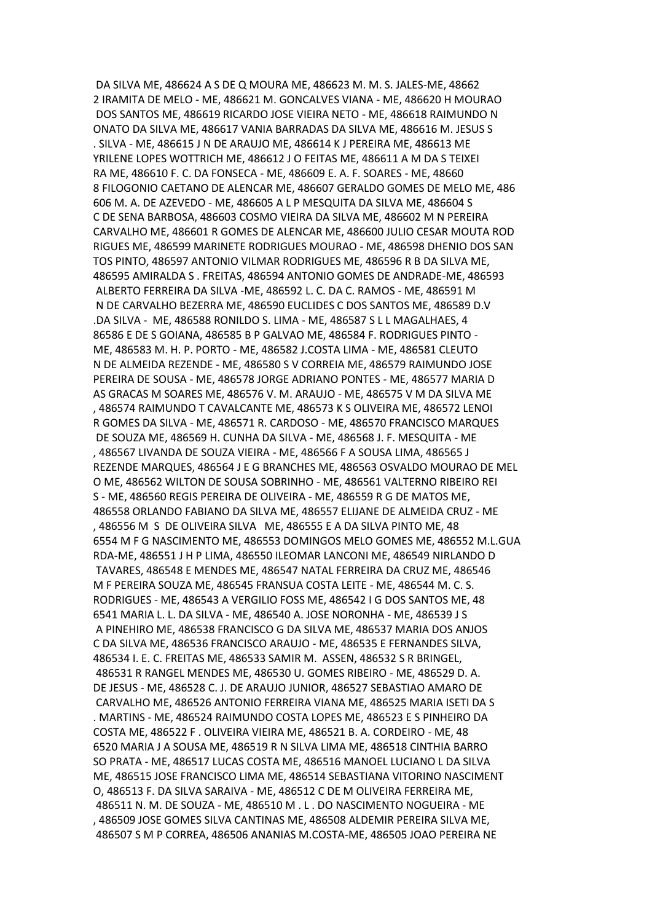DA SILVA ME, 486624 A S DE Q MOURA ME, 486623 M. M. S. JALES-ME, 48662
2 IRAMITA DE MELO - ME, 486621 M. GONCALVES VIANA - ME, 486620 H MOURAO
DOS SANTOS ME, 486619 RICARDO JOSE VIEIRA NETO - ME, 486618 RAIMUNDO N
ONATO DA SILVA ME, 486617 VANIA BARRADAS DA SILVA ME, 486616 M. JESUS S
. SILVA - ME, 486615 J N DE ARAUJO ME, 486614 K J PEREIRA ME, 486613 ME
YRILENE LOPES WOTTRICH ME, 486612 J O FEITAS ME, 486611 A M DA S TEIXEI
RA ME, 486610 F. C. DA FONSECA - ME, 486609 E. A. F. SOARES - ME, 48660
8 FILOGONIO CAETANO DE ALENCAR ME, 486607 GERALDO GOMES DE MELO ME, 486
606 M. A. DE AZEVEDO - ME, 486605 A L P MESQUITA DA SILVA ME, 486604 S
C DE SENA BARBOSA, 486603 COSMO VIEIRA DA SILVA ME, 486602 M N PEREIRA
CARVALHO ME, 486601 R GOMES DE ALENCAR ME, 486600 JULIO CESAR MOUTA ROD
RIGUES ME, 486599 MARINETE RODRIGUES MOURAO - ME, 486598 DHENIO DOS SAN
TOS PINTO, 486597 ANTONIO VILMAR RODRIGUES ME, 486596 R B DA SILVA ME,
486595 AMIRALDA S . FREITAS, 486594 ANTONIO GOMES DE ANDRADE-ME, 486593
ALBERTO FERREIRA DA SILVA -ME, 486592 L. C. DA C. RAMOS - ME, 486591 M
N DE CARVALHO BEZERRA ME, 486590 EUCLIDES C DOS SANTOS ME, 486589 D.V
.DA SILVA - ME, 486588 RONILDO S. LIMA - ME, 486587 S L L MAGALHAES, 4
86586 E DE S GOIANA, 486585 B P GALVAO ME, 486584 F. RODRIGUES PINTO -
ME, 486583 M. H. P. PORTO - ME, 486582 J.COSTA LIMA - ME, 486581 CLEUTO
N DE ALMEIDA REZENDE - ME, 486580 S V CORREIA ME, 486579 RAIMUNDO JOSE
PEREIRA DE SOUSA - ME, 486578 JORGE ADRIANO PONTES - ME, 486577 MARIA D
AS GRACAS M SOARES ME, 486576 V. M. ARAUJO - ME, 486575 V M DA SILVA ME
, 486574 RAIMUNDO T CAVALCANTE ME, 486573 K S OLIVEIRA ME, 486572 LENOI
R GOMES DA SILVA - ME, 486571 R. CARDOSO - ME, 486570 FRANCISCO MARQUES
DE SOUZA ME, 486569 H. CUNHA DA SILVA - ME, 486568 J. F. MESQUITA - ME
, 486567 LIVANDA DE SOUZA VIEIRA - ME, 486566 F A SOUSA LIMA, 486565 J
REZENDE MARQUES, 486564 J E G BRANCHES ME, 486563 OSVALDO MOURAO DE MEL
O ME, 486562 WILTON DE SOUSA SOBRINHO - ME, 486561 VALTERNO RIBEIRO REI
S - ME, 486560 REGIS PEREIRA DE OLIVEIRA - ME, 486559 R G DE MATOS ME,
486558 ORLANDO FABIANO DA SILVA ME, 486557 ELIJANE DE ALMEIDA CRUZ - ME
, 486556 M S DE OLIVEIRA SILVA ME, 486555 E A DA SILVA PINTO ME, 48
6554 M F G NASCIMENTO ME, 486553 DOMINGOS MELO GOMES ME, 486552 M.L.GUA
RDA-ME, 486551 J H P LIMA, 486550 ILEOMAR LANCONI ME, 486549 NIRLANDO D
TAVARES, 486548 E MENDES ME, 486547 NATAL FERREIRA DA CRUZ ME, 486546
M F PEREIRA SOUZA ME, 486545 FRANSUA COSTA LEITE - ME, 486544 M. C. S.
RODRIGUES - ME, 486543 A VERGILIO FOSS ME, 486542 I G DOS SANTOS ME, 48
6541 MARIA L. L. DA SILVA - ME, 486540 A. JOSE NORONHA - ME, 486539 J S
A PINEHIRO ME, 486538 FRANCISCO G DA SILVA ME, 486537 MARIA DOS ANJOS
C DA SILVA ME, 486536 FRANCISCO ARAUJO - ME, 486535 E FERNANDES SILVA,
486534 I. E. C. FREITAS ME, 486533 SAMIR M. ASSEN, 486532 S R BRINGEL,
486531 R RANGEL MENDES ME, 486530 U. GOMES RIBEIRO - ME, 486529 D. A.
DE JESUS - ME, 486528 C. J. DE ARAUJO JUNIOR, 486527 SEBASTIAO AMARO DE
CARVALHO ME, 486526 ANTONIO FERREIRA VIANA ME, 486525 MARIA ISETI DA S
. MARTINS - ME, 486524 RAIMUNDO COSTA LOPES ME, 486523 E S PINHEIRO DA
COSTA ME, 486522 F . OLIVEIRA VIEIRA ME, 486521 B. A. CORDEIRO - ME, 48
6520 MARIA J A SOUSA ME, 486519 R N SILVA LIMA ME, 486518 CINTHIA BARRO
SO PRATA - ME, 486517 LUCAS COSTA ME, 486516 MANOEL LUCIANO L DA SILVA
ME, 486515 JOSE FRANCISCO LIMA ME, 486514 SEBASTIANA VITORINO NASCIMENT
O, 486513 F. DA SILVA SARAIVA - ME, 486512 C DE M OLIVEIRA FERREIRA ME,
486511 N. M. DE SOUZA - ME, 486510 M . L . DO NASCIMENTO NOGUEIRA - ME
, 486509 JOSE GOMES SILVA CANTINAS ME, 486508 ALDEMIR PEREIRA SILVA ME,
486507 S M P CORREA, 486506 ANANIAS M.COSTA-ME, 486505 JOAO PEREIRA NE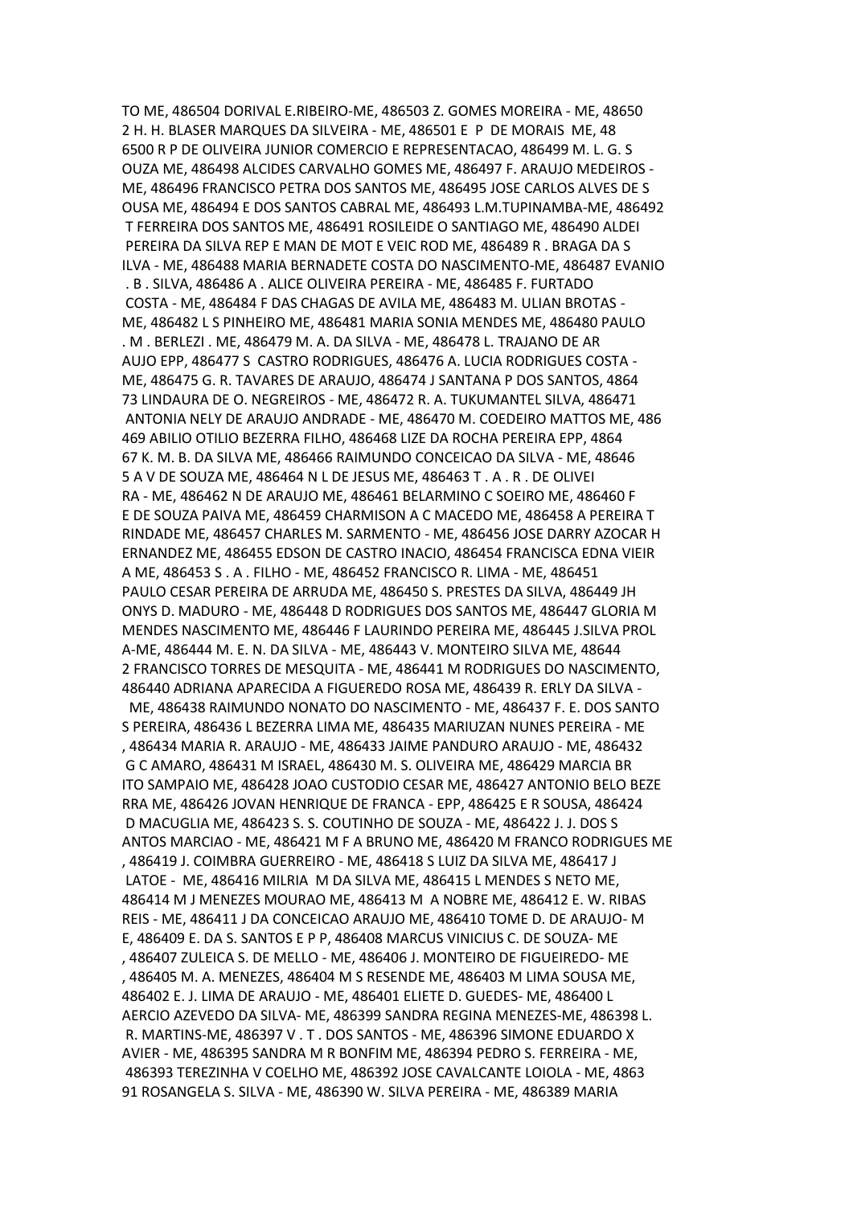TO ME, 486504 DORIVAL E.RIBEIRO-ME, 486503 Z. GOMES MOREIRA - ME, 48650
2 H. H. BLASER MARQUES DA SILVEIRA - ME, 486501 E P DE MORAIS ME, 48
6500 R P DE OLIVEIRA JUNIOR COMERCIO E REPRESENTACAO, 486499 M. L. G. S
OUZA ME, 486498 ALCIDES CARVALHO GOMES ME, 486497 F. ARAUJO MEDEIROS -
ME, 486496 FRANCISCO PETRA DOS SANTOS ME, 486495 JOSE CARLOS ALVES DE S
OUSA ME, 486494 E DOS SANTOS CABRAL ME, 486493 L.M.TUPINAMBA-ME, 486492
T FERREIRA DOS SANTOS ME, 486491 ROSILEIDE O SANTIAGO ME, 486490 ALDEI
PEREIRA DA SILVA REP E MAN DE MOT E VEIC ROD ME, 486489 R . BRAGA DA S
ILVA - ME, 486488 MARIA BERNADETE COSTA DO NASCIMENTO-ME, 486487 EVANIO
. B . SILVA, 486486 A . ALICE OLIVEIRA PEREIRA - ME, 486485 F. FURTADO
COSTA - ME, 486484 F DAS CHAGAS DE AVILA ME, 486483 M. ULIAN BROTAS -
ME, 486482 L S PINHEIRO ME, 486481 MARIA SONIA MENDES ME, 486480 PAULO
. M . BERLEZI . ME, 486479 M. A. DA SILVA - ME, 486478 L. TRAJANO DE AR
AUJO EPP, 486477 S CASTRO RODRIGUES, 486476 A. LUCIA RODRIGUES COSTA -
ME, 486475 G. R. TAVARES DE ARAUJO, 486474 J SANTANA P DOS SANTOS, 4864
73 LINDAURA DE O. NEGREIROS - ME, 486472 R. A. TUKUMANTEL SILVA, 486471
ANTONIA NELY DE ARAUJO ANDRADE - ME, 486470 M. COEDEIRO MATTOS ME, 486
469 ABILIO OTILIO BEZERRA FILHO, 486468 LIZE DA ROCHA PEREIRA EPP, 4864
67 K. M. B. DA SILVA ME, 486466 RAIMUNDO CONCEICAO DA SILVA - ME, 48646
5 A V DE SOUZA ME, 486464 N L DE JESUS ME, 486463 T . A . R . DE OLIVEI
RA - ME, 486462 N DE ARAUJO ME, 486461 BELARMINO C SOEIRO ME, 486460 F
E DE SOUZA PAIVA ME, 486459 CHARMISON A C MACEDO ME, 486458 A PEREIRA T
RINDADE ME, 486457 CHARLES M. SARMENTO - ME, 486456 JOSE DARRY AZOCAR H
ERNANDEZ ME, 486455 EDSON DE CASTRO INACIO, 486454 FRANCISCA EDNA VIEIR
A ME, 486453 S . A . FILHO - ME, 486452 FRANCISCO R. LIMA - ME, 486451
PAULO CESAR PEREIRA DE ARRUDA ME, 486450 S. PRESTES DA SILVA, 486449 JH
ONYS D. MADURO - ME, 486448 D RODRIGUES DOS SANTOS ME, 486447 GLORIA M
MENDES NASCIMENTO ME, 486446 F LAURINDO PEREIRA ME, 486445 J.SILVA PROL
A-ME, 486444 M. E. N. DA SILVA - ME, 486443 V. MONTEIRO SILVA ME, 48644
2 FRANCISCO TORRES DE MESQUITA - ME, 486441 M RODRIGUES DO NASCIMENTO,
486440 ADRIANA APARECIDA A FIGUEREDO ROSA ME, 486439 R. ERLY DA SILVA -
ME, 486438 RAIMUNDO NONATO DO NASCIMENTO - ME, 486437 F. E. DOS SANTO
S PEREIRA, 486436 L BEZERRA LIMA ME, 486435 MARIUZAN NUNES PEREIRA - ME
, 486434 MARIA R. ARAUJO - ME, 486433 JAIME PANDURO ARAUJO - ME, 486432
G C AMARO, 486431 M ISRAEL, 486430 M. S. OLIVEIRA ME, 486429 MARCIA BR
ITO SAMPAIO ME, 486428 JOAO CUSTODIO CESAR ME, 486427 ANTONIO BELO BEZE
RRA ME, 486426 JOVAN HENRIQUE DE FRANCA - EPP, 486425 E R SOUSA, 486424
D MACUGLIA ME, 486423 S. S. COUTINHO DE SOUZA - ME, 486422 J. J. DOS S
ANTOS MARCIAO - ME, 486421 M F A BRUNO ME, 486420 M FRANCO RODRIGUES ME
, 486419 J. COIMBRA GUERREIRO - ME, 486418 S LUIZ DA SILVA ME, 486417 J
LATOE - ME, 486416 MILRIA M DA SILVA ME, 486415 L MENDES S NETO ME,
486414 M J MENEZES MOURAO ME, 486413 M A NOBRE ME, 486412 E. W. RIBAS
REIS - ME, 486411 J DA CONCEICAO ARAUJO ME, 486410 TOME D. DE ARAUJO- M
E, 486409 E. DA S. SANTOS E P P, 486408 MARCUS VINICIUS C. DE SOUZA- ME
, 486407 ZULEICA S. DE MELLO - ME, 486406 J. MONTEIRO DE FIGUEIREDO- ME
, 486405 M. A. MENEZES, 486404 M S RESENDE ME, 486403 M LIMA SOUSA ME,
486402 E. J. LIMA DE ARAUJO - ME, 486401 ELIETE D. GUEDES- ME, 486400 L
AERCIO AZEVEDO DA SILVA- ME, 486399 SANDRA REGINA MENEZES-ME, 486398 L.
R. MARTINS-ME, 486397 V . T . DOS SANTOS - ME, 486396 SIMONE EDUARDO X
AVIER - ME, 486395 SANDRA M R BONFIM ME, 486394 PEDRO S. FERREIRA - ME,
486393 TEREZINHA V COELHO ME, 486392 JOSE CAVALCANTE LOIOLA - ME, 4863
91 ROSANGELA S. SILVA - ME, 486390 W. SILVA PEREIRA - ME, 486389 MARIA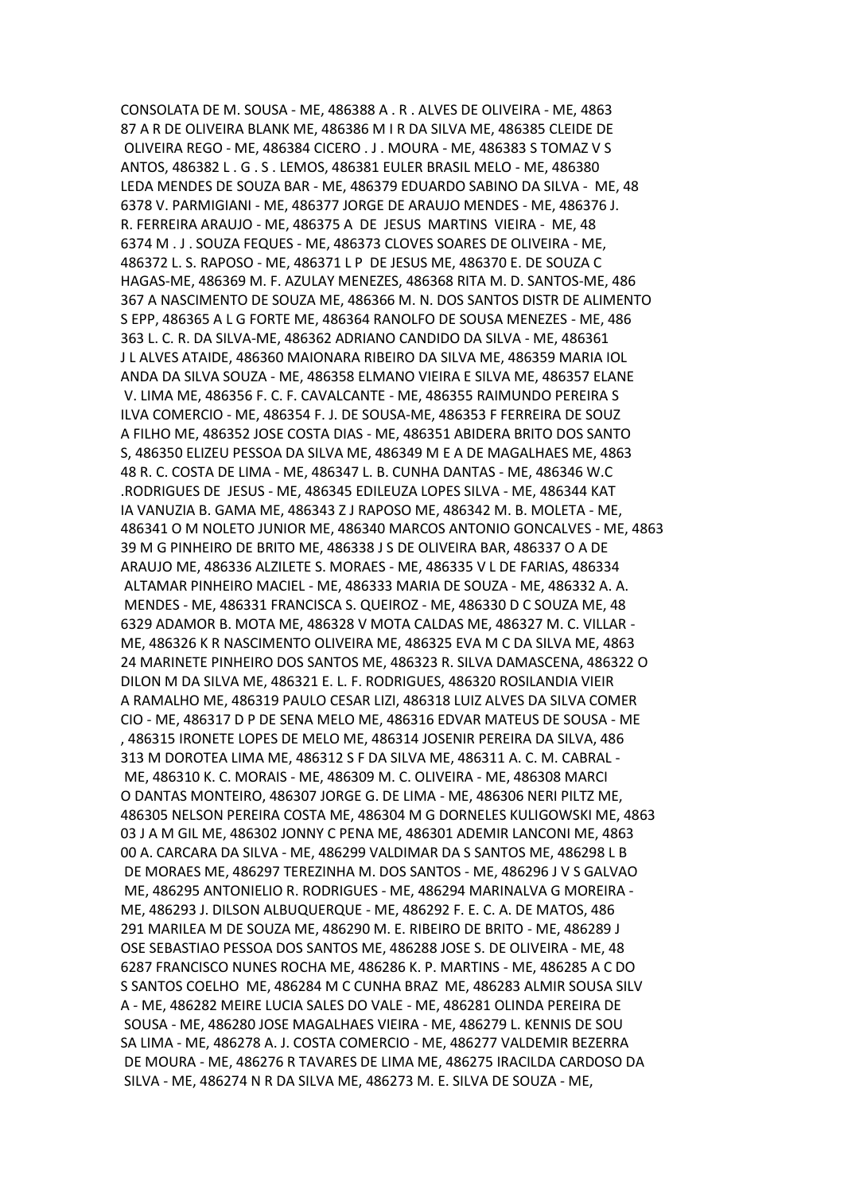CONSOLATA DE M. SOUSA - ME, 486388 A . R . ALVES DE OLIVEIRA - ME, 4863
87 A R DE OLIVEIRA BLANK ME, 486386 M I R DA SILVA ME, 486385 CLEIDE DE
 OLIVEIRA REGO - ME, 486384 CICERO . J . MOURA - ME, 486383 S TOMAZ V S
ANTOS, 486382 L . G . S . LEMOS, 486381 EULER BRASIL MELO - ME, 486380
LEDA MENDES DE SOUZA BAR - ME, 486379 EDUARDO SABINO DA SILVA -  ME, 48
6378 V. PARMIGIANI - ME, 486377 JORGE DE ARAUJO MENDES - ME, 486376 J.
R. FERREIRA ARAUJO - ME, 486375 A  DE  JESUS  MARTINS  VIEIRA -  ME, 48
6374 M . J . SOUZA FEQUES - ME, 486373 CLOVES SOARES DE OLIVEIRA - ME,
486372 L. S. RAPOSO - ME, 486371 L P  DE JESUS ME, 486370 E. DE SOUZA C
HAGAS-ME, 486369 M. F. AZULAY MENEZES, 486368 RITA M. D. SANTOS-ME, 486
367 A NASCIMENTO DE SOUZA ME, 486366 M. N. DOS SANTOS DISTR DE ALIMENTO
S EPP, 486365 A L G FORTE ME, 486364 RANOLFO DE SOUSA MENEZES - ME, 486
363 L. C. R. DA SILVA-ME, 486362 ADRIANO CANDIDO DA SILVA - ME, 486361
J L ALVES ATAIDE, 486360 MAIONARA RIBEIRO DA SILVA ME, 486359 MARIA IOL
ANDA DA SILVA SOUZA - ME, 486358 ELMANO VIEIRA E SILVA ME, 486357 ELANE
 V. LIMA ME, 486356 F. C. F. CAVALCANTE - ME, 486355 RAIMUNDO PEREIRA S
ILVA COMERCIO - ME, 486354 F. J. DE SOUSA-ME, 486353 F FERREIRA DE SOUZ
A FILHO ME, 486352 JOSE COSTA DIAS - ME, 486351 ABIDERA BRITO DOS SANTO
S, 486350 ELIZEU PESSOA DA SILVA ME, 486349 M E A DE MAGALHAES ME, 4863
48 R. C. COSTA DE LIMA - ME, 486347 L. B. CUNHA DANTAS - ME, 486346 W.C
.RODRIGUES DE  JESUS - ME, 486345 EDILEUZA LOPES SILVA - ME, 486344 KAT
IA VANUZIA B. GAMA ME, 486343 Z J RAPOSO ME, 486342 M. B. MOLETA - ME,
486341 O M NOLETO JUNIOR ME, 486340 MARCOS ANTONIO GONCALVES - ME, 4863
39 M G PINHEIRO DE BRITO ME, 486338 J S DE OLIVEIRA BAR, 486337 O A DE
ARAUJO ME, 486336 ALZILETE S. MORAES - ME, 486335 V L DE FARIAS, 486334
 ALTAMAR PINHEIRO MACIEL - ME, 486333 MARIA DE SOUZA - ME, 486332 A. A.
 MENDES - ME, 486331 FRANCISCA S. QUEIROZ - ME, 486330 D C SOUZA ME, 48
6329 ADAMOR B. MOTA ME, 486328 V MOTA CALDAS ME, 486327 M. C. VILLAR -
ME, 486326 K R NASCIMENTO OLIVEIRA ME, 486325 EVA M C DA SILVA ME, 4863
24 MARINETE PINHEIRO DOS SANTOS ME, 486323 R. SILVA DAMASCENA, 486322 O
DILON M DA SILVA ME, 486321 E. L. F. RODRIGUES, 486320 ROSILANDIA VIEIR
A RAMALHO ME, 486319 PAULO CESAR LIZI, 486318 LUIZ ALVES DA SILVA COMER
CIO - ME, 486317 D P DE SENA MELO ME, 486316 EDVAR MATEUS DE SOUSA - ME
, 486315 IRONETE LOPES DE MELO ME, 486314 JOSENIR PEREIRA DA SILVA, 486
313 M DOROTEA LIMA ME, 486312 S F DA SILVA ME, 486311 A. C. M. CABRAL -
 ME, 486310 K. C. MORAIS - ME, 486309 M. C. OLIVEIRA - ME, 486308 MARCI
O DANTAS MONTEIRO, 486307 JORGE G. DE LIMA - ME, 486306 NERI PILTZ ME,
486305 NELSON PEREIRA COSTA ME, 486304 M G DORNELES KULIGOWSKI ME, 4863
03 J A M GIL ME, 486302 JONNY C PENA ME, 486301 ADEMIR LANCONI ME, 4863
00 A. CARCARA DA SILVA - ME, 486299 VALDIMAR DA S SANTOS ME, 486298 L B
 DE MORAES ME, 486297 TEREZINHA M. DOS SANTOS - ME, 486296 J V S GALVAO
 ME, 486295 ANTONIELIO R. RODRIGUES - ME, 486294 MARINALVA G MOREIRA -
ME, 486293 J. DILSON ALBUQUERQUE - ME, 486292 F. E. C. A. DE MATOS, 486
291 MARILEA M DE SOUZA ME, 486290 M. E. RIBEIRO DE BRITO - ME, 486289 J
OSE SEBASTIAO PESSOA DOS SANTOS ME, 486288 JOSE S. DE OLIVEIRA - ME, 48
6287 FRANCISCO NUNES ROCHA ME, 486286 K. P. MARTINS - ME, 486285 A C DO
S SANTOS COELHO  ME, 486284 M C CUNHA BRAZ  ME, 486283 ALMIR SOUSA SILV
A - ME, 486282 MEIRE LUCIA SALES DO VALE - ME, 486281 OLINDA PEREIRA DE
 SOUSA - ME, 486280 JOSE MAGALHAES VIEIRA - ME, 486279 L. KENNIS DE SOU
SA LIMA - ME, 486278 A. J. COSTA COMERCIO - ME, 486277 VALDEMIR BEZERRA
 DE MOURA - ME, 486276 R TAVARES DE LIMA ME, 486275 IRACILDA CARDOSO DA
 SILVA - ME, 486274 N R DA SILVA ME, 486273 M. E. SILVA DE SOUZA - ME,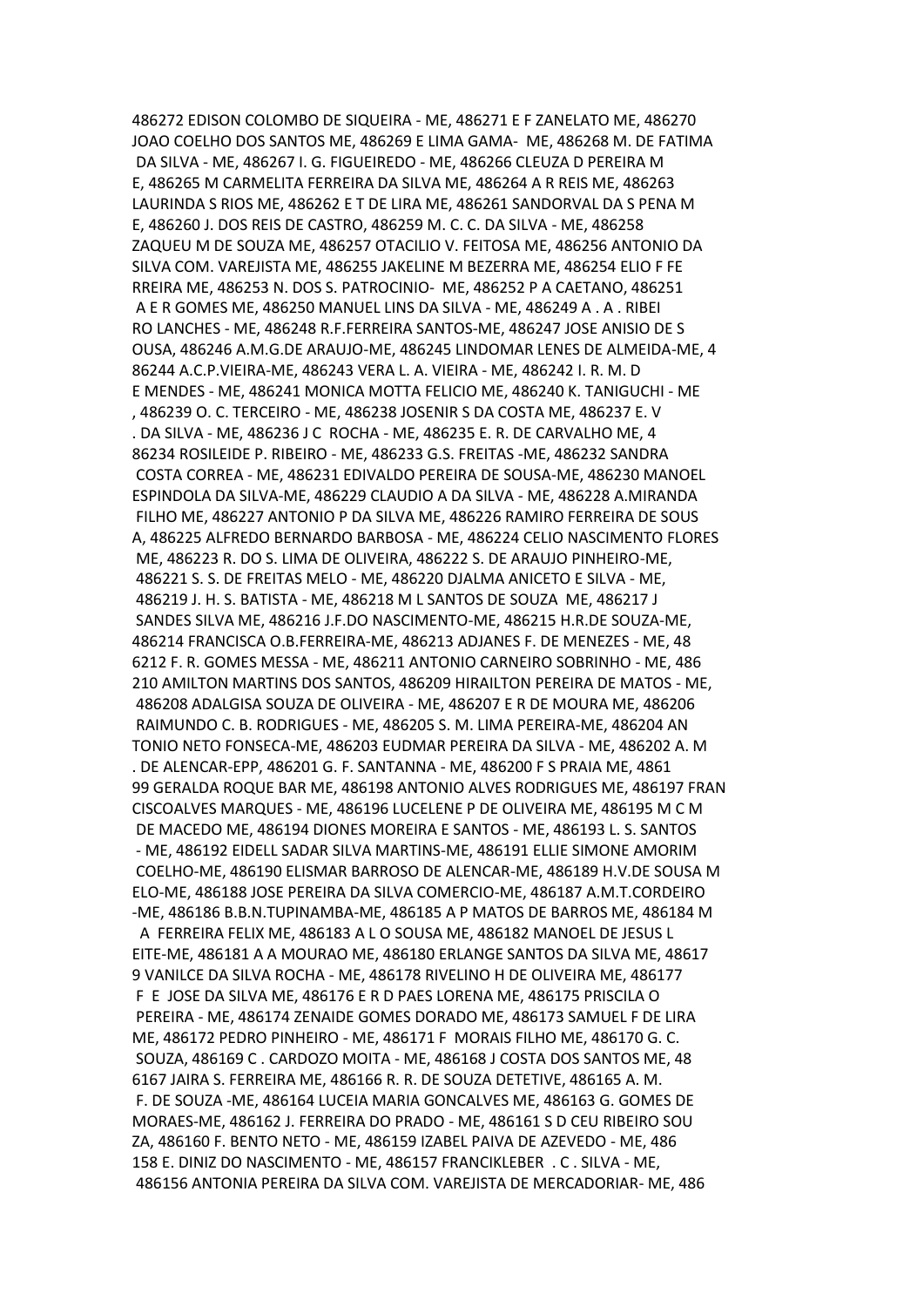486272 EDISON COLOMBO DE SIQUEIRA - ME, 486271 E F ZANELATO ME, 486270 JOAO COELHO DOS SANTOS ME, 486269 E LIMA GAMA- ME, 486268 M. DE FATIMA DA SILVA - ME, 486267 I. G. FIGUEIREDO - ME, 486266 CLEUZA D PEREIRA M E, 486265 M CARMELITA FERREIRA DA SILVA ME, 486264 A R REIS ME, 486263 LAURINDA S RIOS ME, 486262 E T DE LIRA ME, 486261 SANDORVAL DA S PENA M E, 486260 J. DOS REIS DE CASTRO, 486259 M. C. C. DA SILVA - ME, 486258 ZAQUEU M DE SOUZA ME, 486257 OTACILIO V. FEITOSA ME, 486256 ANTONIO DA SILVA COM. VAREJISTA ME, 486255 JAKELINE M BEZERRA ME, 486254 ELIO F FE RREIRA ME, 486253 N. DOS S. PATROCINIO- ME, 486252 P A CAETANO, 486251 A E R GOMES ME, 486250 MANUEL LINS DA SILVA - ME, 486249 A . A . RIBEI RO LANCHES - ME, 486248 R.F.FERREIRA SANTOS-ME, 486247 JOSE ANISIO DE S OUSA, 486246 A.M.G.DE ARAUJO-ME, 486245 LINDOMAR LENES DE ALMEIDA-ME, 4 86244 A.C.P.VIEIRA-ME, 486243 VERA L. A. VIEIRA - ME, 486242 I. R. M. D E MENDES - ME, 486241 MONICA MOTTA FELICIO ME, 486240 K. TANIGUCHI - ME , 486239 O. C. TERCEIRO - ME, 486238 JOSENIR S DA COSTA ME, 486237 E. V . DA SILVA - ME, 486236 J C ROCHA - ME, 486235 E. R. DE CARVALHO ME, 4 86234 ROSILEIDE P. RIBEIRO - ME, 486233 G.S. FREITAS -ME, 486232 SANDRA COSTA CORREA - ME, 486231 EDIVALDO PEREIRA DE SOUSA-ME, 486230 MANOEL ESPINDOLA DA SILVA-ME, 486229 CLAUDIO A DA SILVA - ME, 486228 A.MIRANDA FILHO ME, 486227 ANTONIO P DA SILVA ME, 486226 RAMIRO FERREIRA DE SOUS A, 486225 ALFREDO BERNARDO BARBOSA - ME, 486224 CELIO NASCIMENTO FLORES ME, 486223 R. DO S. LIMA DE OLIVEIRA, 486222 S. DE ARAUJO PINHEIRO-ME, 486221 S. S. DE FREITAS MELO - ME, 486220 DJALMA ANICETO E SILVA - ME, 486219 J. H. S. BATISTA - ME, 486218 M L SANTOS DE SOUZA ME, 486217 J SANDES SILVA ME, 486216 J.F.DO NASCIMENTO-ME, 486215 H.R.DE SOUZA-ME, 486214 FRANCISCA O.B.FERREIRA-ME, 486213 ADJANES F. DE MENEZES - ME, 48 6212 F. R. GOMES MESSA - ME, 486211 ANTONIO CARNEIRO SOBRINHO - ME, 486 210 AMILTON MARTINS DOS SANTOS, 486209 HIRAILTON PEREIRA DE MATOS - ME, 486208 ADALGISA SOUZA DE OLIVEIRA - ME, 486207 E R DE MOURA ME, 486206 RAIMUNDO C. B. RODRIGUES - ME, 486205 S. M. LIMA PEREIRA-ME, 486204 AN TONIO NETO FONSECA-ME, 486203 EUDMAR PEREIRA DA SILVA - ME, 486202 A. M . DE ALENCAR-EPP, 486201 G. F. SANTANNA - ME, 486200 F S PRAIA ME, 4861 99 GERALDA ROQUE BAR ME, 486198 ANTONIO ALVES RODRIGUES ME, 486197 FRAN CISCOALVES MARQUES - ME, 486196 LUCELENE P DE OLIVEIRA ME, 486195 M C M DE MACEDO ME, 486194 DIONES MOREIRA E SANTOS - ME, 486193 L. S. SANTOS - ME, 486192 EIDELL SADAR SILVA MARTINS-ME, 486191 ELLIE SIMONE AMORIM COELHO-ME, 486190 ELISMAR BARROSO DE ALENCAR-ME, 486189 H.V.DE SOUSA M ELO-ME, 486188 JOSE PEREIRA DA SILVA COMERCIO-ME, 486187 A.M.T.CORDEIRO -ME, 486186 B.B.N.TUPINAMBA-ME, 486185 A P MATOS DE BARROS ME, 486184 M A FERREIRA FELIX ME, 486183 A L O SOUSA ME, 486182 MANOEL DE JESUS L EITE-ME, 486181 A A MOURAO ME, 486180 ERLANGE SANTOS DA SILVA ME, 48617 9 VANILCE DA SILVA ROCHA - ME, 486178 RIVELINO H DE OLIVEIRA ME, 486177 F E JOSE DA SILVA ME, 486176 E R D PAES LORENA ME, 486175 PRISCILA O PEREIRA - ME, 486174 ZENAIDE GOMES DORADO ME, 486173 SAMUEL F DE LIRA ME, 486172 PEDRO PINHEIRO - ME, 486171 F MORAIS FILHO ME, 486170 G. C. SOUZA, 486169 C . CARDOZO MOITA - ME, 486168 J COSTA DOS SANTOS ME, 48 6167 JAIRA S. FERREIRA ME, 486166 R. R. DE SOUZA DETETIVE, 486165 A. M. F. DE SOUZA -ME, 486164 LUCEIA MARIA GONCALVES ME, 486163 G. GOMES DE MORAES-ME, 486162 J. FERREIRA DO PRADO - ME, 486161 S D CEU RIBEIRO SOU ZA, 486160 F. BENTO NETO - ME, 486159 IZABEL PAIVA DE AZEVEDO - ME, 486 158 E. DINIZ DO NASCIMENTO - ME, 486157 FRANCIKLEBER . C . SILVA - ME, 486156 ANTONIA PEREIRA DA SILVA COM. VAREJISTA DE MERCADORIAR- ME, 486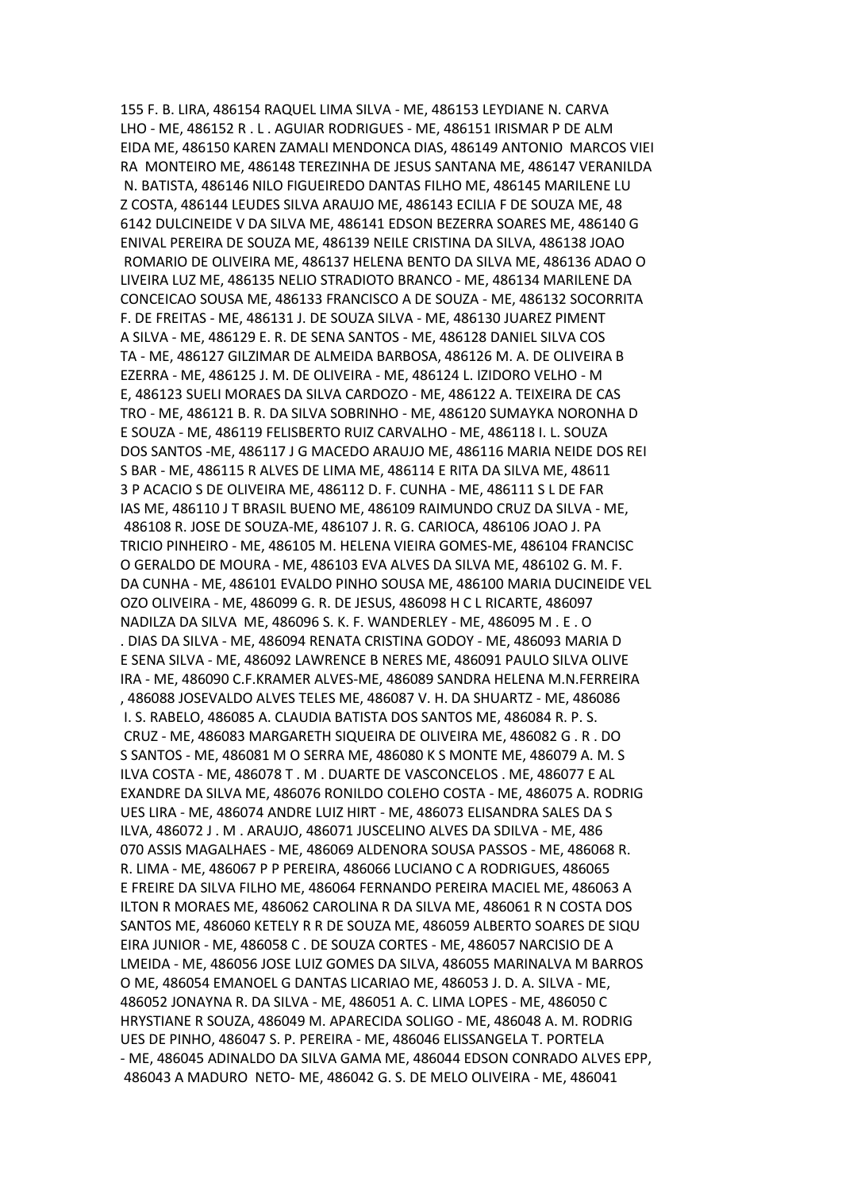155 F. B. LIRA, 486154 RAQUEL LIMA SILVA - ME, 486153 LEYDIANE N. CARVA LHO - ME, 486152 R . L . AGUIAR RODRIGUES - ME, 486151 IRISMAR P DE ALM EIDA ME, 486150 KAREN ZAMALI MENDONCA DIAS, 486149 ANTONIO MARCOS VIEI RA MONTEIRO ME, 486148 TEREZINHA DE JESUS SANTANA ME, 486147 VERANILDA N. BATISTA, 486146 NILO FIGUEIREDO DANTAS FILHO ME, 486145 MARILENE LU Z COSTA, 486144 LEUDES SILVA ARAUJO ME, 486143 ECILIA F DE SOUZA ME, 48 6142 DULCINEIDE V DA SILVA ME, 486141 EDSON BEZERRA SOARES ME, 486140 G ENIVAL PEREIRA DE SOUZA ME, 486139 NEILE CRISTINA DA SILVA, 486138 JOAO ROMARIO DE OLIVEIRA ME, 486137 HELENA BENTO DA SILVA ME, 486136 ADAO O LIVEIRA LUZ ME, 486135 NELIO STRADIOTO BRANCO - ME, 486134 MARILENE DA CONCEICAO SOUSA ME, 486133 FRANCISCO A DE SOUZA - ME, 486132 SOCORRITA F. DE FREITAS - ME, 486131 J. DE SOUZA SILVA - ME, 486130 JUAREZ PIMENT A SILVA - ME, 486129 E. R. DE SENA SANTOS - ME, 486128 DANIEL SILVA COS TA - ME, 486127 GILZIMAR DE ALMEIDA BARBOSA, 486126 M. A. DE OLIVEIRA B EZERRA - ME, 486125 J. M. DE OLIVEIRA - ME, 486124 L. IZIDORO VELHO - M E, 486123 SUELI MORAES DA SILVA CARDOZO - ME, 486122 A. TEIXEIRA DE CAS TRO - ME, 486121 B. R. DA SILVA SOBRINHO - ME, 486120 SUMAYKA NORONHA D E SOUZA - ME, 486119 FELISBERTO RUIZ CARVALHO - ME, 486118 I. L. SOUZA DOS SANTOS -ME, 486117 J G MACEDO ARAUJO ME, 486116 MARIA NEIDE DOS REI S BAR - ME, 486115 R ALVES DE LIMA ME, 486114 E RITA DA SILVA ME, 48611 3 P ACACIO S DE OLIVEIRA ME, 486112 D. F. CUNHA - ME, 486111 S L DE FAR IAS ME, 486110 J T BRASIL BUENO ME, 486109 RAIMUNDO CRUZ DA SILVA - ME, 486108 R. JOSE DE SOUZA-ME, 486107 J. R. G. CARIOCA, 486106 JOAO J. PA TRICIO PINHEIRO - ME, 486105 M. HELENA VIEIRA GOMES-ME, 486104 FRANCISC O GERALDO DE MOURA - ME, 486103 EVA ALVES DA SILVA ME, 486102 G. M. F. DA CUNHA - ME, 486101 EVALDO PINHO SOUSA ME, 486100 MARIA DUCINEIDE VEL OZO OLIVEIRA - ME, 486099 G. R. DE JESUS, 486098 H C L RICARTE, 486097 NADILZA DA SILVA ME, 486096 S. K. F. WANDERLEY - ME, 486095 M . E . O . DIAS DA SILVA - ME, 486094 RENATA CRISTINA GODOY - ME, 486093 MARIA D E SENA SILVA - ME, 486092 LAWRENCE B NERES ME, 486091 PAULO SILVA OLIVE IRA - ME, 486090 C.F.KRAMER ALVES-ME, 486089 SANDRA HELENA M.N.FERREIRA , 486088 JOSEVALDO ALVES TELES ME, 486087 V. H. DA SHUARTZ - ME, 486086 I. S. RABELO, 486085 A. CLAUDIA BATISTA DOS SANTOS ME, 486084 R. P. S. CRUZ - ME, 486083 MARGARETH SIQUEIRA DE OLIVEIRA ME, 486082 G . R . DO S SANTOS - ME, 486081 M O SERRA ME, 486080 K S MONTE ME, 486079 A. M. S ILVA COSTA - ME, 486078 T . M . DUARTE DE VASCONCELOS . ME, 486077 E AL EXANDRE DA SILVA ME, 486076 RONILDO COLEHO COSTA - ME, 486075 A. RODRIG UES LIRA - ME, 486074 ANDRE LUIZ HIRT - ME, 486073 ELISANDRA SALES DA S ILVA, 486072 J . M . ARAUJO, 486071 JUSCELINO ALVES DA SDILVA - ME, 486 070 ASSIS MAGALHAES - ME, 486069 ALDENORA SOUSA PASSOS - ME, 486068 R. R. LIMA - ME, 486067 P P PEREIRA, 486066 LUCIANO C A RODRIGUES, 486065 E FREIRE DA SILVA FILHO ME, 486064 FERNANDO PEREIRA MACIEL ME, 486063 A ILTON R MORAES ME, 486062 CAROLINA R DA SILVA ME, 486061 R N COSTA DOS SANTOS ME, 486060 KETELY R R DE SOUZA ME, 486059 ALBERTO SOARES DE SIQU EIRA JUNIOR - ME, 486058 C . DE SOUZA CORTES - ME, 486057 NARCISIO DE A LMEIDA - ME, 486056 JOSE LUIZ GOMES DA SILVA, 486055 MARINALVA M BARROS O ME, 486054 EMANOEL G DANTAS LICARIAO ME, 486053 J. D. A. SILVA - ME, 486052 JONAYNA R. DA SILVA - ME, 486051 A. C. LIMA LOPES - ME, 486050 C HRYSTIANE R SOUZA, 486049 M. APARECIDA SOLIGO - ME, 486048 A. M. RODRIG UES DE PINHO, 486047 S. P. PEREIRA - ME, 486046 ELISSANGELA T. PORTELA - ME, 486045 ADINALDO DA SILVA GAMA ME, 486044 EDSON CONRADO ALVES EPP, 486043 A MADURO NETO- ME, 486042 G. S. DE MELO OLIVEIRA - ME, 486041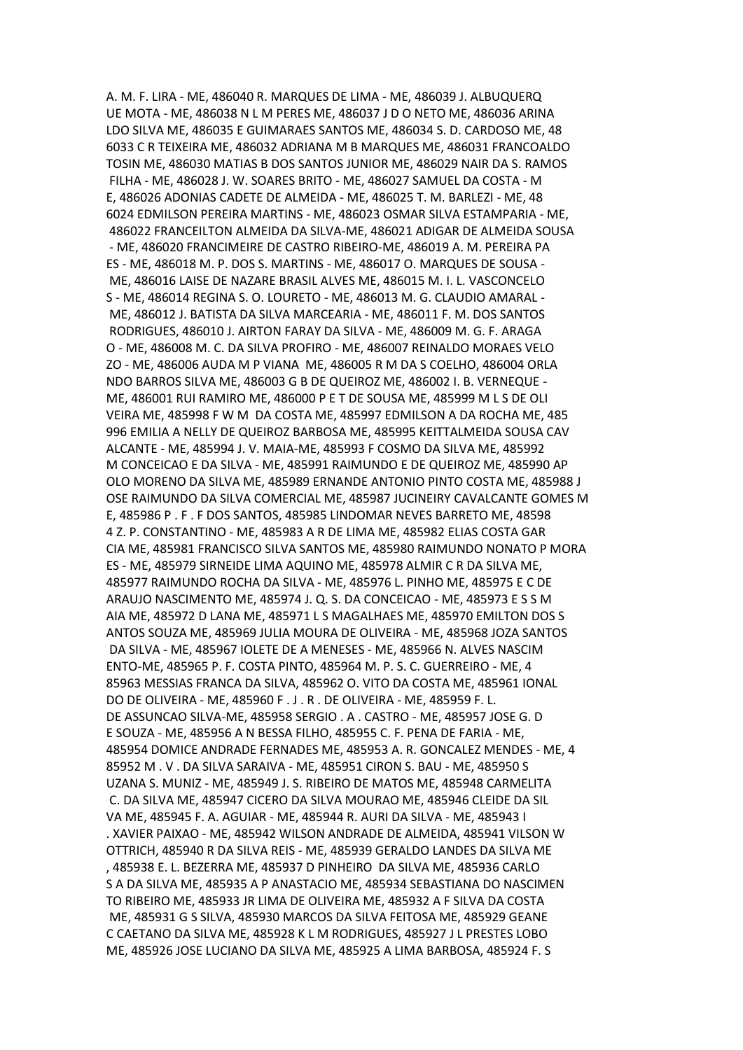A. M. F. LIRA - ME, 486040 R. MARQUES DE LIMA - ME, 486039 J. ALBUQUERQ UE MOTA - ME, 486038 N L M PERES ME, 486037 J D O NETO ME, 486036 ARINA LDO SILVA ME, 486035 E GUIMARAES SANTOS ME, 486034 S. D. CARDOSO ME, 48 6033 C R TEIXEIRA ME, 486032 ADRIANA M B MARQUES ME, 486031 FRANCOALDO TOSIN ME, 486030 MATIAS B DOS SANTOS JUNIOR ME, 486029 NAIR DA S. RAMOS FILHA - ME, 486028 J. W. SOARES BRITO - ME, 486027 SAMUEL DA COSTA - M E, 486026 ADONIAS CADETE DE ALMEIDA - ME, 486025 T. M. BARLEZI - ME, 48 6024 EDMILSON PEREIRA MARTINS - ME, 486023 OSMAR SILVA ESTAMPARIA - ME, 486022 FRANCEILTON ALMEIDA DA SILVA-ME, 486021 ADIGAR DE ALMEIDA SOUSA - ME, 486020 FRANCIMEIRE DE CASTRO RIBEIRO-ME, 486019 A. M. PEREIRA PA ES - ME, 486018 M. P. DOS S. MARTINS - ME, 486017 O. MARQUES DE SOUSA - ME, 486016 LAISE DE NAZARE BRASIL ALVES ME, 486015 M. I. L. VASCONCELO S - ME, 486014 REGINA S. O. LOURETO - ME, 486013 M. G. CLAUDIO AMARAL - ME, 486012 J. BATISTA DA SILVA MARCEARIA - ME, 486011 F. M. DOS SANTOS RODRIGUES, 486010 J. AIRTON FARAY DA SILVA - ME, 486009 M. G. F. ARAGA O - ME, 486008 M. C. DA SILVA PROFIRO - ME, 486007 REINALDO MORAES VELO ZO - ME, 486006 AUDA M P VIANA ME, 486005 R M DA S COELHO, 486004 ORLA NDO BARROS SILVA ME, 486003 G B DE QUEIROZ ME, 486002 I. B. VERNEQUE - ME, 486001 RUI RAMIRO ME, 486000 P E T DE SOUSA ME, 485999 M L S DE OLI VEIRA ME, 485998 F W M DA COSTA ME, 485997 EDMILSON A DA ROCHA ME, 485 996 EMILIA A NELLY DE QUEIROZ BARBOSA ME, 485995 KEITTALMEIDA SOUSA CAV ALCANTE - ME, 485994 J. V. MAIA-ME, 485993 F COSMO DA SILVA ME, 485992 M CONCEICAO E DA SILVA - ME, 485991 RAIMUNDO E DE QUEIROZ ME, 485990 AP OLO MORENO DA SILVA ME, 485989 ERNANDE ANTONIO PINTO COSTA ME, 485988 J OSE RAIMUNDO DA SILVA COMERCIAL ME, 485987 JUCINEIRY CAVALCANTE GOMES M E, 485986 P . F . F DOS SANTOS, 485985 LINDOMAR NEVES BARRETO ME, 48598 4 Z. P. CONSTANTINO - ME, 485983 A R DE LIMA ME, 485982 ELIAS COSTA GAR CIA ME, 485981 FRANCISCO SILVA SANTOS ME, 485980 RAIMUNDO NONATO P MORA ES - ME, 485979 SIRNEIDE LIMA AQUINO ME, 485978 ALMIR C R DA SILVA ME, 485977 RAIMUNDO ROCHA DA SILVA - ME, 485976 L. PINHO ME, 485975 E C DE ARAUJO NASCIMENTO ME, 485974 J. Q. S. DA CONCEICAO - ME, 485973 E S S M AIA ME, 485972 D LANA ME, 485971 L S MAGALHAES ME, 485970 EMILTON DOS S ANTOS SOUZA ME, 485969 JULIA MOURA DE OLIVEIRA - ME, 485968 JOZA SANTOS DA SILVA - ME, 485967 IOLETE DE A MENESES - ME, 485966 N. ALVES NASCIM ENTO-ME, 485965 P. F. COSTA PINTO, 485964 M. P. S. C. GUERREIRO - ME, 4 85963 MESSIAS FRANCA DA SILVA, 485962 O. VITO DA COSTA ME, 485961 IONAL DO DE OLIVEIRA - ME, 485960 F . J . R . DE OLIVEIRA - ME, 485959 F. L. DE ASSUNCAO SILVA-ME, 485958 SERGIO . A . CASTRO - ME, 485957 JOSE G. D E SOUZA - ME, 485956 A N BESSA FILHO, 485955 C. F. PENA DE FARIA - ME, 485954 DOMICE ANDRADE FERNADES ME, 485953 A. R. GONCALEZ MENDES - ME, 4 85952 M . V . DA SILVA SARAIVA - ME, 485951 CIRON S. BAU - ME, 485950 S UZANA S. MUNIZ - ME, 485949 J. S. RIBEIRO DE MATOS ME, 485948 CARMELITA C. DA SILVA ME, 485947 CICERO DA SILVA MOURAO ME, 485946 CLEIDE DA SIL VA ME, 485945 F. A. AGUIAR - ME, 485944 R. AURI DA SILVA - ME, 485943 I . XAVIER PAIXAO - ME, 485942 WILSON ANDRADE DE ALMEIDA, 485941 VILSON W OTTRICH, 485940 R DA SILVA REIS - ME, 485939 GERALDO LANDES DA SILVA ME , 485938 E. L. BEZERRA ME, 485937 D PINHEIRO DA SILVA ME, 485936 CARLO S A DA SILVA ME, 485935 A P ANASTACIO ME, 485934 SEBASTIANA DO NASCIMEN TO RIBEIRO ME, 485933 JR LIMA DE OLIVEIRA ME, 485932 A F SILVA DA COSTA ME, 485931 G S SILVA, 485930 MARCOS DA SILVA FEITOSA ME, 485929 GEANE C CAETANO DA SILVA ME, 485928 K L M RODRIGUES, 485927 J L PRESTES LOBO ME, 485926 JOSE LUCIANO DA SILVA ME, 485925 A LIMA BARBOSA, 485924 F. S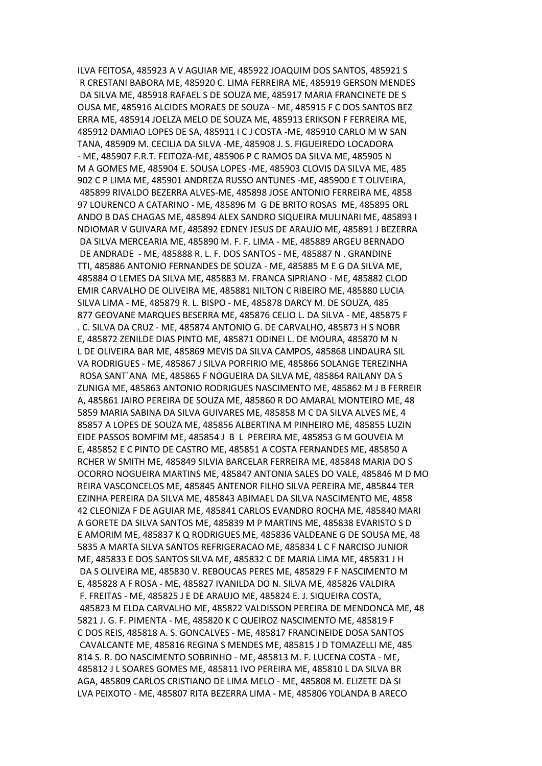ILVA FEITOSA, 485923 A V AGUIAR ME, 485922 JOAQUIM DOS SANTOS, 485921 S R CRESTANI BABORA ME, 485920 C. LIMA FERREIRA ME, 485919 GERSON MENDES DA SILVA ME, 485918 RAFAEL S DE SOUZA ME, 485917 MARIA FRANCINETE DE S OUSA ME, 485916 ALCIDES MORAES DE SOUZA - ME, 485915 F C DOS SANTOS BEZ ERRA ME, 485914 JOELZA MELO DE SOUZA ME, 485913 ERIKSON F FERREIRA ME, 485912 DAMIAO LOPES DE SA, 485911 I C J COSTA -ME, 485910 CARLO M W SAN TANA, 485909 M. CECILIA DA SILVA -ME, 485908 J. S. FIGUEIREDO LOCADORA - ME, 485907 F.R.T. FEITOZA-ME, 485906 P C RAMOS DA SILVA ME, 485905 N M A GOMES ME, 485904 E. SOUSA LOPES -ME, 485903 CLOVIS DA SILVA ME, 485 902 C P LIMA ME, 485901 ANDREZA RUSSO ANTUNES -ME, 485900 E T OLIVEIRA, 485899 RIVALDO BEZERRA ALVES-ME, 485898 JOSE ANTONIO FERREIRA ME, 4858 97 LOURENCO A CATARINO - ME, 485896 M G DE BRITO ROSAS ME, 485895 ORL ANDO B DAS CHAGAS ME, 485894 ALEX SANDRO SIQUEIRA MULINARI ME, 485893 I NDIOMAR V GUIVARA ME, 485892 EDNEY JESUS DE ARAUJO ME, 485891 J BEZERRA DA SILVA MERCEARIA ME, 485890 M. F. F. LIMA - ME, 485889 ARGEU BERNADO DE ANDRADE - ME, 485888 R. L. F. DOS SANTOS - ME, 485887 N . GRANDINE TTI, 485886 ANTONIO FERNANDES DE SOUZA - ME, 485885 M E G DA SILVA ME, 485884 O LEMES DA SILVA ME, 485883 M. FRANCA SIPRIANO - ME, 485882 CLOD EMIR CARVALHO DE OLIVEIRA ME, 485881 NILTON C RIBEIRO ME, 485880 LUCIA SILVA LIMA - ME, 485879 R. L. BISPO - ME, 485878 DARCY M. DE SOUZA, 485 877 GEOVANE MARQUES BESERRA ME, 485876 CELIO L. DA SILVA - ME, 485875 F . C. SILVA DA CRUZ - ME, 485874 ANTONIO G. DE CARVALHO, 485873 H S NOBR E, 485872 ZENILDE DIAS PINTO ME, 485871 ODINEI L. DE MOURA, 485870 M N L DE OLIVEIRA BAR ME, 485869 MEVIS DA SILVA CAMPOS, 485868 LINDAURA SIL VA RODRIGUES - ME, 485867 J SILVA PORFIRIO ME, 485866 SOLANGE TEREZINHA ROSA SANT´ANA ME, 485865 F NOGUEIRA DA SILVA ME, 485864 RAILANY DA S ZUNIGA ME, 485863 ANTONIO RODRIGUES NASCIMENTO ME, 485862 M J B FERREIR A, 485861 JAIRO PEREIRA DE SOUZA ME, 485860 R DO AMARAL MONTEIRO ME, 48 5859 MARIA SABINA DA SILVA GUIVARES ME, 485858 M C DA SILVA ALVES ME, 4 85857 A LOPES DE SOUZA ME, 485856 ALBERTINA M PINHEIRO ME, 485855 LUZIN EIDE PASSOS BOMFIM ME, 485854 J B L PEREIRA ME, 485853 G M GOUVEIA M E, 485852 E C PINTO DE CASTRO ME, 485851 A COSTA FERNANDES ME, 485850 A RCHER W SMITH ME, 485849 SILVIA BARCELAR FERREIRA ME, 485848 MARIA DO S OCORRO NOGUEIRA MARTINS ME, 485847 ANTONIA SALES DO VALE, 485846 M D MO REIRA VASCONCELOS ME, 485845 ANTENOR FILHO SILVA PEREIRA ME, 485844 TER EZINHA PEREIRA DA SILVA ME, 485843 ABIMAEL DA SILVA NASCIMENTO ME, 4858 42 CLEONIZA F DE AGUIAR ME, 485841 CARLOS EVANDRO ROCHA ME, 485840 MARI A GORETE DA SILVA SANTOS ME, 485839 M P MARTINS ME, 485838 EVARISTO S D E AMORIM ME, 485837 K Q RODRIGUES ME, 485836 VALDEANE G DE SOUSA ME, 48 5835 A MARTA SILVA SANTOS REFRIGERACAO ME, 485834 L C F NARCISO JUNIOR ME, 485833 E DOS SANTOS SILVA ME, 485832 C DE MARIA LIMA ME, 485831 J H DA S OLIVEIRA ME, 485830 V. REBOUCAS PERES ME, 485829 F F NASCIMENTO M E, 485828 A F ROSA - ME, 485827 IVANILDA DO N. SILVA ME, 485826 VALDIRA F. FREITAS - ME, 485825 J E DE ARAUJO ME, 485824 E. J. SIQUEIRA COSTA, 485823 M ELDA CARVALHO ME, 485822 VALDISSON PEREIRA DE MENDONCA ME, 48 5821 J. G. F. PIMENTA - ME, 485820 K C QUEIROZ NASCIMENTO ME, 485819 F C DOS REIS, 485818 A. S. GONCALVES - ME, 485817 FRANCINEIDE DOSA SANTOS CAVALCANTE ME, 485816 REGINA S MENDES ME, 485815 J D TOMAZELLI ME, 485 814 S. R. DO NASCIMENTO SOBRINHO - ME, 485813 M. F. LUCENA COSTA - ME, 485812 J L SOARES GOMES ME, 485811 IVO PEREIRA ME, 485810 L DA SILVA BR AGA, 485809 CARLOS CRISTIANO DE LIMA MELO - ME, 485808 M. ELIZETE DA SI LVA PEIXOTO - ME, 485807 RITA BEZERRA LIMA - ME, 485806 YOLANDA B ARECO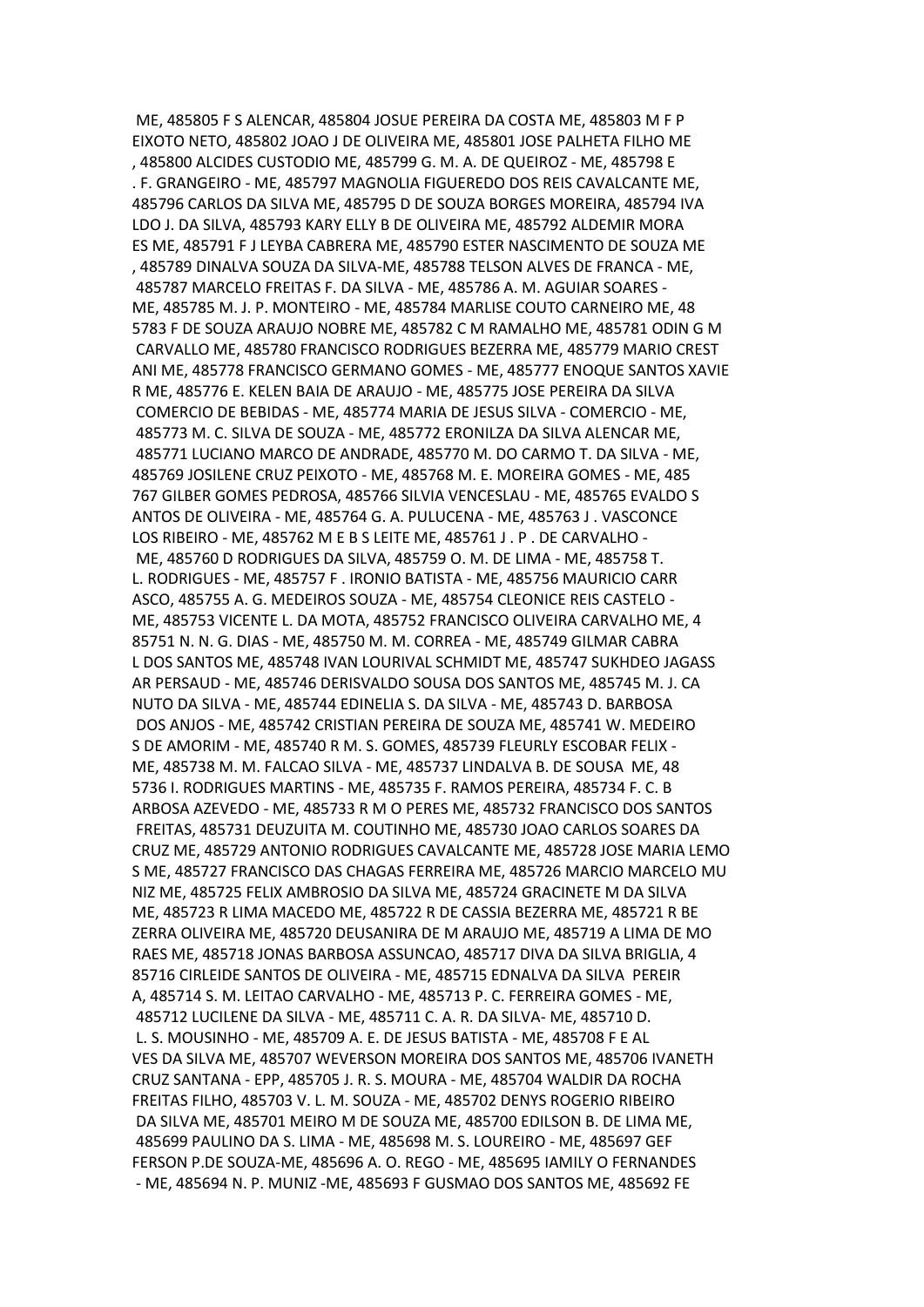ME, 485805 F S ALENCAR, 485804 JOSUE PEREIRA DA COSTA ME, 485803 M F P EIXOTO NETO, 485802 JOAO J DE OLIVEIRA ME, 485801 JOSE PALHETA FILHO ME , 485800 ALCIDES CUSTODIO ME, 485799 G. M. A. DE QUEIROZ - ME, 485798 E . F. GRANGEIRO - ME, 485797 MAGNOLIA FIGUEREDO DOS REIS CAVALCANTE ME, 485796 CARLOS DA SILVA ME, 485795 D DE SOUZA BORGES MOREIRA, 485794 IVA LDO J. DA SILVA, 485793 KARY ELLY B DE OLIVEIRA ME, 485792 ALDEMIR MORA ES ME, 485791 F J LEYBA CABRERA ME, 485790 ESTER NASCIMENTO DE SOUZA ME , 485789 DINALVA SOUZA DA SILVA-ME, 485788 TELSON ALVES DE FRANCA - ME, 485787 MARCELO FREITAS F. DA SILVA - ME, 485786 A. M. AGUIAR SOARES - ME, 485785 M. J. P. MONTEIRO - ME, 485784 MARLISE COUTO CARNEIRO ME, 48 5783 F DE SOUZA ARAUJO NOBRE ME, 485782 C M RAMALHO ME, 485781 ODIN G M CARVALLO ME, 485780 FRANCISCO RODRIGUES BEZERRA ME, 485779 MARIO CREST ANI ME, 485778 FRANCISCO GERMANO GOMES - ME, 485777 ENOQUE SANTOS XAVIE R ME, 485776 E. KELEN BAIA DE ARAUJO - ME, 485775 JOSE PEREIRA DA SILVA COMERCIO DE BEBIDAS - ME, 485774 MARIA DE JESUS SILVA - COMERCIO - ME, 485773 M. C. SILVA DE SOUZA - ME, 485772 ERONILZA DA SILVA ALENCAR ME, 485771 LUCIANO MARCO DE ANDRADE, 485770 M. DO CARMO T. DA SILVA - ME, 485769 JOSILENE CRUZ PEIXOTO - ME, 485768 M. E. MOREIRA GOMES - ME, 485 767 GILBER GOMES PEDROSA, 485766 SILVIA VENCESLAU - ME, 485765 EVALDO S ANTOS DE OLIVEIRA - ME, 485764 G. A. PULUCENA - ME, 485763 J . VASCONCE LOS RIBEIRO - ME, 485762 M E B S LEITE ME, 485761 J . P . DE CARVALHO - ME, 485760 D RODRIGUES DA SILVA, 485759 O. M. DE LIMA - ME, 485758 T. L. RODRIGUES - ME, 485757 F . IRONIO BATISTA - ME, 485756 MAURICIO CARR ASCO, 485755 A. G. MEDEIROS SOUZA - ME, 485754 CLEONICE REIS CASTELO - ME, 485753 VICENTE L. DA MOTA, 485752 FRANCISCO OLIVEIRA CARVALHO ME, 4 85751 N. N. G. DIAS - ME, 485750 M. M. CORREA - ME, 485749 GILMAR CABRA L DOS SANTOS ME, 485748 IVAN LOURIVAL SCHMIDT ME, 485747 SUKHDEO JAGASS AR PERSAUD - ME, 485746 DERISVALDO SOUSA DOS SANTOS ME, 485745 M. J. CA NUTO DA SILVA - ME, 485744 EDINELIA S. DA SILVA - ME, 485743 D. BARBOSA DOS ANJOS - ME, 485742 CRISTIAN PEREIRA DE SOUZA ME, 485741 W. MEDEIRO S DE AMORIM - ME, 485740 R M. S. GOMES, 485739 FLEURLY ESCOBAR FELIX - ME, 485738 M. M. FALCAO SILVA - ME, 485737 LINDALVA B. DE SOUSA ME, 48 5736 I. RODRIGUES MARTINS - ME, 485735 F. RAMOS PEREIRA, 485734 F. C. B ARBOSA AZEVEDO - ME, 485733 R M O PERES ME, 485732 FRANCISCO DOS SANTOS FREITAS, 485731 DEUZUITA M. COUTINHO ME, 485730 JOAO CARLOS SOARES DA CRUZ ME, 485729 ANTONIO RODRIGUES CAVALCANTE ME, 485728 JOSE MARIA LEMO S ME, 485727 FRANCISCO DAS CHAGAS FERREIRA ME, 485726 MARCIO MARCELO MU NIZ ME, 485725 FELIX AMBROSIO DA SILVA ME, 485724 GRACINETE M DA SILVA ME, 485723 R LIMA MACEDO ME, 485722 R DE CASSIA BEZERRA ME, 485721 R BE ZERRA OLIVEIRA ME, 485720 DEUSANIRA DE M ARAUJO ME, 485719 A LIMA DE MO RAES ME, 485718 JONAS BARBOSA ASSUNCAO, 485717 DIVA DA SILVA BRIGLIA, 4 85716 CIRLEIDE SANTOS DE OLIVEIRA - ME, 485715 EDNALVA DA SILVA PEREIR A, 485714 S. M. LEITAO CARVALHO - ME, 485713 P. C. FERREIRA GOMES - ME, 485712 LUCILENE DA SILVA - ME, 485711 C. A. R. DA SILVA- ME, 485710 D. L. S. MOUSINHO - ME, 485709 A. E. DE JESUS BATISTA - ME, 485708 F E AL VES DA SILVA ME, 485707 WEVERSON MOREIRA DOS SANTOS ME, 485706 IVANETH CRUZ SANTANA - EPP, 485705 J. R. S. MOURA - ME, 485704 WALDIR DA ROCHA FREITAS FILHO, 485703 V. L. M. SOUZA - ME, 485702 DENYS ROGERIO RIBEIRO DA SILVA ME, 485701 MEIRO M DE SOUZA ME, 485700 EDILSON B. DE LIMA ME, 485699 PAULINO DA S. LIMA - ME, 485698 M. S. LOUREIRO - ME, 485697 GEF FERSON P.DE SOUZA-ME, 485696 A. O. REGO - ME, 485695 IAMILY O FERNANDES - ME, 485694 N. P. MUNIZ -ME, 485693 F GUSMAO DOS SANTOS ME, 485692 FE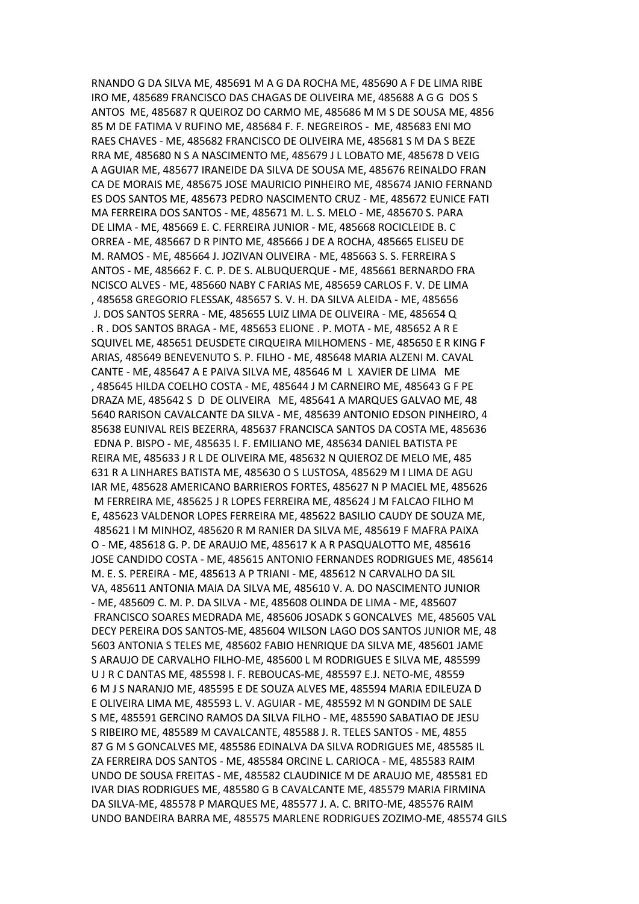RNANDO G DA SILVA ME, 485691 M A G DA ROCHA ME, 485690 A F DE LIMA RIBE IRO ME, 485689 FRANCISCO DAS CHAGAS DE OLIVEIRA ME, 485688 A G G DOS S ANTOS ME, 485687 R QUEIROZ DO CARMO ME, 485686 M M S DE SOUSA ME, 4856 85 M DE FATIMA V RUFINO ME, 485684 F. F. NEGREIROS - ME, 485683 ENI MO RAES CHAVES - ME, 485682 FRANCISCO DE OLIVEIRA ME, 485681 S M DA S BEZE RRA ME, 485680 N S A NASCIMENTO ME, 485679 J L LOBATO ME, 485678 D VEIG A AGUIAR ME, 485677 IRANEIDE DA SILVA DE SOUSA ME, 485676 REINALDO FRAN CA DE MORAIS ME, 485675 JOSE MAURICIO PINHEIRO ME, 485674 JANIO FERNAND ES DOS SANTOS ME, 485673 PEDRO NASCIMENTO CRUZ - ME, 485672 EUNICE FATI MA FERREIRA DOS SANTOS - ME, 485671 M. L. S. MELO - ME, 485670 S. PARA DE LIMA - ME, 485669 E. C. FERREIRA JUNIOR - ME, 485668 ROCICLEIDE B. C ORREA - ME, 485667 D R PINTO ME, 485666 J DE A ROCHA, 485665 ELISEU DE M. RAMOS - ME, 485664 J. JOZIVAN OLIVEIRA - ME, 485663 S. S. FERREIRA S ANTOS - ME, 485662 F. C. P. DE S. ALBUQUERQUE - ME, 485661 BERNARDO FRA NCISCO ALVES - ME, 485660 NABY C FARIAS ME, 485659 CARLOS F. V. DE LIMA , 485658 GREGORIO FLESSAK, 485657 S. V. H. DA SILVA ALEIDA - ME, 485656 J. DOS SANTOS SERRA - ME, 485655 LUIZ LIMA DE OLIVEIRA - ME, 485654 Q . R . DOS SANTOS BRAGA - ME, 485653 ELIONE . P. MOTA - ME, 485652 A R E SQUIVEL ME, 485651 DEUSDETE CIRQUEIRA MILHOMENS - ME, 485650 E R KING F ARIAS, 485649 BENEVENUTO S. P. FILHO - ME, 485648 MARIA ALZENI M. CAVAL CANTE - ME, 485647 A E PAIVA SILVA ME, 485646 M L XAVIER DE LIMA ME , 485645 HILDA COELHO COSTA - ME, 485644 J M CARNEIRO ME, 485643 G F PE DRAZA ME, 485642 S D DE OLIVEIRA ME, 485641 A MARQUES GALVAO ME, 48 5640 RARISON CAVALCANTE DA SILVA - ME, 485639 ANTONIO EDSON PINHEIRO, 4 85638 EUNIVAL REIS BEZERRA, 485637 FRANCISCA SANTOS DA COSTA ME, 485636 EDNA P. BISPO - ME, 485635 I. F. EMILIANO ME, 485634 DANIEL BATISTA PE REIRA ME, 485633 J R L DE OLIVEIRA ME, 485632 N QUIEROZ DE MELO ME, 485 631 R A LINHARES BATISTA ME, 485630 O S LUSTOSA, 485629 M I LIMA DE AGU IAR ME, 485628 AMERICANO BARRIEROS FORTES, 485627 N P MACIEL ME, 485626 M FERREIRA ME, 485625 J R LOPES FERREIRA ME, 485624 J M FALCAO FILHO M E, 485623 VALDENOR LOPES FERREIRA ME, 485622 BASILIO CAUDY DE SOUZA ME, 485621 I M MINHOZ, 485620 R M RANIER DA SILVA ME, 485619 F MAFRA PAIXA O - ME, 485618 G. P. DE ARAUJO ME, 485617 K A R PASQUALOTTO ME, 485616 JOSE CANDIDO COSTA - ME, 485615 ANTONIO FERNANDES RODRIGUES ME, 485614 M. E. S. PEREIRA - ME, 485613 A P TRIANI - ME, 485612 N CARVALHO DA SIL VA, 485611 ANTONIA MAIA DA SILVA ME, 485610 V. A. DO NASCIMENTO JUNIOR - ME, 485609 C. M. P. DA SILVA - ME, 485608 OLINDA DE LIMA - ME, 485607 FRANCISCO SOARES MEDRADA ME, 485606 JOSADK S GONCALVES ME, 485605 VAL DECY PEREIRA DOS SANTOS-ME, 485604 WILSON LAGO DOS SANTOS JUNIOR ME, 48 5603 ANTONIA S TELES ME, 485602 FABIO HENRIQUE DA SILVA ME, 485601 JAME S ARAUJO DE CARVALHO FILHO-ME, 485600 L M RODRIGUES E SILVA ME, 485599 U J R C DANTAS ME, 485598 I. F. REBOUCAS-ME, 485597 E.J. NETO-ME, 48559 6 M J S NARANJO ME, 485595 E DE SOUZA ALVES ME, 485594 MARIA EDILEUZA D E OLIVEIRA LIMA ME, 485593 L. V. AGUIAR - ME, 485592 M N GONDIM DE SALE S ME, 485591 GERCINO RAMOS DA SILVA FILHO - ME, 485590 SABATIAO DE JESU S RIBEIRO ME, 485589 M CAVALCANTE, 485588 J. R. TELES SANTOS - ME, 4855 87 G M S GONCALVES ME, 485586 EDINALVA DA SILVA RODRIGUES ME, 485585 IL ZA FERREIRA DOS SANTOS - ME, 485584 ORCINE L. CARIOCA - ME, 485583 RAIM UNDO DE SOUSA FREITAS - ME, 485582 CLAUDINICE M DE ARAUJO ME, 485581 ED IVAR DIAS RODRIGUES ME, 485580 G B CAVALCANTE ME, 485579 MARIA FIRMINA DA SILVA-ME, 485578 P MARQUES ME, 485577 J. A. C. BRITO-ME, 485576 RAIM UNDO BANDEIRA BARRA ME, 485575 MARLENE RODRIGUES ZOZIMO-ME, 485574 GILS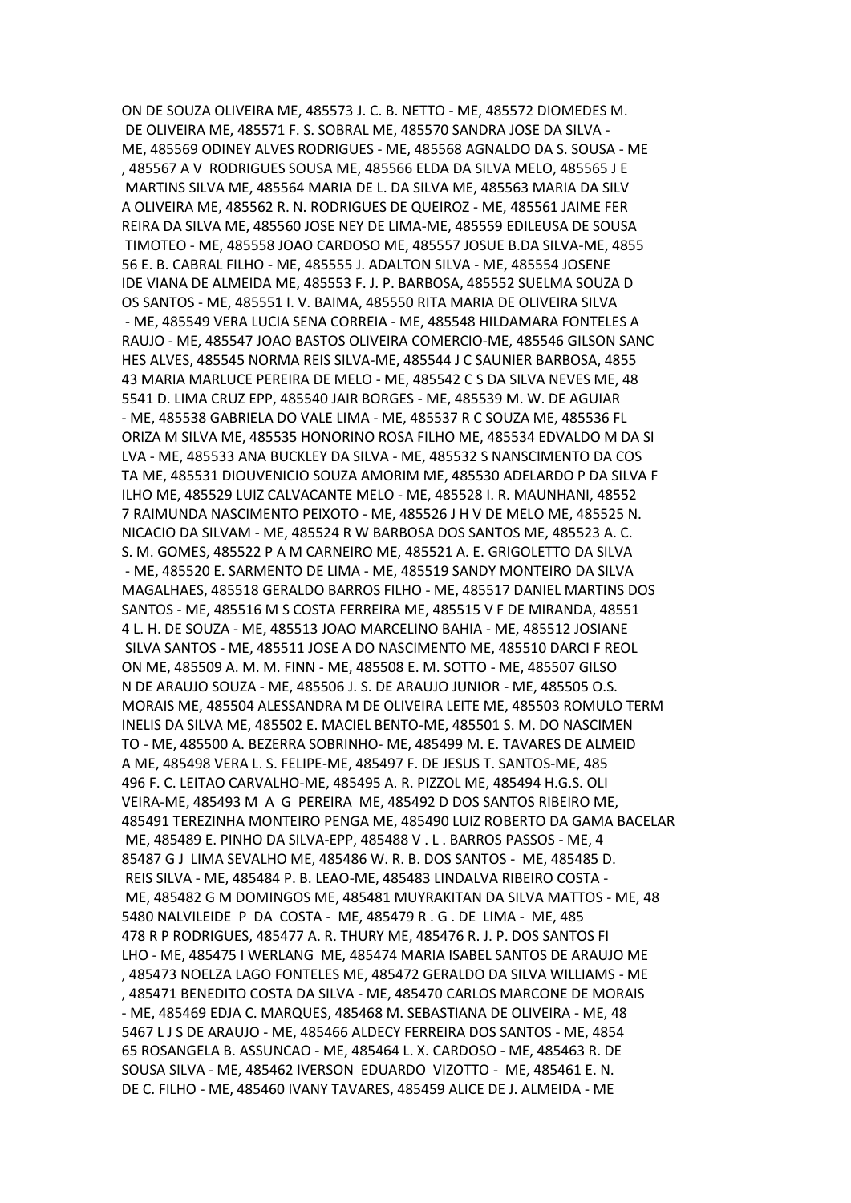ON DE SOUZA OLIVEIRA ME, 485573 J. C. B. NETTO - ME, 485572 DIOMEDES M. DE OLIVEIRA ME, 485571 F. S. SOBRAL ME, 485570 SANDRA JOSE DA SILVA - ME, 485569 ODINEY ALVES RODRIGUES - ME, 485568 AGNALDO DA S. SOUSA - ME , 485567 A V RODRIGUES SOUSA ME, 485566 ELDA DA SILVA MELO, 485565 J E MARTINS SILVA ME, 485564 MARIA DE L. DA SILVA ME, 485563 MARIA DA SILV A OLIVEIRA ME, 485562 R. N. RODRIGUES DE QUEIROZ - ME, 485561 JAIME FER REIRA DA SILVA ME, 485560 JOSE NEY DE LIMA-ME, 485559 EDILEUSA DE SOUSA TIMOTEO - ME, 485558 JOAO CARDOSO ME, 485557 JOSUE B.DA SILVA-ME, 4855 56 E. B. CABRAL FILHO - ME, 485555 J. ADALTON SILVA - ME, 485554 JOSENE IDE VIANA DE ALMEIDA ME, 485553 F. J. P. BARBOSA, 485552 SUELMA SOUZA D OS SANTOS - ME, 485551 I. V. BAIMA, 485550 RITA MARIA DE OLIVEIRA SILVA - ME, 485549 VERA LUCIA SENA CORREIA - ME, 485548 HILDAMARA FONTELES A RAUJO - ME, 485547 JOAO BASTOS OLIVEIRA COMERCIO-ME, 485546 GILSON SANC HES ALVES, 485545 NORMA REIS SILVA-ME, 485544 J C SAUNIER BARBOSA, 4855 43 MARIA MARLUCE PEREIRA DE MELO - ME, 485542 C S DA SILVA NEVES ME, 48 5541 D. LIMA CRUZ EPP, 485540 JAIR BORGES - ME, 485539 M. W. DE AGUIAR - ME, 485538 GABRIELA DO VALE LIMA - ME, 485537 R C SOUZA ME, 485536 FL ORIZA M SILVA ME, 485535 HONORINO ROSA FILHO ME, 485534 EDVALDO M DA SI LVA - ME, 485533 ANA BUCKLEY DA SILVA - ME, 485532 S NANSCIMENTO DA COS TA ME, 485531 DIOUVENICIO SOUZA AMORIM ME, 485530 ADELARDO P DA SILVA F ILHO ME, 485529 LUIZ CALVACANTE MELO - ME, 485528 I. R. MAUNHANI, 48552 7 RAIMUNDA NASCIMENTO PEIXOTO - ME, 485526 J H V DE MELO ME, 485525 N. NICACIO DA SILVAM - ME, 485524 R W BARBOSA DOS SANTOS ME, 485523 A. C. S. M. GOMES, 485522 P A M CARNEIRO ME, 485521 A. E. GRIGOLETTO DA SILVA - ME, 485520 E. SARMENTO DE LIMA - ME, 485519 SANDY MONTEIRO DA SILVA MAGALHAES, 485518 GERALDO BARROS FILHO - ME, 485517 DANIEL MARTINS DOS SANTOS - ME, 485516 M S COSTA FERREIRA ME, 485515 V F DE MIRANDA, 48551 4 L. H. DE SOUZA - ME, 485513 JOAO MARCELINO BAHIA - ME, 485512 JOSIANE SILVA SANTOS - ME, 485511 JOSE A DO NASCIMENTO ME, 485510 DARCI F REOL ON ME, 485509 A. M. M. FINN - ME, 485508 E. M. SOTTO - ME, 485507 GILSO N DE ARAUJO SOUZA - ME, 485506 J. S. DE ARAUJO JUNIOR - ME, 485505 O.S. MORAIS ME, 485504 ALESSANDRA M DE OLIVEIRA LEITE ME, 485503 ROMULO TERM INELIS DA SILVA ME, 485502 E. MACIEL BENTO-ME, 485501 S. M. DO NASCIMEN TO - ME, 485500 A. BEZERRA SOBRINHO- ME, 485499 M. E. TAVARES DE ALMEID A ME, 485498 VERA L. S. FELIPE-ME, 485497 F. DE JESUS T. SANTOS-ME, 485 496 F. C. LEITAO CARVALHO-ME, 485495 A. R. PIZZOL ME, 485494 H.G.S. OLI VEIRA-ME, 485493 M A G PEREIRA ME, 485492 D DOS SANTOS RIBEIRO ME, 485491 TEREZINHA MONTEIRO PENGA ME, 485490 LUIZ ROBERTO DA GAMA BACELAR ME, 485489 E. PINHO DA SILVA-EPP, 485488 V . L . BARROS PASSOS - ME, 4 85487 G J LIMA SEVALHO ME, 485486 W. R. B. DOS SANTOS - ME, 485485 D. REIS SILVA - ME, 485484 P. B. LEAO-ME, 485483 LINDALVA RIBEIRO COSTA - ME, 485482 G M DOMINGOS ME, 485481 MUYRAKITAN DA SILVA MATTOS - ME, 48 5480 NALVILEIDE P DA COSTA - ME, 485479 R . G . DE LIMA - ME, 485 478 R P RODRIGUES, 485477 A. R. THURY ME, 485476 R. J. P. DOS SANTOS FI LHO - ME, 485475 I WERLANG ME, 485474 MARIA ISABEL SANTOS DE ARAUJO ME , 485473 NOELZA LAGO FONTELES ME, 485472 GERALDO DA SILVA WILLIAMS - ME , 485471 BENEDITO COSTA DA SILVA - ME, 485470 CARLOS MARCONE DE MORAIS - ME, 485469 EDJA C. MARQUES, 485468 M. SEBASTIANA DE OLIVEIRA - ME, 48 5467 L J S DE ARAUJO - ME, 485466 ALDECY FERREIRA DOS SANTOS - ME, 4854 65 ROSANGELA B. ASSUNCAO - ME, 485464 L. X. CARDOSO - ME, 485463 R. DE SOUSA SILVA - ME, 485462 IVERSON EDUARDO VIZOTTO - ME, 485461 E. N. DE C. FILHO - ME, 485460 IVANY TAVARES, 485459 ALICE DE J. ALMEIDA - ME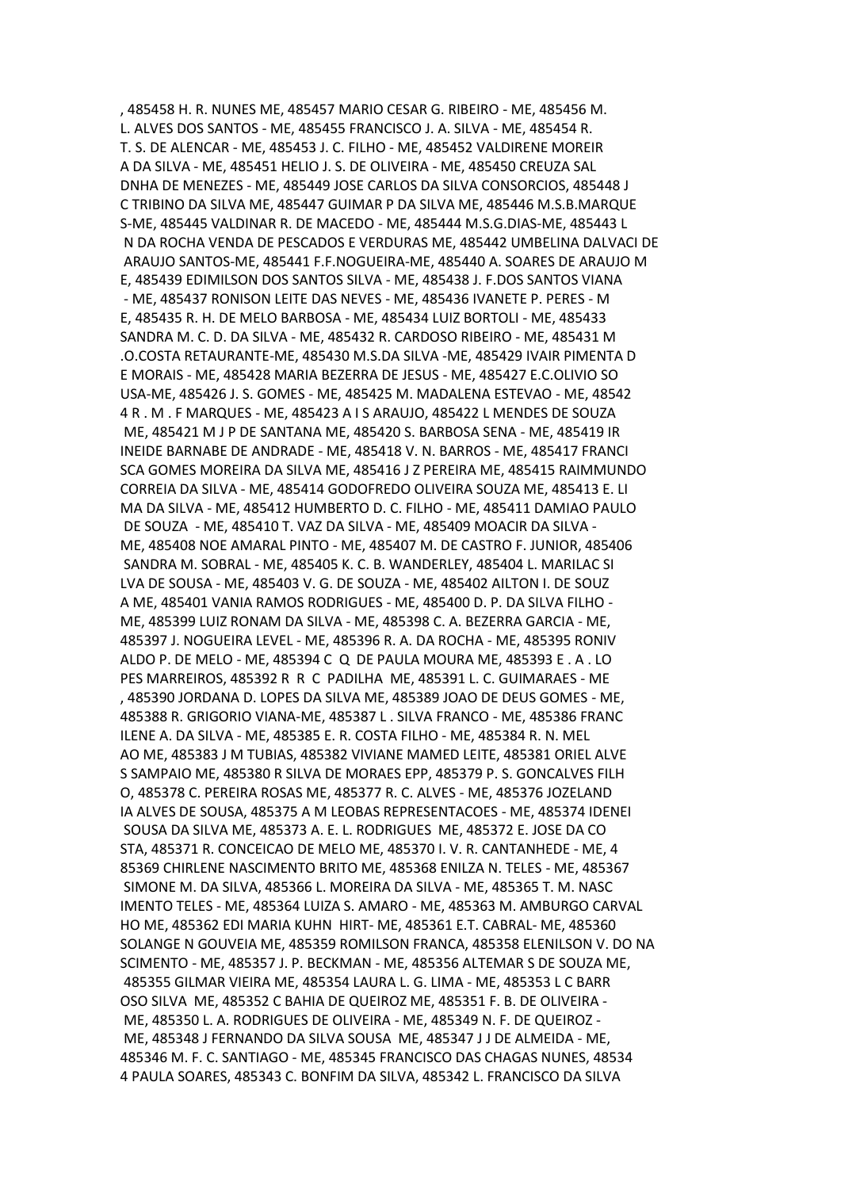, 485458 H. R. NUNES ME, 485457 MARIO CESAR G. RIBEIRO - ME, 485456 M. L. ALVES DOS SANTOS - ME, 485455 FRANCISCO J. A. SILVA - ME, 485454 R. T. S. DE ALENCAR - ME, 485453 J. C. FILHO - ME, 485452 VALDIRENE MOREIR A DA SILVA - ME, 485451 HELIO J. S. DE OLIVEIRA - ME, 485450 CREUZA SAL DNHA DE MENEZES - ME, 485449 JOSE CARLOS DA SILVA CONSORCIOS, 485448 J C TRIBINO DA SILVA ME, 485447 GUIMAR P DA SILVA ME, 485446 M.S.B.MARQUE S-ME, 485445 VALDINAR R. DE MACEDO - ME, 485444 M.S.G.DIAS-ME, 485443 L N DA ROCHA VENDA DE PESCADOS E VERDURAS ME, 485442 UMBELINA DALVACI DE ARAUJO SANTOS-ME, 485441 F.F.NOGUEIRA-ME, 485440 A. SOARES DE ARAUJO M E, 485439 EDIMILSON DOS SANTOS SILVA - ME, 485438 J. F.DOS SANTOS VIANA - ME, 485437 RONISON LEITE DAS NEVES - ME, 485436 IVANETE P. PERES - M E, 485435 R. H. DE MELO BARBOSA - ME, 485434 LUIZ BORTOLI - ME, 485433 SANDRA M. C. D. DA SILVA - ME, 485432 R. CARDOSO RIBEIRO - ME, 485431 M .O.COSTA RETAURANTE-ME, 485430 M.S.DA SILVA -ME, 485429 IVAIR PIMENTA D E MORAIS - ME, 485428 MARIA BEZERRA DE JESUS - ME, 485427 E.C.OLIVIO SO USA-ME, 485426 J. S. GOMES - ME, 485425 M. MADALENA ESTEVAO - ME, 48542 4 R . M . F MARQUES - ME, 485423 A I S ARAUJO, 485422 L MENDES DE SOUZA ME, 485421 M J P DE SANTANA ME, 485420 S. BARBOSA SENA - ME, 485419 IR INEIDE BARNABE DE ANDRADE - ME, 485418 V. N. BARROS - ME, 485417 FRANCI SCA GOMES MOREIRA DA SILVA ME, 485416 J Z PEREIRA ME, 485415 RAIMMUNDO CORREIA DA SILVA - ME, 485414 GODOFREDO OLIVEIRA SOUZA ME, 485413 E. LI MA DA SILVA - ME, 485412 HUMBERTO D. C. FILHO - ME, 485411 DAMIAO PAULO DE SOUZA - ME, 485410 T. VAZ DA SILVA - ME, 485409 MOACIR DA SILVA - ME, 485408 NOE AMARAL PINTO - ME, 485407 M. DE CASTRO F. JUNIOR, 485406 SANDRA M. SOBRAL - ME, 485405 K. C. B. WANDERLEY, 485404 L. MARILAC SI LVA DE SOUSA - ME, 485403 V. G. DE SOUZA - ME, 485402 AILTON I. DE SOUZ A ME, 485401 VANIA RAMOS RODRIGUES - ME, 485400 D. P. DA SILVA FILHO - ME, 485399 LUIZ RONAM DA SILVA - ME, 485398 C. A. BEZERRA GARCIA - ME, 485397 J. NOGUEIRA LEVEL - ME, 485396 R. A. DA ROCHA - ME, 485395 RONIV ALDO P. DE MELO - ME, 485394 C Q DE PAULA MOURA ME, 485393 E . A . LO PES MARREIROS, 485392 R R C PADILHA ME, 485391 L. C. GUIMARAES - ME , 485390 JORDANA D. LOPES DA SILVA ME, 485389 JOAO DE DEUS GOMES - ME, 485388 R. GRIGORIO VIANA-ME, 485387 L . SILVA FRANCO - ME, 485386 FRANC ILENE A. DA SILVA - ME, 485385 E. R. COSTA FILHO - ME, 485384 R. N. MEL AO ME, 485383 J M TUBIAS, 485382 VIVIANE MAMED LEITE, 485381 ORIEL ALVE S SAMPAIO ME, 485380 R SILVA DE MORAES EPP, 485379 P. S. GONCALVES FILH O, 485378 C. PEREIRA ROSAS ME, 485377 R. C. ALVES - ME, 485376 JOZELAND IA ALVES DE SOUSA, 485375 A M LEOBAS REPRESENTACOES - ME, 485374 IDENEI SOUSA DA SILVA ME, 485373 A. E. L. RODRIGUES ME, 485372 E. JOSE DA CO STA, 485371 R. CONCEICAO DE MELO ME, 485370 I. V. R. CANTANHEDE - ME, 4 85369 CHIRLENE NASCIMENTO BRITO ME, 485368 ENILZA N. TELES - ME, 485367 SIMONE M. DA SILVA, 485366 L. MOREIRA DA SILVA - ME, 485365 T. M. NASC IMENTO TELES - ME, 485364 LUIZA S. AMARO - ME, 485363 M. AMBURGO CARVAL HO ME, 485362 EDI MARIA KUHN HIRT- ME, 485361 E.T. CABRAL- ME, 485360 SOLANGE N GOUVEIA ME, 485359 ROMILSON FRANCA, 485358 ELENILSON V. DO NA SCIMENTO - ME, 485357 J. P. BECKMAN - ME, 485356 ALTEMAR S DE SOUZA ME, 485355 GILMAR VIEIRA ME, 485354 LAURA L. G. LIMA - ME, 485353 L C BARR OSO SILVA ME, 485352 C BAHIA DE QUEIROZ ME, 485351 F. B. DE OLIVEIRA - ME, 485350 L. A. RODRIGUES DE OLIVEIRA - ME, 485349 N. F. DE QUEIROZ - ME, 485348 J FERNANDO DA SILVA SOUSA ME, 485347 J J DE ALMEIDA - ME, 485346 M. F. C. SANTIAGO - ME, 485345 FRANCISCO DAS CHAGAS NUNES, 48534 4 PAULA SOARES, 485343 C. BONFIM DA SILVA, 485342 L. FRANCISCO DA SILVA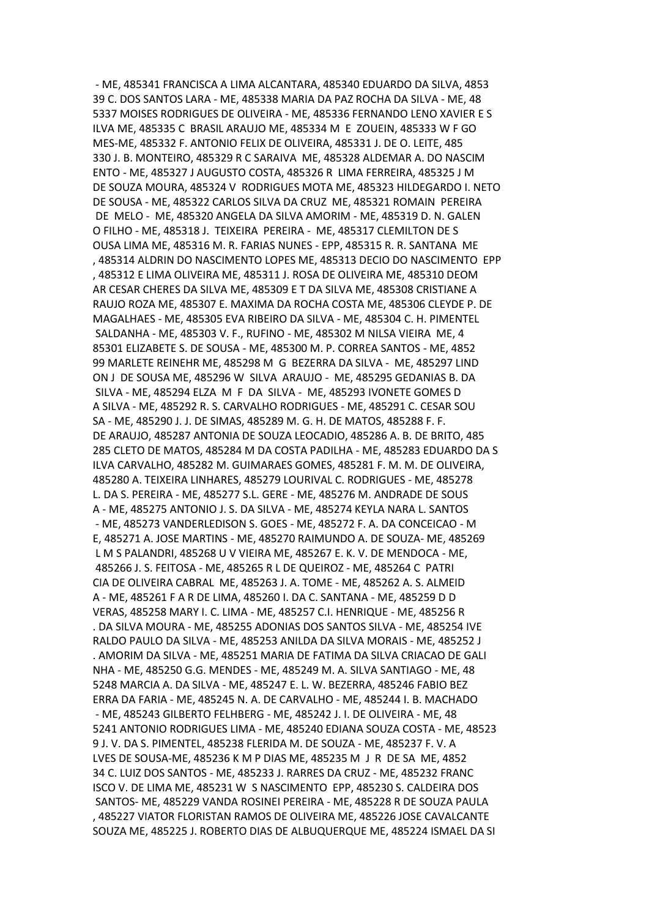- ME, 485341 FRANCISCA A LIMA ALCANTARA, 485340 EDUARDO DA SILVA, 4853 39 C. DOS SANTOS LARA - ME, 485338 MARIA DA PAZ ROCHA DA SILVA - ME, 48 5337 MOISES RODRIGUES DE OLIVEIRA - ME, 485336 FERNANDO LENO XAVIER E S ILVA ME, 485335 C BRASIL ARAUJO ME, 485334 M E ZOUEIN, 485333 W F GO MES-ME, 485332 F. ANTONIO FELIX DE OLIVEIRA, 485331 J. DE O. LEITE, 485 330 J. B. MONTEIRO, 485329 R C SARAIVA ME, 485328 ALDEMAR A. DO NASCIM ENTO - ME, 485327 J AUGUSTO COSTA, 485326 R LIMA FERREIRA, 485325 J M DE SOUZA MOURA, 485324 V RODRIGUES MOTA ME, 485323 HILDEGARDO I. NETO DE SOUSA - ME, 485322 CARLOS SILVA DA CRUZ ME, 485321 ROMAIN PEREIRA DE MELO - ME, 485320 ANGELA DA SILVA AMORIM - ME, 485319 D. N. GALEN O FILHO - ME, 485318 J. TEIXEIRA PEREIRA - ME, 485317 CLEMILTON DE S OUSA LIMA ME, 485316 M. R. FARIAS NUNES - EPP, 485315 R. R. SANTANA ME , 485314 ALDRIN DO NASCIMENTO LOPES ME, 485313 DECIO DO NASCIMENTO EPP , 485312 E LIMA OLIVEIRA ME, 485311 J. ROSA DE OLIVEIRA ME, 485310 DEOM AR CESAR CHERES DA SILVA ME, 485309 E T DA SILVA ME, 485308 CRISTIANE A RAUJO ROZA ME, 485307 E. MAXIMA DA ROCHA COSTA ME, 485306 CLEYDE P. DE MAGALHAES - ME, 485305 EVA RIBEIRO DA SILVA - ME, 485304 C. H. PIMENTEL SALDANHA - ME, 485303 V. F., RUFINO - ME, 485302 M NILSA VIEIRA ME, 4 85301 ELIZABETE S. DE SOUSA - ME, 485300 M. P. CORREA SANTOS - ME, 4852 99 MARLETE REINEHR ME, 485298 M G BEZERRA DA SILVA - ME, 485297 LIND ON J DE SOUSA ME, 485296 W SILVA ARAUJO - ME, 485295 GEDANIAS B. DA SILVA - ME, 485294 ELZA M F DA SILVA - ME, 485293 IVONETE GOMES D A SILVA - ME, 485292 R. S. CARVALHO RODRIGUES - ME, 485291 C. CESAR SOU SA - ME, 485290 J. J. DE SIMAS, 485289 M. G. H. DE MATOS, 485288 F. F. DE ARAUJO, 485287 ANTONIA DE SOUZA LEOCADIO, 485286 A. B. DE BRITO, 485 285 CLETO DE MATOS, 485284 M DA COSTA PADILHA - ME, 485283 EDUARDO DA S ILVA CARVALHO, 485282 M. GUIMARAES GOMES, 485281 F. M. M. DE OLIVEIRA, 485280 A. TEIXEIRA LINHARES, 485279 LOURIVAL C. RODRIGUES - ME, 485278 L. DA S. PEREIRA - ME, 485277 S.L. GERE - ME, 485276 M. ANDRADE DE SOUS A - ME, 485275 ANTONIO J. S. DA SILVA - ME, 485274 KEYLA NARA L. SANTOS - ME, 485273 VANDERLEDISON S. GOES - ME, 485272 F. A. DA CONCEICAO - M E, 485271 A. JOSE MARTINS - ME, 485270 RAIMUNDO A. DE SOUZA- ME, 485269 L M S PALANDRI, 485268 U V VIEIRA ME, 485267 E. K. V. DE MENDOCA - ME, 485266 J. S. FEITOSA - ME, 485265 R L DE QUEIROZ - ME, 485264 C PATRI CIA DE OLIVEIRA CABRAL ME, 485263 J. A. TOME - ME, 485262 A. S. ALMEID A - ME, 485261 F A R DE LIMA, 485260 I. DA C. SANTANA - ME, 485259 D D VERAS, 485258 MARY I. C. LIMA - ME, 485257 C.I. HENRIQUE - ME, 485256 R . DA SILVA MOURA - ME, 485255 ADONIAS DOS SANTOS SILVA - ME, 485254 IVE RALDO PAULO DA SILVA - ME, 485253 ANILDA DA SILVA MORAIS - ME, 485252 J . AMORIM DA SILVA - ME, 485251 MARIA DE FATIMA DA SILVA CRIACAO DE GALI NHA - ME, 485250 G.G. MENDES - ME, 485249 M. A. SILVA SANTIAGO - ME, 48 5248 MARCIA A. DA SILVA - ME, 485247 E. L. W. BEZERRA, 485246 FABIO BEZ ERRA DA FARIA - ME, 485245 N. A. DE CARVALHO - ME, 485244 I. B. MACHADO - ME, 485243 GILBERTO FELHBERG - ME, 485242 J. I. DE OLIVEIRA - ME, 48 5241 ANTONIO RODRIGUES LIMA - ME, 485240 EDIANA SOUZA COSTA - ME, 48523 9 J. V. DA S. PIMENTEL, 485238 FLERIDA M. DE SOUZA - ME, 485237 F. V. A LVES DE SOUSA-ME, 485236 K M P DIAS ME, 485235 M J R DE SA ME, 4852 34 C. LUIZ DOS SANTOS - ME, 485233 J. RARRES DA CRUZ - ME, 485232 FRANC ISCO V. DE LIMA ME, 485231 W S NASCIMENTO EPP, 485230 S. CALDEIRA DOS SANTOS- ME, 485229 VANDA ROSINEI PEREIRA - ME, 485228 R DE SOUZA PAULA , 485227 VIATOR FLORISTAN RAMOS DE OLIVEIRA ME, 485226 JOSE CAVALCANTE SOUZA ME, 485225 J. ROBERTO DIAS DE ALBUQUERQUE ME, 485224 ISMAEL DA SI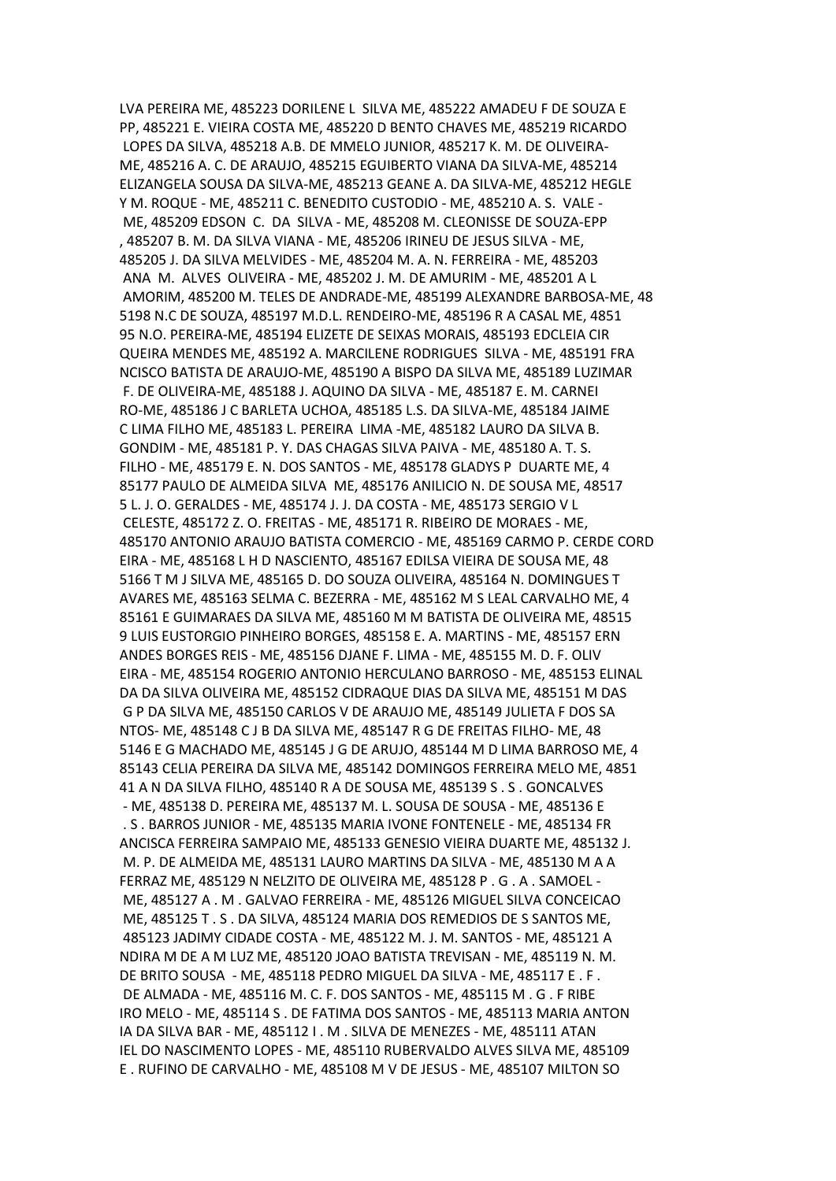LVA PEREIRA ME, 485223 DORILENE L SILVA ME, 485222 AMADEU F DE SOUZA E PP, 485221 E. VIEIRA COSTA ME, 485220 D BENTO CHAVES ME, 485219 RICARDO LOPES DA SILVA, 485218 A.B. DE MMELO JUNIOR, 485217 K. M. DE OLIVEIRA-ME, 485216 A. C. DE ARAUJO, 485215 EGUIBERTO VIANA DA SILVA-ME, 485214 ELIZANGELA SOUSA DA SILVA-ME, 485213 GEANE A. DA SILVA-ME, 485212 HEGLE Y M. ROQUE - ME, 485211 C. BENEDITO CUSTODIO - ME, 485210 A. S. VALE - ME, 485209 EDSON C. DA SILVA - ME, 485208 M. CLEONISSE DE SOUZA-EPP , 485207 B. M. DA SILVA VIANA - ME, 485206 IRINEU DE JESUS SILVA - ME, 485205 J. DA SILVA MELVIDES - ME, 485204 M. A. N. FERREIRA - ME, 485203 ANA M. ALVES OLIVEIRA - ME, 485202 J. M. DE AMURIM - ME, 485201 A L AMORIM, 485200 M. TELES DE ANDRADE-ME, 485199 ALEXANDRE BARBOSA-ME, 48 5198 N.C DE SOUZA, 485197 M.D.L. RENDEIRO-ME, 485196 R A CASAL ME, 4851 95 N.O. PEREIRA-ME, 485194 ELIZETE DE SEIXAS MORAIS, 485193 EDCLEIA CIR QUEIRA MENDES ME, 485192 A. MARCILENE RODRIGUES SILVA - ME, 485191 FRA NCISCO BATISTA DE ARAUJO-ME, 485190 A BISPO DA SILVA ME, 485189 LUZIMAR F. DE OLIVEIRA-ME, 485188 J. AQUINO DA SILVA - ME, 485187 E. M. CARNEI RO-ME, 485186 J C BARLETA UCHOA, 485185 L.S. DA SILVA-ME, 485184 JAIME C LIMA FILHO ME, 485183 L. PEREIRA LIMA -ME, 485182 LAURO DA SILVA B. GONDIM - ME, 485181 P. Y. DAS CHAGAS SILVA PAIVA - ME, 485180 A. T. S. FILHO - ME, 485179 E. N. DOS SANTOS - ME, 485178 GLADYS P DUARTE ME, 4 85177 PAULO DE ALMEIDA SILVA ME, 485176 ANILICIO N. DE SOUSA ME, 48517 5 L. J. O. GERALDES - ME, 485174 J. J. DA COSTA - ME, 485173 SERGIO V L CELESTE, 485172 Z. O. FREITAS - ME, 485171 R. RIBEIRO DE MORAES - ME, 485170 ANTONIO ARAUJO BATISTA COMERCIO - ME, 485169 CARMO P. CERDE CORD EIRA - ME, 485168 L H D NASCIENTO, 485167 EDILSA VIEIRA DE SOUSA ME, 48 5166 T M J SILVA ME, 485165 D. DO SOUZA OLIVEIRA, 485164 N. DOMINGUES T AVARES ME, 485163 SELMA C. BEZERRA - ME, 485162 M S LEAL CARVALHO ME, 4 85161 E GUIMARAES DA SILVA ME, 485160 M M BATISTA DE OLIVEIRA ME, 48515 9 LUIS EUSTORGIO PINHEIRO BORGES, 485158 E. A. MARTINS - ME, 485157 ERN ANDES BORGES REIS - ME, 485156 DJANE F. LIMA - ME, 485155 M. D. F. OLIV EIRA - ME, 485154 ROGERIO ANTONIO HERCULANO BARROSO - ME, 485153 ELINAL DA DA SILVA OLIVEIRA ME, 485152 CIDRAQUE DIAS DA SILVA ME, 485151 M DAS G P DA SILVA ME, 485150 CARLOS V DE ARAUJO ME, 485149 JULIETA F DOS SA NTOS- ME, 485148 C J B DA SILVA ME, 485147 R G DE FREITAS FILHO- ME, 48 5146 E G MACHADO ME, 485145 J G DE ARUJO, 485144 M D LIMA BARROSO ME, 4 85143 CELIA PEREIRA DA SILVA ME, 485142 DOMINGOS FERREIRA MELO ME, 4851 41 A N DA SILVA FILHO, 485140 R A DE SOUSA ME, 485139 S . S . GONCALVES - ME, 485138 D. PEREIRA ME, 485137 M. L. SOUSA DE SOUSA - ME, 485136 E . S . BARROS JUNIOR - ME, 485135 MARIA IVONE FONTENELE - ME, 485134 FR ANCISCA FERREIRA SAMPAIO ME, 485133 GENESIO VIEIRA DUARTE ME, 485132 J. M. P. DE ALMEIDA ME, 485131 LAURO MARTINS DA SILVA - ME, 485130 M A A FERRAZ ME, 485129 N NELZITO DE OLIVEIRA ME, 485128 P . G . A . SAMOEL - ME, 485127 A . M . GALVAO FERREIRA - ME, 485126 MIGUEL SILVA CONCEICAO ME, 485125 T . S . DA SILVA, 485124 MARIA DOS REMEDIOS DE S SANTOS ME, 485123 JADIMY CIDADE COSTA - ME, 485122 M. J. M. SANTOS - ME, 485121 A NDIRA M DE A M LUZ ME, 485120 JOAO BATISTA TREVISAN - ME, 485119 N. M. DE BRITO SOUSA - ME, 485118 PEDRO MIGUEL DA SILVA - ME, 485117 E . F . DE ALMADA - ME, 485116 M. C. F. DOS SANTOS - ME, 485115 M . G . F RIBE IRO MELO - ME, 485114 S . DE FATIMA DOS SANTOS - ME, 485113 MARIA ANTON IA DA SILVA BAR - ME, 485112 I . M . SILVA DE MENEZES - ME, 485111 ATAN IEL DO NASCIMENTO LOPES - ME, 485110 RUBERVALDO ALVES SILVA ME, 485109 E . RUFINO DE CARVALHO - ME, 485108 M V DE JESUS - ME, 485107 MILTON SO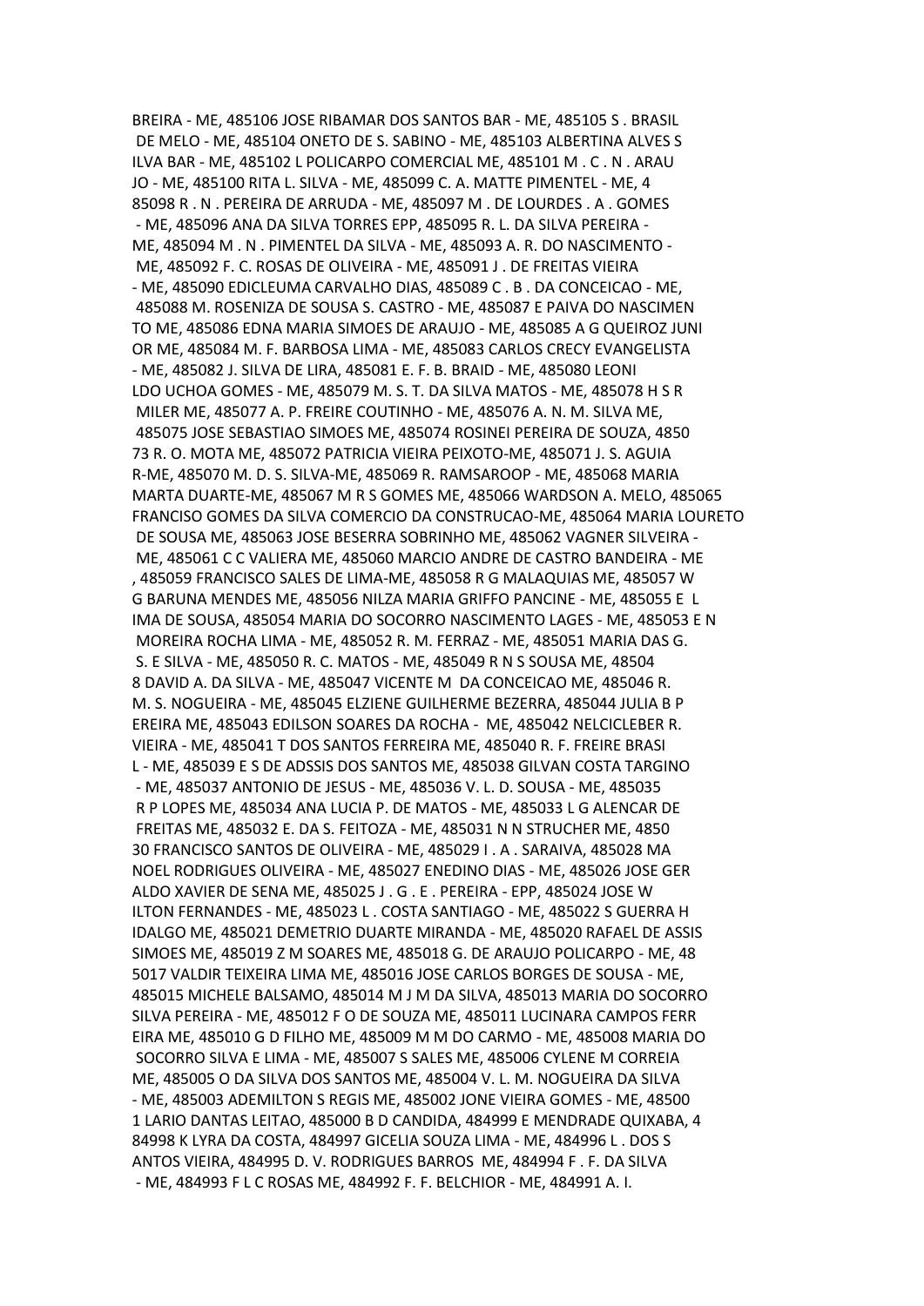BREIRA - ME, 485106 JOSE RIBAMAR DOS SANTOS BAR - ME, 485105 S . BRASIL
DE MELO - ME, 485104 ONETO DE S. SABINO - ME, 485103 ALBERTINA ALVES S
ILVA BAR - ME, 485102 L POLICARPO COMERCIAL ME, 485101 M . C . N . ARAU
JO - ME, 485100 RITA L. SILVA - ME, 485099 C. A. MATTE PIMENTEL - ME, 4
85098 R . N . PEREIRA DE ARRUDA - ME, 485097 M . DE LOURDES . A . GOMES
- ME, 485096 ANA DA SILVA TORRES EPP, 485095 R. L. DA SILVA PEREIRA -
ME, 485094 M . N . PIMENTEL DA SILVA - ME, 485093 A. R. DO NASCIMENTO -
ME, 485092 F. C. ROSAS DE OLIVEIRA - ME, 485091 J . DE FREITAS VIEIRA
- ME, 485090 EDICLEUMA CARVALHO DIAS, 485089 C . B . DA CONCEICAO - ME,
485088 M. ROSENIZA DE SOUSA S. CASTRO - ME, 485087 E PAIVA DO NASCIMEN
TO ME, 485086 EDNA MARIA SIMOES DE ARAUJO - ME, 485085 A G QUEIROZ JUNI
OR ME, 485084 M. F. BARBOSA LIMA - ME, 485083 CARLOS CRECY EVANGELISTA
- ME, 485082 J. SILVA DE LIRA, 485081 E. F. B. BRAID - ME, 485080 LEONI
LDO UCHOA GOMES - ME, 485079 M. S. T. DA SILVA MATOS - ME, 485078 H S R
MILER ME, 485077 A. P. FREIRE COUTINHO - ME, 485076 A. N. M. SILVA ME,
485075 JOSE SEBASTIAO SIMOES ME, 485074 ROSINEI PEREIRA DE SOUZA, 4850
73 R. O. MOTA ME, 485072 PATRICIA VIEIRA PEIXOTO-ME, 485071 J. S. AGUIA
R-ME, 485070 M. D. S. SILVA-ME, 485069 R. RAMSAROOP - ME, 485068 MARIA
MARTA DUARTE-ME, 485067 M R S GOMES ME, 485066 WARDSON A. MELO, 485065
FRANCISO GOMES DA SILVA COMERCIO DA CONSTRUCAO-ME, 485064 MARIA LOURETO
DE SOUSA ME, 485063 JOSE BESERRA SOBRINHO ME, 485062 VAGNER SILVEIRA -
ME, 485061 C C VALIERA ME, 485060 MARCIO ANDRE DE CASTRO BANDEIRA - ME
, 485059 FRANCISCO SALES DE LIMA-ME, 485058 R G MALAQUIAS ME, 485057 W
G BARUNA MENDES ME, 485056 NILZA MARIA GRIFFO PANCINE - ME, 485055 E L
IMA DE SOUSA, 485054 MARIA DO SOCORRO NASCIMENTO LAGES - ME, 485053 E N
MOREIRA ROCHA LIMA - ME, 485052 R. M. FERRAZ - ME, 485051 MARIA DAS G.
S. E SILVA - ME, 485050 R. C. MATOS - ME, 485049 R N S SOUSA ME, 48504
8 DAVID A. DA SILVA - ME, 485047 VICENTE M DA CONCEICAO ME, 485046 R.
M. S. NOGUEIRA - ME, 485045 ELZIENE GUILHERME BEZERRA, 485044 JULIA B P
EREIRA ME, 485043 EDILSON SOARES DA ROCHA - ME, 485042 NELCICLEBER R.
VIEIRA - ME, 485041 T DOS SANTOS FERREIRA ME, 485040 R. F. FREIRE BRASI
L - ME, 485039 E S DE ADSSIS DOS SANTOS ME, 485038 GILVAN COSTA TARGINO
- ME, 485037 ANTONIO DE JESUS - ME, 485036 V. L. D. SOUSA - ME, 485035
R P LOPES ME, 485034 ANA LUCIA P. DE MATOS - ME, 485033 L G ALENCAR DE
FREITAS ME, 485032 E. DA S. FEITOZA - ME, 485031 N N STRUCHER ME, 4850
30 FRANCISCO SANTOS DE OLIVEIRA - ME, 485029 I . A . SARAIVA, 485028 MA
NOEL RODRIGUES OLIVEIRA - ME, 485027 ENEDINO DIAS - ME, 485026 JOSE GER
ALDO XAVIER DE SENA ME, 485025 J . G . E . PEREIRA - EPP, 485024 JOSE W
ILTON FERNANDES - ME, 485023 L . COSTA SANTIAGO - ME, 485022 S GUERRA H
IDALGO ME, 485021 DEMETRIO DUARTE MIRANDA - ME, 485020 RAFAEL DE ASSIS
SIMOES ME, 485019 Z M SOARES ME, 485018 G. DE ARAUJO POLICARPO - ME, 48
5017 VALDIR TEIXEIRA LIMA ME, 485016 JOSE CARLOS BORGES DE SOUSA - ME,
485015 MICHELE BALSAMO, 485014 M J M DA SILVA, 485013 MARIA DO SOCORRO
SILVA PEREIRA - ME, 485012 F O DE SOUZA ME, 485011 LUCINARA CAMPOS FERR
EIRA ME, 485010 G D FILHO ME, 485009 M M DO CARMO - ME, 485008 MARIA DO
SOCORRO SILVA E LIMA - ME, 485007 S SALES ME, 485006 CYLENE M CORREIA
ME, 485005 O DA SILVA DOS SANTOS ME, 485004 V. L. M. NOGUEIRA DA SILVA
- ME, 485003 ADEMILTON S REGIS ME, 485002 JONE VIEIRA GOMES - ME, 48500
1 LARIO DANTAS LEITAO, 485000 B D CANDIDA, 484999 E MENDRADE QUIXABA, 4
84998 K LYRA DA COSTA, 484997 GICELIA SOUZA LIMA - ME, 484996 L . DOS S
ANTOS VIEIRA, 484995 D. V. RODRIGUES BARROS ME, 484994 F . F. DA SILVA
- ME, 484993 F L C ROSAS ME, 484992 F. F. BELCHIOR - ME, 484991 A. I.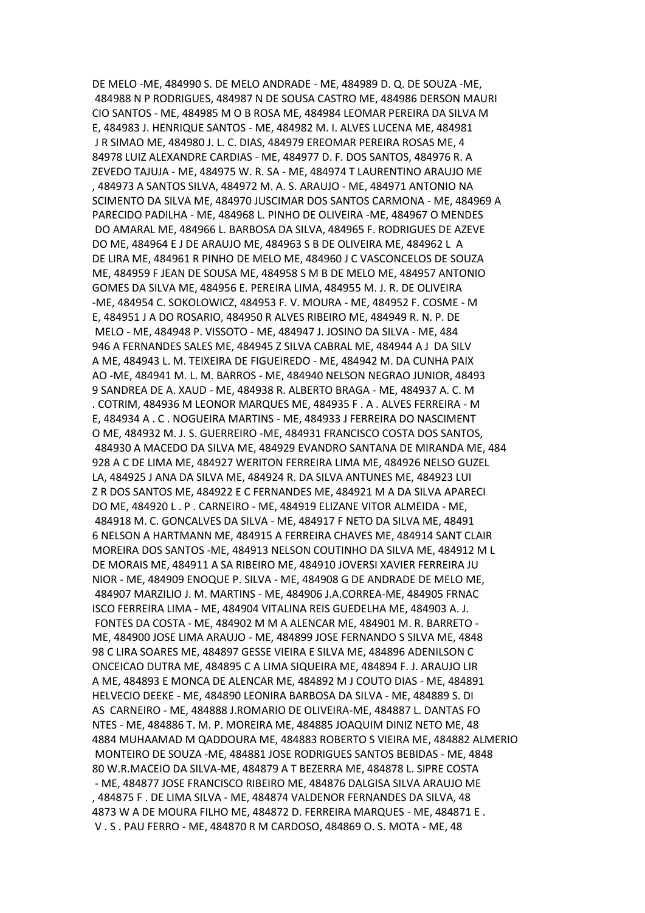DE MELO -ME, 484990 S. DE MELO ANDRADE - ME, 484989 D. Q. DE SOUZA -ME, 484988 N P RODRIGUES, 484987 N DE SOUSA CASTRO ME, 484986 DERSON MAURI CIO SANTOS - ME, 484985 M O B ROSA ME, 484984 LEOMAR PEREIRA DA SILVA M E, 484983 J. HENRIQUE SANTOS - ME, 484982 M. I. ALVES LUCENA ME, 484981 J R SIMAO ME, 484980 J. L. C. DIAS, 484979 EREOMAR PEREIRA ROSAS ME, 4 84978 LUIZ ALEXANDRE CARDIAS - ME, 484977 D. F. DOS SANTOS, 484976 R. A ZEVEDO TAJUJA - ME, 484975 W. R. SA - ME, 484974 T LAURENTINO ARAUJO ME , 484973 A SANTOS SILVA, 484972 M. A. S. ARAUJO - ME, 484971 ANTONIO NA SCIMENTO DA SILVA ME, 484970 JUSCIMAR DOS SANTOS CARMONA - ME, 484969 A PARECIDO PADILHA - ME, 484968 L. PINHO DE OLIVEIRA -ME, 484967 O MENDES DO AMARAL ME, 484966 L. BARBOSA DA SILVA, 484965 F. RODRIGUES DE AZEVE DO ME, 484964 E J DE ARAUJO ME, 484963 S B DE OLIVEIRA ME, 484962 L A DE LIRA ME, 484961 R PINHO DE MELO ME, 484960 J C VASCONCELOS DE SOUZA ME, 484959 F JEAN DE SOUSA ME, 484958 S M B DE MELO ME, 484957 ANTONIO GOMES DA SILVA ME, 484956 E. PEREIRA LIMA, 484955 M. J. R. DE OLIVEIRA -ME, 484954 C. SOKOLOWICZ, 484953 F. V. MOURA - ME, 484952 F. COSME - M E, 484951 J A DO ROSARIO, 484950 R ALVES RIBEIRO ME, 484949 R. N. P. DE MELO - ME, 484948 P. VISSOTO - ME, 484947 J. JOSINO DA SILVA - ME, 484 946 A FERNANDES SALES ME, 484945 Z SILVA CABRAL ME, 484944 A J DA SILV A ME, 484943 L. M. TEIXEIRA DE FIGUEIREDO - ME, 484942 M. DA CUNHA PAIX AO -ME, 484941 M. L. M. BARROS - ME, 484940 NELSON NEGRAO JUNIOR, 48493 9 SANDREA DE A. XAUD - ME, 484938 R. ALBERTO BRAGA - ME, 484937 A. C. M . COTRIM, 484936 M LEONOR MARQUES ME, 484935 F . A . ALVES FERREIRA - M E, 484934 A . C . NOGUEIRA MARTINS - ME, 484933 J FERREIRA DO NASCIMENT O ME, 484932 M. J. S. GUERREIRO -ME, 484931 FRANCISCO COSTA DOS SANTOS, 484930 A MACEDO DA SILVA ME, 484929 EVANDRO SANTANA DE MIRANDA ME, 484 928 A C DE LIMA ME, 484927 WERITON FERREIRA LIMA ME, 484926 NELSO GUZEL LA, 484925 J ANA DA SILVA ME, 484924 R. DA SILVA ANTUNES ME, 484923 LUI Z R DOS SANTOS ME, 484922 E C FERNANDES ME, 484921 M A DA SILVA APARECI DO ME, 484920 L . P . CARNEIRO - ME, 484919 ELIZANE VITOR ALMEIDA - ME, 484918 M. C. GONCALVES DA SILVA - ME, 484917 F NETO DA SILVA ME, 48491 6 NELSON A HARTMANN ME, 484915 A FERREIRA CHAVES ME, 484914 SANT CLAIR MOREIRA DOS SANTOS -ME, 484913 NELSON COUTINHO DA SILVA ME, 484912 M L DE MORAIS ME, 484911 A SA RIBEIRO ME, 484910 JOVERSI XAVIER FERREIRA JU NIOR - ME, 484909 ENOQUE P. SILVA - ME, 484908 G DE ANDRADE DE MELO ME, 484907 MARZILIO J. M. MARTINS - ME, 484906 J.A.CORREA-ME, 484905 FRNAC ISCO FERREIRA LIMA - ME, 484904 VITALINA REIS GUEDELHA ME, 484903 A. J. FONTES DA COSTA - ME, 484902 M M A ALENCAR ME, 484901 M. R. BARRETO - ME, 484900 JOSE LIMA ARAUJO - ME, 484899 JOSE FERNANDO S SILVA ME, 4848 98 C LIRA SOARES ME, 484897 GESSE VIEIRA E SILVA ME, 484896 ADENILSON C ONCEICAO DUTRA ME, 484895 C A LIMA SIQUEIRA ME, 484894 F. J. ARAUJO LIR A ME, 484893 E MONCA DE ALENCAR ME, 484892 M J COUTO DIAS - ME, 484891 HELVECIO DEEKE - ME, 484890 LEONIRA BARBOSA DA SILVA - ME, 484889 S. DI AS CARNEIRO - ME, 484888 J.ROMARIO DE OLIVEIRA-ME, 484887 L. DANTAS FO NTES - ME, 484886 T. M. P. MOREIRA ME, 484885 JOAQUIM DINIZ NETO ME, 48 4884 MUHAAMAD M QADDOURA ME, 484883 ROBERTO S VIEIRA ME, 484882 ALMERIO MONTEIRO DE SOUZA -ME, 484881 JOSE RODRIGUES SANTOS BEBIDAS - ME, 4848 80 W.R.MACEIO DA SILVA-ME, 484879 A T BEZERRA ME, 484878 L. SIPRE COSTA - ME, 484877 JOSE FRANCISCO RIBEIRO ME, 484876 DALGISA SILVA ARAUJO ME , 484875 F . DE LIMA SILVA - ME, 484874 VALDENOR FERNANDES DA SILVA, 48 4873 W A DE MOURA FILHO ME, 484872 D. FERREIRA MARQUES - ME, 484871 E . V . S . PAU FERRO - ME, 484870 R M CARDOSO, 484869 O. S. MOTA - ME, 48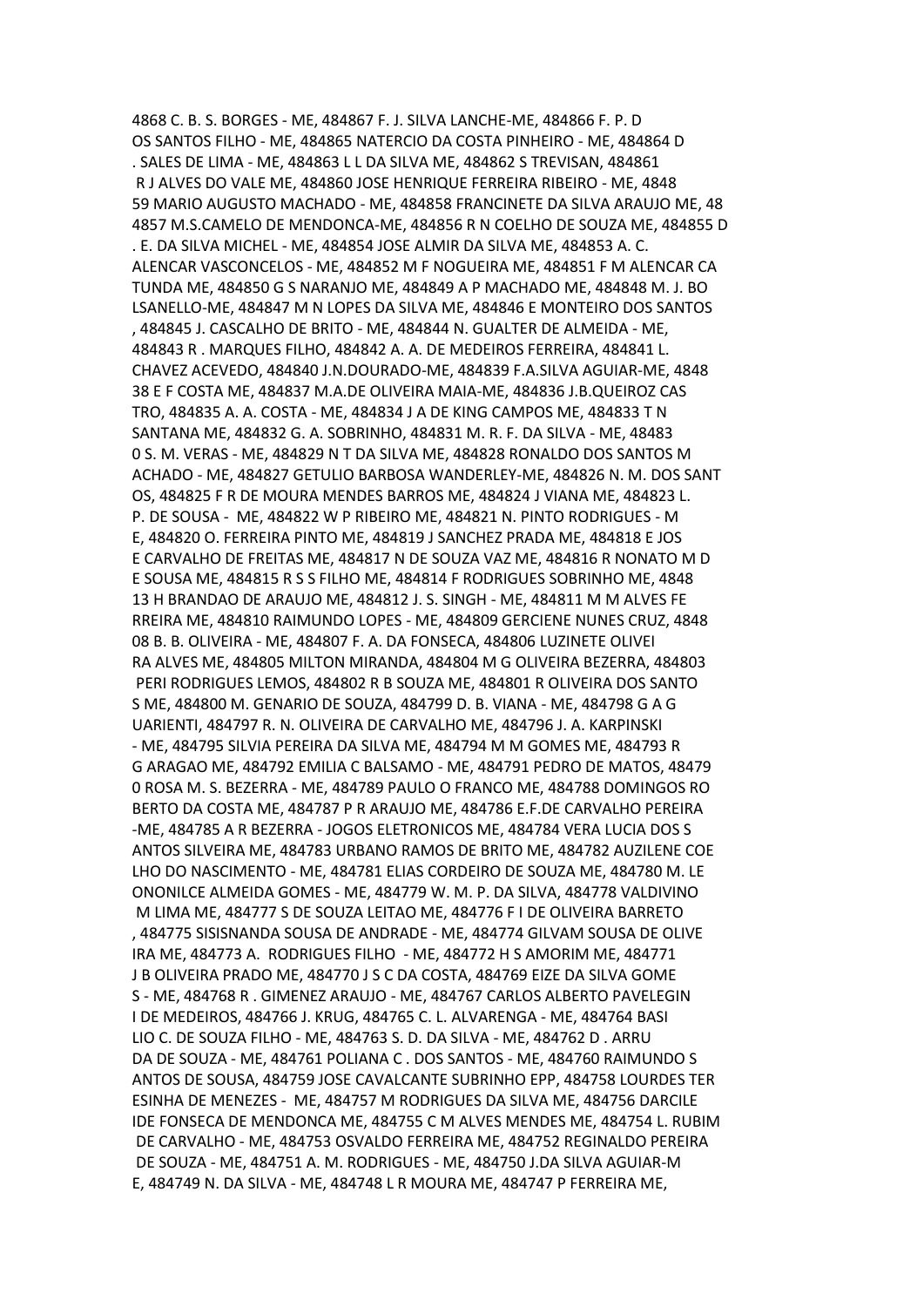4868 C. B. S. BORGES - ME, 484867 F. J. SILVA LANCHE-ME, 484866 F. P. D
OS SANTOS FILHO - ME, 484865 NATERCIO DA COSTA PINHEIRO - ME, 484864 D
. SALES DE LIMA - ME, 484863 L L DA SILVA ME, 484862 S TREVISAN, 484861
R J ALVES DO VALE ME, 484860 JOSE HENRIQUE FERREIRA RIBEIRO - ME, 4848
59 MARIO AUGUSTO MACHADO - ME, 484858 FRANCINETE DA SILVA ARAUJO ME, 48
4857 M.S.CAMELO DE MENDONCA-ME, 484856 R N COELHO DE SOUZA ME, 484855 D
. E. DA SILVA MICHEL - ME, 484854 JOSE ALMIR DA SILVA ME, 484853 A. C.
ALENCAR VASCONCELOS - ME, 484852 M F NOGUEIRA ME, 484851 F M ALENCAR CA
TUNDA ME, 484850 G S NARANJO ME, 484849 A P MACHADO ME, 484848 M. J. BO
LSANELLO-ME, 484847 M N LOPES DA SILVA ME, 484846 E MONTEIRO DOS SANTOS
, 484845 J. CASCALHO DE BRITO - ME, 484844 N. GUALTER DE ALMEIDA - ME,
484843 R . MARQUES FILHO, 484842 A. A. DE MEDEIROS FERREIRA, 484841 L.
CHAVEZ ACEVEDO, 484840 J.N.DOURADO-ME, 484839 F.A.SILVA AGUIAR-ME, 4848
38 E F COSTA ME, 484837 M.A.DE OLIVEIRA MAIA-ME, 484836 J.B.QUEIROZ CAS
TRO, 484835 A. A. COSTA - ME, 484834 J A DE KING CAMPOS ME, 484833 T N
SANTANA ME, 484832 G. A. SOBRINHO, 484831 M. R. F. DA SILVA - ME, 48483
0 S. M. VERAS - ME, 484829 N T DA SILVA ME, 484828 RONALDO DOS SANTOS M
ACHADO - ME, 484827 GETULIO BARBOSA WANDERLEY-ME, 484826 N. M. DOS SANT
OS, 484825 F R DE MOURA MENDES BARROS ME, 484824 J VIANA ME, 484823 L.
P. DE SOUSA - ME, 484822 W P RIBEIRO ME, 484821 N. PINTO RODRIGUES - M
E, 484820 O. FERREIRA PINTO ME, 484819 J SANCHEZ PRADA ME, 484818 E JOS
E CARVALHO DE FREITAS ME, 484817 N DE SOUZA VAZ ME, 484816 R NONATO M D
E SOUSA ME, 484815 R S S FILHO ME, 484814 F RODRIGUES SOBRINHO ME, 4848
13 H BRANDAO DE ARAUJO ME, 484812 J. S. SINGH - ME, 484811 M M ALVES FE
RREIRA ME, 484810 RAIMUNDO LOPES - ME, 484809 GERCIENE NUNES CRUZ, 4848
08 B. B. OLIVEIRA - ME, 484807 F. A. DA FONSECA, 484806 LUZINETE OLIVEI
RA ALVES ME, 484805 MILTON MIRANDA, 484804 M G OLIVEIRA BEZERRA, 484803
PERI RODRIGUES LEMOS, 484802 R B SOUZA ME, 484801 R OLIVEIRA DOS SANTO
S ME, 484800 M. GENARIO DE SOUZA, 484799 D. B. VIANA - ME, 484798 G A G
UARIENTI, 484797 R. N. OLIVEIRA DE CARVALHO ME, 484796 J. A. KARPINSKI
- ME, 484795 SILVIA PEREIRA DA SILVA ME, 484794 M M GOMES ME, 484793 R
G ARAGAO ME, 484792 EMILIA C BALSAMO - ME, 484791 PEDRO DE MATOS, 48479
0 ROSA M. S. BEZERRA - ME, 484789 PAULO O FRANCO ME, 484788 DOMINGOS RO
BERTO DA COSTA ME, 484787 P R ARAUJO ME, 484786 E.F.DE CARVALHO PEREIRA
-ME, 484785 A R BEZERRA - JOGOS ELETRONICOS ME, 484784 VERA LUCIA DOS S
ANTOS SILVEIRA ME, 484783 URBANO RAMOS DE BRITO ME, 484782 AUZILENE COE
LHO DO NASCIMENTO - ME, 484781 ELIAS CORDEIRO DE SOUZA ME, 484780 M. LE
ONONILCE ALMEIDA GOMES - ME, 484779 W. M. P. DA SILVA, 484778 VALDIVINO
M LIMA ME, 484777 S DE SOUZA LEITAO ME, 484776 F I DE OLIVEIRA BARRETO
, 484775 SISISNANDA SOUSA DE ANDRADE - ME, 484774 GILVAM SOUSA DE OLIVE
IRA ME, 484773 A. RODRIGUES FILHO - ME, 484772 H S AMORIM ME, 484771
J B OLIVEIRA PRADO ME, 484770 J S C DA COSTA, 484769 EIZE DA SILVA GOME
S - ME, 484768 R . GIMENEZ ARAUJO - ME, 484767 CARLOS ALBERTO PAVELEGIN
I DE MEDEIROS, 484766 J. KRUG, 484765 C. L. ALVARENGA - ME, 484764 BASI
LIO C. DE SOUZA FILHO - ME, 484763 S. D. DA SILVA - ME, 484762 D . ARRU
DA DE SOUZA - ME, 484761 POLIANA C . DOS SANTOS - ME, 484760 RAIMUNDO S
ANTOS DE SOUSA, 484759 JOSE CAVALCANTE SUBRINHO EPP, 484758 LOURDES TER
ESINHA DE MENEZES - ME, 484757 M RODRIGUES DA SILVA ME, 484756 DARCILE
IDE FONSECA DE MENDONCA ME, 484755 C M ALVES MENDES ME, 484754 L. RUBIM
DE CARVALHO - ME, 484753 OSVALDO FERREIRA ME, 484752 REGINALDO PEREIRA
DE SOUZA - ME, 484751 A. M. RODRIGUES - ME, 484750 J.DA SILVA AGUIAR-M
E, 484749 N. DA SILVA - ME, 484748 L R MOURA ME, 484747 P FERREIRA ME,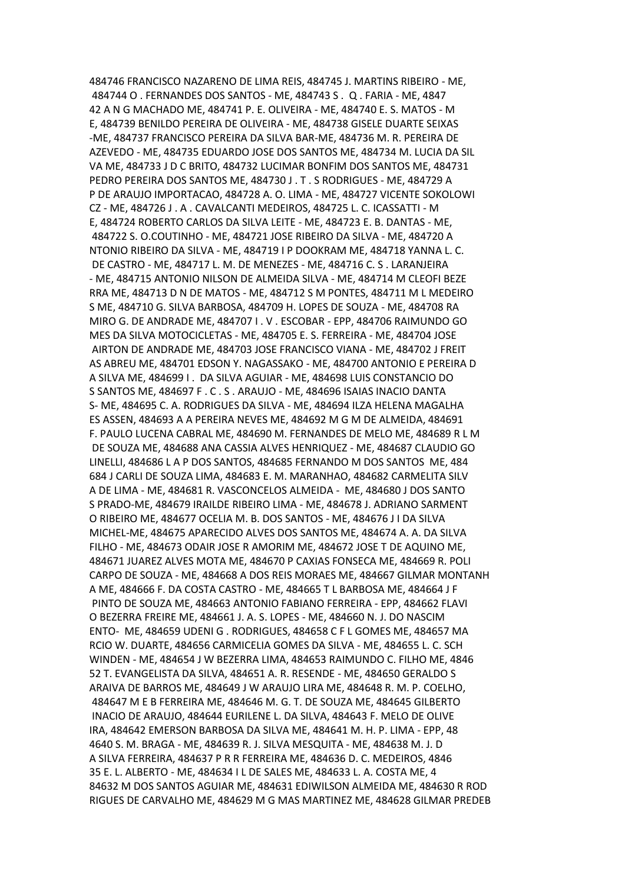484746 FRANCISCO NAZARENO DE LIMA REIS, 484745 J. MARTINS RIBEIRO - ME, 484744 O . FERNANDES DOS SANTOS - ME, 484743 S . Q . FARIA - ME, 4847 42 A N G MACHADO ME, 484741 P. E. OLIVEIRA - ME, 484740 E. S. MATOS - M E, 484739 BENILDO PEREIRA DE OLIVEIRA - ME, 484738 GISELE DUARTE SEIXAS -ME, 484737 FRANCISCO PEREIRA DA SILVA BAR-ME, 484736 M. R. PEREIRA DE AZEVEDO - ME, 484735 EDUARDO JOSE DOS SANTOS ME, 484734 M. LUCIA DA SIL VA ME, 484733 J D C BRITO, 484732 LUCIMAR BONFIM DOS SANTOS ME, 484731 PEDRO PEREIRA DOS SANTOS ME, 484730 J . T . S RODRIGUES - ME, 484729 A P DE ARAUJO IMPORTACAO, 484728 A. O. LIMA - ME, 484727 VICENTE SOKOLOWI CZ - ME, 484726 J . A . CAVALCANTI MEDEIROS, 484725 L. C. ICASSATTI - M E, 484724 ROBERTO CARLOS DA SILVA LEITE - ME, 484723 E. B. DANTAS - ME, 484722 S. O.COUTINHO - ME, 484721 JOSE RIBEIRO DA SILVA - ME, 484720 A NTONIO RIBEIRO DA SILVA - ME, 484719 I P DOOKRAM ME, 484718 YANNA L. C. DE CASTRO - ME, 484717 L. M. DE MENEZES - ME, 484716 C. S . LARANJEIRA - ME, 484715 ANTONIO NILSON DE ALMEIDA SILVA - ME, 484714 M CLEOFI BEZE RRA ME, 484713 D N DE MATOS - ME, 484712 S M PONTES, 484711 M L MEDEIRO S ME, 484710 G. SILVA BARBOSA, 484709 H. LOPES DE SOUZA - ME, 484708 RA MIRO G. DE ANDRADE ME, 484707 I . V . ESCOBAR - EPP, 484706 RAIMUNDO GO MES DA SILVA MOTOCICLETAS - ME, 484705 E. S. FERREIRA - ME, 484704 JOSE AIRTON DE ANDRADE ME, 484703 JOSE FRANCISCO VIANA - ME, 484702 J FREIT AS ABREU ME, 484701 EDSON Y. NAGASSAKO - ME, 484700 ANTONIO E PEREIRA D A SILVA ME, 484699 I . DA SILVA AGUIAR - ME, 484698 LUIS CONSTANCIO DO S SANTOS ME, 484697 F . C . S . ARAUJO - ME, 484696 ISAIAS INACIO DANTA S- ME, 484695 C. A. RODRIGUES DA SILVA - ME, 484694 ILZA HELENA MAGALHA ES ASSEN, 484693 A A PEREIRA NEVES ME, 484692 M G M DE ALMEIDA, 484691 F. PAULO LUCENA CABRAL ME, 484690 M. FERNANDES DE MELO ME, 484689 R L M DE SOUZA ME, 484688 ANA CASSIA ALVES HENRIQUEZ - ME, 484687 CLAUDIO GO LINELLI, 484686 L A P DOS SANTOS, 484685 FERNANDO M DOS SANTOS ME, 484 684 J CARLI DE SOUZA LIMA, 484683 E. M. MARANHAO, 484682 CARMELITA SILV A DE LIMA - ME, 484681 R. VASCONCELOS ALMEIDA - ME, 484680 J DOS SANTO S PRADO-ME, 484679 IRAILDE RIBEIRO LIMA - ME, 484678 J. ADRIANO SARMENT O RIBEIRO ME, 484677 OCELIA M. B. DOS SANTOS - ME, 484676 J I DA SILVA MICHEL-ME, 484675 APARECIDO ALVES DOS SANTOS ME, 484674 A. A. DA SILVA FILHO - ME, 484673 ODAIR JOSE R AMORIM ME, 484672 JOSE T DE AQUINO ME, 484671 JUAREZ ALVES MOTA ME, 484670 P CAXIAS FONSECA ME, 484669 R. POLI CARPO DE SOUZA - ME, 484668 A DOS REIS MORAES ME, 484667 GILMAR MONTANH A ME, 484666 F. DA COSTA CASTRO - ME, 484665 T L BARBOSA ME, 484664 J F PINTO DE SOUZA ME, 484663 ANTONIO FABIANO FERREIRA - EPP, 484662 FLAVI O BEZERRA FREIRE ME, 484661 J. A. S. LOPES - ME, 484660 N. J. DO NASCIM ENTO- ME, 484659 UDENI G . RODRIGUES, 484658 C F L GOMES ME, 484657 MA RCIO W. DUARTE, 484656 CARMICELIA GOMES DA SILVA - ME, 484655 L. C. SCH WINDEN - ME, 484654 J W BEZERRA LIMA, 484653 RAIMUNDO C. FILHO ME, 4846 52 T. EVANGELISTA DA SILVA, 484651 A. R. RESENDE - ME, 484650 GERALDO S ARAIVA DE BARROS ME, 484649 J W ARAUJO LIRA ME, 484648 R. M. P. COELHO, 484647 M E B FERREIRA ME, 484646 M. G. T. DE SOUZA ME, 484645 GILBERTO INACIO DE ARAUJO, 484644 EURILENE L. DA SILVA, 484643 F. MELO DE OLIVE IRA, 484642 EMERSON BARBOSA DA SILVA ME, 484641 M. H. P. LIMA - EPP, 48 4640 S. M. BRAGA - ME, 484639 R. J. SILVA MESQUITA - ME, 484638 M. J. D A SILVA FERREIRA, 484637 P R R FERREIRA ME, 484636 D. C. MEDEIROS, 4846 35 E. L. ALBERTO - ME, 484634 I L DE SALES ME, 484633 L. A. COSTA ME, 4 84632 M DOS SANTOS AGUIAR ME, 484631 EDIWILSON ALMEIDA ME, 484630 R ROD RIGUES DE CARVALHO ME, 484629 M G MAS MARTINEZ ME, 484628 GILMAR PREDEB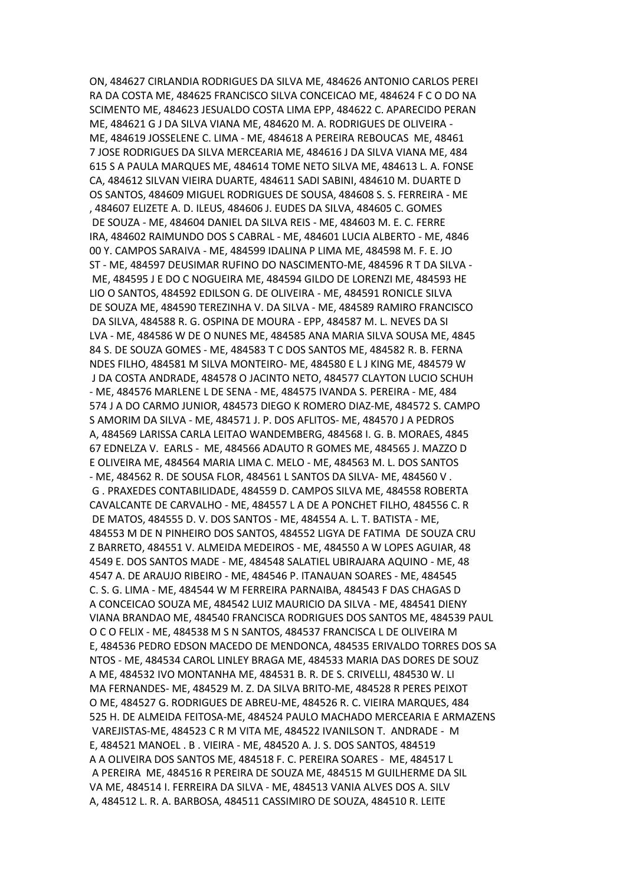ON, 484627 CIRLANDIA RODRIGUES DA SILVA ME, 484626 ANTONIO CARLOS PEREI RA DA COSTA ME, 484625 FRANCISCO SILVA CONCEICAO ME, 484624 F C O DO NA SCIMENTO ME, 484623 JESUALDO COSTA LIMA EPP, 484622 C. APARECIDO PERAN ME, 484621 G J DA SILVA VIANA ME, 484620 M. A. RODRIGUES DE OLIVEIRA - ME, 484619 JOSSELENE C. LIMA - ME, 484618 A PEREIRA REBOUCAS ME, 48461 7 JOSE RODRIGUES DA SILVA MERCEARIA ME, 484616 J DA SILVA VIANA ME, 484 615 S A PAULA MARQUES ME, 484614 TOME NETO SILVA ME, 484613 L. A. FONSE CA, 484612 SILVAN VIEIRA DUARTE, 484611 SADI SABINI, 484610 M. DUARTE D OS SANTOS, 484609 MIGUEL RODRIGUES DE SOUSA, 484608 S. S. FERREIRA - ME , 484607 ELIZETE A. D. ILEUS, 484606 J. EUDES DA SILVA, 484605 C. GOMES DE SOUZA - ME, 484604 DANIEL DA SILVA REIS - ME, 484603 M. E. C. FERRE IRA, 484602 RAIMUNDO DOS S CABRAL - ME, 484601 LUCIA ALBERTO - ME, 4846 00 Y. CAMPOS SARAIVA - ME, 484599 IDALINA P LIMA ME, 484598 M. F. E. JO ST - ME, 484597 DEUSIMAR RUFINO DO NASCIMENTO-ME, 484596 R T DA SILVA - ME, 484595 J E DO C NOGUEIRA ME, 484594 GILDO DE LORENZI ME, 484593 HE LIO O SANTOS, 484592 EDILSON G. DE OLIVEIRA - ME, 484591 RONICLE SILVA DE SOUZA ME, 484590 TEREZINHA V. DA SILVA - ME, 484589 RAMIRO FRANCISCO DA SILVA, 484588 R. G. OSPINA DE MOURA - EPP, 484587 M. L. NEVES DA SI LVA - ME, 484586 W DE O NUNES ME, 484585 ANA MARIA SILVA SOUSA ME, 4845 84 S. DE SOUZA GOMES - ME, 484583 T C DOS SANTOS ME, 484582 R. B. FERNA NDES FILHO, 484581 M SILVA MONTEIRO- ME, 484580 E L J KING ME, 484579 W J DA COSTA ANDRADE, 484578 O JACINTO NETO, 484577 CLAYTON LUCIO SCHUH - ME, 484576 MARLENE L DE SENA - ME, 484575 IVANDA S. PEREIRA - ME, 484 574 J A DO CARMO JUNIOR, 484573 DIEGO K ROMERO DIAZ-ME, 484572 S. CAMPO S AMORIM DA SILVA - ME, 484571 J. P. DOS AFLITOS- ME, 484570 J A PEDROS A, 484569 LARISSA CARLA LEITAO WANDEMBERG, 484568 I. G. B. MORAES, 4845 67 EDNELZA V. EARLS - ME, 484566 ADAUTO R GOMES ME, 484565 J. MAZZO D E OLIVEIRA ME, 484564 MARIA LIMA C. MELO - ME, 484563 M. L. DOS SANTOS - ME, 484562 R. DE SOUSA FLOR, 484561 L SANTOS DA SILVA- ME, 484560 V . G . PRAXEDES CONTABILIDADE, 484559 D. CAMPOS SILVA ME, 484558 ROBERTA CAVALCANTE DE CARVALHO - ME, 484557 L A DE A PONCHET FILHO, 484556 C. R DE MATOS, 484555 D. V. DOS SANTOS - ME, 484554 A. L. T. BATISTA - ME, 484553 M DE N PINHEIRO DOS SANTOS, 484552 LIGYA DE FATIMA DE SOUZA CRU Z BARRETO, 484551 V. ALMEIDA MEDEIROS - ME, 484550 A W LOPES AGUIAR, 48 4549 E. DOS SANTOS MADE - ME, 484548 SALATIEL UBIRAJARA AQUINO - ME, 48 4547 A. DE ARAUJO RIBEIRO - ME, 484546 P. ITANAUAN SOARES - ME, 484545 C. S. G. LIMA - ME, 484544 W M FERREIRA PARNAIBA, 484543 F DAS CHAGAS D A CONCEICAO SOUZA ME, 484542 LUIZ MAURICIO DA SILVA - ME, 484541 DIENY VIANA BRANDAO ME, 484540 FRANCISCA RODRIGUES DOS SANTOS ME, 484539 PAUL O C O FELIX - ME, 484538 M S N SANTOS, 484537 FRANCISCA L DE OLIVEIRA M E, 484536 PEDRO EDSON MACEDO DE MENDONCA, 484535 ERIVALDO TORRES DOS SA NTOS - ME, 484534 CAROL LINLEY BRAGA ME, 484533 MARIA DAS DORES DE SOUZ A ME, 484532 IVO MONTANHA ME, 484531 B. R. DE S. CRIVELLI, 484530 W. LI MA FERNANDES- ME, 484529 M. Z. DA SILVA BRITO-ME, 484528 R PERES PEIXOT O ME, 484527 G. RODRIGUES DE ABREU-ME, 484526 R. C. VIEIRA MARQUES, 484 525 H. DE ALMEIDA FEITOSA-ME, 484524 PAULO MACHADO MERCEARIA E ARMAZENS VAREJISTAS-ME, 484523 C R M VITA ME, 484522 IVANILSON T. ANDRADE - M E, 484521 MANOEL . B . VIEIRA - ME, 484520 A. J. S. DOS SANTOS, 484519 A A OLIVEIRA DOS SANTOS ME, 484518 F. C. PEREIRA SOARES - ME, 484517 L A PEREIRA ME, 484516 R PEREIRA DE SOUZA ME, 484515 M GUILHERME DA SIL VA ME, 484514 I. FERREIRA DA SILVA - ME, 484513 VANIA ALVES DOS A. SILV A, 484512 L. R. A. BARBOSA, 484511 CASSIMIRO DE SOUZA, 484510 R. LEITE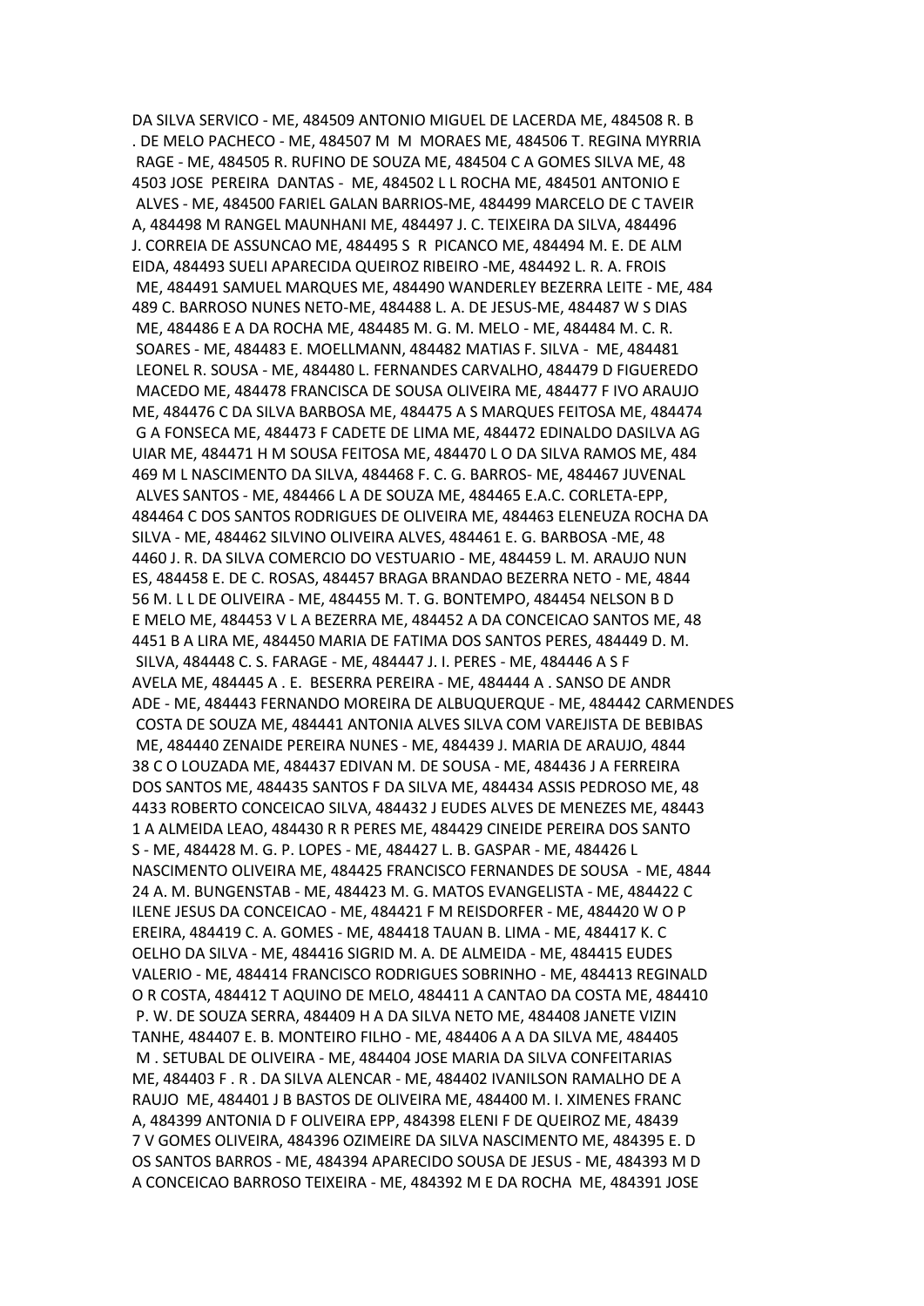DA SILVA SERVICO - ME, 484509 ANTONIO MIGUEL DE LACERDA ME, 484508 R. B . DE MELO PACHECO - ME, 484507 M M MORAES ME, 484506 T. REGINA MYRRIA RAGE - ME, 484505 R. RUFINO DE SOUZA ME, 484504 C A GOMES SILVA ME, 48 4503 JOSE PEREIRA DANTAS - ME, 484502 L L ROCHA ME, 484501 ANTONIO E ALVES - ME, 484500 FARIEL GALAN BARRIOS-ME, 484499 MARCELO DE C TAVEIR A, 484498 M RANGEL MAUNHANI ME, 484497 J. C. TEIXEIRA DA SILVA, 484496 J. CORREIA DE ASSUNCAO ME, 484495 S R PICANCO ME, 484494 M. E. DE ALM EIDA, 484493 SUELI APARECIDA QUEIROZ RIBEIRO -ME, 484492 L. R. A. FROIS ME, 484491 SAMUEL MARQUES ME, 484490 WANDERLEY BEZERRA LEITE - ME, 484 489 C. BARROSO NUNES NETO-ME, 484488 L. A. DE JESUS-ME, 484487 W S DIAS ME, 484486 E A DA ROCHA ME, 484485 M. G. M. MELO - ME, 484484 M. C. R. SOARES - ME, 484483 E. MOELLMANN, 484482 MATIAS F. SILVA - ME, 484481 LEONEL R. SOUSA - ME, 484480 L. FERNANDES CARVALHO, 484479 D FIGUEREDO MACEDO ME, 484478 FRANCISCA DE SOUSA OLIVEIRA ME, 484477 F IVO ARAUJO ME, 484476 C DA SILVA BARBOSA ME, 484475 A S MARQUES FEITOSA ME, 484474 G A FONSECA ME, 484473 F CADETE DE LIMA ME, 484472 EDINALDO DASILVA AG UIAR ME, 484471 H M SOUSA FEITOSA ME, 484470 L O DA SILVA RAMOS ME, 484 469 M L NASCIMENTO DA SILVA, 484468 F. C. G. BARROS- ME, 484467 JUVENAL ALVES SANTOS - ME, 484466 L A DE SOUZA ME, 484465 E.A.C. CORLETA-EPP, 484464 C DOS SANTOS RODRIGUES DE OLIVEIRA ME, 484463 ELENEUZA ROCHA DA SILVA - ME, 484462 SILVINO OLIVEIRA ALVES, 484461 E. G. BARBOSA -ME, 48 4460 J. R. DA SILVA COMERCIO DO VESTUARIO - ME, 484459 L. M. ARAUJO NUN ES, 484458 E. DE C. ROSAS, 484457 BRAGA BRANDAO BEZERRA NETO - ME, 4844 56 M. L L DE OLIVEIRA - ME, 484455 M. T. G. BONTEMPO, 484454 NELSON B D E MELO ME, 484453 V L A BEZERRA ME, 484452 A DA CONCEICAO SANTOS ME, 48 4451 B A LIRA ME, 484450 MARIA DE FATIMA DOS SANTOS PERES, 484449 D. M. SILVA, 484448 C. S. FARAGE - ME, 484447 J. I. PERES - ME, 484446 A S F AVELA ME, 484445 A . E. BESERRA PEREIRA - ME, 484444 A . SANSO DE ANDR ADE - ME, 484443 FERNANDO MOREIRA DE ALBUQUERQUE - ME, 484442 CARMENDES COSTA DE SOUZA ME, 484441 ANTONIA ALVES SILVA COM VAREJISTA DE BEBIBAS ME, 484440 ZENAIDE PEREIRA NUNES - ME, 484439 J. MARIA DE ARAUJO, 4844 38 C O LOUZADA ME, 484437 EDIVAN M. DE SOUSA - ME, 484436 J A FERREIRA DOS SANTOS ME, 484435 SANTOS F DA SILVA ME, 484434 ASSIS PEDROSO ME, 48 4433 ROBERTO CONCEICAO SILVA, 484432 J EUDES ALVES DE MENEZES ME, 48443 1 A ALMEIDA LEAO, 484430 R R PERES ME, 484429 CINEIDE PEREIRA DOS SANTO S - ME, 484428 M. G. P. LOPES - ME, 484427 L. B. GASPAR - ME, 484426 L NASCIMENTO OLIVEIRA ME, 484425 FRANCISCO FERNANDES DE SOUSA - ME, 4844 24 A. M. BUNGENSTAB - ME, 484423 M. G. MATOS EVANGELISTA - ME, 484422 C ILENE JESUS DA CONCEICAO - ME, 484421 F M REISDORFER - ME, 484420 W O P EREIRA, 484419 C. A. GOMES - ME, 484418 TAUAN B. LIMA - ME, 484417 K. C OELHO DA SILVA - ME, 484416 SIGRID M. A. DE ALMEIDA - ME, 484415 EUDES VALERIO - ME, 484414 FRANCISCO RODRIGUES SOBRINHO - ME, 484413 REGINALD O R COSTA, 484412 T AQUINO DE MELO, 484411 A CANTAO DA COSTA ME, 484410 P. W. DE SOUZA SERRA, 484409 H A DA SILVA NETO ME, 484408 JANETE VIZIN TANHE, 484407 E. B. MONTEIRO FILHO - ME, 484406 A A DA SILVA ME, 484405 M . SETUBAL DE OLIVEIRA - ME, 484404 JOSE MARIA DA SILVA CONFEITARIAS ME, 484403 F . R . DA SILVA ALENCAR - ME, 484402 IVANILSON RAMALHO DE A RAUJO ME, 484401 J B BASTOS DE OLIVEIRA ME, 484400 M. I. XIMENES FRANC A, 484399 ANTONIA D F OLIVEIRA EPP, 484398 ELENI F DE QUEIROZ ME, 48439 7 V GOMES OLIVEIRA, 484396 OZIMEIRE DA SILVA NASCIMENTO ME, 484395 E. D OS SANTOS BARROS - ME, 484394 APARECIDO SOUSA DE JESUS - ME, 484393 M D A CONCEICAO BARROSO TEIXEIRA - ME, 484392 M E DA ROCHA ME, 484391 JOSE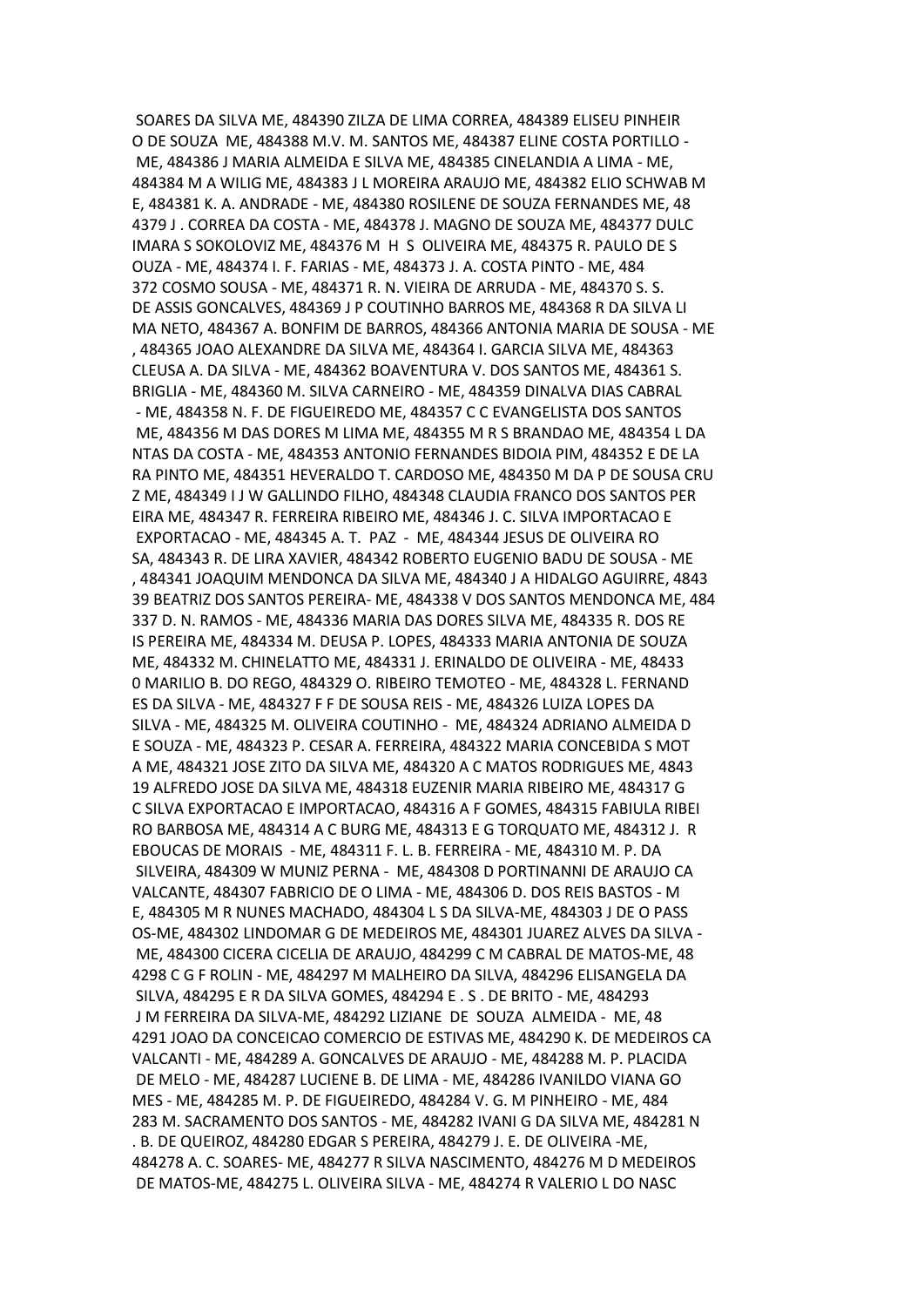SOARES DA SILVA ME, 484390 ZILZA DE LIMA CORREA, 484389 ELISEU PINHEIR
O DE SOUZA ME, 484388 M.V. M. SANTOS ME, 484387 ELINE COSTA PORTILLO -
ME, 484386 J MARIA ALMEIDA E SILVA ME, 484385 CINELANDIA A LIMA - ME,
484384 M A WILIG ME, 484383 J L MOREIRA ARAUJO ME, 484382 ELIO SCHWAB M
E, 484381 K. A. ANDRADE - ME, 484380 ROSILENE DE SOUZA FERNANDES ME, 48
4379 J . CORREA DA COSTA - ME, 484378 J. MAGNO DE SOUZA ME, 484377 DULC
IMARA S SOKOLOVIZ ME, 484376 M H S OLIVEIRA ME, 484375 R. PAULO DE S
OUZA - ME, 484374 I. F. FARIAS - ME, 484373 J. A. COSTA PINTO - ME, 484
372 COSMO SOUSA - ME, 484371 R. N. VIEIRA DE ARRUDA - ME, 484370 S. S.
DE ASSIS GONCALVES, 484369 J P COUTINHO BARROS ME, 484368 R DA SILVA LI
MA NETO, 484367 A. BONFIM DE BARROS, 484366 ANTONIA MARIA DE SOUSA - ME
, 484365 JOAO ALEXANDRE DA SILVA ME, 484364 I. GARCIA SILVA ME, 484363
CLEUSA A. DA SILVA - ME, 484362 BOAVENTURA V. DOS SANTOS ME, 484361 S.
BRIGLIA - ME, 484360 M. SILVA CARNEIRO - ME, 484359 DINALVA DIAS CABRAL
- ME, 484358 N. F. DE FIGUEIREDO ME, 484357 C C EVANGELISTA DOS SANTOS
ME, 484356 M DAS DORES M LIMA ME, 484355 M R S BRANDAO ME, 484354 L DA
NTAS DA COSTA - ME, 484353 ANTONIO FERNANDES BIDOIA PIM, 484352 E DE LA
RA PINTO ME, 484351 HEVERALDO T. CARDOSO ME, 484350 M DA P DE SOUSA CRU
Z ME, 484349 I J W GALLINDO FILHO, 484348 CLAUDIA FRANCO DOS SANTOS PER
EIRA ME, 484347 R. FERREIRA RIBEIRO ME, 484346 J. C. SILVA IMPORTACAO E
EXPORTACAO - ME, 484345 A. T. PAZ - ME, 484344 JESUS DE OLIVEIRA RO
SA, 484343 R. DE LIRA XAVIER, 484342 ROBERTO EUGENIO BADU DE SOUSA - ME
, 484341 JOAQUIM MENDONCA DA SILVA ME, 484340 J A HIDALGO AGUIRRE, 4843
39 BEATRIZ DOS SANTOS PEREIRA- ME, 484338 V DOS SANTOS MENDONCA ME, 484
337 D. N. RAMOS - ME, 484336 MARIA DAS DORES SILVA ME, 484335 R. DOS RE
IS PEREIRA ME, 484334 M. DEUSA P. LOPES, 484333 MARIA ANTONIA DE SOUZA
ME, 484332 M. CHINELATTO ME, 484331 J. ERINALDO DE OLIVEIRA - ME, 48433
0 MARILIO B. DO REGO, 484329 O. RIBEIRO TEMOTEO - ME, 484328 L. FERNAND
ES DA SILVA - ME, 484327 F F DE SOUSA REIS - ME, 484326 LUIZA LOPES DA
SILVA - ME, 484325 M. OLIVEIRA COUTINHO - ME, 484324 ADRIANO ALMEIDA D
E SOUZA - ME, 484323 P. CESAR A. FERREIRA, 484322 MARIA CONCEBIDA S MOT
A ME, 484321 JOSE ZITO DA SILVA ME, 484320 A C MATOS RODRIGUES ME, 4843
19 ALFREDO JOSE DA SILVA ME, 484318 EUZENIR MARIA RIBEIRO ME, 484317 G
C SILVA EXPORTACAO E IMPORTACAO, 484316 A F GOMES, 484315 FABIULA RIBEI
RO BARBOSA ME, 484314 A C BURG ME, 484313 E G TORQUATO ME, 484312 J. R
EBOUCAS DE MORAIS - ME, 484311 F. L. B. FERREIRA - ME, 484310 M. P. DA
SILVEIRA, 484309 W MUNIZ PERNA - ME, 484308 D PORTINANNI DE ARAUJO CA
VALCANTE, 484307 FABRICIO DE O LIMA - ME, 484306 D. DOS REIS BASTOS - M
E, 484305 M R NUNES MACHADO, 484304 L S DA SILVA-ME, 484303 J DE O PASS
OS-ME, 484302 LINDOMAR G DE MEDEIROS ME, 484301 JUAREZ ALVES DA SILVA -
ME, 484300 CICERA CICELIA DE ARAUJO, 484299 C M CABRAL DE MATOS-ME, 48
4298 C G F ROLIN - ME, 484297 M MALHEIRO DA SILVA, 484296 ELISANGELA DA
SILVA, 484295 E R DA SILVA GOMES, 484294 E . S . DE BRITO - ME, 484293
J M FERREIRA DA SILVA-ME, 484292 LIZIANE DE SOUZA ALMEIDA - ME, 48
4291 JOAO DA CONCEICAO COMERCIO DE ESTIVAS ME, 484290 K. DE MEDEIROS CA
VALCANTI - ME, 484289 A. GONCALVES DE ARAUJO - ME, 484288 M. P. PLACIDA
DE MELO - ME, 484287 LUCIENE B. DE LIMA - ME, 484286 IVANILDO VIANA GO
MES - ME, 484285 M. P. DE FIGUEIREDO, 484284 V. G. M PINHEIRO - ME, 484
283 M. SACRAMENTO DOS SANTOS - ME, 484282 IVANI G DA SILVA ME, 484281 N
. B. DE QUEIROZ, 484280 EDGAR S PEREIRA, 484279 J. E. DE OLIVEIRA -ME,
484278 A. C. SOARES- ME, 484277 R SILVA NASCIMENTO, 484276 M D MEDEIROS
DE MATOS-ME, 484275 L. OLIVEIRA SILVA - ME, 484274 R VALERIO L DO NASC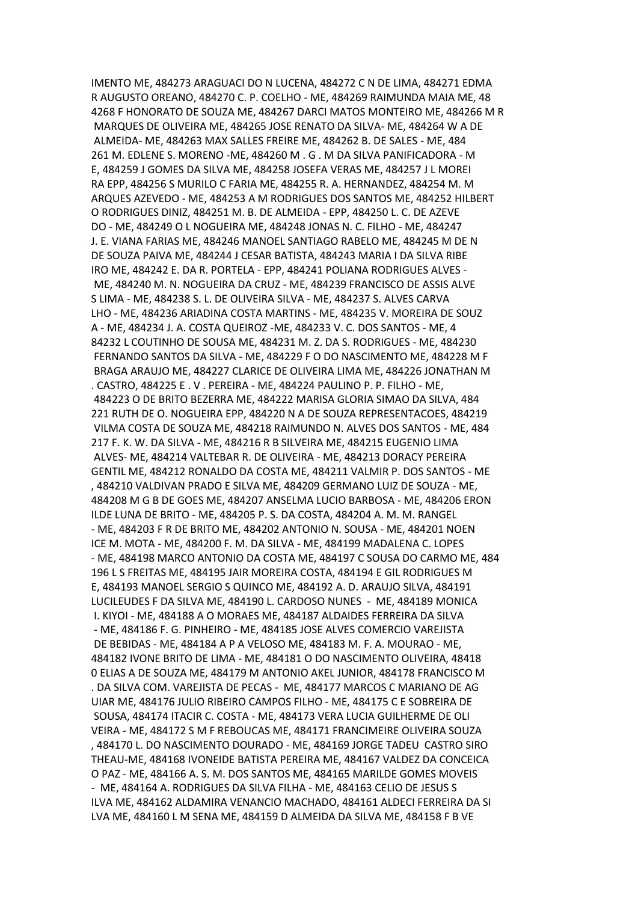IMENTO ME, 484273 ARAGUACI DO N LUCENA, 484272 C N DE LIMA, 484271 EDMA R AUGUSTO OREANO, 484270 C. P. COELHO - ME, 484269 RAIMUNDA MAIA ME, 48 4268 F HONORATO DE SOUZA ME, 484267 DARCI MATOS MONTEIRO ME, 484266 M R MARQUES DE OLIVEIRA ME, 484265 JOSE RENATO DA SILVA- ME, 484264 W A DE ALMEIDA- ME, 484263 MAX SALLES FREIRE ME, 484262 B. DE SALES - ME, 484 261 M. EDLENE S. MORENO -ME, 484260 M . G . M DA SILVA PANIFICADORA - M E, 484259 J GOMES DA SILVA ME, 484258 JOSEFA VERAS ME, 484257 J L MOREI RA EPP, 484256 S MURILO C FARIA ME, 484255 R. A. HERNANDEZ, 484254 M. M ARQUES AZEVEDO - ME, 484253 A M RODRIGUES DOS SANTOS ME, 484252 HILBERT O RODRIGUES DINIZ, 484251 M. B. DE ALMEIDA - EPP, 484250 L. C. DE AZEVE DO - ME, 484249 O L NOGUEIRA ME, 484248 JONAS N. C. FILHO - ME, 484247 J. E. VIANA FARIAS ME, 484246 MANOEL SANTIAGO RABELO ME, 484245 M DE N DE SOUZA PAIVA ME, 484244 J CESAR BATISTA, 484243 MARIA I DA SILVA RIBE IRO ME, 484242 E. DA R. PORTELA - EPP, 484241 POLIANA RODRIGUES ALVES - ME, 484240 M. N. NOGUEIRA DA CRUZ - ME, 484239 FRANCISCO DE ASSIS ALVE S LIMA - ME, 484238 S. L. DE OLIVEIRA SILVA - ME, 484237 S. ALVES CARVA LHO - ME, 484236 ARIADINA COSTA MARTINS - ME, 484235 V. MOREIRA DE SOUZ A - ME, 484234 J. A. COSTA QUEIROZ -ME, 484233 V. C. DOS SANTOS - ME, 4 84232 L COUTINHO DE SOUSA ME, 484231 M. Z. DA S. RODRIGUES - ME, 484230 FERNANDO SANTOS DA SILVA - ME, 484229 F O DO NASCIMENTO ME, 484228 M F BRAGA ARAUJO ME, 484227 CLARICE DE OLIVEIRA LIMA ME, 484226 JONATHAN M . CASTRO, 484225 E . V . PEREIRA - ME, 484224 PAULINO P. P. FILHO - ME, 484223 O DE BRITO BEZERRA ME, 484222 MARISA GLORIA SIMAO DA SILVA, 484 221 RUTH DE O. NOGUEIRA EPP, 484220 N A DE SOUZA REPRESENTACOES, 484219 VILMA COSTA DE SOUZA ME, 484218 RAIMUNDO N. ALVES DOS SANTOS - ME, 484 217 F. K. W. DA SILVA - ME, 484216 R B SILVEIRA ME, 484215 EUGENIO LIMA ALVES- ME, 484214 VALTEBAR R. DE OLIVEIRA - ME, 484213 DORACY PEREIRA GENTIL ME, 484212 RONALDO DA COSTA ME, 484211 VALMIR P. DOS SANTOS - ME , 484210 VALDIVAN PRADO E SILVA ME, 484209 GERMANO LUIZ DE SOUZA - ME, 484208 M G B DE GOES ME, 484207 ANSELMA LUCIO BARBOSA - ME, 484206 ERON ILDE LUNA DE BRITO - ME, 484205 P. S. DA COSTA, 484204 A. M. M. RANGEL - ME, 484203 F R DE BRITO ME, 484202 ANTONIO N. SOUSA - ME, 484201 NOEN ICE M. MOTA - ME, 484200 F. M. DA SILVA - ME, 484199 MADALENA C. LOPES - ME, 484198 MARCO ANTONIO DA COSTA ME, 484197 C SOUSA DO CARMO ME, 484 196 L S FREITAS ME, 484195 JAIR MOREIRA COSTA, 484194 E GIL RODRIGUES M E, 484193 MANOEL SERGIO S QUINCO ME, 484192 A. D. ARAUJO SILVA, 484191 LUCILEUDES F DA SILVA ME, 484190 L. CARDOSO NUNES - ME, 484189 MONICA I. KIYOI - ME, 484188 A O MORAES ME, 484187 ALDAIDES FERREIRA DA SILVA - ME, 484186 F. G. PINHEIRO - ME, 484185 JOSE ALVES COMERCIO VAREJISTA DE BEBIDAS - ME, 484184 A P A VELOSO ME, 484183 M. F. A. MOURAO - ME, 484182 IVONE BRITO DE LIMA - ME, 484181 O DO NASCIMENTO OLIVEIRA, 48418 0 ELIAS A DE SOUZA ME, 484179 M ANTONIO AKEL JUNIOR, 484178 FRANCISCO M . DA SILVA COM. VAREJISTA DE PECAS - ME, 484177 MARCOS C MARIANO DE AG UIAR ME, 484176 JULIO RIBEIRO CAMPOS FILHO - ME, 484175 C E SOBREIRA DE SOUSA, 484174 ITACIR C. COSTA - ME, 484173 VERA LUCIA GUILHERME DE OLI VEIRA - ME, 484172 S M F REBOUCAS ME, 484171 FRANCIMEIRE OLIVEIRA SOUZA , 484170 L. DO NASCIMENTO DOURADO - ME, 484169 JORGE TADEU CASTRO SIRO THEAU-ME, 484168 IVONEIDE BATISTA PEREIRA ME, 484167 VALDEZ DA CONCEICA O PAZ - ME, 484166 A. S. M. DOS SANTOS ME, 484165 MARILDE GOMES MOVEIS - ME, 484164 A. RODRIGUES DA SILVA FILHA - ME, 484163 CELIO DE JESUS S ILVA ME, 484162 ALDAMIRA VENANCIO MACHADO, 484161 ALDECI FERREIRA DA SI LVA ME, 484160 L M SENA ME, 484159 D ALMEIDA DA SILVA ME, 484158 F B VE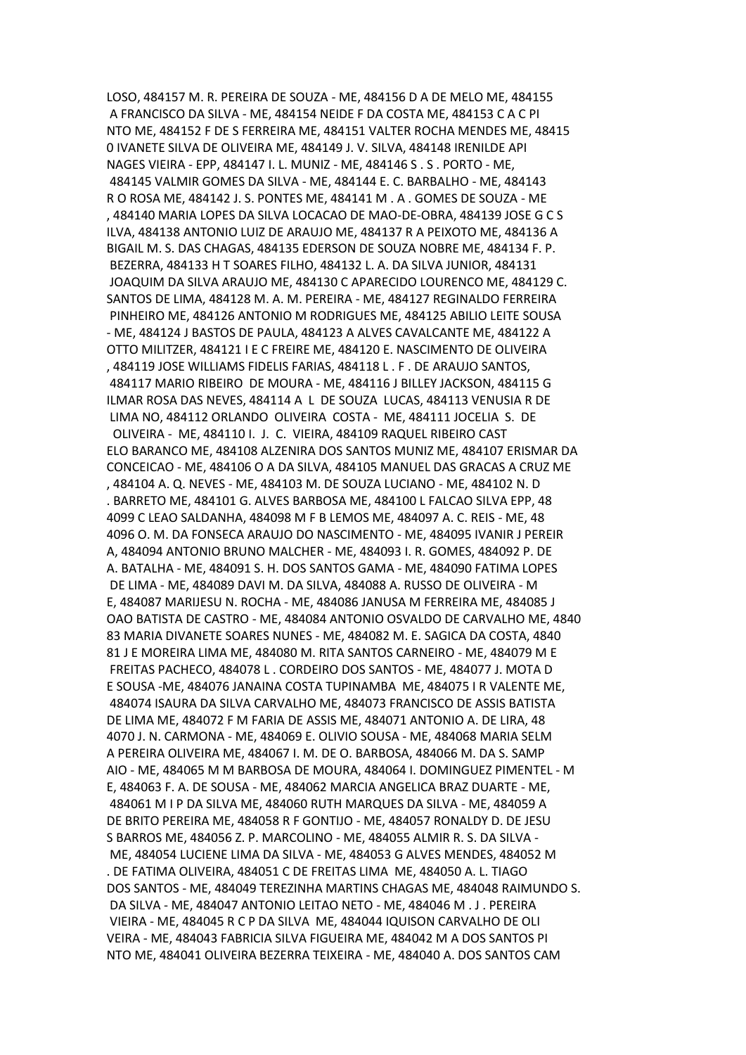LOSO, 484157 M. R. PEREIRA DE SOUZA - ME, 484156 D A DE MELO ME, 484155 A FRANCISCO DA SILVA - ME, 484154 NEIDE F DA COSTA ME, 484153 C A C PI NTO ME, 484152 F DE S FERREIRA ME, 484151 VALTER ROCHA MENDES ME, 48415 0 IVANETE SILVA DE OLIVEIRA ME, 484149 J. V. SILVA, 484148 IRENILDE API NAGES VIEIRA - EPP, 484147 I. L. MUNIZ - ME, 484146 S . S . PORTO - ME, 484145 VALMIR GOMES DA SILVA - ME, 484144 E. C. BARBALHO - ME, 484143 R O ROSA ME, 484142 J. S. PONTES ME, 484141 M . A . GOMES DE SOUZA - ME , 484140 MARIA LOPES DA SILVA LOCACAO DE MAO-DE-OBRA, 484139 JOSE G C S ILVA, 484138 ANTONIO LUIZ DE ARAUJO ME, 484137 R A PEIXOTO ME, 484136 A BIGAIL M. S. DAS CHAGAS, 484135 EDERSON DE SOUZA NOBRE ME, 484134 F. P. BEZERRA, 484133 H T SOARES FILHO, 484132 L. A. DA SILVA JUNIOR, 484131 JOAQUIM DA SILVA ARAUJO ME, 484130 C APARECIDO LOURENCO ME, 484129 C. SANTOS DE LIMA, 484128 M. A. M. PEREIRA - ME, 484127 REGINALDO FERREIRA PINHEIRO ME, 484126 ANTONIO M RODRIGUES ME, 484125 ABILIO LEITE SOUSA - ME, 484124 J BASTOS DE PAULA, 484123 A ALVES CAVALCANTE ME, 484122 A OTTO MILITZER, 484121 I E C FREIRE ME, 484120 E. NASCIMENTO DE OLIVEIRA , 484119 JOSE WILLIAMS FIDELIS FARIAS, 484118 L . F . DE ARAUJO SANTOS, 484117 MARIO RIBEIRO DE MOURA - ME, 484116 J BILLEY JACKSON, 484115 G ILMAR ROSA DAS NEVES, 484114 A L DE SOUZA LUCAS, 484113 VENUSIA R DE LIMA NO, 484112 ORLANDO OLIVEIRA COSTA - ME, 484111 JOCELIA S. DE OLIVEIRA - ME, 484110 I. J. C. VIEIRA, 484109 RAQUEL RIBEIRO CAST ELO BARANCO ME, 484108 ALZENIRA DOS SANTOS MUNIZ ME, 484107 ERISMAR DA CONCEICAO - ME, 484106 O A DA SILVA, 484105 MANUEL DAS GRACAS A CRUZ ME , 484104 A. Q. NEVES - ME, 484103 M. DE SOUZA LUCIANO - ME, 484102 N. D . BARRETO ME, 484101 G. ALVES BARBOSA ME, 484100 L FALCAO SILVA EPP, 48 4099 C LEAO SALDANHA, 484098 M F B LEMOS ME, 484097 A. C. REIS - ME, 48 4096 O. M. DA FONSECA ARAUJO DO NASCIMENTO - ME, 484095 IVANIR J PEREIR A, 484094 ANTONIO BRUNO MALCHER - ME, 484093 I. R. GOMES, 484092 P. DE A. BATALHA - ME, 484091 S. H. DOS SANTOS GAMA - ME, 484090 FATIMA LOPES DE LIMA - ME, 484089 DAVI M. DA SILVA, 484088 A. RUSSO DE OLIVEIRA - M E, 484087 MARIJESU N. ROCHA - ME, 484086 JANUSA M FERREIRA ME, 484085 J OAO BATISTA DE CASTRO - ME, 484084 ANTONIO OSVALDO DE CARVALHO ME, 4840 83 MARIA DIVANETE SOARES NUNES - ME, 484082 M. E. SAGICA DA COSTA, 4840 81 J E MOREIRA LIMA ME, 484080 M. RITA SANTOS CARNEIRO - ME, 484079 M E FREITAS PACHECO, 484078 L . CORDEIRO DOS SANTOS - ME, 484077 J. MOTA D E SOUSA -ME, 484076 JANAINA COSTA TUPINAMBA ME, 484075 I R VALENTE ME, 484074 ISAURA DA SILVA CARVALHO ME, 484073 FRANCISCO DE ASSIS BATISTA DE LIMA ME, 484072 F M FARIA DE ASSIS ME, 484071 ANTONIO A. DE LIRA, 48 4070 J. N. CARMONA - ME, 484069 E. OLIVIO SOUSA - ME, 484068 MARIA SELM A PEREIRA OLIVEIRA ME, 484067 I. M. DE O. BARBOSA, 484066 M. DA S. SAMP AIO - ME, 484065 M M BARBOSA DE MOURA, 484064 I. DOMINGUEZ PIMENTEL - M E, 484063 F. A. DE SOUSA - ME, 484062 MARCIA ANGELICA BRAZ DUARTE - ME, 484061 M I P DA SILVA ME, 484060 RUTH MARQUES DA SILVA - ME, 484059 A DE BRITO PEREIRA ME, 484058 R F GONTIJO - ME, 484057 RONALDY D. DE JESU S BARROS ME, 484056 Z. P. MARCOLINO - ME, 484055 ALMIR R. S. DA SILVA - ME, 484054 LUCIENE LIMA DA SILVA - ME, 484053 G ALVES MENDES, 484052 M . DE FATIMA OLIVEIRA, 484051 C DE FREITAS LIMA ME, 484050 A. L. TIAGO DOS SANTOS - ME, 484049 TEREZINHA MARTINS CHAGAS ME, 484048 RAIMUNDO S. DA SILVA - ME, 484047 ANTONIO LEITAO NETO - ME, 484046 M . J . PEREIRA VIEIRA - ME, 484045 R C P DA SILVA ME, 484044 IQUISON CARVALHO DE OLI VEIRA - ME, 484043 FABRICIA SILVA FIGUEIRA ME, 484042 M A DOS SANTOS PI NTO ME, 484041 OLIVEIRA BEZERRA TEIXEIRA - ME, 484040 A. DOS SANTOS CAM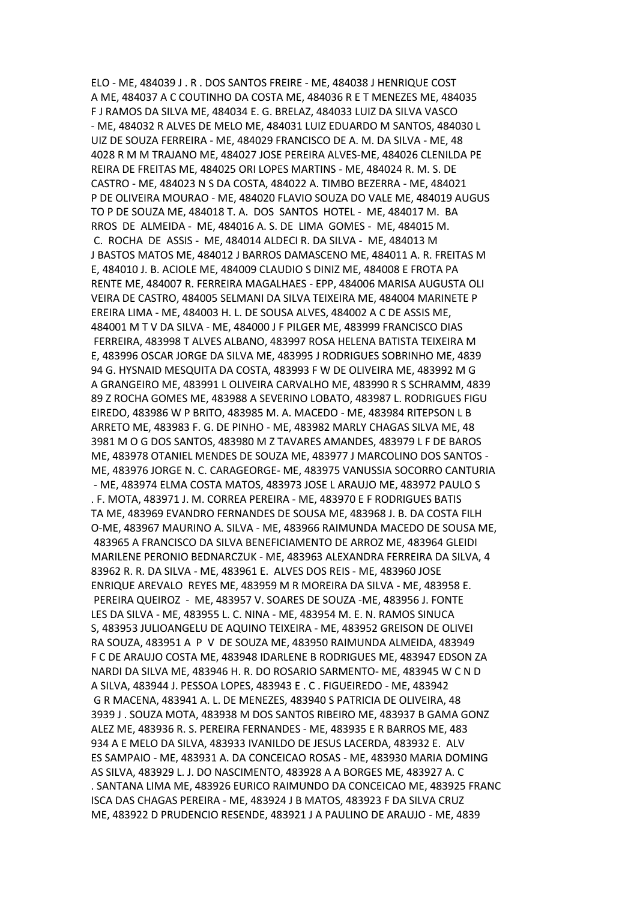ELO - ME, 484039 J . R . DOS SANTOS FREIRE - ME, 484038 J HENRIQUE COST A ME, 484037 A C COUTINHO DA COSTA ME, 484036 R E T MENEZES ME, 484035 F J RAMOS DA SILVA ME, 484034 E. G. BRELAZ, 484033 LUIZ DA SILVA VASCO - ME, 484032 R ALVES DE MELO ME, 484031 LUIZ EDUARDO M SANTOS, 484030 L UIZ DE SOUZA FERREIRA - ME, 484029 FRANCISCO DE A. M. DA SILVA - ME, 48 4028 R M M TRAJANO ME, 484027 JOSE PEREIRA ALVES-ME, 484026 CLENILDA PE REIRA DE FREITAS ME, 484025 ORI LOPES MARTINS - ME, 484024 R. M. S. DE CASTRO - ME, 484023 N S DA COSTA, 484022 A. TIMBO BEZERRA - ME, 484021 P DE OLIVEIRA MOURAO - ME, 484020 FLAVIO SOUZA DO VALE ME, 484019 AUGUS TO P DE SOUZA ME, 484018 T. A. DOS SANTOS HOTEL - ME, 484017 M. BA RROS DE ALMEIDA - ME, 484016 A. S. DE LIMA GOMES - ME, 484015 M. C. ROCHA DE ASSIS - ME, 484014 ALDECI R. DA SILVA - ME, 484013 M J BASTOS MATOS ME, 484012 J BARROS DAMASCENO ME, 484011 A. R. FREITAS M E, 484010 J. B. ACIOLE ME, 484009 CLAUDIO S DINIZ ME, 484008 E FROTA PA RENTE ME, 484007 R. FERREIRA MAGALHAES - EPP, 484006 MARISA AUGUSTA OLI VEIRA DE CASTRO, 484005 SELMANI DA SILVA TEIXEIRA ME, 484004 MARINETE P EREIRA LIMA - ME, 484003 H. L. DE SOUSA ALVES, 484002 A C DE ASSIS ME, 484001 M T V DA SILVA - ME, 484000 J F PILGER ME, 483999 FRANCISCO DIAS FERREIRA, 483998 T ALVES ALBANO, 483997 ROSA HELENA BATISTA TEIXEIRA M E, 483996 OSCAR JORGE DA SILVA ME, 483995 J RODRIGUES SOBRINHO ME, 4839 94 G. HYSNAID MESQUITA DA COSTA, 483993 F W DE OLIVEIRA ME, 483992 M G A GRANGEIRO ME, 483991 L OLIVEIRA CARVALHO ME, 483990 R S SCHRAMM, 4839 89 Z ROCHA GOMES ME, 483988 A SEVERINO LOBATO, 483987 L. RODRIGUES FIGU EIREDO, 483986 W P BRITO, 483985 M. A. MACEDO - ME, 483984 RITEPSON L B ARRETO ME, 483983 F. G. DE PINHO - ME, 483982 MARLY CHAGAS SILVA ME, 48 3981 M O G DOS SANTOS, 483980 M Z TAVARES AMANDES, 483979 L F DE BAROS ME, 483978 OTANIEL MENDES DE SOUZA ME, 483977 J MARCOLINO DOS SANTOS - ME, 483976 JORGE N. C. CARAGEORGE- ME, 483975 VANUSSIA SOCORRO CANTURIA - ME, 483974 ELMA COSTA MATOS, 483973 JOSE L ARAUJO ME, 483972 PAULO S . F. MOTA, 483971 J. M. CORREA PEREIRA - ME, 483970 E F RODRIGUES BATIS TA ME, 483969 EVANDRO FERNANDES DE SOUSA ME, 483968 J. B. DA COSTA FILH O-ME, 483967 MAURINO A. SILVA - ME, 483966 RAIMUNDA MACEDO DE SOUSA ME, 483965 A FRANCISCO DA SILVA BENEFICIAMENTO DE ARROZ ME, 483964 GLEIDI MARILENE PERONIO BEDNARCZUK - ME, 483963 ALEXANDRA FERREIRA DA SILVA, 4 83962 R. R. DA SILVA - ME, 483961 E. ALVES DOS REIS - ME, 483960 JOSE ENRIQUE AREVALO REYES ME, 483959 M R MOREIRA DA SILVA - ME, 483958 E. PEREIRA QUEIROZ - ME, 483957 V. SOARES DE SOUZA -ME, 483956 J. FONTE LES DA SILVA - ME, 483955 L. C. NINA - ME, 483954 M. E. N. RAMOS SINUCA S, 483953 JULIOANGELU DE AQUINO TEIXEIRA - ME, 483952 GREISON DE OLIVEI RA SOUZA, 483951 A P V DE SOUZA ME, 483950 RAIMUNDA ALMEIDA, 483949 F C DE ARAUJO COSTA ME, 483948 IDARLENE B RODRIGUES ME, 483947 EDSON ZA NARDI DA SILVA ME, 483946 H. R. DO ROSARIO SARMENTO- ME, 483945 W C N D A SILVA, 483944 J. PESSOA LOPES, 483943 E . C . FIGUEIREDO - ME, 483942 G R MACENA, 483941 A. L. DE MENEZES, 483940 S PATRICIA DE OLIVEIRA, 48 3939 J . SOUZA MOTA, 483938 M DOS SANTOS RIBEIRO ME, 483937 B GAMA GONZ ALEZ ME, 483936 R. S. PEREIRA FERNANDES - ME, 483935 E R BARROS ME, 483 934 A E MELO DA SILVA, 483933 IVANILDO DE JESUS LACERDA, 483932 E. ALV ES SAMPAIO - ME, 483931 A. DA CONCEICAO ROSAS - ME, 483930 MARIA DOMING AS SILVA, 483929 L. J. DO NASCIMENTO, 483928 A A BORGES ME, 483927 A. C . SANTANA LIMA ME, 483926 EURICO RAIMUNDO DA CONCEICAO ME, 483925 FRANC ISCA DAS CHAGAS PEREIRA - ME, 483924 J B MATOS, 483923 F DA SILVA CRUZ ME, 483922 D PRUDENCIO RESENDE, 483921 J A PAULINO DE ARAUJO - ME, 4839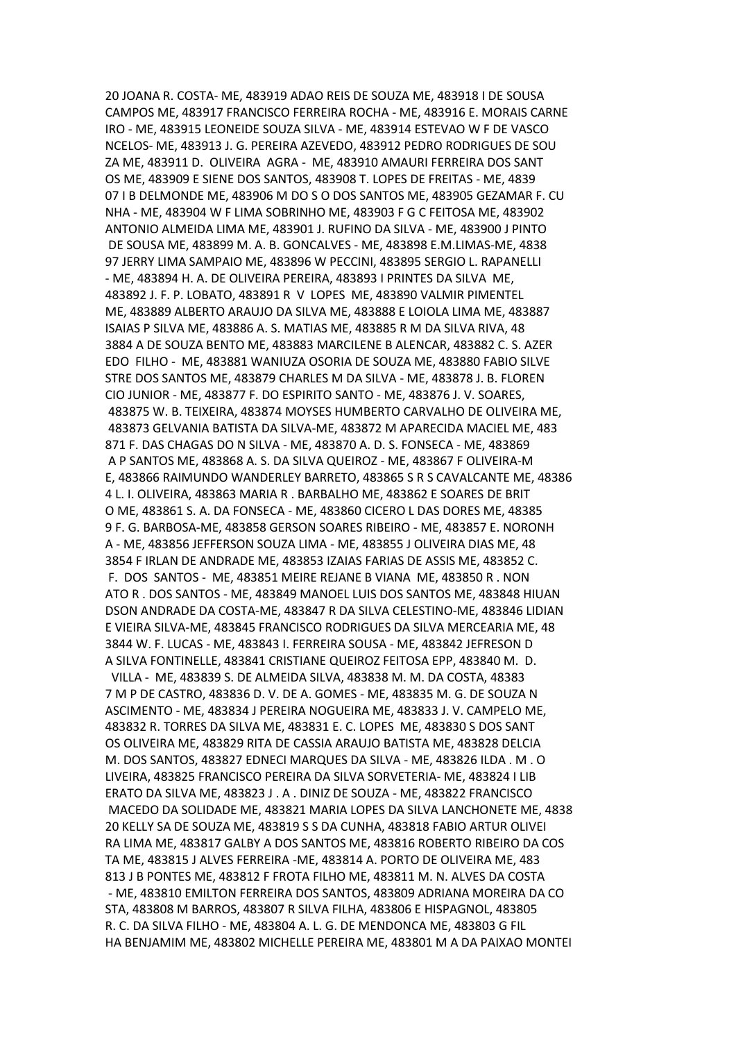20 JOANA R. COSTA- ME, 483919 ADAO REIS DE SOUZA ME, 483918 I DE SOUSA CAMPOS ME, 483917 FRANCISCO FERREIRA ROCHA - ME, 483916 E. MORAIS CARNE IRO - ME, 483915 LEONEIDE SOUZA SILVA - ME, 483914 ESTEVAO W F DE VASCO NCELOS- ME, 483913 J. G. PEREIRA AZEVEDO, 483912 PEDRO RODRIGUES DE SOU ZA ME, 483911 D. OLIVEIRA AGRA - ME, 483910 AMAURI FERREIRA DOS SANT OS ME, 483909 E SIENE DOS SANTOS, 483908 T. LOPES DE FREITAS - ME, 4839 07 I B DELMONDE ME, 483906 M DO S O DOS SANTOS ME, 483905 GEZAMAR F. CU NHA - ME, 483904 W F LIMA SOBRINHO ME, 483903 F G C FEITOSA ME, 483902 ANTONIO ALMEIDA LIMA ME, 483901 J. RUFINO DA SILVA - ME, 483900 J PINTO DE SOUSA ME, 483899 M. A. B. GONCALVES - ME, 483898 E.M.LIMAS-ME, 4838 97 JERRY LIMA SAMPAIO ME, 483896 W PECCINI, 483895 SERGIO L. RAPANELLI - ME, 483894 H. A. DE OLIVEIRA PEREIRA, 483893 I PRINTES DA SILVA ME, 483892 J. F. P. LOBATO, 483891 R V LOPES ME, 483890 VALMIR PIMENTEL ME, 483889 ALBERTO ARAUJO DA SILVA ME, 483888 E LOIOLA LIMA ME, 483887 ISAIAS P SILVA ME, 483886 A. S. MATIAS ME, 483885 R M DA SILVA RIVA, 48 3884 A DE SOUZA BENTO ME, 483883 MARCILENE B ALENCAR, 483882 C. S. AZER EDO FILHO - ME, 483881 WANIUZA OSORIA DE SOUZA ME, 483880 FABIO SILVE STRE DOS SANTOS ME, 483879 CHARLES M DA SILVA - ME, 483878 J. B. FLOREN CIO JUNIOR - ME, 483877 F. DO ESPIRITO SANTO - ME, 483876 J. V. SOARES, 483875 W. B. TEIXEIRA, 483874 MOYSES HUMBERTO CARVALHO DE OLIVEIRA ME, 483873 GELVANIA BATISTA DA SILVA-ME, 483872 M APARECIDA MACIEL ME, 483 871 F. DAS CHAGAS DO N SILVA - ME, 483870 A. D. S. FONSECA - ME, 483869 A P SANTOS ME, 483868 A. S. DA SILVA QUEIROZ - ME, 483867 F OLIVEIRA-M E, 483866 RAIMUNDO WANDERLEY BARRETO, 483865 S R S CAVALCANTE ME, 48386 4 L. I. OLIVEIRA, 483863 MARIA R . BARBALHO ME, 483862 E SOARES DE BRIT O ME, 483861 S. A. DA FONSECA - ME, 483860 CICERO L DAS DORES ME, 48385 9 F. G. BARBOSA-ME, 483858 GERSON SOARES RIBEIRO - ME, 483857 E. NORONH A - ME, 483856 JEFFERSON SOUZA LIMA - ME, 483855 J OLIVEIRA DIAS ME, 48 3854 F IRLAN DE ANDRADE ME, 483853 IZAIAS FARIAS DE ASSIS ME, 483852 C. F. DOS SANTOS - ME, 483851 MEIRE REJANE B VIANA ME, 483850 R . NON ATO R . DOS SANTOS - ME, 483849 MANOEL LUIS DOS SANTOS ME, 483848 HIUAN DSON ANDRADE DA COSTA-ME, 483847 R DA SILVA CELESTINO-ME, 483846 LIDIAN E VIEIRA SILVA-ME, 483845 FRANCISCO RODRIGUES DA SILVA MERCEARIA ME, 48 3844 W. F. LUCAS - ME, 483843 I. FERREIRA SOUSA - ME, 483842 JEFRESON D A SILVA FONTINELLE, 483841 CRISTIANE QUEIROZ FEITOSA EPP, 483840 M. D. VILLA - ME, 483839 S. DE ALMEIDA SILVA, 483838 M. M. DA COSTA, 48383 7 M P DE CASTRO, 483836 D. V. DE A. GOMES - ME, 483835 M. G. DE SOUZA N ASCIMENTO - ME, 483834 J PEREIRA NOGUEIRA ME, 483833 J. V. CAMPELO ME, 483832 R. TORRES DA SILVA ME, 483831 E. C. LOPES ME, 483830 S DOS SANT OS OLIVEIRA ME, 483829 RITA DE CASSIA ARAUJO BATISTA ME, 483828 DELCIA M. DOS SANTOS, 483827 EDNECI MARQUES DA SILVA - ME, 483826 ILDA . M . O LIVEIRA, 483825 FRANCISCO PEREIRA DA SILVA SORVETERIA- ME, 483824 I LIB ERATO DA SILVA ME, 483823 J . A . DINIZ DE SOUZA - ME, 483822 FRANCISCO MACEDO DA SOLIDADE ME, 483821 MARIA LOPES DA SILVA LANCHONETE ME, 4838 20 KELLY SA DE SOUZA ME, 483819 S S DA CUNHA, 483818 FABIO ARTUR OLIVEI RA LIMA ME, 483817 GALBY A DOS SANTOS ME, 483816 ROBERTO RIBEIRO DA COS TA ME, 483815 J ALVES FERREIRA -ME, 483814 A. PORTO DE OLIVEIRA ME, 483 813 J B PONTES ME, 483812 F FROTA FILHO ME, 483811 M. N. ALVES DA COSTA - ME, 483810 EMILTON FERREIRA DOS SANTOS, 483809 ADRIANA MOREIRA DA CO STA, 483808 M BARROS, 483807 R SILVA FILHA, 483806 E HISPAGNOL, 483805 R. C. DA SILVA FILHO - ME, 483804 A. L. G. DE MENDONCA ME, 483803 G FIL HA BENJAMIM ME, 483802 MICHELLE PEREIRA ME, 483801 M A DA PAIXAO MONTEI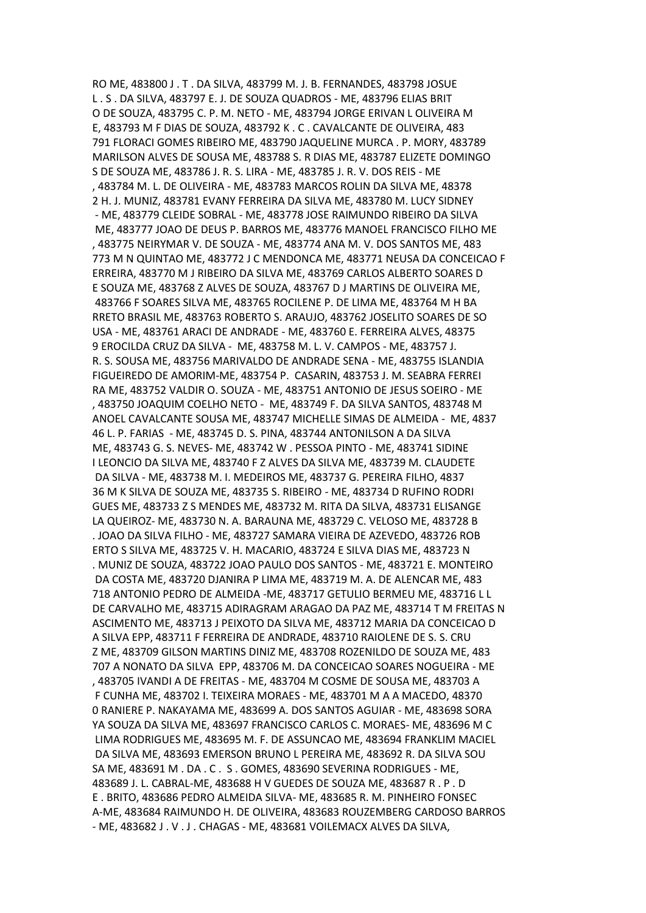RO ME, 483800 J . T . DA SILVA, 483799 M. J. B. FERNANDES, 483798 JOSUE L . S . DA SILVA, 483797 E. J. DE SOUZA QUADROS - ME, 483796 ELIAS BRIT O DE SOUZA, 483795 C. P. M. NETO - ME, 483794 JORGE ERIVAN L OLIVEIRA M E, 483793 M F DIAS DE SOUZA, 483792 K . C . CAVALCANTE DE OLIVEIRA, 483 791 FLORACI GOMES RIBEIRO ME, 483790 JAQUELINE MURCA . P. MORY, 483789 MARILSON ALVES DE SOUSA ME, 483788 S. R DIAS ME, 483787 ELIZETE DOMINGO S DE SOUZA ME, 483786 J. R. S. LIRA - ME, 483785 J. R. V. DOS REIS - ME , 483784 M. L. DE OLIVEIRA - ME, 483783 MARCOS ROLIN DA SILVA ME, 48378 2 H. J. MUNIZ, 483781 EVANY FERREIRA DA SILVA ME, 483780 M. LUCY SIDNEY - ME, 483779 CLEIDE SOBRAL - ME, 483778 JOSE RAIMUNDO RIBEIRO DA SILVA ME, 483777 JOAO DE DEUS P. BARROS ME, 483776 MANOEL FRANCISCO FILHO ME , 483775 NEIRYMAR V. DE SOUZA - ME, 483774 ANA M. V. DOS SANTOS ME, 483 773 M N QUINTAO ME, 483772 J C MENDONCA ME, 483771 NEUSA DA CONCEICAO F ERREIRA, 483770 M J RIBEIRO DA SILVA ME, 483769 CARLOS ALBERTO SOARES D E SOUZA ME, 483768 Z ALVES DE SOUZA, 483767 D J MARTINS DE OLIVEIRA ME, 483766 F SOARES SILVA ME, 483765 ROCILENE P. DE LIMA ME, 483764 M H BA RRETO BRASIL ME, 483763 ROBERTO S. ARAUJO, 483762 JOSELITO SOARES DE SO USA - ME, 483761 ARACI DE ANDRADE - ME, 483760 E. FERREIRA ALVES, 48375 9 EROCILDA CRUZ DA SILVA - ME, 483758 M. L. V. CAMPOS - ME, 483757 J. R. S. SOUSA ME, 483756 MARIVALDO DE ANDRADE SENA - ME, 483755 ISLANDIA FIGUEIREDO DE AMORIM-ME, 483754 P. CASARIN, 483753 J. M. SEABRA FERREI RA ME, 483752 VALDIR O. SOUZA - ME, 483751 ANTONIO DE JESUS SOEIRO - ME , 483750 JOAQUIM COELHO NETO - ME, 483749 F. DA SILVA SANTOS, 483748 M ANOEL CAVALCANTE SOUSA ME, 483747 MICHELLE SIMAS DE ALMEIDA - ME, 4837 46 L. P. FARIAS - ME, 483745 D. S. PINA, 483744 ANTONILSON A DA SILVA ME, 483743 G. S. NEVES- ME, 483742 W . PESSOA PINTO - ME, 483741 SIDINE I LEONCIO DA SILVA ME, 483740 F Z ALVES DA SILVA ME, 483739 M. CLAUDETE DA SILVA - ME, 483738 M. I. MEDEIROS ME, 483737 G. PEREIRA FILHO, 4837 36 M K SILVA DE SOUZA ME, 483735 S. RIBEIRO - ME, 483734 D RUFINO RODRI GUES ME, 483733 Z S MENDES ME, 483732 M. RITA DA SILVA, 483731 ELISANGE LA QUEIROZ- ME, 483730 N. A. BARAUNA ME, 483729 C. VELOSO ME, 483728 B . JOAO DA SILVA FILHO - ME, 483727 SAMARA VIEIRA DE AZEVEDO, 483726 ROB ERTO S SILVA ME, 483725 V. H. MACARIO, 483724 E SILVA DIAS ME, 483723 N . MUNIZ DE SOUZA, 483722 JOAO PAULO DOS SANTOS - ME, 483721 E. MONTEIRO DA COSTA ME, 483720 DJANIRA P LIMA ME, 483719 M. A. DE ALENCAR ME, 483 718 ANTONIO PEDRO DE ALMEIDA -ME, 483717 GETULIO BERMEU ME, 483716 L L DE CARVALHO ME, 483715 ADIRAGRAM ARAGAO DA PAZ ME, 483714 T M FREITAS N ASCIMENTO ME, 483713 J PEIXOTO DA SILVA ME, 483712 MARIA DA CONCEICAO D A SILVA EPP, 483711 F FERREIRA DE ANDRADE, 483710 RAIOLENE DE S. S. CRU Z ME, 483709 GILSON MARTINS DINIZ ME, 483708 ROZENILDO DE SOUZA ME, 483 707 A NONATO DA SILVA EPP, 483706 M. DA CONCEICAO SOARES NOGUEIRA - ME , 483705 IVANDI A DE FREITAS - ME, 483704 M COSME DE SOUSA ME, 483703 A F CUNHA ME, 483702 I. TEIXEIRA MORAES - ME, 483701 M A A MACEDO, 48370 0 RANIERE P. NAKAYAMA ME, 483699 A. DOS SANTOS AGUIAR - ME, 483698 SORA YA SOUZA DA SILVA ME, 483697 FRANCISCO CARLOS C. MORAES- ME, 483696 M C LIMA RODRIGUES ME, 483695 M. F. DE ASSUNCAO ME, 483694 FRANKLIM MACIEL DA SILVA ME, 483693 EMERSON BRUNO L PEREIRA ME, 483692 R. DA SILVA SOU SA ME, 483691 M . DA . C . S . GOMES, 483690 SEVERINA RODRIGUES - ME, 483689 J. L. CABRAL-ME, 483688 H V GUEDES DE SOUZA ME, 483687 R . P . D E . BRITO, 483686 PEDRO ALMEIDA SILVA- ME, 483685 R. M. PINHEIRO FONSEC A-ME, 483684 RAIMUNDO H. DE OLIVEIRA, 483683 ROUZEMBERG CARDOSO BARROS - ME, 483682 J . V . J . CHAGAS - ME, 483681 VOILEMACX ALVES DA SILVA,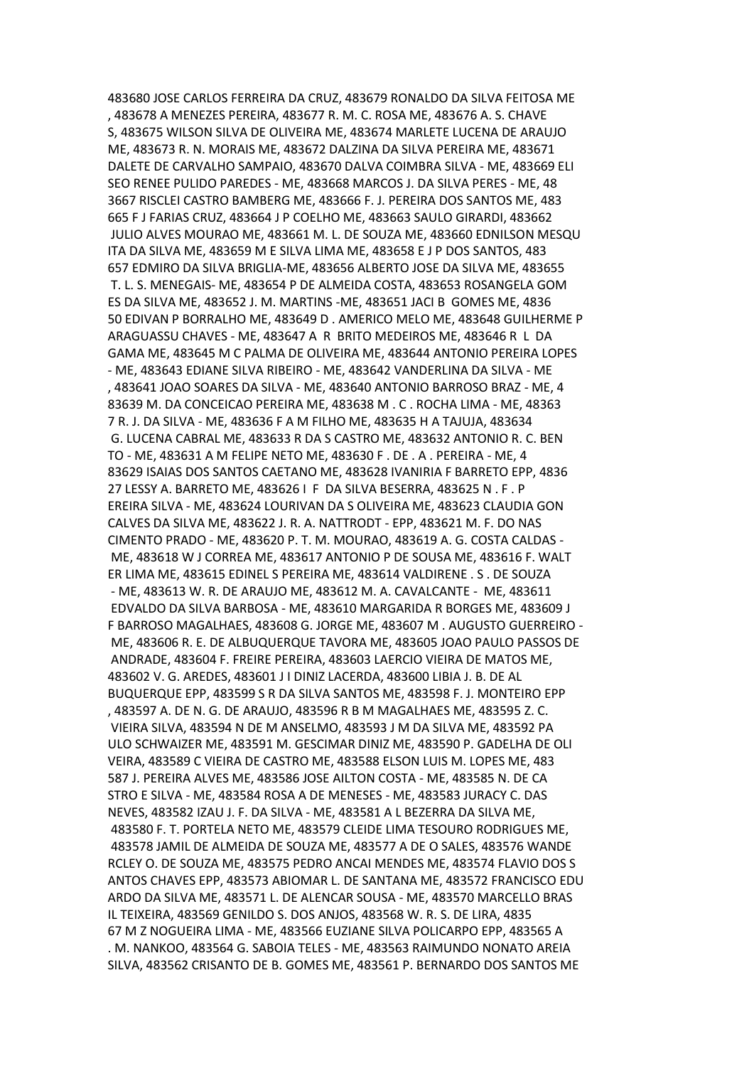483680 JOSE CARLOS FERREIRA DA CRUZ, 483679 RONALDO DA SILVA FEITOSA ME , 483678 A MENEZES PEREIRA, 483677 R. M. C. ROSA ME, 483676 A. S. CHAVE S, 483675 WILSON SILVA DE OLIVEIRA ME, 483674 MARLETE LUCENA DE ARAUJO ME, 483673 R. N. MORAIS ME, 483672 DALZINA DA SILVA PEREIRA ME, 483671 DALETE DE CARVALHO SAMPAIO, 483670 DALVA COIMBRA SILVA - ME, 483669 ELI SEO RENEE PULIDO PAREDES - ME, 483668 MARCOS J. DA SILVA PERES - ME, 48 3667 RISCLEI CASTRO BAMBERG ME, 483666 F. J. PEREIRA DOS SANTOS ME, 483 665 F J FARIAS CRUZ, 483664 J P COELHO ME, 483663 SAULO GIRARDI, 483662 JULIO ALVES MOURAO ME, 483661 M. L. DE SOUZA ME, 483660 EDNILSON MESQU ITA DA SILVA ME, 483659 M E SILVA LIMA ME, 483658 E J P DOS SANTOS, 483 657 EDMIRO DA SILVA BRIGLIA-ME, 483656 ALBERTO JOSE DA SILVA ME, 483655 T. L. S. MENEGAIS- ME, 483654 P DE ALMEIDA COSTA, 483653 ROSANGELA GOM ES DA SILVA ME, 483652 J. M. MARTINS -ME, 483651 JACI B GOMES ME, 4836 50 EDIVAN P BORRALHO ME, 483649 D . AMERICO MELO ME, 483648 GUILHERME P ARAGUASSU CHAVES - ME, 483647 A R BRITO MEDEIROS ME, 483646 R L DA GAMA ME, 483645 M C PALMA DE OLIVEIRA ME, 483644 ANTONIO PEREIRA LOPES - ME, 483643 EDIANE SILVA RIBEIRO - ME, 483642 VANDERLINA DA SILVA - ME , 483641 JOAO SOARES DA SILVA - ME, 483640 ANTONIO BARROSO BRAZ - ME, 4 83639 M. DA CONCEICAO PEREIRA ME, 483638 M . C . ROCHA LIMA - ME, 48363 7 R. J. DA SILVA - ME, 483636 F A M FILHO ME, 483635 H A TAJUJA, 483634 G. LUCENA CABRAL ME, 483633 R DA S CASTRO ME, 483632 ANTONIO R. C. BEN TO - ME, 483631 A M FELIPE NETO ME, 483630 F . DE . A . PEREIRA - ME, 4 83629 ISAIAS DOS SANTOS CAETANO ME, 483628 IVANIRIA F BARRETO EPP, 4836 27 LESSY A. BARRETO ME, 483626 I F DA SILVA BESERRA, 483625 N . F . P EREIRA SILVA - ME, 483624 LOURIVAN DA S OLIVEIRA ME, 483623 CLAUDIA GON CALVES DA SILVA ME, 483622 J. R. A. NATTRODT - EPP, 483621 M. F. DO NAS CIMENTO PRADO - ME, 483620 P. T. M. MOURAO, 483619 A. G. COSTA CALDAS - ME, 483618 W J CORREA ME, 483617 ANTONIO P DE SOUSA ME, 483616 F. WALT ER LIMA ME, 483615 EDINEL S PEREIRA ME, 483614 VALDIRENE . S . DE SOUZA - ME, 483613 W. R. DE ARAUJO ME, 483612 M. A. CAVALCANTE - ME, 483611 EDVALDO DA SILVA BARBOSA - ME, 483610 MARGARIDA R BORGES ME, 483609 J F BARROSO MAGALHAES, 483608 G. JORGE ME, 483607 M . AUGUSTO GUERREIRO - ME, 483606 R. E. DE ALBUQUERQUE TAVORA ME, 483605 JOAO PAULO PASSOS DE ANDRADE, 483604 F. FREIRE PEREIRA, 483603 LAERCIO VIEIRA DE MATOS ME, 483602 V. G. AREDES, 483601 J I DINIZ LACERDA, 483600 LIBIA J. B. DE AL BUQUERQUE EPP, 483599 S R DA SILVA SANTOS ME, 483598 F. J. MONTEIRO EPP , 483597 A. DE N. G. DE ARAUJO, 483596 R B M MAGALHAES ME, 483595 Z. C. VIEIRA SILVA, 483594 N DE M ANSELMO, 483593 J M DA SILVA ME, 483592 PA ULO SCHWAIZER ME, 483591 M. GESCIMAR DINIZ ME, 483590 P. GADELHA DE OLI VEIRA, 483589 C VIEIRA DE CASTRO ME, 483588 ELSON LUIS M. LOPES ME, 483 587 J. PEREIRA ALVES ME, 483586 JOSE AILTON COSTA - ME, 483585 N. DE CA STRO E SILVA - ME, 483584 ROSA A DE MENESES - ME, 483583 JURACY C. DAS NEVES, 483582 IZAU J. F. DA SILVA - ME, 483581 A L BEZERRA DA SILVA ME, 483580 F. T. PORTELA NETO ME, 483579 CLEIDE LIMA TESOURO RODRIGUES ME, 483578 JAMIL DE ALMEIDA DE SOUZA ME, 483577 A DE O SALES, 483576 WANDE RCLEY O. DE SOUZA ME, 483575 PEDRO ANCAI MENDES ME, 483574 FLAVIO DOS S ANTOS CHAVES EPP, 483573 ABIOMAR L. DE SANTANA ME, 483572 FRANCISCO EDU ARDO DA SILVA ME, 483571 L. DE ALENCAR SOUSA - ME, 483570 MARCELLO BRAS IL TEIXEIRA, 483569 GENILDO S. DOS ANJOS, 483568 W. R. S. DE LIRA, 4835 67 M Z NOGUEIRA LIMA - ME, 483566 EUZIANE SILVA POLICARPO EPP, 483565 A . M. NANKOO, 483564 G. SABOIA TELES - ME, 483563 RAIMUNDO NONATO AREIA SILVA, 483562 CRISANTO DE B. GOMES ME, 483561 P. BERNARDO DOS SANTOS ME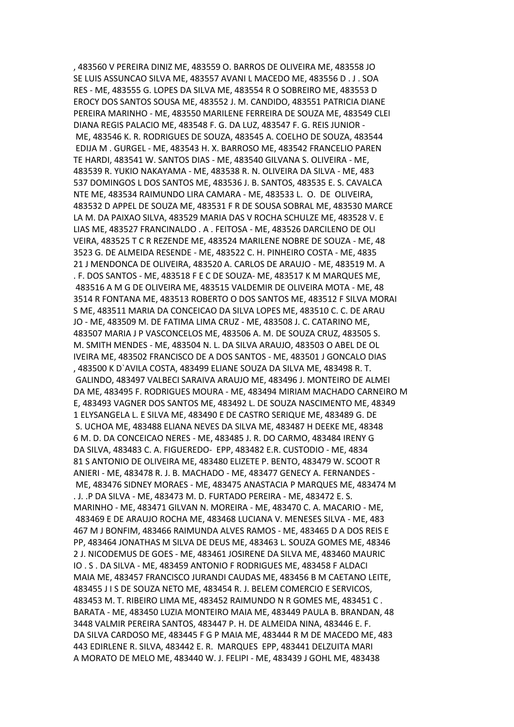, 483560 V PEREIRA DINIZ ME, 483559 O. BARROS DE OLIVEIRA ME, 483558 JO
SE LUIS ASSUNCAO SILVA ME, 483557 AVANI L MACEDO ME, 483556 D . J . SOA
RES - ME, 483555 G. LOPES DA SILVA ME, 483554 R O SOBREIRO ME, 483553 D
EROCY DOS SANTOS SOUSA ME, 483552 J. M. CANDIDO, 483551 PATRICIA DIANE
PEREIRA MARINHO - ME, 483550 MARILENE FERREIRA DE SOUZA ME, 483549 CLEI
DIANA REGIS PALACIO ME, 483548 F. G. DA LUZ, 483547 F. G. REIS JUNIOR -
ME, 483546 K. R. RODRIGUES DE SOUZA, 483545 A. COELHO DE SOUZA, 483544
EDIJA M . GURGEL - ME, 483543 H. X. BARROSO ME, 483542 FRANCELIO PAREN
TE HARDI, 483541 W. SANTOS DIAS - ME, 483540 GILVANA S. OLIVEIRA - ME,
483539 R. YUKIO NAKAYAMA - ME, 483538 R. N. OLIVEIRA DA SILVA - ME, 483
537 DOMINGOS L DOS SANTOS ME, 483536 J. B. SANTOS, 483535 E. S. CAVALCA
NTE ME, 483534 RAIMUNDO LIRA CAMARA - ME, 483533 L. O. DE OLIVEIRA,
483532 D APPEL DE SOUZA ME, 483531 F R DE SOUSA SOBRAL ME, 483530 MARCE
LA M. DA PAIXAO SILVA, 483529 MARIA DAS V ROCHA SCHULZE ME, 483528 V. E
LIAS ME, 483527 FRANCINALDO . A . FEITOSA - ME, 483526 DARCILENO DE OLI
VEIRA, 483525 T C R REZENDE ME, 483524 MARILENE NOBRE DE SOUZA - ME, 48
3523 G. DE ALMEIDA RESENDE - ME, 483522 C. H. PINHEIRO COSTA - ME, 4835
21 J MENDONCA DE OLIVEIRA, 483520 A. CARLOS DE ARAUJO - ME, 483519 M. A
. F. DOS SANTOS - ME, 483518 F E C DE SOUZA- ME, 483517 K M MARQUES ME,
483516 A M G DE OLIVEIRA ME, 483515 VALDEMIR DE OLIVEIRA MOTA - ME, 48
3514 R FONTANA ME, 483513 ROBERTO O DOS SANTOS ME, 483512 F SILVA MORAI
S ME, 483511 MARIA DA CONCEICAO DA SILVA LOPES ME, 483510 C. C. DE ARAU
JO - ME, 483509 M. DE FATIMA LIMA CRUZ - ME, 483508 J. C. CATARINO ME,
483507 MARIA J P VASCONCELOS ME, 483506 A. M. DE SOUZA CRUZ, 483505 S.
M. SMITH MENDES - ME, 483504 N. L. DA SILVA ARAUJO, 483503 O ABEL DE OL
IVEIRA ME, 483502 FRANCISCO DE A DOS SANTOS - ME, 483501 J GONCALO DIAS
, 483500 K D`AVILA COSTA, 483499 ELIANE SOUZA DA SILVA ME, 483498 R. T.
GALINDO, 483497 VALBECI SARAIVA ARAUJO ME, 483496 J. MONTEIRO DE ALMEI
DA ME, 483495 F. RODRIGUES MOURA - ME, 483494 MIRIAM MACHADO CARNEIRO M
E, 483493 VAGNER DOS SANTOS ME, 483492 L. DE SOUZA NASCIMENTO ME, 48349
1 ELYSANGELA L. E SILVA ME, 483490 E DE CASTRO SERIQUE ME, 483489 G. DE
S. UCHOA ME, 483488 ELIANA NEVES DA SILVA ME, 483487 H DEEKE ME, 48348
6 M. D. DA CONCEICAO NERES - ME, 483485 J. R. DO CARMO, 483484 IRENY G
DA SILVA, 483483 C. A. FIGUEREDO- EPP, 483482 E.R. CUSTODIO - ME, 4834
81 S ANTONIO DE OLIVEIRA ME, 483480 ELIZETE P. BENTO, 483479 W. SCOOT R
ANIERI - ME, 483478 R. J. B. MACHADO - ME, 483477 GENECY A. FERNANDES -
ME, 483476 SIDNEY MORAES - ME, 483475 ANASTACIA P MARQUES ME, 483474 M
. J. .P DA SILVA - ME, 483473 M. D. FURTADO PEREIRA - ME, 483472 E. S.
MARINHO - ME, 483471 GILVAN N. MOREIRA - ME, 483470 C. A. MACARIO - ME,
483469 E DE ARAUJO ROCHA ME, 483468 LUCIANA V. MENESES SILVA - ME, 483
467 M J BONFIM, 483466 RAIMUNDA ALVES RAMOS - ME, 483465 D A DOS REIS E
PP, 483464 JONATHAS M SILVA DE DEUS ME, 483463 L. SOUZA GOMES ME, 48346
2 J. NICODEMUS DE GOES - ME, 483461 JOSIRENE DA SILVA ME, 483460 MAURIC
IO . S . DA SILVA - ME, 483459 ANTONIO F RODRIGUES ME, 483458 F ALDACI
MAIA ME, 483457 FRANCISCO JURANDI CAUDAS ME, 483456 B M CAETANO LEITE,
483455 J I S DE SOUZA NETO ME, 483454 R. J. BELEM COMERCIO E SERVICOS,
483453 M. T. RIBEIRO LIMA ME, 483452 RAIMUNDO N R GOMES ME, 483451 C .
BARATA - ME, 483450 LUZIA MONTEIRO MAIA ME, 483449 PAULA B. BRANDAN, 48
3448 VALMIR PEREIRA SANTOS, 483447 P. H. DE ALMEIDA NINA, 483446 E. F.
DA SILVA CARDOSO ME, 483445 F G P MAIA ME, 483444 R M DE MACEDO ME, 483
443 EDIRLENE R. SILVA, 483442 E. R. MARQUES EPP, 483441 DELZUITA MARI
A MORATO DE MELO ME, 483440 W. J. FELIPI - ME, 483439 J GOHL ME, 483438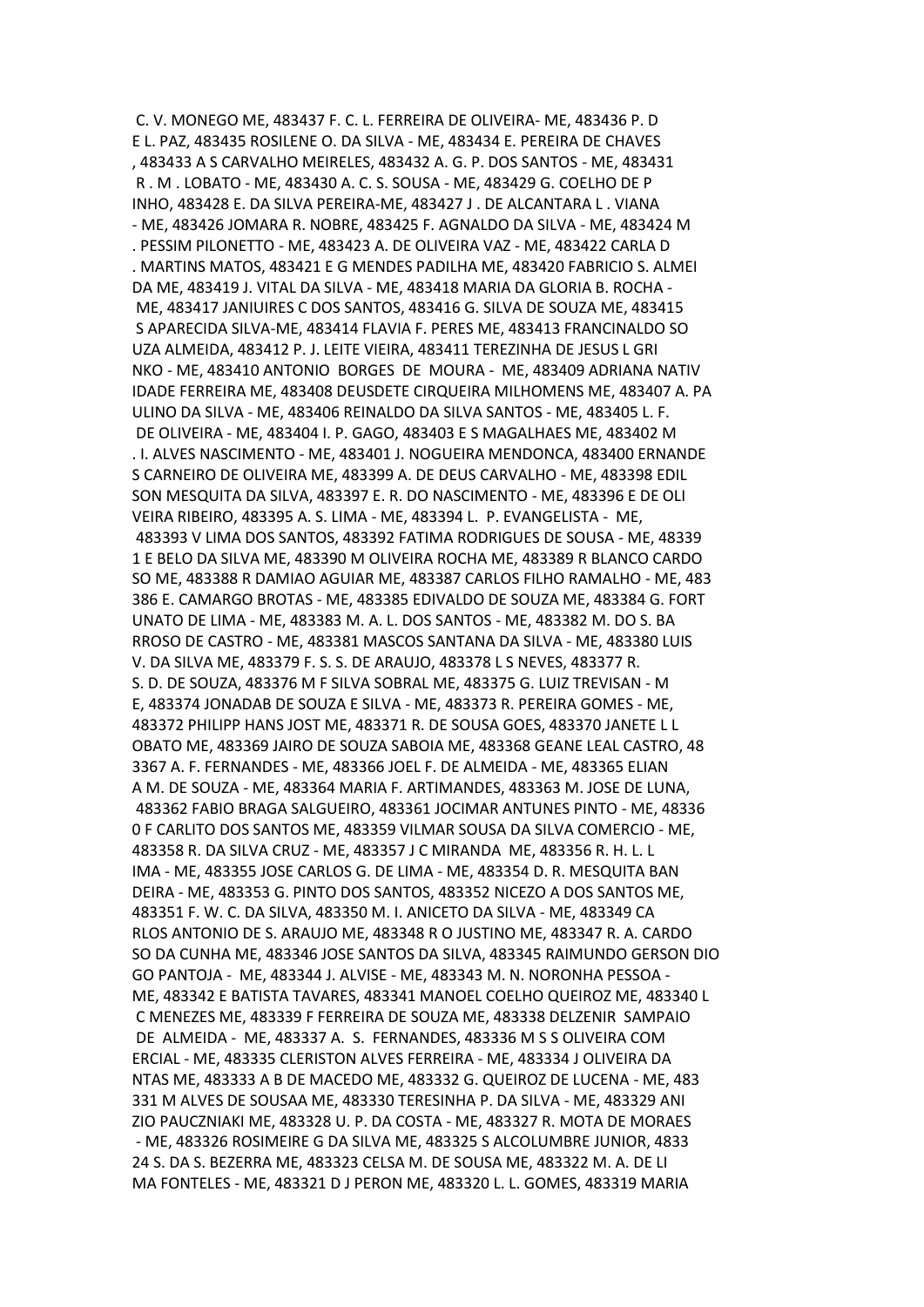C. V. MONEGO ME, 483437 F. C. L. FERREIRA DE OLIVEIRA- ME, 483436 P. D
E L. PAZ, 483435 ROSILENE O. DA SILVA - ME, 483434 E. PEREIRA DE CHAVES
, 483433 A S CARVALHO MEIRELES, 483432 A. G. P. DOS SANTOS - ME, 483431
R . M . LOBATO - ME, 483430 A. C. S. SOUSA - ME, 483429 G. COELHO DE P
INHO, 483428 E. DA SILVA PEREIRA-ME, 483427 J . DE ALCANTARA L . VIANA
- ME, 483426 JOMARA R. NOBRE, 483425 F. AGNALDO DA SILVA - ME, 483424 M
. PESSIM PILONETTO - ME, 483423 A. DE OLIVEIRA VAZ - ME, 483422 CARLA D
. MARTINS MATOS, 483421 E G MENDES PADILHA ME, 483420 FABRICIO S. ALMEI
DA ME, 483419 J. VITAL DA SILVA - ME, 483418 MARIA DA GLORIA B. ROCHA -
ME, 483417 JANIUIRES C DOS SANTOS, 483416 G. SILVA DE SOUZA ME, 483415
S APARECIDA SILVA-ME, 483414 FLAVIA F. PERES ME, 483413 FRANCINALDO SO
UZA ALMEIDA, 483412 P. J. LEITE VIEIRA, 483411 TEREZINHA DE JESUS L GRI
NKO - ME, 483410 ANTONIO BORGES DE MOURA - ME, 483409 ADRIANA NATIV
IDADE FERREIRA ME, 483408 DEUSDETE CIRQUEIRA MILHOMENS ME, 483407 A. PA
ULINO DA SILVA - ME, 483406 REINALDO DA SILVA SANTOS - ME, 483405 L. F.
DE OLIVEIRA - ME, 483404 I. P. GAGO, 483403 E S MAGALHAES ME, 483402 M
. I. ALVES NASCIMENTO - ME, 483401 J. NOGUEIRA MENDONCA, 483400 ERNANDE
S CARNEIRO DE OLIVEIRA ME, 483399 A. DE DEUS CARVALHO - ME, 483398 EDIL
SON MESQUITA DA SILVA, 483397 E. R. DO NASCIMENTO - ME, 483396 E DE OLI
VEIRA RIBEIRO, 483395 A. S. LIMA - ME, 483394 L. P. EVANGELISTA - ME,
483393 V LIMA DOS SANTOS, 483392 FATIMA RODRIGUES DE SOUSA - ME, 48339
1 E BELO DA SILVA ME, 483390 M OLIVEIRA ROCHA ME, 483389 R BLANCO CARDO
SO ME, 483388 R DAMIAO AGUIAR ME, 483387 CARLOS FILHO RAMALHO - ME, 483
386 E. CAMARGO BROTAS - ME, 483385 EDIVALDO DE SOUZA ME, 483384 G. FORT
UNATO DE LIMA - ME, 483383 M. A. L. DOS SANTOS - ME, 483382 M. DO S. BA
RROSO DE CASTRO - ME, 483381 MASCOS SANTANA DA SILVA - ME, 483380 LUIS
V. DA SILVA ME, 483379 F. S. S. DE ARAUJO, 483378 L S NEVES, 483377 R.
S. D. DE SOUZA, 483376 M F SILVA SOBRAL ME, 483375 G. LUIZ TREVISAN - M
E, 483374 JONADAB DE SOUZA E SILVA - ME, 483373 R. PEREIRA GOMES - ME,
483372 PHILIPP HANS JOST ME, 483371 R. DE SOUSA GOES, 483370 JANETE L L
OBATO ME, 483369 JAIRO DE SOUZA SABOIA ME, 483368 GEANE LEAL CASTRO, 48
3367 A. F. FERNANDES - ME, 483366 JOEL F. DE ALMEIDA - ME, 483365 ELIAN
A M. DE SOUZA - ME, 483364 MARIA F. ARTIMANDES, 483363 M. JOSE DE LUNA,
483362 FABIO BRAGA SALGUEIRO, 483361 JOCIMAR ANTUNES PINTO - ME, 48336
0 F CARLITO DOS SANTOS ME, 483359 VILMAR SOUSA DA SILVA COMERCIO - ME,
483358 R. DA SILVA CRUZ - ME, 483357 J C MIRANDA ME, 483356 R. H. L. L
IMA - ME, 483355 JOSE CARLOS G. DE LIMA - ME, 483354 D. R. MESQUITA BAN
DEIRA - ME, 483353 G. PINTO DOS SANTOS, 483352 NICEZO A DOS SANTOS ME,
483351 F. W. C. DA SILVA, 483350 M. I. ANICETO DA SILVA - ME, 483349 CA
RLOS ANTONIO DE S. ARAUJO ME, 483348 R O JUSTINO ME, 483347 R. A. CARDO
SO DA CUNHA ME, 483346 JOSE SANTOS DA SILVA, 483345 RAIMUNDO GERSON DIO
GO PANTOJA - ME, 483344 J. ALVISE - ME, 483343 M. N. NORONHA PESSOA -
ME, 483342 E BATISTA TAVARES, 483341 MANOEL COELHO QUEIROZ ME, 483340 L
C MENEZES ME, 483339 F FERREIRA DE SOUZA ME, 483338 DELZENIR SAMPAIO
DE ALMEIDA - ME, 483337 A. S. FERNANDES, 483336 M S S OLIVEIRA COM
ERCIAL - ME, 483335 CLERISTON ALVES FERREIRA - ME, 483334 J OLIVEIRA DA
NTAS ME, 483333 A B DE MACEDO ME, 483332 G. QUEIROZ DE LUCENA - ME, 483
331 M ALVES DE SOUSAA ME, 483330 TERESINHA P. DA SILVA - ME, 483329 ANI
ZIO PAUCZNIAKI ME, 483328 U. P. DA COSTA - ME, 483327 R. MOTA DE MORAES
- ME, 483326 ROSIMEIRE G DA SILVA ME, 483325 S ALCOLUMBRE JUNIOR, 4833
24 S. DA S. BEZERRA ME, 483323 CELSA M. DE SOUSA ME, 483322 M. A. DE LI
MA FONTELES - ME, 483321 D J PERON ME, 483320 L. L. GOMES, 483319 MARIA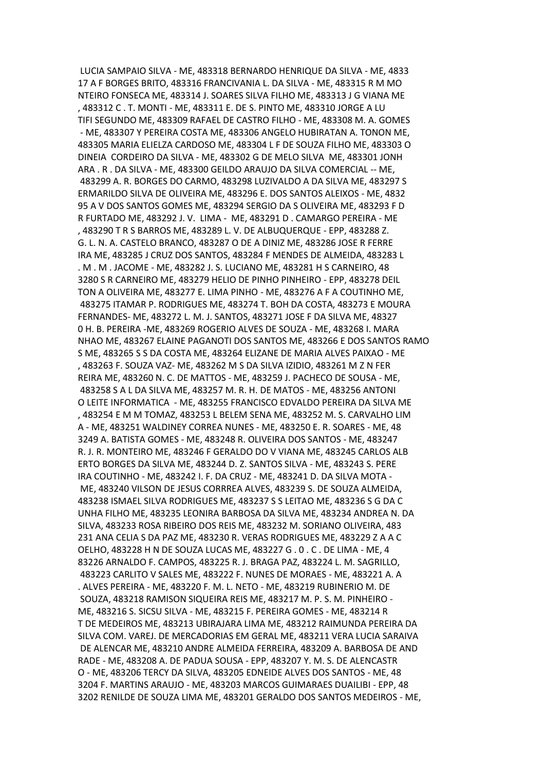LUCIA SAMPAIO SILVA - ME, 483318 BERNARDO HENRIQUE DA SILVA - ME, 4833
17 A F BORGES BRITO, 483316 FRANCIVANIA L. DA SILVA - ME, 483315 R M MO
NTEIRO FONSECA ME, 483314 J. SOARES SILVA FILHO ME, 483313 J G VIANA ME
, 483312 C . T. MONTI - ME, 483311 E. DE S. PINTO ME, 483310 JORGE A LU
TIFI SEGUNDO ME, 483309 RAFAEL DE CASTRO FILHO - ME, 483308 M. A. GOMES
- ME, 483307 Y PEREIRA COSTA ME, 483306 ANGELO HUBIRATAN A. TONON ME,
483305 MARIA ELIELZA CARDOSO ME, 483304 L F DE SOUZA FILHO ME, 483303 O
DINEIA CORDEIRO DA SILVA - ME, 483302 G DE MELO SILVA ME, 483301 JONH
ARA . R . DA SILVA - ME, 483300 GEILDO ARAUJO DA SILVA COMERCIAL -- ME,
483299 A. R. BORGES DO CARMO, 483298 LUZIVALDO A DA SILVA ME, 483297 S
ERMARILDO SILVA DE OLIVEIRA ME, 483296 E. DOS SANTOS ALEIXOS - ME, 4832
95 A V DOS SANTOS GOMES ME, 483294 SERGIO DA S OLIVEIRA ME, 483293 F D
R FURTADO ME, 483292 J. V. LIMA - ME, 483291 D . CAMARGO PEREIRA - ME
, 483290 T R S BARROS ME, 483289 L. V. DE ALBUQUERQUE - EPP, 483288 Z.
G. L. N. A. CASTELO BRANCO, 483287 O DE A DINIZ ME, 483286 JOSE R FERRE
IRA ME, 483285 J CRUZ DOS SANTOS, 483284 F MENDES DE ALMEIDA, 483283 L
. M . M . JACOME - ME, 483282 J. S. LUCIANO ME, 483281 H S CARNEIRO, 48
3280 S R CARNEIRO ME, 483279 HELIO DE PINHO PINHEIRO - EPP, 483278 DEIL
TON A OLIVEIRA ME, 483277 E. LIMA PINHO - ME, 483276 A F A COUTINHO ME,
483275 ITAMAR P. RODRIGUES ME, 483274 T. BOH DA COSTA, 483273 E MOURA
FERNANDES- ME, 483272 L. M. J. SANTOS, 483271 JOSE F DA SILVA ME, 48327
0 H. B. PEREIRA -ME, 483269 ROGERIO ALVES DE SOUZA - ME, 483268 I. MARA
NHAO ME, 483267 ELAINE PAGANOTI DOS SANTOS ME, 483266 E DOS SANTOS RAMO
S ME, 483265 S S DA COSTA ME, 483264 ELIZANE DE MARIA ALVES PAIXAO - ME
, 483263 F. SOUZA VAZ- ME, 483262 M S DA SILVA IZIDIO, 483261 M Z N FER
REIRA ME, 483260 N. C. DE MATTOS - ME, 483259 J. PACHECO DE SOUSA - ME,
483258 S A L DA SILVA ME, 483257 M. R. H. DE MATOS - ME, 483256 ANTONI
O LEITE INFORMATICA - ME, 483255 FRANCISCO EDVALDO PEREIRA DA SILVA ME
, 483254 E M M TOMAZ, 483253 L BELEM SENA ME, 483252 M. S. CARVALHO LIM
A - ME, 483251 WALDINEY CORREA NUNES - ME, 483250 E. R. SOARES - ME, 48
3249 A. BATISTA GOMES - ME, 483248 R. OLIVEIRA DOS SANTOS - ME, 483247
R. J. R. MONTEIRO ME, 483246 F GERALDO DO V VIANA ME, 483245 CARLOS ALB
ERTO BORGES DA SILVA ME, 483244 D. Z. SANTOS SILVA - ME, 483243 S. PERE
IRA COUTINHO - ME, 483242 I. F. DA CRUZ - ME, 483241 D. DA SILVA MOTA -
ME, 483240 VILSON DE JESUS CORRREA ALVES, 483239 S. DE SOUZA ALMEIDA,
483238 ISMAEL SILVA RODRIGUES ME, 483237 S S LEITAO ME, 483236 S G DA C
UNHA FILHO ME, 483235 LEONIRA BARBOSA DA SILVA ME, 483234 ANDREA N. DA
SILVA, 483233 ROSA RIBEIRO DOS REIS ME, 483232 M. SORIANO OLIVEIRA, 483
231 ANA CELIA S DA PAZ ME, 483230 R. VERAS RODRIGUES ME, 483229 Z A A C
OELHO, 483228 H N DE SOUZA LUCAS ME, 483227 G . O . C . DE LIMA - ME, 4
83226 ARNALDO F. CAMPOS, 483225 R. J. BRAGA PAZ, 483224 L. M. SAGRILLO,
483223 CARLITO V SALES ME, 483222 F. NUNES DE MORAES - ME, 483221 A. A
. ALVES PEREIRA - ME, 483220 F. M. L. NETO - ME, 483219 RUBINERIO M. DE
SOUZA, 483218 RAMISON SIQUEIRA REIS ME, 483217 M. P. S. M. PINHEIRO -
ME, 483216 S. SICSU SILVA - ME, 483215 F. PEREIRA GOMES - ME, 483214 R
T DE MEDEIROS ME, 483213 UBIRAJARA LIMA ME, 483212 RAIMUNDA PEREIRA DA
SILVA COM. VAREJ. DE MERCADORIAS EM GERAL ME, 483211 VERA LUCIA SARAIVA
DE ALENCAR ME, 483210 ANDRE ALMEIDA FERREIRA, 483209 A. BARBOSA DE AND
RADE - ME, 483208 A. DE PADUA SOUSA - EPP, 483207 Y. M. S. DE ALENCASTR
O - ME, 483206 TERCY DA SILVA, 483205 EDNEIDE ALVES DOS SANTOS - ME, 48
3204 F. MARTINS ARAUJO - ME, 483203 MARCOS GUIMARAES DUAILIBI - EPP, 48
3202 RENILDE DE SOUZA LIMA ME, 483201 GERALDO DOS SANTOS MEDEIROS - ME,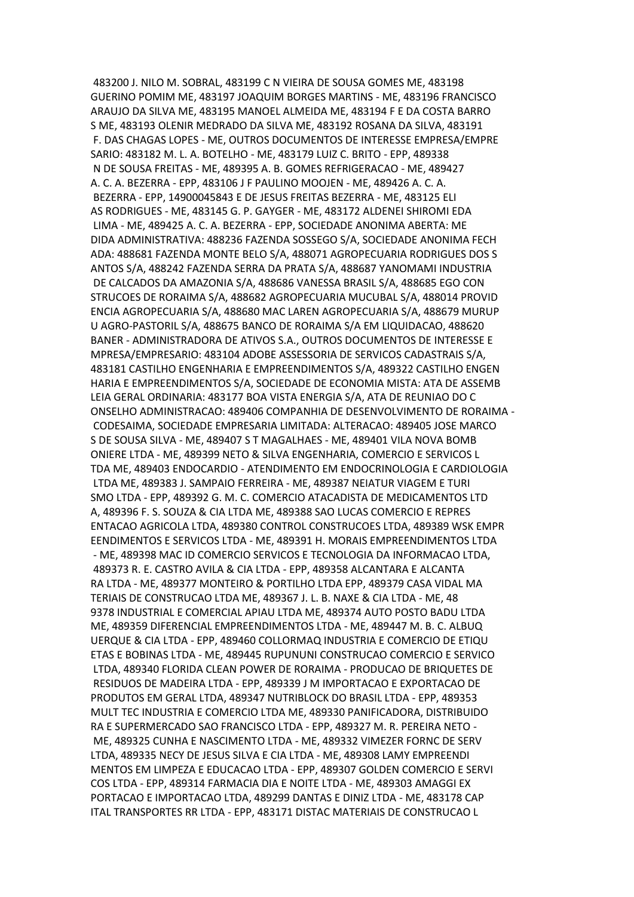483200 J. NILO M. SOBRAL, 483199 C N VIEIRA DE SOUSA GOMES ME, 483198 GUERINO POMIM ME, 483197 JOAQUIM BORGES MARTINS - ME, 483196 FRANCISCO ARAUJO DA SILVA ME, 483195 MANOEL ALMEIDA ME, 483194 F E DA COSTA BARRO S ME, 483193 OLENIR MEDRADO DA SILVA ME, 483192 ROSANA DA SILVA, 483191 F. DAS CHAGAS LOPES - ME, OUTROS DOCUMENTOS DE INTERESSE EMPRESA/EMPRE SARIO: 483182 M. L. A. BOTELHO - ME, 483179 LUIZ C. BRITO - EPP, 489338 N DE SOUSA FREITAS - ME, 489395 A. B. GOMES REFRIGERACAO - ME, 489427 A. C. A. BEZERRA - EPP, 483106 J F PAULINO MOOJEN - ME, 489426 A. C. A. BEZERRA - EPP, 14900045843 E DE JESUS FREITAS BEZERRA - ME, 483125 ELI AS RODRIGUES - ME, 483145 G. P. GAYGER - ME, 483172 ALDENEI SHIROMI EDA LIMA - ME, 489425 A. C. A. BEZERRA - EPP, SOCIEDADE ANONIMA ABERTA: ME DIDA ADMINISTRATIVA: 488236 FAZENDA SOSSEGO S/A, SOCIEDADE ANONIMA FECH ADA: 488681 FAZENDA MONTE BELO S/A, 488071 AGROPECUARIA RODRIGUES DOS S ANTOS S/A, 488242 FAZENDA SERRA DA PRATA S/A, 488687 YANOMAMI INDUSTRIA DE CALCADOS DA AMAZONIA S/A, 488686 VANESSA BRASIL S/A, 488685 EGO CON STRUCOES DE RORAIMA S/A, 488682 AGROPECUARIA MUCUBAL S/A, 488014 PROVID ENCIA AGROPECUARIA S/A, 488680 MAC LAREN AGROPECUARIA S/A, 488679 MURUP U AGRO-PASTORIL S/A, 488675 BANCO DE RORAIMA S/A EM LIQUIDACAO, 488620 BANER - ADMINISTRADORA DE ATIVOS S.A., OUTROS DOCUMENTOS DE INTERESSE E MPRESA/EMPRESARIO: 483104 ADOBE ASSESSORIA DE SERVICOS CADASTRAIS S/A, 483181 CASTILHO ENGENHARIA E EMPREENDIMENTOS S/A, 489322 CASTILHO ENGEN HARIA E EMPREENDIMENTOS S/A, SOCIEDADE DE ECONOMIA MISTA: ATA DE ASSEMB LEIA GERAL ORDINARIA: 483177 BOA VISTA ENERGIA S/A, ATA DE REUNIAO DO C ONSELHO ADMINISTRACAO: 489406 COMPANHIA DE DESENVOLVIMENTO DE RORAIMA - CODESAIMA, SOCIEDADE EMPRESARIA LIMITADA: ALTERACAO: 489405 JOSE MARCO S DE SOUSA SILVA - ME, 489407 S T MAGALHAES - ME, 489401 VILA NOVA BOMB ONIERE LTDA - ME, 489399 NETO & SILVA ENGENHARIA, COMERCIO E SERVICOS L TDA ME, 489403 ENDOCARDIO - ATENDIMENTO EM ENDOCRINOLOGIA E CARDIOLOGIA LTDA ME, 489383 J. SAMPAIO FERREIRA - ME, 489387 NEIATUR VIAGEM E TURI SMO LTDA - EPP, 489392 G. M. C. COMERCIO ATACADISTA DE MEDICAMENTOS LTD A, 489396 F. S. SOUZA & CIA LTDA ME, 489388 SAO LUCAS COMERCIO E REPRES ENTACAO AGRICOLA LTDA, 489380 CONTROL CONSTRUCOES LTDA, 489389 WSK EMPR EENDIMENTOS E SERVICOS LTDA - ME, 489391 H. MORAIS EMPREENDIMENTOS LTDA - ME, 489398 MAC ID COMERCIO SERVICOS E TECNOLOGIA DA INFORMACAO LTDA, 489373 R. E. CASTRO AVILA & CIA LTDA - EPP, 489358 ALCANTARA E ALCANTA RA LTDA - ME, 489377 MONTEIRO & PORTILHO LTDA EPP, 489379 CASA VIDAL MA TERIAIS DE CONSTRUCAO LTDA ME, 489367 J. L. B. NAXE & CIA LTDA - ME, 48 9378 INDUSTRIAL E COMERCIAL APIAU LTDA ME, 489374 AUTO POSTO BADU LTDA ME, 489359 DIFERENCIAL EMPREENDIMENTOS LTDA - ME, 489447 M. B. C. ALBUQ UERQUE & CIA LTDA - EPP, 489460 COLLORMAQ INDUSTRIA E COMERCIO DE ETIQU ETAS E BOBINAS LTDA - ME, 489445 RUPUNUNI CONSTRUCAO COMERCIO E SERVICO LTDA, 489340 FLORIDA CLEAN POWER DE RORAIMA - PRODUCAO DE BRIQUETES DE RESIDUOS DE MADEIRA LTDA - EPP, 489339 J M IMPORTACAO E EXPORTACAO DE PRODUTOS EM GERAL LTDA, 489347 NUTRIBLOCK DO BRASIL LTDA - EPP, 489353 MULT TEC INDUSTRIA E COMERCIO LTDA ME, 489330 PANIFICADORA, DISTRIBUIDO RA E SUPERMERCADO SAO FRANCISCO LTDA - EPP, 489327 M. R. PEREIRA NETO - ME, 489325 CUNHA E NASCIMENTO LTDA - ME, 489332 VIMEZER FORNC DE SERV LTDA, 489335 NECY DE JESUS SILVA E CIA LTDA - ME, 489308 LAMY EMPREENDI MENTOS EM LIMPEZA E EDUCACAO LTDA - EPP, 489307 GOLDEN COMERCIO E SERVI COS LTDA - EPP, 489314 FARMACIA DIA E NOITE LTDA - ME, 489303 AMAGGI EX PORTACAO E IMPORTACAO LTDA, 489299 DANTAS E DINIZ LTDA - ME, 483178 CAP ITAL TRANSPORTES RR LTDA - EPP, 483171 DISTAC MATERIAIS DE CONSTRUCAO L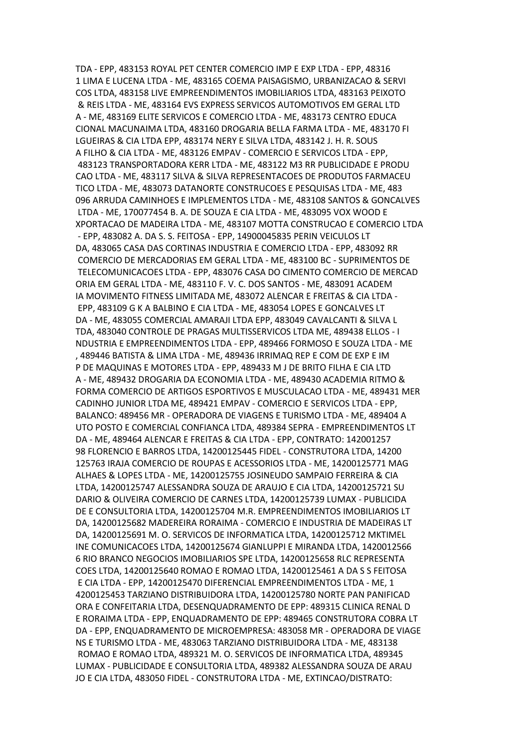TDA - EPP, 483153 ROYAL PET CENTER COMERCIO IMP E EXP LTDA - EPP, 48316
1 LIMA E LUCENA LTDA - ME, 483165 COEMA PAISAGISMO, URBANIZACAO & SERVI
COS LTDA, 483158 LIVE EMPREENDIMENTOS IMOBILIARIOS LTDA, 483163 PEIXOTO
& REIS LTDA - ME, 483164 EVS EXPRESS SERVICOS AUTOMOTIVOS EM GERAL LTD
A - ME, 483169 ELITE SERVICOS E COMERCIO LTDA - ME, 483173 CENTRO EDUCA
CIONAL MACUNAIMA LTDA, 483160 DROGARIA BELLA FARMA LTDA - ME, 483170 FI
LGUEIRAS & CIA LTDA EPP, 483174 NERY E SILVA LTDA, 483142 J. H. R. SOUS
A FILHO & CIA LTDA - ME, 483126 EMPAV - COMERCIO E SERVICOS LTDA - EPP,
483123 TRANSPORTADORA KERR LTDA - ME, 483122 M3 RR PUBLICIDADE E PRODU
CAO LTDA - ME, 483117 SILVA & SILVA REPRESENTACOES DE PRODUTOS FARMACEU
TICO LTDA - ME, 483073 DATANORTE CONSTRUCOES E PESQUISAS LTDA - ME, 483
096 ARRUDA CAMINHOES E IMPLEMENTOS LTDA - ME, 483108 SANTOS & GONCALVES
LTDA - ME, 170077454 B. A. DE SOUZA E CIA LTDA - ME, 483095 VOX WOOD E
XPORTACAO DE MADEIRA LTDA - ME, 483107 MOTTA CONSTRUCAO E COMERCIO LTDA
- EPP, 483082 A. DA S. S. FEITOSA - EPP, 14900045835 PERIN VEICULOS LT
DA, 483065 CASA DAS CORTINAS INDUSTRIA E COMERCIO LTDA - EPP, 483092 RR
COMERCIO DE MERCADORIAS EM GERAL LTDA - ME, 483100 BC - SUPRIMENTOS DE
TELECOMUNICACOES LTDA - EPP, 483076 CASA DO CIMENTO COMERCIO DE MERCAD
ORIA EM GERAL LTDA - ME, 483110 F. V. C. DOS SANTOS - ME, 483091 ACADEM
IA MOVIMENTO FITNESS LIMITADA ME, 483072 ALENCAR E FREITAS & CIA LTDA -
EPP, 483109 G K A BALBINO E CIA LTDA - ME, 483054 LOPES E GONCALVES LT
DA - ME, 483055 COMERCIAL AMARAJI LTDA EPP, 483049 CAVALCANTI & SILVA L
TDA, 483040 CONTROLE DE PRAGAS MULTISSERVICOS LTDA ME, 489438 ELLOS - I
NDUSTRIA E EMPREENDIMENTOS LTDA - EPP, 489466 FORMOSO E SOUZA LTDA - ME
, 489446 BATISTA & LIMA LTDA - ME, 489436 IRRIMAQ REP E COM DE EXP E IM
P DE MAQUINAS E MOTORES LTDA - EPP, 489433 M J DE BRITO FILHA E CIA LTD
A - ME, 489432 DROGARIA DA ECONOMIA LTDA - ME, 489430 ACADEMIA RITMO &
FORMA COMERCIO DE ARTIGOS ESPORTIVOS E MUSCULACAO LTDA - ME, 489431 MER
CADINHO JUNIOR LTDA ME, 489421 EMPAV - COMERCIO E SERVICOS LTDA - EPP,
BALANCO: 489456 MR - OPERADORA DE VIAGENS E TURISMO LTDA - ME, 489404 A
UTO POSTO E COMERCIAL CONFIANCA LTDA, 489384 SEPRA - EMPREENDIMENTOS LT
DA - ME, 489464 ALENCAR E FREITAS & CIA LTDA - EPP, CONTRATO: 142001257
98 FLORENCIO E BARROS LTDA, 14200125445 FIDEL - CONSTRUTORA LTDA, 14200
125763 IRAJA COMERCIO DE ROUPAS E ACESSORIOS LTDA - ME, 14200125771 MAG
ALHAES & LOPES LTDA - ME, 14200125755 JOSINEUDO SAMPAIO FERREIRA & CIA
LTDA, 14200125747 ALESSANDRA SOUZA DE ARAUJO E CIA LTDA, 14200125721 SU
DARIO & OLIVEIRA COMERCIO DE CARNES LTDA, 14200125739 LUMAX - PUBLICIDA
DE E CONSULTORIA LTDA, 14200125704 M.R. EMPREENDIMENTOS IMOBILIARIOS LT
DA, 14200125682 MADEREIRA RORAIMA - COMERCIO E INDUSTRIA DE MADEIRAS LT
DA, 14200125691 M. O. SERVICOS DE INFORMATICA LTDA, 14200125712 MKTIMEL
INE COMUNICACOES LTDA, 14200125674 GIANLUPPI E MIRANDA LTDA, 1420012566
6 RIO BRANCO NEGOCIOS IMOBILIARIOS SPE LTDA, 14200125658 RLC REPRESENTA
COES LTDA, 14200125640 ROMAO E ROMAO LTDA, 14200125461 A DA S S FEITOSA
E CIA LTDA - EPP, 14200125470 DIFERENCIAL EMPREENDIMENTOS LTDA - ME, 1
4200125453 TARZIANO DISTRIBUIDORA LTDA, 14200125780 NORTE PAN PANIFICAD
ORA E CONFEITARIA LTDA, DESENQUADRAMENTO DE EPP: 489315 CLINICA RENAL D
E RORAIMA LTDA - EPP, ENQUADRAMENTO DE EPP: 489465 CONSTRUTORA COBRA LT
DA - EPP, ENQUADRAMENTO DE MICROEMPRESA: 483058 MR - OPERADORA DE VIAGE
NS E TURISMO LTDA - ME, 483063 TARZIANO DISTRIBUIDORA LTDA - ME, 483138
ROMAO E ROMAO LTDA, 489321 M. O. SERVICOS DE INFORMATICA LTDA, 489345
LUMAX - PUBLICIDADE E CONSULTORIA LTDA, 489382 ALESSANDRA SOUZA DE ARAU
JO E CIA LTDA, 483050 FIDEL - CONSTRUTORA LTDA - ME, EXTINCAO/DISTRATO: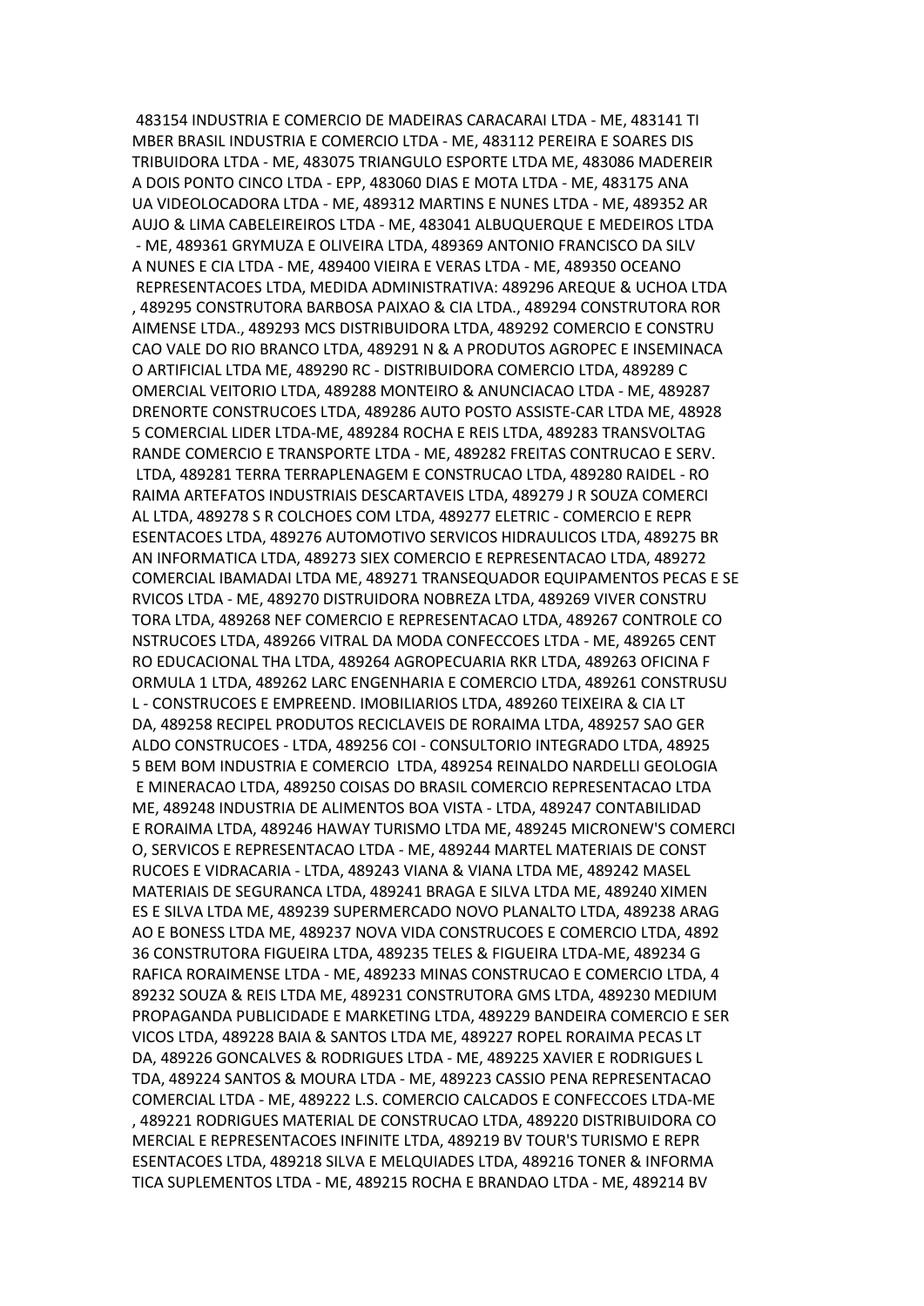483154 INDUSTRIA E COMERCIO DE MADEIRAS CARACARAI LTDA - ME, 483141 TI
MBER BRASIL INDUSTRIA E COMERCIO LTDA - ME, 483112 PEREIRA E SOARES DIS
TRIBUIDORA LTDA - ME, 483075 TRIANGULO ESPORTE LTDA ME, 483086 MADEREIR
A DOIS PONTO CINCO LTDA - EPP, 483060 DIAS E MOTA LTDA - ME, 483175 ANA
UA VIDEOLOCADORA LTDA - ME, 489312 MARTINS E NUNES LTDA - ME, 489352 AR
AUJO & LIMA CABELEIREIROS LTDA - ME, 483041 ALBUQUERQUE E MEDEIROS LTDA
 - ME, 489361 GRYMUZA E OLIVEIRA LTDA, 489369 ANTONIO FRANCISCO DA SILV
A NUNES E CIA LTDA - ME, 489400 VIEIRA E VERAS LTDA - ME, 489350 OCEANO
 REPRESENTACOES LTDA, MEDIDA ADMINISTRATIVA: 489296 AREQUE & UCHOA LTDA
, 489295 CONSTRUTORA BARBOSA PAIXAO & CIA LTDA., 489294 CONSTRUTORA ROR
AIMENSE LTDA., 489293 MCS DISTRIBUIDORA LTDA, 489292 COMERCIO E CONSTRU
CAO VALE DO RIO BRANCO LTDA, 489291 N & A PRODUTOS AGROPEC E INSEMINACA
O ARTIFICIAL LTDA ME, 489290 RC - DISTRIBUIDORA COMERCIO LTDA, 489289 C
OMERCIAL VEITORIO LTDA, 489288 MONTEIRO & ANUNCIACAO LTDA - ME, 489287
DRENORTE CONSTRUCOES LTDA, 489286 AUTO POSTO ASSISTE-CAR LTDA ME, 48928
5 COMERCIAL LIDER LTDA-ME, 489284 ROCHA E REIS LTDA, 489283 TRANSVOLTAG
RANDE COMERCIO E TRANSPORTE LTDA - ME, 489282 FREITAS CONTRUCAO E SERV.
 LTDA, 489281 TERRA TERRAPLENAGEM E CONSTRUCAO LTDA, 489280 RAIDEL - RO
RAIMA ARTEFATOS INDUSTRIAIS DESCARTAVEIS LTDA, 489279 J R SOUZA COMERCI
AL LTDA, 489278 S R COLCHOES COM LTDA, 489277 ELETRIC - COMERCIO E REPR
ESENTACOES LTDA, 489276 AUTOMOTIVO SERVICOS HIDRAULICOS LTDA, 489275 BR
AN INFORMATICA LTDA, 489273 SIEX COMERCIO E REPRESENTACAO LTDA, 489272
COMERCIAL IBAMADAI LTDA ME, 489271 TRANSEQUADOR EQUIPAMENTOS PECAS E SE
RVICOS LTDA - ME, 489270 DISTRUIDORA NOBREZA LTDA, 489269 VIVER CONSTRU
TORA LTDA, 489268 NEF COMERCIO E REPRESENTACAO LTDA, 489267 CONTROLE CO
NSTRUCOES LTDA, 489266 VITRAL DA MODA CONFECCOES LTDA - ME, 489265 CENT
RO EDUCACIONAL THA LTDA, 489264 AGROPECUARIA RKR LTDA, 489263 OFICINA F
ORMULA 1 LTDA, 489262 LARC ENGENHARIA E COMERCIO LTDA, 489261 CONSTRUSU
L - CONSTRUCOES E EMPREEND. IMOBILIARIOS LTDA, 489260 TEIXEIRA & CIA LT
DA, 489258 RECIPEL PRODUTOS RECICLAVEIS DE RORAIMA LTDA, 489257 SAO GER
ALDO CONSTRUCOES - LTDA, 489256 COI - CONSULTORIO INTEGRADO LTDA, 48925
5 BEM BOM INDUSTRIA E COMERCIO  LTDA, 489254 REINALDO NARDELLI GEOLOGIA
 E MINERACAO LTDA, 489250 COISAS DO BRASIL COMERCIO REPRESENTACAO LTDA
ME, 489248 INDUSTRIA DE ALIMENTOS BOA VISTA - LTDA, 489247 CONTABILIDAD
E RORAIMA LTDA, 489246 HAWAY TURISMO LTDA ME, 489245 MICRONEW'S COMERCI
O, SERVICOS E REPRESENTACAO LTDA - ME, 489244 MARTEL MATERIAIS DE CONST
RUCOES E VIDRACARIA - LTDA, 489243 VIANA & VIANA LTDA ME, 489242 MASEL
MATERIAIS DE SEGURANCA LTDA, 489241 BRAGA E SILVA LTDA ME, 489240 XIMEN
ES E SILVA LTDA ME, 489239 SUPERMERCADO NOVO PLANALTO LTDA, 489238 ARAG
AO E BONESS LTDA ME, 489237 NOVA VIDA CONSTRUCOES E COMERCIO LTDA, 4892
36 CONSTRUTORA FIGUEIRA LTDA, 489235 TELES & FIGUEIRA LTDA-ME, 489234 G
RAFICA RORAIMENSE LTDA - ME, 489233 MINAS CONSTRUCAO E COMERCIO LTDA, 4
89232 SOUZA & REIS LTDA ME, 489231 CONSTRUTORA GMS LTDA, 489230 MEDIUM
PROPAGANDA PUBLICIDADE E MARKETING LTDA, 489229 BANDEIRA COMERCIO E SER
VICOS LTDA, 489228 BAIA & SANTOS LTDA ME, 489227 ROPEL RORAIMA PECAS LT
DA, 489226 GONCALVES & RODRIGUES LTDA - ME, 489225 XAVIER E RODRIGUES L
TDA, 489224 SANTOS & MOURA LTDA - ME, 489223 CASSIO PENA REPRESENTACAO
COMERCIAL LTDA - ME, 489222 L.S. COMERCIO CALCADOS E CONFECCOES LTDA-ME
, 489221 RODRIGUES MATERIAL DE CONSTRUCAO LTDA, 489220 DISTRIBUIDORA CO
MERCIAL E REPRESENTACOES INFINITE LTDA, 489219 BV TOUR'S TURISMO E REPR
ESENTACOES LTDA, 489218 SILVA E MELQUIADES LTDA, 489216 TONER & INFORMA
TICA SUPLEMENTOS LTDA - ME, 489215 ROCHA E BRANDAO LTDA - ME, 489214 BV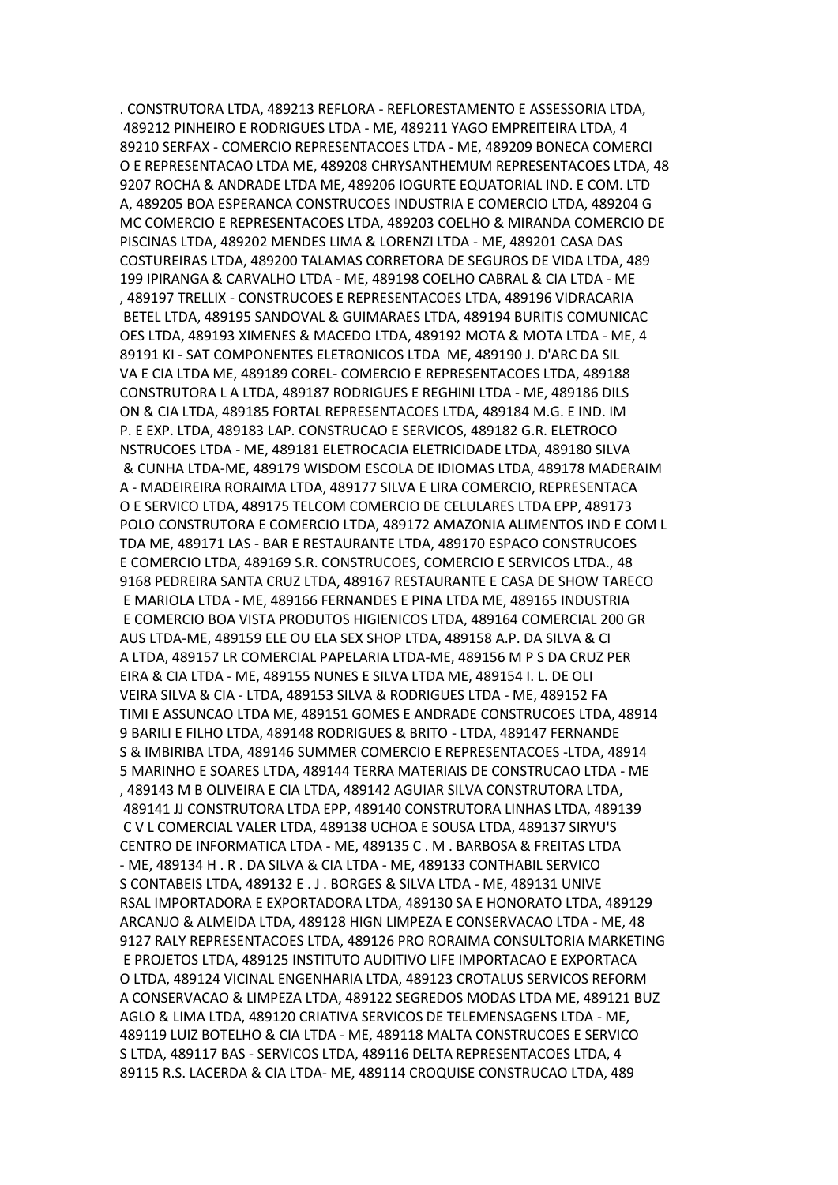. CONSTRUTORA LTDA, 489213 REFLORA - REFLORESTAMENTO E ASSESSORIA LTDA, 489212 PINHEIRO E RODRIGUES LTDA - ME, 489211 YAGO EMPREITEIRA LTDA, 4 89210 SERFAX - COMERCIO REPRESENTACOES LTDA - ME, 489209 BONECA COMERCI O E REPRESENTACAO LTDA ME, 489208 CHRYSANTHEMUM REPRESENTACOES LTDA, 48 9207 ROCHA & ANDRADE LTDA ME, 489206 IOGURTE EQUATORIAL IND. E COM. LTD A, 489205 BOA ESPERANCA CONSTRUCOES INDUSTRIA E COMERCIO LTDA, 489204 G MC COMERCIO E REPRESENTACOES LTDA, 489203 COELHO & MIRANDA COMERCIO DE PISCINAS LTDA, 489202 MENDES LIMA & LORENZI LTDA - ME, 489201 CASA DAS COSTUREIRAS LTDA, 489200 TALAMAS CORRETORA DE SEGUROS DE VIDA LTDA, 489 199 IPIRANGA & CARVALHO LTDA - ME, 489198 COELHO CABRAL & CIA LTDA - ME , 489197 TRELLIX - CONSTRUCOES E REPRESENTACOES LTDA, 489196 VIDRACARIA BETEL LTDA, 489195 SANDOVAL & GUIMARAES LTDA, 489194 BURITIS COMUNICAC OES LTDA, 489193 XIMENES & MACEDO LTDA, 489192 MOTA & MOTA LTDA - ME, 4 89191 KI - SAT COMPONENTES ELETRONICOS LTDA ME, 489190 J. D'ARC DA SIL VA E CIA LTDA ME, 489189 COREL- COMERCIO E REPRESENTACOES LTDA, 489188 CONSTRUTORA L A LTDA, 489187 RODRIGUES E REGHINI LTDA - ME, 489186 DILS ON & CIA LTDA, 489185 FORTAL REPRESENTACOES LTDA, 489184 M.G. E IND. IM P. E EXP. LTDA, 489183 LAP. CONSTRUCAO E SERVICOS, 489182 G.R. ELETROCO NSTRUCOES LTDA - ME, 489181 ELETROCACIA ELETRICIDADE LTDA, 489180 SILVA & CUNHA LTDA-ME, 489179 WISDOM ESCOLA DE IDIOMAS LTDA, 489178 MADERAIM A - MADEIREIRA RORAIMA LTDA, 489177 SILVA E LIRA COMERCIO, REPRESENTACA O E SERVICO LTDA, 489175 TELCOM COMERCIO DE CELULARES LTDA EPP, 489173 POLO CONSTRUTORA E COMERCIO LTDA, 489172 AMAZONIA ALIMENTOS IND E COM L TDA ME, 489171 LAS - BAR E RESTAURANTE LTDA, 489170 ESPACO CONSTRUCOES E COMERCIO LTDA, 489169 S.R. CONSTRUCOES, COMERCIO E SERVICOS LTDA., 48 9168 PEDREIRA SANTA CRUZ LTDA, 489167 RESTAURANTE E CASA DE SHOW TARECO E MARIOLA LTDA - ME, 489166 FERNANDES E PINA LTDA ME, 489165 INDUSTRIA E COMERCIO BOA VISTA PRODUTOS HIGIENICOS LTDA, 489164 COMERCIAL 200 GR AUS LTDA-ME, 489159 ELE OU ELA SEX SHOP LTDA, 489158 A.P. DA SILVA & CI A LTDA, 489157 LR COMERCIAL PAPELARIA LTDA-ME, 489156 M P S DA CRUZ PER EIRA & CIA LTDA - ME, 489155 NUNES E SILVA LTDA ME, 489154 I. L. DE OLI VEIRA SILVA & CIA - LTDA, 489153 SILVA & RODRIGUES LTDA - ME, 489152 FA TIMI E ASSUNCAO LTDA ME, 489151 GOMES E ANDRADE CONSTRUCOES LTDA, 48914 9 BARILI E FILHO LTDA, 489148 RODRIGUES & BRITO - LTDA, 489147 FERNANDE S & IMBIRIBA LTDA, 489146 SUMMER COMERCIO E REPRESENTACOES -LTDA, 48914 5 MARINHO E SOARES LTDA, 489144 TERRA MATERIAIS DE CONSTRUCAO LTDA - ME , 489143 M B OLIVEIRA E CIA LTDA, 489142 AGUIAR SILVA CONSTRUTORA LTDA, 489141 JJ CONSTRUTORA LTDA EPP, 489140 CONSTRUTORA LINHAS LTDA, 489139 C V L COMERCIAL VALER LTDA, 489138 UCHOA E SOUSA LTDA, 489137 SIRYU'S CENTRO DE INFORMATICA LTDA - ME, 489135 C . M . BARBOSA & FREITAS LTDA - ME, 489134 H . R . DA SILVA & CIA LTDA - ME, 489133 CONTHABIL SERVICO S CONTABEIS LTDA, 489132 E . J . BORGES & SILVA LTDA - ME, 489131 UNIVE RSAL IMPORTADORA E EXPORTADORA LTDA, 489130 SA E HONORATO LTDA, 489129 ARCANJO & ALMEIDA LTDA, 489128 HIGN LIMPEZA E CONSERVACAO LTDA - ME, 48 9127 RALY REPRESENTACOES LTDA, 489126 PRO RORAIMA CONSULTORIA MARKETING E PROJETOS LTDA, 489125 INSTITUTO AUDITIVO LIFE IMPORTACAO E EXPORTACA O LTDA, 489124 VICINAL ENGENHARIA LTDA, 489123 CROTALUS SERVICOS REFORM A CONSERVACAO & LIMPEZA LTDA, 489122 SEGREDOS MODAS LTDA ME, 489121 BUZ AGLO & LIMA LTDA, 489120 CRIATIVA SERVICOS DE TELEMENSAGENS LTDA - ME, 489119 LUIZ BOTELHO & CIA LTDA - ME, 489118 MALTA CONSTRUCOES E SERVICO S LTDA, 489117 BAS - SERVICOS LTDA, 489116 DELTA REPRESENTACOES LTDA, 4 89115 R.S. LACERDA & CIA LTDA- ME, 489114 CROQUISE CONSTRUCAO LTDA, 489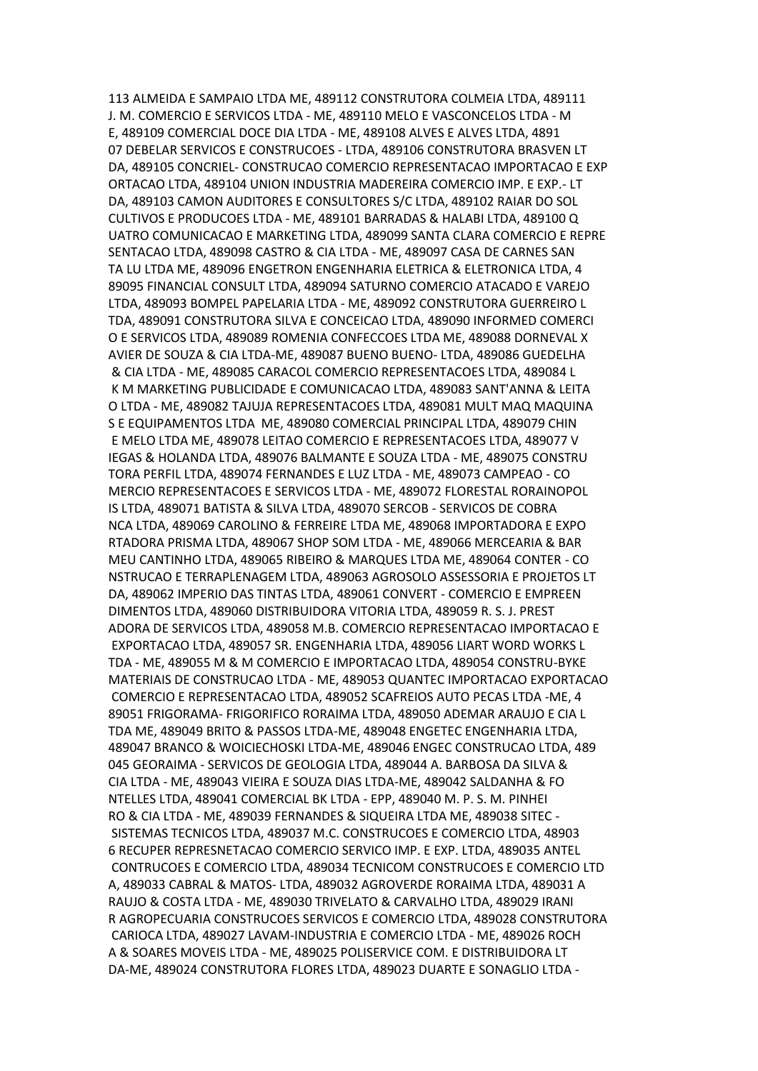113 ALMEIDA E SAMPAIO LTDA ME, 489112 CONSTRUTORA COLMEIA LTDA, 489111 J. M. COMERCIO E SERVICOS LTDA - ME, 489110 MELO E VASCONCELOS LTDA - M E, 489109 COMERCIAL DOCE DIA LTDA - ME, 489108 ALVES E ALVES LTDA, 4891 07 DEBELAR SERVICOS E CONSTRUCOES - LTDA, 489106 CONSTRUTORA BRASVEN LT DA, 489105 CONCRIEL- CONSTRUCAO COMERCIO REPRESENTACAO IMPORTACAO E EXP ORTACAO LTDA, 489104 UNION INDUSTRIA MADEREIRA COMERCIO IMP. E EXP.- LT DA, 489103 CAMON AUDITORES E CONSULTORES S/C LTDA, 489102 RAIAR DO SOL CULTIVOS E PRODUCOES LTDA - ME, 489101 BARRADAS & HALABI LTDA, 489100 Q UATRO COMUNICACAO E MARKETING LTDA, 489099 SANTA CLARA COMERCIO E REPRE SENTACAO LTDA, 489098 CASTRO & CIA LTDA - ME, 489097 CASA DE CARNES SAN TA LU LTDA ME, 489096 ENGETRON ENGENHARIA ELETRICA & ELETRONICA LTDA, 4 89095 FINANCIAL CONSULT LTDA, 489094 SATURNO COMERCIO ATACADO E VAREJO LTDA, 489093 BOMPEL PAPELARIA LTDA - ME, 489092 CONSTRUTORA GUERREIRO L TDA, 489091 CONSTRUTORA SILVA E CONCEICAO LTDA, 489090 INFORMED COMERCI O E SERVICOS LTDA, 489089 ROMENIA CONFECCOES LTDA ME, 489088 DORNEVAL X AVIER DE SOUZA & CIA LTDA-ME, 489087 BUENO BUENO- LTDA, 489086 GUEDELHA & CIA LTDA - ME, 489085 CARACOL COMERCIO REPRESENTACOES LTDA, 489084 L K M MARKETING PUBLICIDADE E COMUNICACAO LTDA, 489083 SANT'ANNA & LEITA O LTDA - ME, 489082 TAJUJA REPRESENTACOES LTDA, 489081 MULT MAQ MAQUINA S E EQUIPAMENTOS LTDA ME, 489080 COMERCIAL PRINCIPAL LTDA, 489079 CHIN E MELO LTDA ME, 489078 LEITAO COMERCIO E REPRESENTACOES LTDA, 489077 V IEGAS & HOLANDA LTDA, 489076 BALMANTE E SOUZA LTDA - ME, 489075 CONSTRU TORA PERFIL LTDA, 489074 FERNANDES E LUZ LTDA - ME, 489073 CAMPEAO - CO MERCIO REPRESENTACOES E SERVICOS LTDA - ME, 489072 FLORESTAL RORAINOPOL IS LTDA, 489071 BATISTA & SILVA LTDA, 489070 SERCOB - SERVICOS DE COBRA NCA LTDA, 489069 CAROLINO & FERREIRE LTDA ME, 489068 IMPORTADORA E EXPO RTADORA PRISMA LTDA, 489067 SHOP SOM LTDA - ME, 489066 MERCEARIA & BAR MEU CANTINHO LTDA, 489065 RIBEIRO & MARQUES LTDA ME, 489064 CONTER - CO NSTRUCAO E TERRAPLENAGEM LTDA, 489063 AGROSOLO ASSESSORIA E PROJETOS LT DA, 489062 IMPERIO DAS TINTAS LTDA, 489061 CONVERT - COMERCIO E EMPREEN DIMENTOS LTDA, 489060 DISTRIBUIDORA VITORIA LTDA, 489059 R. S. J. PREST ADORA DE SERVICOS LTDA, 489058 M.B. COMERCIO REPRESENTACAO IMPORTACAO E EXPORTACAO LTDA, 489057 SR. ENGENHARIA LTDA, 489056 LIART WORD WORKS L TDA - ME, 489055 M & M COMERCIO E IMPORTACAO LTDA, 489054 CONSTRU-BYKE MATERIAIS DE CONSTRUCAO LTDA - ME, 489053 QUANTEC IMPORTACAO EXPORTACAO COMERCIO E REPRESENTACAO LTDA, 489052 SCAFREIOS AUTO PECAS LTDA -ME, 4 89051 FRIGORAMA- FRIGORIFICO RORAIMA LTDA, 489050 ADEMAR ARAUJO E CIA L TDA ME, 489049 BRITO & PASSOS LTDA-ME, 489048 ENGETEC ENGENHARIA LTDA, 489047 BRANCO & WOICIECHOSKI LTDA-ME, 489046 ENGEC CONSTRUCAO LTDA, 489 045 GEORAIMA - SERVICOS DE GEOLOGIA LTDA, 489044 A. BARBOSA DA SILVA & CIA LTDA - ME, 489043 VIEIRA E SOUZA DIAS LTDA-ME, 489042 SALDANHA & FO NTELLES LTDA, 489041 COMERCIAL BK LTDA - EPP, 489040 M. P. S. M. PINHEI RO & CIA LTDA - ME, 489039 FERNANDES & SIQUEIRA LTDA ME, 489038 SITEC - SISTEMAS TECNICOS LTDA, 489037 M.C. CONSTRUCOES E COMERCIO LTDA, 48903 6 RECUPER REPRESNETACAO COMERCIO SERVICO IMP. E EXP. LTDA, 489035 ANTEL CONTRUCOES E COMERCIO LTDA, 489034 TECNICOM CONSTRUCOES E COMERCIO LTD A, 489033 CABRAL & MATOS- LTDA, 489032 AGROVERDE RORAIMA LTDA, 489031 A RAUJO & COSTA LTDA - ME, 489030 TRIVELATO & CARVALHO LTDA, 489029 IRANI R AGROPECUARIA CONSTRUCOES SERVICOS E COMERCIO LTDA, 489028 CONSTRUTORA CARIOCA LTDA, 489027 LAVAM-INDUSTRIA E COMERCIO LTDA - ME, 489026 ROCH A & SOARES MOVEIS LTDA - ME, 489025 POLISERVICE COM. E DISTRIBUIDORA LT DA-ME, 489024 CONSTRUTORA FLORES LTDA, 489023 DUARTE E SONAGLIO LTDA -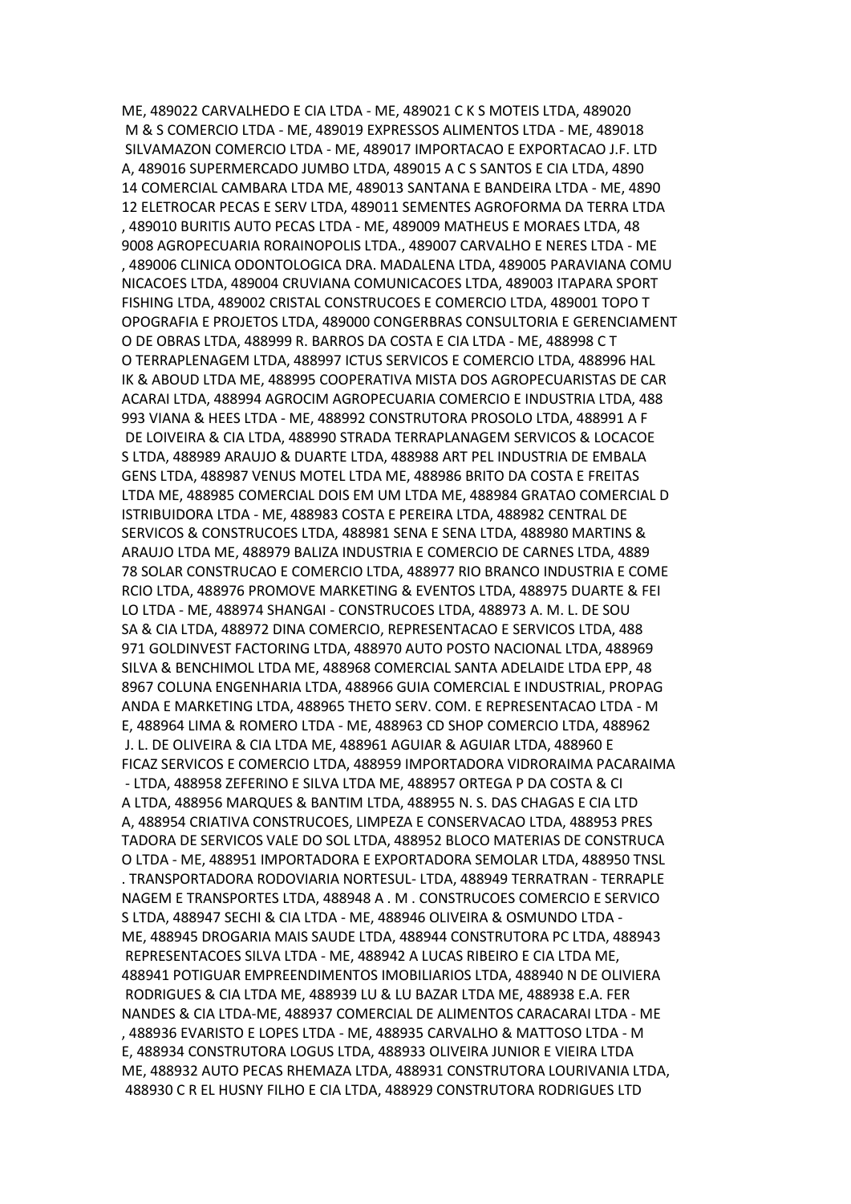ME, 489022 CARVALHEDO E CIA LTDA - ME, 489021 C K S MOTEIS LTDA, 489020
 M & S COMERCIO LTDA - ME, 489019 EXPRESSOS ALIMENTOS LTDA - ME, 489018
 SILVAMAZON COMERCIO LTDA - ME, 489017 IMPORTACAO E EXPORTACAO J.F. LTD
A, 489016 SUPERMERCADO JUMBO LTDA, 489015 A C S SANTOS E CIA LTDA, 4890
14 COMERCIAL CAMBARA LTDA ME, 489013 SANTANA E BANDEIRA LTDA - ME, 4890
12 ELETROCAR PECAS E SERV LTDA, 489011 SEMENTES AGROFORMA DA TERRA LTDA
, 489010 BURITIS AUTO PECAS LTDA - ME, 489009 MATHEUS E MORAES LTDA, 48
9008 AGROPECUARIA RORAINOPOLIS LTDA., 489007 CARVALHO E NERES LTDA - ME
, 489006 CLINICA ODONTOLOGICA DRA. MADALENA LTDA, 489005 PARAVIANA COMU
NICACOES LTDA, 489004 CRUVIANA COMUNICACOES LTDA, 489003 ITAPARA SPORT
FISHING LTDA, 489002 CRISTAL CONSTRUCOES E COMERCIO LTDA, 489001 TOPO T
OPOGRAFIA E PROJETOS LTDA, 489000 CONGERBRAS CONSULTORIA E GERENCIAMENT
O DE OBRAS LTDA, 488999 R. BARROS DA COSTA E CIA LTDA - ME, 488998 C T
O TERRAPLENAGEM LTDA, 488997 ICTUS SERVICOS E COMERCIO LTDA, 488996 HAL
IK & ABOUD LTDA ME, 488995 COOPERATIVA MISTA DOS AGROPECUARISTAS DE CAR
ACARAI LTDA, 488994 AGROCIM AGROPECUARIA COMERCIO E INDUSTRIA LTDA, 488
993 VIANA & HEES LTDA - ME, 488992 CONSTRUTORA PROSOLO LTDA, 488991 A F
 DE LOIVEIRA & CIA LTDA, 488990 STRADA TERRAPLANAGEM SERVICOS & LOCACOE
S LTDA, 488989 ARAUJO & DUARTE LTDA, 488988 ART PEL INDUSTRIA DE EMBALA
GENS LTDA, 488987 VENUS MOTEL LTDA ME, 488986 BRITO DA COSTA E FREITAS
LTDA ME, 488985 COMERCIAL DOIS EM UM LTDA ME, 488984 GRATAO COMERCIAL D
ISTRIBUIDORA LTDA - ME, 488983 COSTA E PEREIRA LTDA, 488982 CENTRAL DE
SERVICOS & CONSTRUCOES LTDA, 488981 SENA E SENA LTDA, 488980 MARTINS &
ARAUJO LTDA ME, 488979 BALIZA INDUSTRIA E COMERCIO DE CARNES LTDA, 4889
78 SOLAR CONSTRUCAO E COMERCIO LTDA, 488977 RIO BRANCO INDUSTRIA E COME
RCIO LTDA, 488976 PROMOVE MARKETING & EVENTOS LTDA, 488975 DUARTE & FEI
LO LTDA - ME, 488974 SHANGAI - CONSTRUCOES LTDA, 488973 A. M. L. DE SOU
SA & CIA LTDA, 488972 DINA COMERCIO, REPRESENTACAO E SERVICOS LTDA, 488
971 GOLDINVEST FACTORING LTDA, 488970 AUTO POSTO NACIONAL LTDA, 488969
SILVA & BENCHIMOL LTDA ME, 488968 COMERCIAL SANTA ADELAIDE LTDA EPP, 48
8967 COLUNA ENGENHARIA LTDA, 488966 GUIA COMERCIAL E INDUSTRIAL, PROPAG
ANDA E MARKETING LTDA, 488965 THETO SERV. COM. E REPRESENTACAO LTDA - M
E, 488964 LIMA & ROMERO LTDA - ME, 488963 CD SHOP COMERCIO LTDA, 488962
 J. L. DE OLIVEIRA & CIA LTDA ME, 488961 AGUIAR & AGUIAR LTDA, 488960 E
FICAZ SERVICOS E COMERCIO LTDA, 488959 IMPORTADORA VIDRORAIMA PACARAIMA
 - LTDA, 488958 ZEFERINO E SILVA LTDA ME, 488957 ORTEGA P DA COSTA & CI
A LTDA, 488956 MARQUES & BANTIM LTDA, 488955 N. S. DAS CHAGAS E CIA LTD
A, 488954 CRIATIVA CONSTRUCOES, LIMPEZA E CONSERVACAO LTDA, 488953 PRES
TADORA DE SERVICOS VALE DO SOL LTDA, 488952 BLOCO MATERIAS DE CONSTRUCA
O LTDA - ME, 488951 IMPORTADORA E EXPORTADORA SEMOLAR LTDA, 488950 TNSL
. TRANSPORTADORA RODOVIARIA NORTESUL- LTDA, 488949 TERRATRAN - TERRAPLE
NAGEM E TRANSPORTES LTDA, 488948 A . M . CONSTRUCOES COMERCIO E SERVICO
S LTDA, 488947 SECHI & CIA LTDA - ME, 488946 OLIVEIRA & OSMUNDO LTDA -
ME, 488945 DROGARIA MAIS SAUDE LTDA, 488944 CONSTRUTORA PC LTDA, 488943
 REPRESENTACOES SILVA LTDA - ME, 488942 A LUCAS RIBEIRO E CIA LTDA ME,
488941 POTIGUAR EMPREENDIMENTOS IMOBILIARIOS LTDA, 488940 N DE OLIVIERA
 RODRIGUES & CIA LTDA ME, 488939 LU & LU BAZAR LTDA ME, 488938 E.A. FER
NANDES & CIA LTDA-ME, 488937 COMERCIAL DE ALIMENTOS CARACARAI LTDA - ME
, 488936 EVARISTO E LOPES LTDA - ME, 488935 CARVALHO & MATTOSO LTDA - M
E, 488934 CONSTRUTORA LOGUS LTDA, 488933 OLIVEIRA JUNIOR E VIEIRA LTDA
ME, 488932 AUTO PECAS RHEMAZA LTDA, 488931 CONSTRUTORA LOURIVANIA LTDA,
 488930 C R EL HUSNY FILHO E CIA LTDA, 488929 CONSTRUTORA RODRIGUES LTD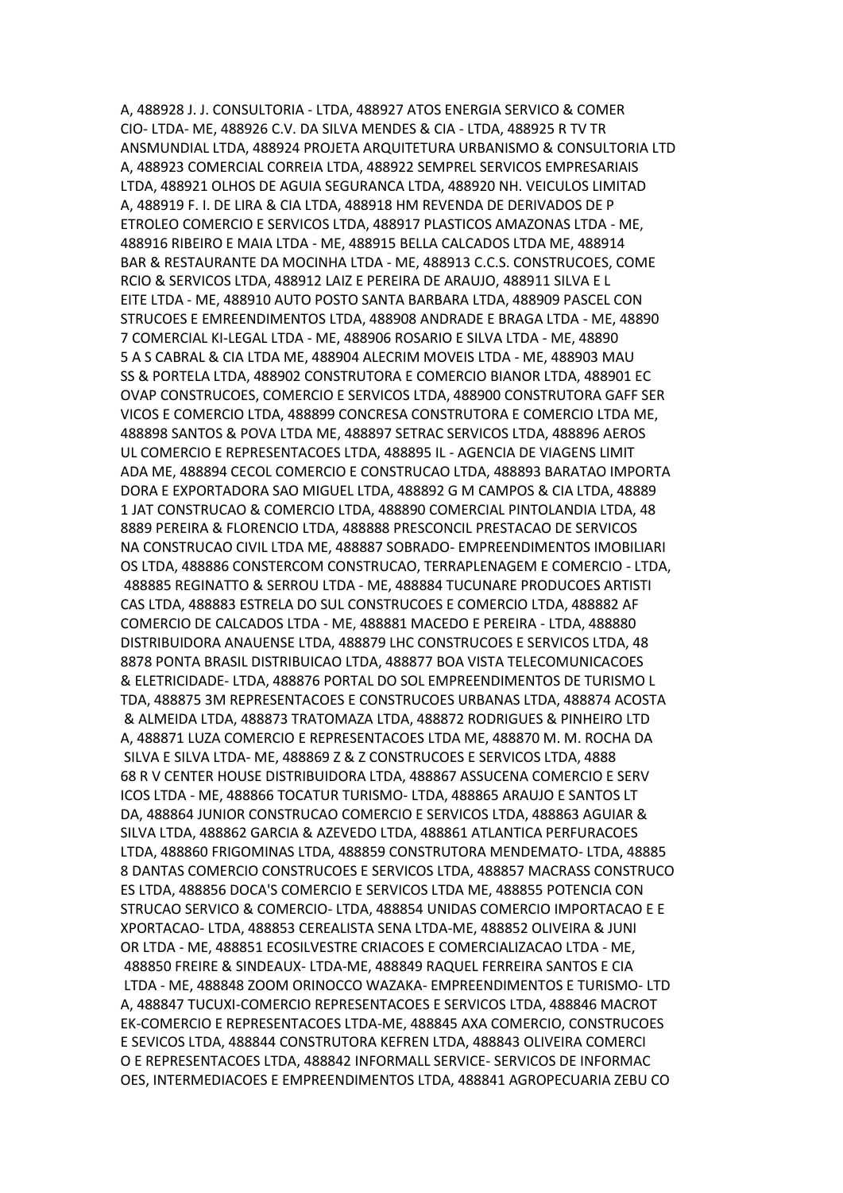A, 488928 J. J. CONSULTORIA - LTDA, 488927 ATOS ENERGIA SERVICO & COMER
CIO- LTDA- ME, 488926 C.V. DA SILVA MENDES & CIA - LTDA, 488925 R TV TR
ANSMUNDIAL LTDA, 488924 PROJETA ARQUITETURA URBANISMO & CONSULTORIA LTD
A, 488923 COMERCIAL CORREIA LTDA, 488922 SEMPREL SERVICOS EMPRESARIAIS
LTDA, 488921 OLHOS DE AGUIA SEGURANCA LTDA, 488920 NH. VEICULOS LIMITAD
A, 488919 F. I. DE LIRA & CIA LTDA, 488918 HM REVENDA DE DERIVADOS DE P
ETROLEO COMERCIO E SERVICOS LTDA, 488917 PLASTICOS AMAZONAS LTDA - ME,
488916 RIBEIRO E MAIA LTDA - ME, 488915 BELLA CALCADOS LTDA ME, 488914
BAR & RESTAURANTE DA MOCINHA LTDA - ME, 488913 C.C.S. CONSTRUCOES, COME
RCIO & SERVICOS LTDA, 488912 LAIZ E PEREIRA DE ARAUJO, 488911 SILVA E L
EITE LTDA - ME, 488910 AUTO POSTO SANTA BARBARA LTDA, 488909 PASCEL CON
STRUCOES E EMREENDIMENTOS LTDA, 488908 ANDRADE E BRAGA LTDA - ME, 48890
7 COMERCIAL KI-LEGAL LTDA - ME, 488906 ROSARIO E SILVA LTDA - ME, 48890
5 A S CABRAL & CIA LTDA ME, 488904 ALECRIM MOVEIS LTDA - ME, 488903 MAU
SS & PORTELA LTDA, 488902 CONSTRUTORA E COMERCIO BIANOR LTDA, 488901 EC
OVAP CONSTRUCOES, COMERCIO E SERVICOS LTDA, 488900 CONSTRUTORA GAFF SER
VICOS E COMERCIO LTDA, 488899 CONCRESA CONSTRUTORA E COMERCIO LTDA ME,
488898 SANTOS & POVA LTDA ME, 488897 SETRAC SERVICOS LTDA, 488896 AEROS
UL COMERCIO E REPRESENTACOES LTDA, 488895 IL - AGENCIA DE VIAGENS LIMIT
ADA ME, 488894 CECOL COMERCIO E CONSTRUCAO LTDA, 488893 BARATAO IMPORTA
DORA E EXPORTADORA SAO MIGUEL LTDA, 488892 G M CAMPOS & CIA LTDA, 48889
1 JAT CONSTRUCAO & COMERCIO LTDA, 488890 COMERCIAL PINTOLANDIA LTDA, 48
8889 PEREIRA & FLORENCIO LTDA, 488888 PRESCONCIL PRESTACAO DE SERVICOS
NA CONSTRUCAO CIVIL LTDA ME, 488887 SOBRADO- EMPREENDIMENTOS IMOBILIARI
OS LTDA, 488886 CONSTERCOM CONSTRUCAO, TERRAPLENAGEM E COMERCIO - LTDA,
488885 REGINATTO & SERROU LTDA - ME, 488884 TUCUNARE PRODUCOES ARTISTI
CAS LTDA, 488883 ESTRELA DO SUL CONSTRUCOES E COMERCIO LTDA, 488882 AF
COMERCIO DE CALCADOS LTDA - ME, 488881 MACEDO E PEREIRA - LTDA, 488880
DISTRIBUIDORA ANAUENSE LTDA, 488879 LHC CONSTRUCOES E SERVICOS LTDA, 48
8878 PONTA BRASIL DISTRIBUICAO LTDA, 488877 BOA VISTA TELECOMUNICACOES
& ELETRICIDADE- LTDA, 488876 PORTAL DO SOL EMPREENDIMENTOS DE TURISMO L
TDA, 488875 3M REPRESENTACOES E CONSTRUCOES URBANAS LTDA, 488874 ACOSTA
& ALMEIDA LTDA, 488873 TRATOMAZA LTDA, 488872 RODRIGUES & PINHEIRO LTD
A, 488871 LUZA COMERCIO E REPRESENTACOES LTDA ME, 488870 M. M. ROCHA DA
SILVA E SILVA LTDA- ME, 488869 Z & Z CONSTRUCOES E SERVICOS LTDA, 4888
68 R V CENTER HOUSE DISTRIBUIDORA LTDA, 488867 ASSUCENA COMERCIO E SERV
ICOS LTDA - ME, 488866 TOCATUR TURISMO- LTDA, 488865 ARAUJO E SANTOS LT
DA, 488864 JUNIOR CONSTRUCAO COMERCIO E SERVICOS LTDA, 488863 AGUIAR &
SILVA LTDA, 488862 GARCIA & AZEVEDO LTDA, 488861 ATLANTICA PERFURACOES
LTDA, 488860 FRIGOMINAS LTDA, 488859 CONSTRUTORA MENDEMATO- LTDA, 48885
8 DANTAS COMERCIO CONSTRUCOES E SERVICOS LTDA, 488857 MACRASS CONSTRUCO
ES LTDA, 488856 DOCA'S COMERCIO E SERVICOS LTDA ME, 488855 POTENCIA CON
STRUCAO SERVICO & COMERCIO- LTDA, 488854 UNIDAS COMERCIO IMPORTACAO E E
XPORTACAO- LTDA, 488853 CEREALISTA SENA LTDA-ME, 488852 OLIVEIRA & JUNI
OR LTDA - ME, 488851 ECOSILVESTRE CRIACOES E COMERCIALIZACAO LTDA - ME,
488850 FREIRE & SINDEAUX- LTDA-ME, 488849 RAQUEL FERREIRA SANTOS E CIA
LTDA - ME, 488848 ZOOM ORINOCCO WAZAKA- EMPREENDIMENTOS E TURISMO- LTD
A, 488847 TUCUXI-COMERCIO REPRESENTACOES E SERVICOS LTDA, 488846 MACROT
EK-COMERCIO E REPRESENTACOES LTDA-ME, 488845 AXA COMERCIO, CONSTRUCOES
E SEVICOS LTDA, 488844 CONSTRUTORA KEFREN LTDA, 488843 OLIVEIRA COMERCI
O E REPRESENTACOES LTDA, 488842 INFORMALL SERVICE- SERVICOS DE INFORMAC
OES, INTERMEDIACOES E EMPREENDIMENTOS LTDA, 488841 AGROPECUARIA ZEBU CO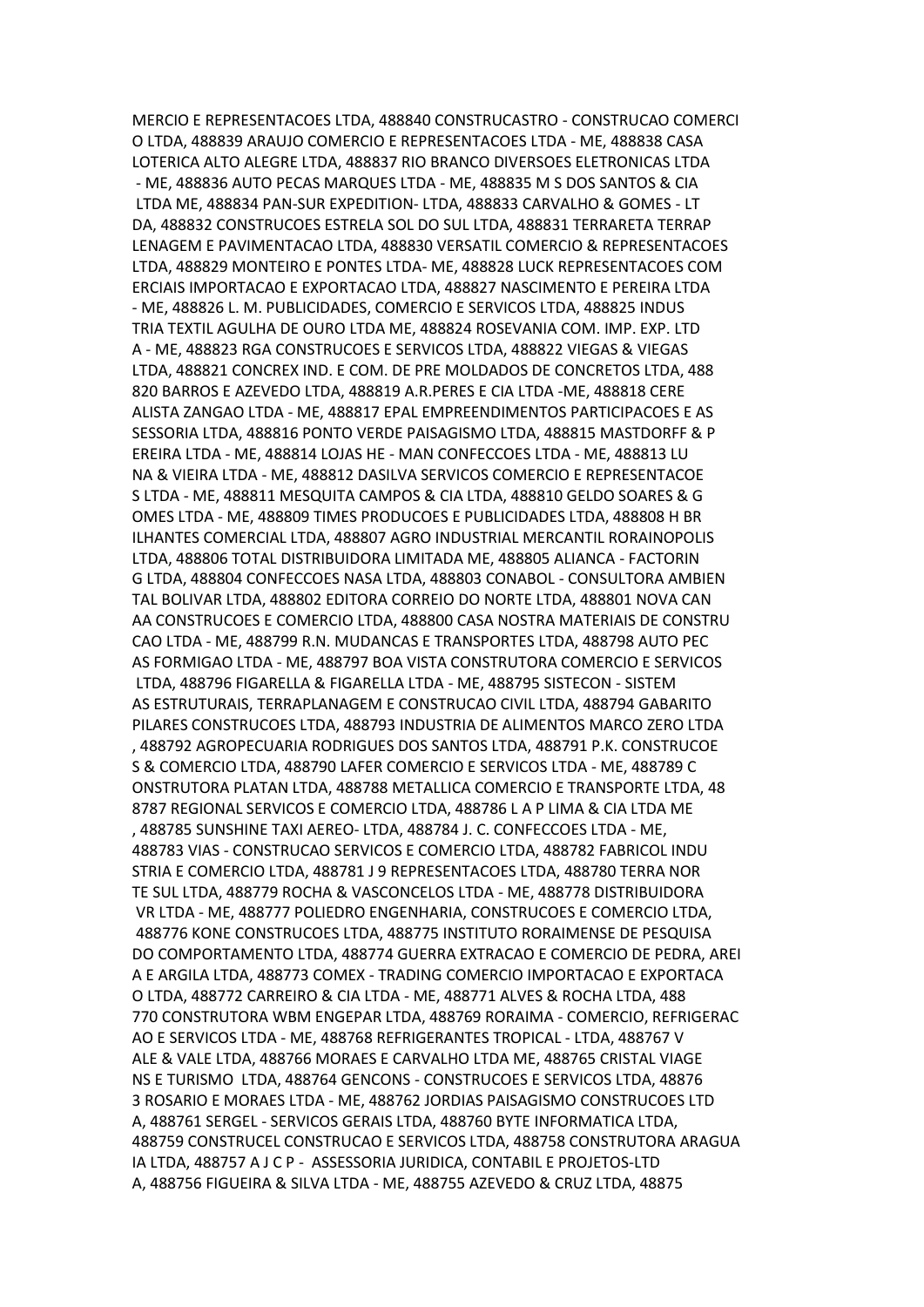MERCIO E REPRESENTACOES LTDA, 488840 CONSTRUCASTRO - CONSTRUCAO COMERCI
O LTDA, 488839 ARAUJO COMERCIO E REPRESENTACOES LTDA - ME, 488838 CASA
LOTERICA ALTO ALEGRE LTDA, 488837 RIO BRANCO DIVERSOES ELETRONICAS LTDA
 - ME, 488836 AUTO PECAS MARQUES LTDA - ME, 488835 M S DOS SANTOS & CIA
 LTDA ME, 488834 PAN-SUR EXPEDITION- LTDA, 488833 CARVALHO & GOMES - LT
DA, 488832 CONSTRUCOES ESTRELA SOL DO SUL LTDA, 488831 TERRARETA TERRAP
LENAGEM E PAVIMENTACAO LTDA, 488830 VERSATIL COMERCIO & REPRESENTACOES
LTDA, 488829 MONTEIRO E PONTES LTDA- ME, 488828 LUCK REPRESENTACOES COM
ERCIAIS IMPORTACAO E EXPORTACAO LTDA, 488827 NASCIMENTO E PEREIRA LTDA
- ME, 488826 L. M. PUBLICIDADES, COMERCIO E SERVICOS LTDA, 488825 INDUS
TRIA TEXTIL AGULHA DE OURO LTDA ME, 488824 ROSEVANIA COM. IMP. EXP. LTD
A - ME, 488823 RGA CONSTRUCOES E SERVICOS LTDA, 488822 VIEGAS & VIEGAS
LTDA, 488821 CONCREX IND. E COM. DE PRE MOLDADOS DE CONCRETOS LTDA, 488
820 BARROS E AZEVEDO LTDA, 488819 A.R.PERES E CIA LTDA -ME, 488818 CERE
ALISTA ZANGAO LTDA - ME, 488817 EPAL EMPREENDIMENTOS PARTICIPACOES E AS
SESSORIA LTDA, 488816 PONTO VERDE PAISAGISMO LTDA, 488815 MASTDORFF & P
EREIRA LTDA - ME, 488814 LOJAS HE - MAN CONFECCOES LTDA - ME, 488813 LU
NA & VIEIRA LTDA - ME, 488812 DASILVA SERVICOS COMERCIO E REPRESENTACOE
S LTDA - ME, 488811 MESQUITA CAMPOS & CIA LTDA, 488810 GELDO SOARES & G
OMES LTDA - ME, 488809 TIMES PRODUCOES E PUBLICIDADES LTDA, 488808 H BR
ILHANTES COMERCIAL LTDA, 488807 AGRO INDUSTRIAL MERCANTIL RORAINOPOLIS
LTDA, 488806 TOTAL DISTRIBUIDORA LIMITADA ME, 488805 ALIANCA - FACTORIN
G LTDA, 488804 CONFECCOES NASA LTDA, 488803 CONABOL - CONSULTORA AMBIEN
TAL BOLIVAR LTDA, 488802 EDITORA CORREIO DO NORTE LTDA, 488801 NOVA CAN
AA CONSTRUCOES E COMERCIO LTDA, 488800 CASA NOSTRA MATERIAIS DE CONSTRU
CAO LTDA - ME, 488799 R.N. MUDANCAS E TRANSPORTES LTDA, 488798 AUTO PEC
AS FORMIGAO LTDA - ME, 488797 BOA VISTA CONSTRUTORA COMERCIO E SERVICOS
 LTDA, 488796 FIGARELLA & FIGARELLA LTDA - ME, 488795 SISTECON - SISTEM
AS ESTRUTURAIS, TERRAPLANAGEM E CONSTRUCAO CIVIL LTDA, 488794 GABARITO
PILARES CONSTRUCOES LTDA, 488793 INDUSTRIA DE ALIMENTOS MARCO ZERO LTDA
, 488792 AGROPECUARIA RODRIGUES DOS SANTOS LTDA, 488791 P.K. CONSTRUCOE
S & COMERCIO LTDA, 488790 LAFER COMERCIO E SERVICOS LTDA - ME, 488789 C
ONSTRUTORA PLATAN LTDA, 488788 METALLICA COMERCIO E TRANSPORTE LTDA, 48
8787 REGIONAL SERVICOS E COMERCIO LTDA, 488786 L A P LIMA & CIA LTDA ME
, 488785 SUNSHINE TAXI AEREO- LTDA, 488784 J. C. CONFECCOES LTDA - ME,
488783 VIAS - CONSTRUCAO SERVICOS E COMERCIO LTDA, 488782 FABRICOL INDU
STRIA E COMERCIO LTDA, 488781 J 9 REPRESENTACOES LTDA, 488780 TERRA NOR
TE SUL LTDA, 488779 ROCHA & VASCONCELOS LTDA - ME, 488778 DISTRIBUIDORA
 VR LTDA - ME, 488777 POLIEDRO ENGENHARIA, CONSTRUCOES E COMERCIO LTDA,
 488776 KONE CONSTRUCOES LTDA, 488775 INSTITUTO RORAIMENSE DE PESQUISA
DO COMPORTAMENTO LTDA, 488774 GUERRA EXTRACAO E COMERCIO DE PEDRA, AREI
A E ARGILA LTDA, 488773 COMEX - TRADING COMERCIO IMPORTACAO E EXPORTACA
O LTDA, 488772 CARREIRO & CIA LTDA - ME, 488771 ALVES & ROCHA LTDA, 488
770 CONSTRUTORA WBM ENGEPAR LTDA, 488769 RORAIMA - COMERCIO, REFRIGERAC
AO E SERVICOS LTDA - ME, 488768 REFRIGERANTES TROPICAL - LTDA, 488767 V
ALE & VALE LTDA, 488766 MORAES E CARVALHO LTDA ME, 488765 CRISTAL VIAGE
NS E TURISMO  LTDA, 488764 GENCONS - CONSTRUCOES E SERVICOS LTDA, 48876
3 ROSARIO E MORAES LTDA - ME, 488762 JORDIAS PAISAGISMO CONSTRUCOES LTD
A, 488761 SERGEL - SERVICOS GERAIS LTDA, 488760 BYTE INFORMATICA LTDA,
488759 CONSTRUCEL CONSTRUCAO E SERVICOS LTDA, 488758 CONSTRUTORA ARAGUA
IA LTDA, 488757 A J C P -  ASSESSORIA JURIDICA, CONTABIL E PROJETOS-LTD
A, 488756 FIGUEIRA & SILVA LTDA - ME, 488755 AZEVEDO & CRUZ LTDA, 48875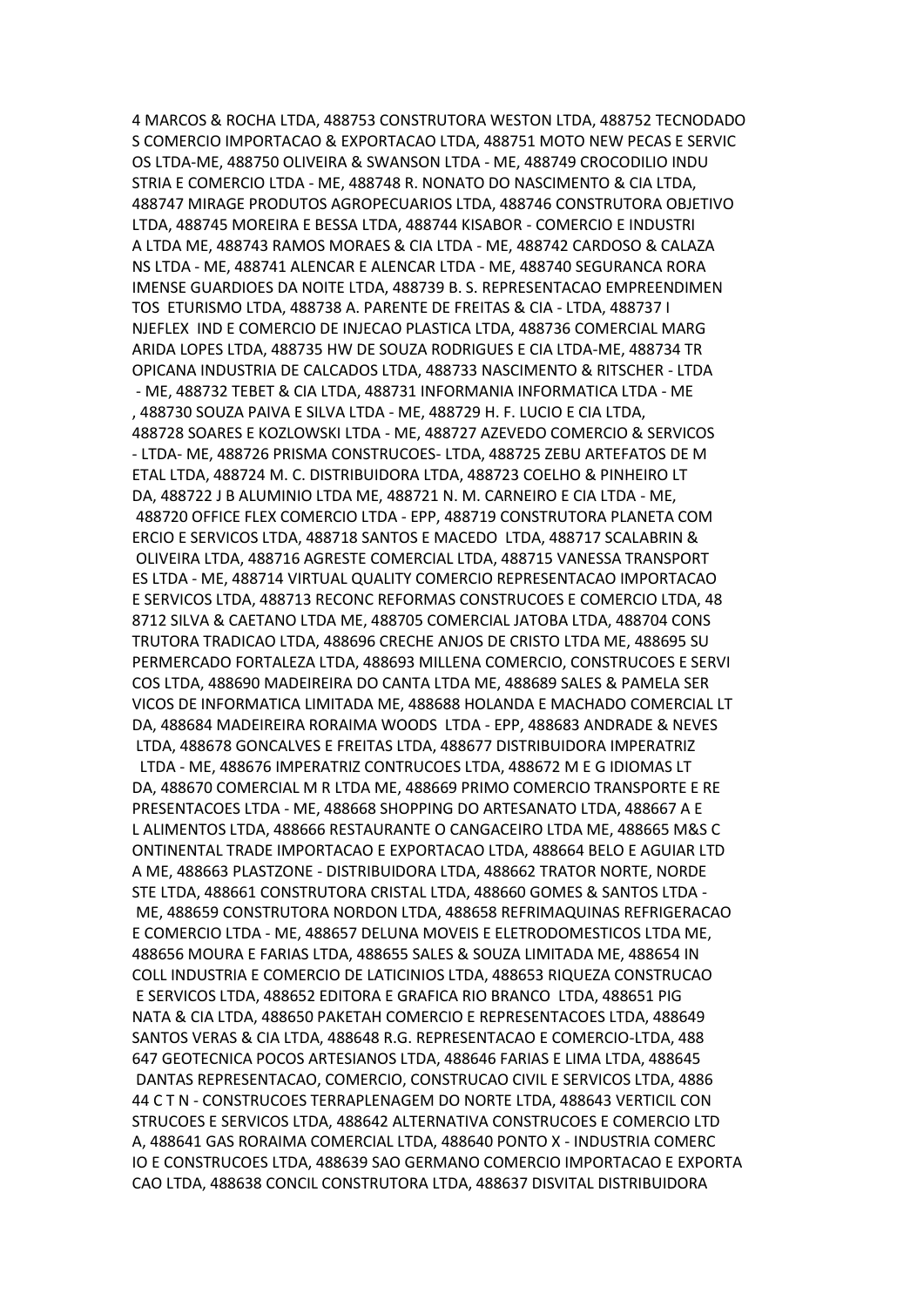4 MARCOS & ROCHA LTDA, 488753 CONSTRUTORA WESTON LTDA, 488752 TECNODADO S COMERCIO IMPORTACAO & EXPORTACAO LTDA, 488751 MOTO NEW PECAS E SERVIC OS LTDA-ME, 488750 OLIVEIRA & SWANSON LTDA - ME, 488749 CROCODILIO INDU STRIA E COMERCIO LTDA - ME, 488748 R. NONATO DO NASCIMENTO & CIA LTDA, 488747 MIRAGE PRODUTOS AGROPECUARIOS LTDA, 488746 CONSTRUTORA OBJETIVO LTDA, 488745 MOREIRA E BESSA LTDA, 488744 KISABOR - COMERCIO E INDUSTRI A LTDA ME, 488743 RAMOS MORAES & CIA LTDA - ME, 488742 CARDOSO & CALAZA NS LTDA - ME, 488741 ALENCAR E ALENCAR LTDA - ME, 488740 SEGURANCA RORA IMENSE GUARDIOES DA NOITE LTDA, 488739 B. S. REPRESENTACAO EMPREENDIMEN TOS ETURISMO LTDA, 488738 A. PARENTE DE FREITAS & CIA - LTDA, 488737 I NJEFLEX IND E COMERCIO DE INJECAO PLASTICA LTDA, 488736 COMERCIAL MARG ARIDA LOPES LTDA, 488735 HW DE SOUZA RODRIGUES E CIA LTDA-ME, 488734 TR OPICANA INDUSTRIA DE CALCADOS LTDA, 488733 NASCIMENTO & RITSCHER - LTDA - ME, 488732 TEBET & CIA LTDA, 488731 INFORMANIA INFORMATICA LTDA - ME , 488730 SOUZA PAIVA E SILVA LTDA - ME, 488729 H. F. LUCIO E CIA LTDA, 488728 SOARES E KOZLOWSKI LTDA - ME, 488727 AZEVEDO COMERCIO & SERVICOS - LTDA- ME, 488726 PRISMA CONSTRUCOES- LTDA, 488725 ZEBU ARTEFATOS DE M ETAL LTDA, 488724 M. C. DISTRIBUIDORA LTDA, 488723 COELHO & PINHEIRO LT DA, 488722 J B ALUMINIO LTDA ME, 488721 N. M. CARNEIRO E CIA LTDA - ME, 488720 OFFICE FLEX COMERCIO LTDA - EPP, 488719 CONSTRUTORA PLANETA COM ERCIO E SERVICOS LTDA, 488718 SANTOS E MACEDO LTDA, 488717 SCALABRIN & OLIVEIRA LTDA, 488716 AGRESTE COMERCIAL LTDA, 488715 VANESSA TRANSPORT ES LTDA - ME, 488714 VIRTUAL QUALITY COMERCIO REPRESENTACAO IMPORTACAO E SERVICOS LTDA, 488713 RECONC REFORMAS CONSTRUCOES E COMERCIO LTDA, 48 8712 SILVA & CAETANO LTDA ME, 488705 COMERCIAL JATOBA LTDA, 488704 CONS TRUTORA TRADICAO LTDA, 488696 CRECHE ANJOS DE CRISTO LTDA ME, 488695 SU PERMERCADO FORTALEZA LTDA, 488693 MILLENA COMERCIO, CONSTRUCOES E SERVI COS LTDA, 488690 MADEIREIRA DO CANTA LTDA ME, 488689 SALES & PAMELA SER VICOS DE INFORMATICA LIMITADA ME, 488688 HOLANDA E MACHADO COMERCIAL LT DA, 488684 MADEIREIRA RORAIMA WOODS LTDA - EPP, 488683 ANDRADE & NEVES LTDA, 488678 GONCALVES E FREITAS LTDA, 488677 DISTRIBUIDORA IMPERATRIZ LTDA - ME, 488676 IMPERATRIZ CONTRUCOES LTDA, 488672 M E G IDIOMAS LT DA, 488670 COMERCIAL M R LTDA ME, 488669 PRIMO COMERCIO TRANSPORTE E RE PRESENTACOES LTDA - ME, 488668 SHOPPING DO ARTESANATO LTDA, 488667 A E L ALIMENTOS LTDA, 488666 RESTAURANTE O CANGACEIRO LTDA ME, 488665 M&S C ONTINENTAL TRADE IMPORTACAO E EXPORTACAO LTDA, 488664 BELO E AGUIAR LTD A ME, 488663 PLASTZONE - DISTRIBUIDORA LTDA, 488662 TRATOR NORTE, NORDE STE LTDA, 488661 CONSTRUTORA CRISTAL LTDA, 488660 GOMES & SANTOS LTDA - ME, 488659 CONSTRUTORA NORDON LTDA, 488658 REFRIMAQUINAS REFRIGERACAO E COMERCIO LTDA - ME, 488657 DELUNA MOVEIS E ELETRODOMESTICOS LTDA ME, 488656 MOURA E FARIAS LTDA, 488655 SALES & SOUZA LIMITADA ME, 488654 IN COLL INDUSTRIA E COMERCIO DE LATICINIOS LTDA, 488653 RIQUEZA CONSTRUCAO E SERVICOS LTDA, 488652 EDITORA E GRAFICA RIO BRANCO LTDA, 488651 PIG NATA & CIA LTDA, 488650 PAKETAH COMERCIO E REPRESENTACOES LTDA, 488649 SANTOS VERAS & CIA LTDA, 488648 R.G. REPRESENTACAO E COMERCIO-LTDA, 488 647 GEOTECNICA POCOS ARTESIANOS LTDA, 488646 FARIAS E LIMA LTDA, 488645 DANTAS REPRESENTACAO, COMERCIO, CONSTRUCAO CIVIL E SERVICOS LTDA, 4886 44 C T N - CONSTRUCOES TERRAPLENAGEM DO NORTE LTDA, 488643 VERTICIL CON STRUCOES E SERVICOS LTDA, 488642 ALTERNATIVA CONSTRUCOES E COMERCIO LTD A, 488641 GAS RORAIMA COMERCIAL LTDA, 488640 PONTO X - INDUSTRIA COMERC IO E CONSTRUCOES LTDA, 488639 SAO GERMANO COMERCIO IMPORTACAO E EXPORTA CAO LTDA, 488638 CONCIL CONSTRUTORA LTDA, 488637 DISVITAL DISTRIBUIDORA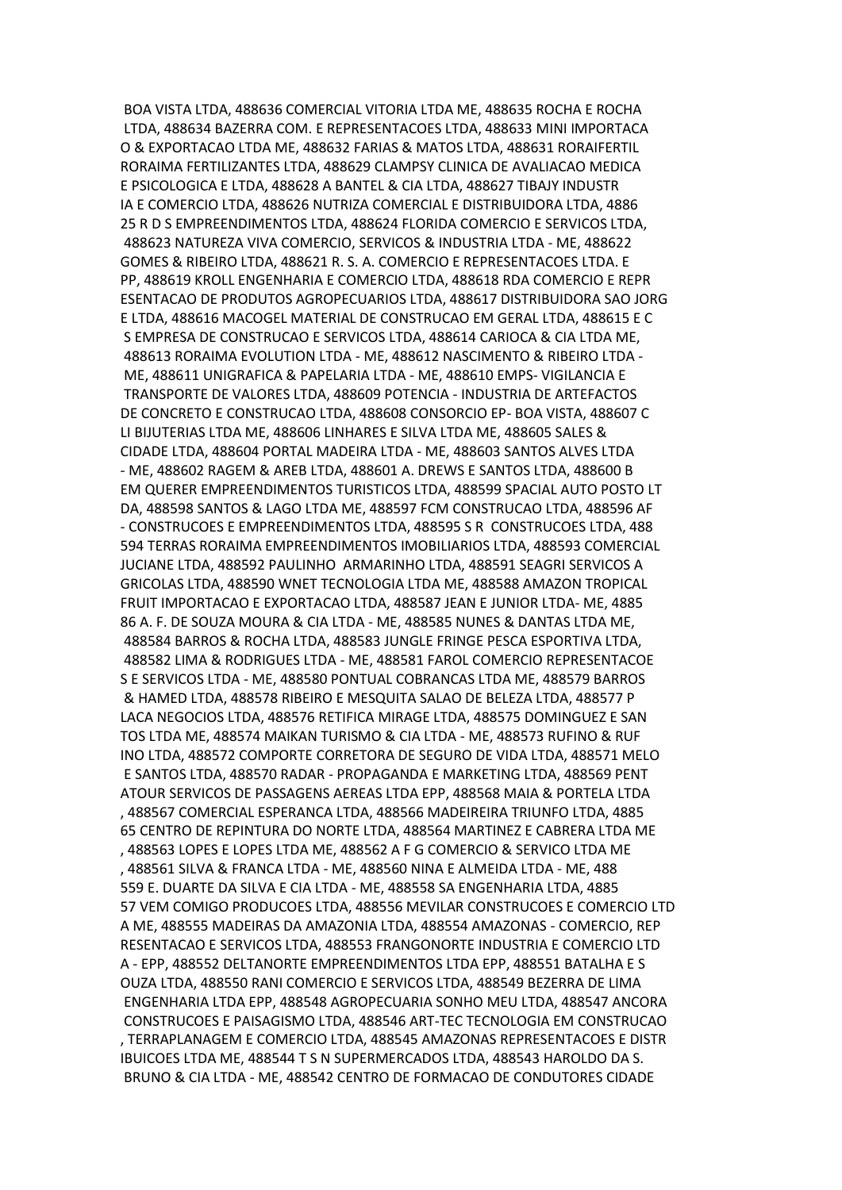BOA VISTA LTDA, 488636 COMERCIAL VITORIA LTDA ME, 488635 ROCHA E ROCHA LTDA, 488634 BAZERRA COM. E REPRESENTACOES LTDA, 488633 MINI IMPORTACA O & EXPORTACAO LTDA ME, 488632 FARIAS & MATOS LTDA, 488631 RORAIFERTIL RORAIMA FERTILIZANTES LTDA, 488629 CLAMPSY CLINICA DE AVALIACAO MEDICA E PSICOLOGICA E LTDA, 488628 A BANTEL & CIA LTDA, 488627 TIBAJY INDUSTR IA E COMERCIO LTDA, 488626 NUTRIZA COMERCIAL E DISTRIBUIDORA LTDA, 4886 25 R D S EMPREENDIMENTOS LTDA, 488624 FLORIDA COMERCIO E SERVICOS LTDA, 488623 NATUREZA VIVA COMERCIO, SERVICOS & INDUSTRIA LTDA - ME, 488622 GOMES & RIBEIRO LTDA, 488621 R. S. A. COMERCIO E REPRESENTACOES LTDA. E PP, 488619 KROLL ENGENHARIA E COMERCIO LTDA, 488618 RDA COMERCIO E REPR ESENTACAO DE PRODUTOS AGROPECUARIOS LTDA, 488617 DISTRIBUIDORA SAO JORG E LTDA, 488616 MACOGEL MATERIAL DE CONSTRUCAO EM GERAL LTDA, 488615 E C S EMPRESA DE CONSTRUCAO E SERVICOS LTDA, 488614 CARIOCA & CIA LTDA ME, 488613 RORAIMA EVOLUTION LTDA - ME, 488612 NASCIMENTO & RIBEIRO LTDA - ME, 488611 UNIGRAFICA & PAPELARIA LTDA - ME, 488610 EMPS- VIGILANCIA E TRANSPORTE DE VALORES LTDA, 488609 POTENCIA - INDUSTRIA DE ARTEFACTOS DE CONCRETO E CONSTRUCAO LTDA, 488608 CONSORCIO EP- BOA VISTA, 488607 C LI BIJUTERIAS LTDA ME, 488606 LINHARES E SILVA LTDA ME, 488605 SALES & CIDADE LTDA, 488604 PORTAL MADEIRA LTDA - ME, 488603 SANTOS ALVES LTDA - ME, 488602 RAGEM & AREB LTDA, 488601 A. DREWS E SANTOS LTDA, 488600 B EM QUERER EMPREENDIMENTOS TURISTICOS LTDA, 488599 SPACIAL AUTO POSTO LT DA, 488598 SANTOS & LAGO LTDA ME, 488597 FCM CONSTRUCAO LTDA, 488596 AF - CONSTRUCOES E EMPREENDIMENTOS LTDA, 488595 S R CONSTRUCOES LTDA, 488 594 TERRAS RORAIMA EMPREENDIMENTOS IMOBILIARIOS LTDA, 488593 COMERCIAL JUCIANE LTDA, 488592 PAULINHO ARMARINHO LTDA, 488591 SEAGRI SERVICOS A GRICOLAS LTDA, 488590 WNET TECNOLOGIA LTDA ME, 488588 AMAZON TROPICAL FRUIT IMPORTACAO E EXPORTACAO LTDA, 488587 JEAN E JUNIOR LTDA- ME, 4885 86 A. F. DE SOUZA MOURA & CIA LTDA - ME, 488585 NUNES & DANTAS LTDA ME, 488584 BARROS & ROCHA LTDA, 488583 JUNGLE FRINGE PESCA ESPORTIVA LTDA, 488582 LIMA & RODRIGUES LTDA - ME, 488581 FAROL COMERCIO REPRESENTACOE S E SERVICOS LTDA - ME, 488580 PONTUAL COBRANCAS LTDA ME, 488579 BARROS & HAMED LTDA, 488578 RIBEIRO E MESQUITA SALAO DE BELEZA LTDA, 488577 P LACA NEGOCIOS LTDA, 488576 RETIFICA MIRAGE LTDA, 488575 DOMINGUEZ E SAN TOS LTDA ME, 488574 MAIKAN TURISMO & CIA LTDA - ME, 488573 RUFINO & RUF INO LTDA, 488572 COMPORTE CORRETORA DE SEGURO DE VIDA LTDA, 488571 MELO E SANTOS LTDA, 488570 RADAR - PROPAGANDA E MARKETING LTDA, 488569 PENT ATOUR SERVICOS DE PASSAGENS AEREAS LTDA EPP, 488568 MAIA & PORTELA LTDA , 488567 COMERCIAL ESPERANCA LTDA, 488566 MADEIREIRA TRIUNFO LTDA, 4885 65 CENTRO DE REPINTURA DO NORTE LTDA, 488564 MARTINEZ E CABRERA LTDA ME , 488563 LOPES E LOPES LTDA ME, 488562 A F G COMERCIO & SERVICO LTDA ME , 488561 SILVA & FRANCA LTDA - ME, 488560 NINA E ALMEIDA LTDA - ME, 488 559 E. DUARTE DA SILVA E CIA LTDA - ME, 488558 SA ENGENHARIA LTDA, 4885 57 VEM COMIGO PRODUCOES LTDA, 488556 MEVILAR CONSTRUCOES E COMERCIO LTD A ME, 488555 MADEIRAS DA AMAZONIA LTDA, 488554 AMAZONAS - COMERCIO, REP RESENTACAO E SERVICOS LTDA, 488553 FRANGONORTE INDUSTRIA E COMERCIO LTD A - EPP, 488552 DELTANORTE EMPREENDIMENTOS LTDA EPP, 488551 BATALHA E S OUZA LTDA, 488550 RANI COMERCIO E SERVICOS LTDA, 488549 BEZERRA DE LIMA ENGENHARIA LTDA EPP, 488548 AGROPECUARIA SONHO MEU LTDA, 488547 ANCORA CONSTRUCOES E PAISAGISMO LTDA, 488546 ART-TEC TECNOLOGIA EM CONSTRUCAO , TERRAPLANAGEM E COMERCIO LTDA, 488545 AMAZONAS REPRESENTACOES E DISTR IBUICOES LTDA ME, 488544 T S N SUPERMERCADOS LTDA, 488543 HAROLDO DA S. BRUNO & CIA LTDA - ME, 488542 CENTRO DE FORMACAO DE CONDUTORES CIDADE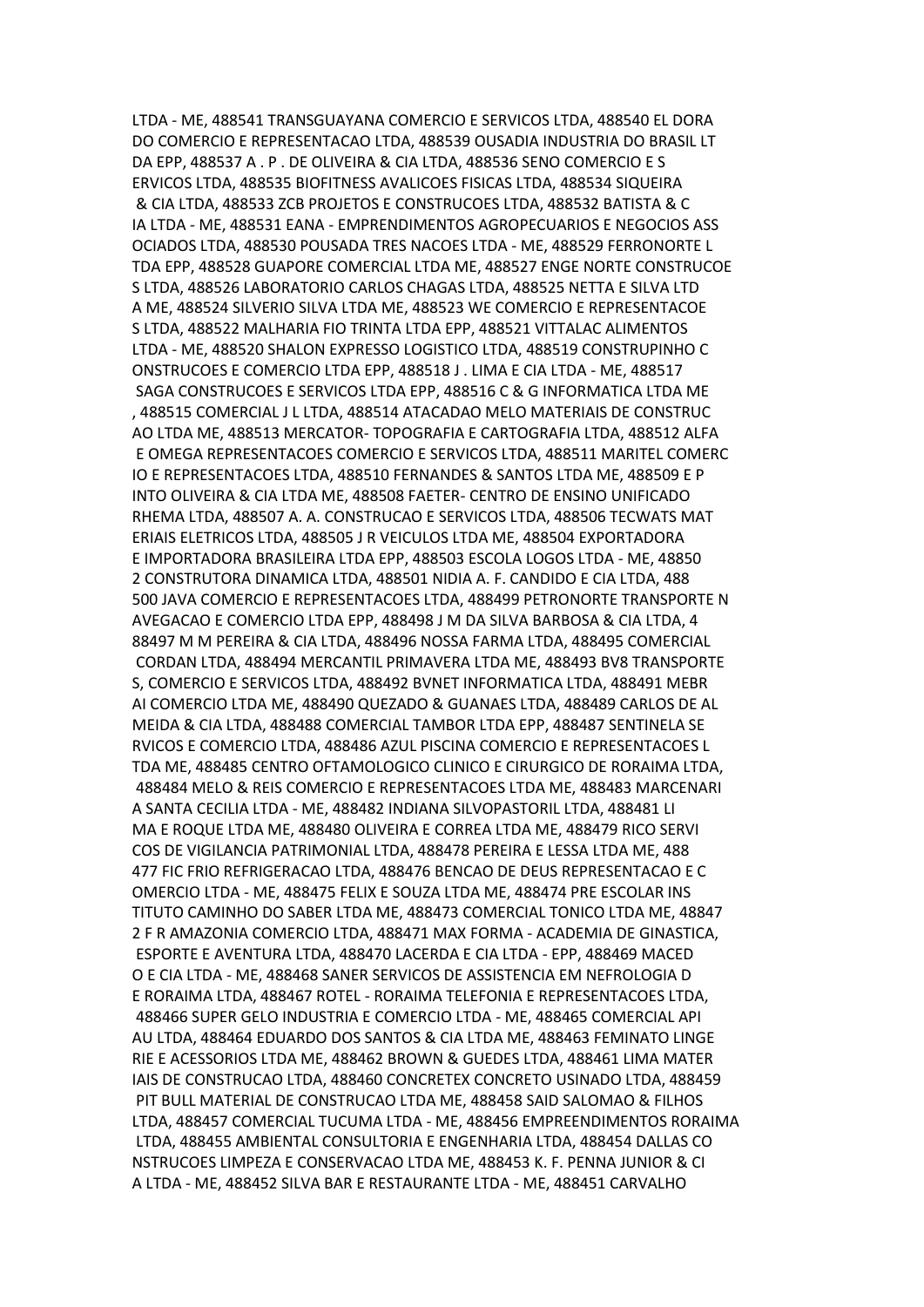LTDA - ME, 488541 TRANSGUAYANA COMERCIO E SERVICOS LTDA, 488540 EL DORA DO COMERCIO E REPRESENTACAO LTDA, 488539 OUSADIA INDUSTRIA DO BRASIL LT DA EPP, 488537 A . P . DE OLIVEIRA & CIA LTDA, 488536 SENO COMERCIO E S ERVICOS LTDA, 488535 BIOFITNESS AVALICOES FISICAS LTDA, 488534 SIQUEIRA & CIA LTDA, 488533 ZCB PROJETOS E CONSTRUCOES LTDA, 488532 BATISTA & C IA LTDA - ME, 488531 EANA - EMPRENDIMENTOS AGROPECUARIOS E NEGOCIOS ASS OCIADOS LTDA, 488530 POUSADA TRES NACOES LTDA - ME, 488529 FERRONORTE L TDA EPP, 488528 GUAPORE COMERCIAL LTDA ME, 488527 ENGE NORTE CONSTRUCOE S LTDA, 488526 LABORATORIO CARLOS CHAGAS LTDA, 488525 NETTA E SILVA LTD A ME, 488524 SILVERIO SILVA LTDA ME, 488523 WE COMERCIO E REPRESENTACOE S LTDA, 488522 MALHARIA FIO TRINTA LTDA EPP, 488521 VITTALAC ALIMENTOS LTDA - ME, 488520 SHALON EXPRESSO LOGISTICO LTDA, 488519 CONSTRUPINHO C ONSTRUCOES E COMERCIO LTDA EPP, 488518 J . LIMA E CIA LTDA - ME, 488517 SAGA CONSTRUCOES E SERVICOS LTDA EPP, 488516 C & G INFORMATICA LTDA ME , 488515 COMERCIAL J L LTDA, 488514 ATACADAO MELO MATERIAIS DE CONSTRUC AO LTDA ME, 488513 MERCATOR- TOPOGRAFIA E CARTOGRAFIA LTDA, 488512 ALFA E OMEGA REPRESENTACOES COMERCIO E SERVICOS LTDA, 488511 MARITEL COMERC IO E REPRESENTACOES LTDA, 488510 FERNANDES & SANTOS LTDA ME, 488509 E P INTO OLIVEIRA & CIA LTDA ME, 488508 FAETER- CENTRO DE ENSINO UNIFICADO RHEMA LTDA, 488507 A. A. CONSTRUCAO E SERVICOS LTDA, 488506 TECWATS MAT ERIAIS ELETRICOS LTDA, 488505 J R VEICULOS LTDA ME, 488504 EXPORTADORA E IMPORTADORA BRASILEIRA LTDA EPP, 488503 ESCOLA LOGOS LTDA - ME, 48850 2 CONSTRUTORA DINAMICA LTDA, 488501 NIDIA A. F. CANDIDO E CIA LTDA, 488 500 JAVA COMERCIO E REPRESENTACOES LTDA, 488499 PETRONORTE TRANSPORTE N AVEGACAO E COMERCIO LTDA EPP, 488498 J M DA SILVA BARBOSA & CIA LTDA, 4 88497 M M PEREIRA & CIA LTDA, 488496 NOSSA FARMA LTDA, 488495 COMERCIAL CORDAN LTDA, 488494 MERCANTIL PRIMAVERA LTDA ME, 488493 BV8 TRANSPORTE S, COMERCIO E SERVICOS LTDA, 488492 BVNET INFORMATICA LTDA, 488491 MEBR AI COMERCIO LTDA ME, 488490 QUEZADO & GUANAES LTDA, 488489 CARLOS DE AL MEIDA & CIA LTDA, 488488 COMERCIAL TAMBOR LTDA EPP, 488487 SENTINELA SE RVICOS E COMERCIO LTDA, 488486 AZUL PISCINA COMERCIO E REPRESENTACOES L TDA ME, 488485 CENTRO OFTAMOLOGICO CLINICO E CIRURGICO DE RORAIMA LTDA, 488484 MELO & REIS COMERCIO E REPRESENTACOES LTDA ME, 488483 MARCENARI A SANTA CECILIA LTDA - ME, 488482 INDIANA SILVOPASTORIL LTDA, 488481 LI MA E ROQUE LTDA ME, 488480 OLIVEIRA E CORREA LTDA ME, 488479 RICO SERVI COS DE VIGILANCIA PATRIMONIAL LTDA, 488478 PEREIRA E LESSA LTDA ME, 488 477 FIC FRIO REFRIGERACAO LTDA, 488476 BENCAO DE DEUS REPRESENTACAO E C OMERCIO LTDA - ME, 488475 FELIX E SOUZA LTDA ME, 488474 PRE ESCOLAR INS TITUTO CAMINHO DO SABER LTDA ME, 488473 COMERCIAL TONICO LTDA ME, 48847 2 F R AMAZONIA COMERCIO LTDA, 488471 MAX FORMA - ACADEMIA DE GINASTICA, ESPORTE E AVENTURA LTDA, 488470 LACERDA E CIA LTDA - EPP, 488469 MACED O E CIA LTDA - ME, 488468 SANER SERVICOS DE ASSISTENCIA EM NEFROLOGIA D E RORAIMA LTDA, 488467 ROTEL - RORAIMA TELEFONIA E REPRESENTACOES LTDA, 488466 SUPER GELO INDUSTRIA E COMERCIO LTDA - ME, 488465 COMERCIAL API AU LTDA, 488464 EDUARDO DOS SANTOS & CIA LTDA ME, 488463 FEMINATO LINGE RIE E ACESSORIOS LTDA ME, 488462 BROWN & GUEDES LTDA, 488461 LIMA MATER IAIS DE CONSTRUCAO LTDA, 488460 CONCRETEX CONCRETO USINADO LTDA, 488459 PIT BULL MATERIAL DE CONSTRUCAO LTDA ME, 488458 SAID SALOMAO & FILHOS LTDA, 488457 COMERCIAL TUCUMA LTDA - ME, 488456 EMPREENDIMENTOS RORAIMA LTDA, 488455 AMBIENTAL CONSULTORIA E ENGENHARIA LTDA, 488454 DALLAS CO NSTRUCOES LIMPEZA E CONSERVACAO LTDA ME, 488453 K. F. PENNA JUNIOR & CI A LTDA - ME, 488452 SILVA BAR E RESTAURANTE LTDA - ME, 488451 CARVALHO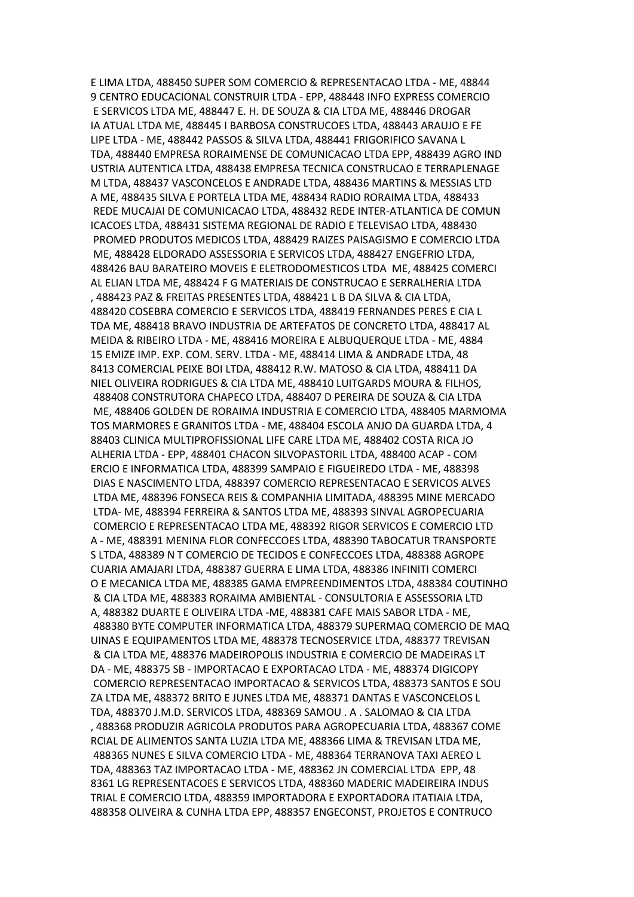E LIMA LTDA, 488450 SUPER SOM COMERCIO & REPRESENTACAO LTDA - ME, 48844
9 CENTRO EDUCACIONAL CONSTRUIR LTDA - EPP, 488448 INFO EXPRESS COMERCIO
 E SERVICOS LTDA ME, 488447 E. H. DE SOUZA & CIA LTDA ME, 488446 DROGAR
IA ATUAL LTDA ME, 488445 I BARBOSA CONSTRUCOES LTDA, 488443 ARAUJO E FE
LIPE LTDA - ME, 488442 PASSOS & SILVA LTDA, 488441 FRIGORIFICO SAVANA L
TDA, 488440 EMPRESA RORAIMENSE DE COMUNICACAO LTDA EPP, 488439 AGRO IND
USTRIA AUTENTICA LTDA, 488438 EMPRESA TECNICA CONSTRUCAO E TERRAPLENAGE
M LTDA, 488437 VASCONCELOS E ANDRADE LTDA, 488436 MARTINS & MESSIAS LTD
A ME, 488435 SILVA E PORTELA LTDA ME, 488434 RADIO RORAIMA LTDA, 488433
 REDE MUCAJAI DE COMUNICACAO LTDA, 488432 REDE INTER-ATLANTICA DE COMUN
ICACOES LTDA, 488431 SISTEMA REGIONAL DE RADIO E TELEVISAO LTDA, 488430
 PROMED PRODUTOS MEDICOS LTDA, 488429 RAIZES PAISAGISMO E COMERCIO LTDA
 ME, 488428 ELDORADO ASSESSORIA E SERVICOS LTDA, 488427 ENGEFRIO LTDA,
488426 BAU BARATEIRO MOVEIS E ELETRODOMESTICOS LTDA  ME, 488425 COMERCI
AL ELIAN LTDA ME, 488424 F G MATERIAIS DE CONSTRUCAO E SERRALHERIA LTDA
, 488423 PAZ & FREITAS PRESENTES LTDA, 488421 L B DA SILVA & CIA LTDA,
488420 COSEBRA COMERCIO E SERVICOS LTDA, 488419 FERNANDES PERES E CIA L
TDA ME, 488418 BRAVO INDUSTRIA DE ARTEFATOS DE CONCRETO LTDA, 488417 AL
MEIDA & RIBEIRO LTDA - ME, 488416 MOREIRA E ALBUQUERQUE LTDA - ME, 4884
15 EMIZE IMP. EXP. COM. SERV. LTDA - ME, 488414 LIMA & ANDRADE LTDA, 48
8413 COMERCIAL PEIXE BOI LTDA, 488412 R.W. MATOSO & CIA LTDA, 488411 DA
NIEL OLIVEIRA RODRIGUES & CIA LTDA ME, 488410 LUITGARDS MOURA & FILHOS,
 488408 CONSTRUTORA CHAPECO LTDA, 488407 D PEREIRA DE SOUZA & CIA LTDA
 ME, 488406 GOLDEN DE RORAIMA INDUSTRIA E COMERCIO LTDA, 488405 MARMOMA
TOS MARMORES E GRANITOS LTDA - ME, 488404 ESCOLA ANJO DA GUARDA LTDA, 4
88403 CLINICA MULTIPROFISSIONAL LIFE CARE LTDA ME, 488402 COSTA RICA JO
ALHERIA LTDA - EPP, 488401 CHACON SILVOPASTORIL LTDA, 488400 ACAP - COM
ERCIO E INFORMATICA LTDA, 488399 SAMPAIO E FIGUEIREDO LTDA - ME, 488398
 DIAS E NASCIMENTO LTDA, 488397 COMERCIO REPRESENTACAO E SERVICOS ALVES
 LTDA ME, 488396 FONSECA REIS & COMPANHIA LIMITADA, 488395 MINE MERCADO
 LTDA- ME, 488394 FERREIRA & SANTOS LTDA ME, 488393 SINVAL AGROPECUARIA
 COMERCIO E REPRESENTACAO LTDA ME, 488392 RIGOR SERVICOS E COMERCIO LTD
A - ME, 488391 MENINA FLOR CONFECCOES LTDA, 488390 TABOCATUR TRANSPORTE
S LTDA, 488389 N T COMERCIO DE TECIDOS E CONFECCOES LTDA, 488388 AGROPE
CUARIA AMAJARI LTDA, 488387 GUERRA E LIMA LTDA, 488386 INFINITI COMERCI
O E MECANICA LTDA ME, 488385 GAMA EMPREENDIMENTOS LTDA, 488384 COUTINHO
 & CIA LTDA ME, 488383 RORAIMA AMBIENTAL - CONSULTORIA E ASSESSORIA LTD
A, 488382 DUARTE E OLIVEIRA LTDA -ME, 488381 CAFE MAIS SABOR LTDA - ME,
 488380 BYTE COMPUTER INFORMATICA LTDA, 488379 SUPERMAQ COMERCIO DE MAQ
UINAS E EQUIPAMENTOS LTDA ME, 488378 TECNOSERVICE LTDA, 488377 TREVISAN
 & CIA LTDA ME, 488376 MADEIROPOLIS INDUSTRIA E COMERCIO DE MADEIRAS LT
DA - ME, 488375 SB - IMPORTACAO E EXPORTACAO LTDA - ME, 488374 DIGICOPY
 COMERCIO REPRESENTACAO IMPORTACAO & SERVICOS LTDA, 488373 SANTOS E SOU
ZA LTDA ME, 488372 BRITO E JUNES LTDA ME, 488371 DANTAS E VASCONCELOS L
TDA, 488370 J.M.D. SERVICOS LTDA, 488369 SAMOU . A . SALOMAO & CIA LTDA
, 488368 PRODUZIR AGRICOLA PRODUTOS PARA AGROPECUARIA LTDA, 488367 COME
RCIAL DE ALIMENTOS SANTA LUZIA LTDA ME, 488366 LIMA & TREVISAN LTDA ME,
 488365 NUNES E SILVA COMERCIO LTDA - ME, 488364 TERRANOVA TAXI AEREO L
TDA, 488363 TAZ IMPORTACAO LTDA - ME, 488362 JN COMERCIAL LTDA  EPP, 48
8361 LG REPRESENTACOES E SERVICOS LTDA, 488360 MADERIC MADEIREIRA INDUS
TRIAL E COMERCIO LTDA, 488359 IMPORTADORA E EXPORTADORA ITATIAIA LTDA,
488358 OLIVEIRA & CUNHA LTDA EPP, 488357 ENGECONST, PROJETOS E CONTRUCO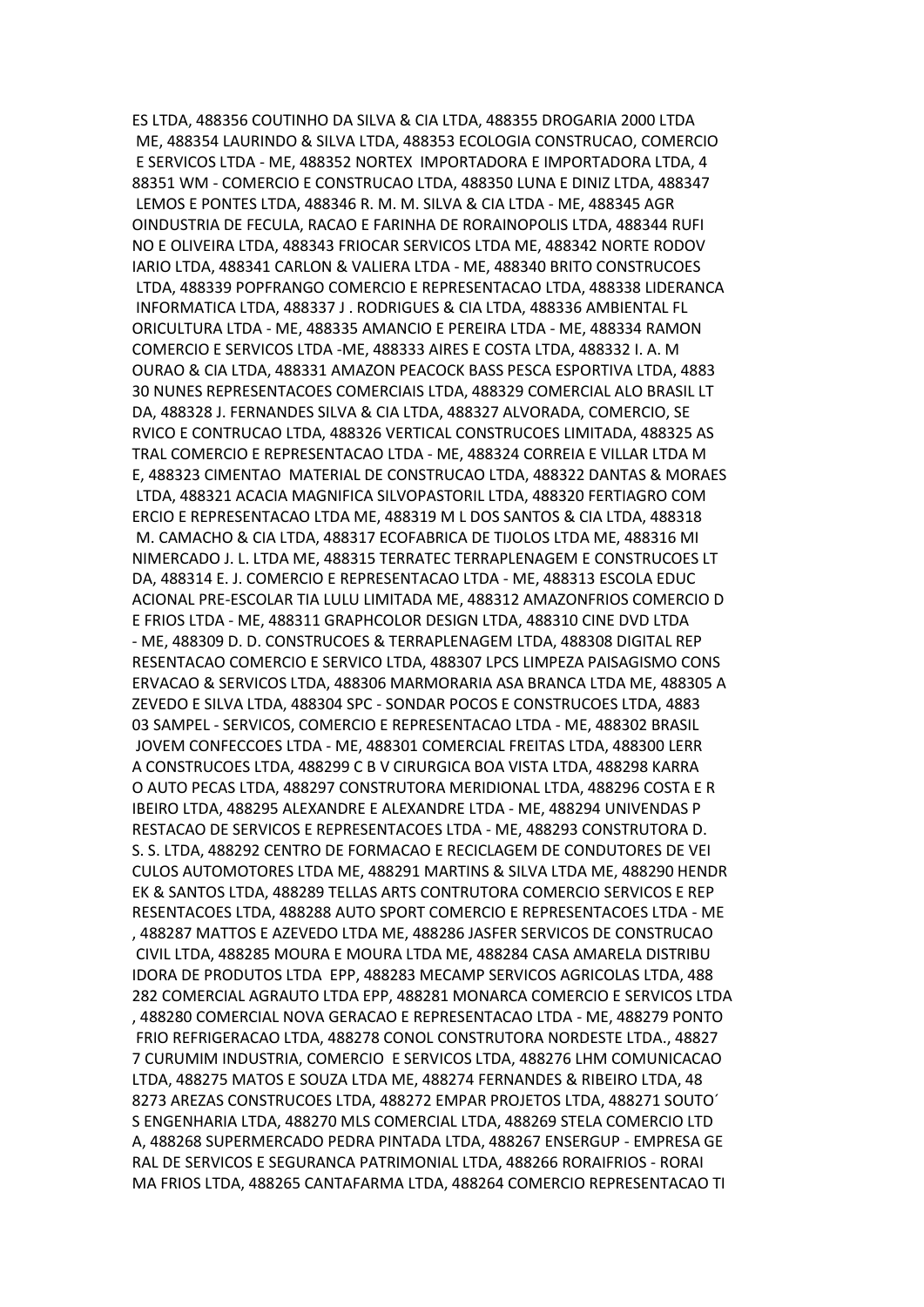ES LTDA, 488356 COUTINHO DA SILVA & CIA LTDA, 488355 DROGARIA 2000 LTDA ME, 488354 LAURINDO & SILVA LTDA, 488353 ECOLOGIA CONSTRUCAO, COMERCIO E SERVICOS LTDA - ME, 488352 NORTEX IMPORTADORA E IMPORTADORA LTDA, 4 88351 WM - COMERCIO E CONSTRUCAO LTDA, 488350 LUNA E DINIZ LTDA, 488347 LEMOS E PONTES LTDA, 488346 R. M. M. SILVA & CIA LTDA - ME, 488345 AGR OINDUSTRIA DE FECULA, RACAO E FARINHA DE RORAINOPOLIS LTDA, 488344 RUFI NO E OLIVEIRA LTDA, 488343 FRIOCAR SERVICOS LTDA ME, 488342 NORTE RODOV IARIO LTDA, 488341 CARLON & VALIERA LTDA - ME, 488340 BRITO CONSTRUCOES LTDA, 488339 POPFRANGO COMERCIO E REPRESENTACAO LTDA, 488338 LIDERANCA INFORMATICA LTDA, 488337 J . RODRIGUES & CIA LTDA, 488336 AMBIENTAL FL ORICULTURA LTDA - ME, 488335 AMANCIO E PEREIRA LTDA - ME, 488334 RAMON COMERCIO E SERVICOS LTDA -ME, 488333 AIRES E COSTA LTDA, 488332 I. A. M OURAO & CIA LTDA, 488331 AMAZON PEACOCK BASS PESCA ESPORTIVA LTDA, 4883 30 NUNES REPRESENTACOES COMERCIAIS LTDA, 488329 COMERCIAL ALO BRASIL LT DA, 488328 J. FERNANDES SILVA & CIA LTDA, 488327 ALVORADA, COMERCIO, SE RVICO E CONTRUCAO LTDA, 488326 VERTICAL CONSTRUCOES LIMITADA, 488325 AS TRAL COMERCIO E REPRESENTACAO LTDA - ME, 488324 CORREIA E VILLAR LTDA M E, 488323 CIMENTAO MATERIAL DE CONSTRUCAO LTDA, 488322 DANTAS & MORAES LTDA, 488321 ACACIA MAGNIFICA SILVOPASTORIL LTDA, 488320 FERTIAGRO COM ERCIO E REPRESENTACAO LTDA ME, 488319 M L DOS SANTOS & CIA LTDA, 488318 M. CAMACHO & CIA LTDA, 488317 ECOFABRICA DE TIJOLOS LTDA ME, 488316 MI NIMERCADO J. L. LTDA ME, 488315 TERRATEC TERRAPLENAGEM E CONSTRUCOES LT DA, 488314 E. J. COMERCIO E REPRESENTACAO LTDA - ME, 488313 ESCOLA EDUC ACIONAL PRE-ESCOLAR TIA LULU LIMITADA ME, 488312 AMAZONFRIOS COMERCIO D E FRIOS LTDA - ME, 488311 GRAPHCOLOR DESIGN LTDA, 488310 CINE DVD LTDA - ME, 488309 D. D. CONSTRUCOES & TERRAPLENAGEM LTDA, 488308 DIGITAL REP RESENTACAO COMERCIO E SERVICO LTDA, 488307 LPCS LIMPEZA PAISAGISMO CONS ERVACAO & SERVICOS LTDA, 488306 MARMORARIA ASA BRANCA LTDA ME, 488305 A ZEVEDO E SILVA LTDA, 488304 SPC - SONDAR POCOS E CONSTRUCOES LTDA, 4883 03 SAMPEL - SERVICOS, COMERCIO E REPRESENTACAO LTDA - ME, 488302 BRASIL JOVEM CONFECCOES LTDA - ME, 488301 COMERCIAL FREITAS LTDA, 488300 LERR A CONSTRUCOES LTDA, 488299 C B V CIRURGICA BOA VISTA LTDA, 488298 KARRA O AUTO PECAS LTDA, 488297 CONSTRUTORA MERIDIONAL LTDA, 488296 COSTA E R IBEIRO LTDA, 488295 ALEXANDRE E ALEXANDRE LTDA - ME, 488294 UNIVENDAS P RESTACAO DE SERVICOS E REPRESENTACOES LTDA - ME, 488293 CONSTRUTORA D. S. S. LTDA, 488292 CENTRO DE FORMACAO E RECICLAGEM DE CONDUTORES DE VEI CULOS AUTOMOTORES LTDA ME, 488291 MARTINS & SILVA LTDA ME, 488290 HENDR EK & SANTOS LTDA, 488289 TELLAS ARTS CONTRUTORA COMERCIO SERVICOS E REP RESENTACOES LTDA, 488288 AUTO SPORT COMERCIO E REPRESENTACOES LTDA - ME , 488287 MATTOS E AZEVEDO LTDA ME, 488286 JASFER SERVICOS DE CONSTRUCAO CIVIL LTDA, 488285 MOURA E MOURA LTDA ME, 488284 CASA AMARELA DISTRIBU IDORA DE PRODUTOS LTDA EPP, 488283 MECAMP SERVICOS AGRICOLAS LTDA, 488 282 COMERCIAL AGRAUTO LTDA EPP, 488281 MONARCA COMERCIO E SERVICOS LTDA , 488280 COMERCIAL NOVA GERACAO E REPRESENTACAO LTDA - ME, 488279 PONTO FRIO REFRIGERACAO LTDA, 488278 CONOL CONSTRUTORA NORDESTE LTDA., 48827 7 CURUMIM INDUSTRIA, COMERCIO E SERVICOS LTDA, 488276 LHM COMUNICACAO LTDA, 488275 MATOS E SOUZA LTDA ME, 488274 FERNANDES & RIBEIRO LTDA, 48 8273 AREZAS CONSTRUCOES LTDA, 488272 EMPAR PROJETOS LTDA, 488271 SOUTO´ S ENGENHARIA LTDA, 488270 MLS COMERCIAL LTDA, 488269 STELA COMERCIO LTD A, 488268 SUPERMERCADO PEDRA PINTADA LTDA, 488267 ENSERGUP - EMPRESA GE RAL DE SERVICOS E SEGURANCA PATRIMONIAL LTDA, 488266 RORAIFRIOS - RORAI MA FRIOS LTDA, 488265 CANTAFARMA LTDA, 488264 COMERCIO REPRESENTACAO TI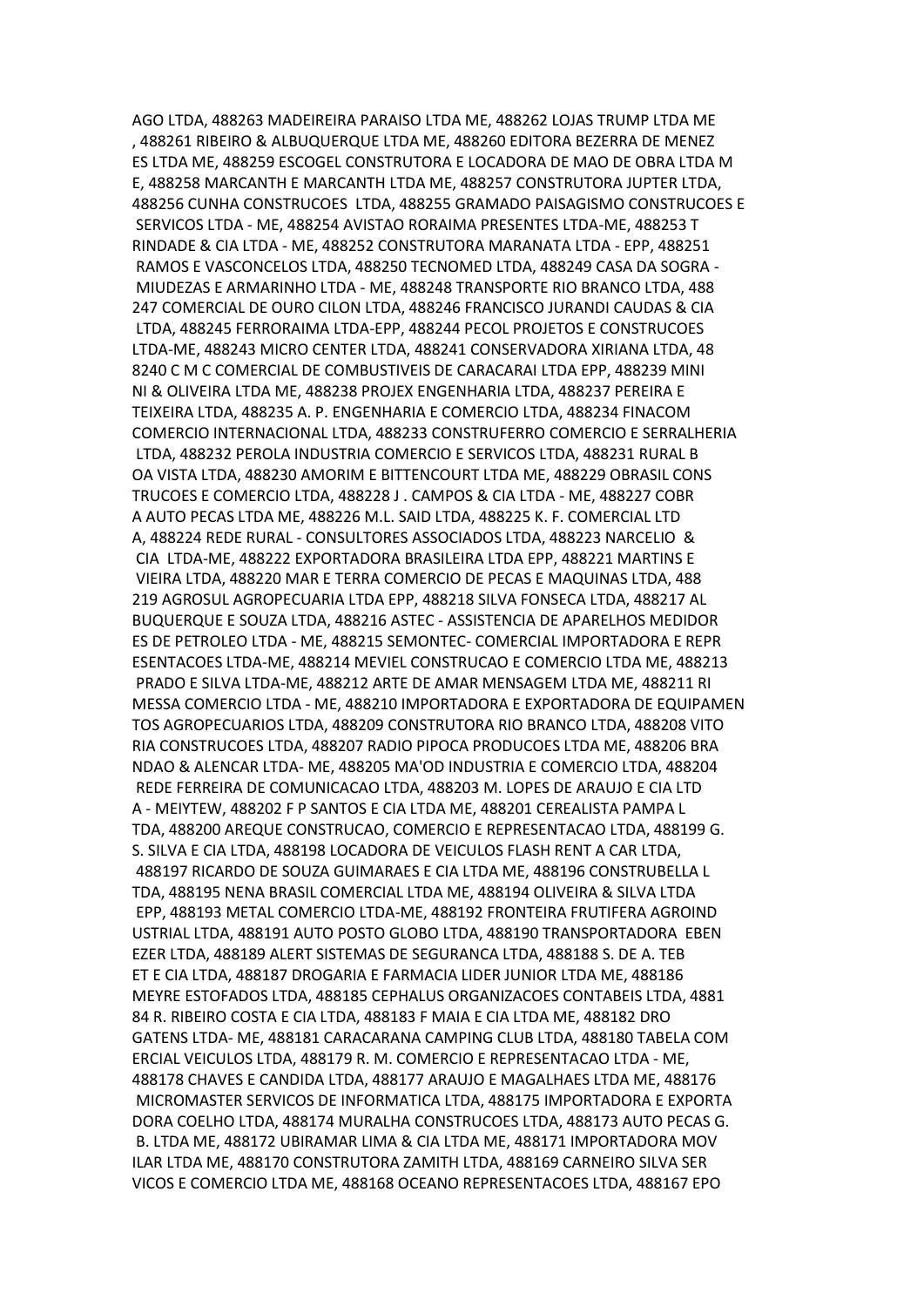AGO LTDA, 488263 MADEIREIRA PARAISO LTDA ME, 488262 LOJAS TRUMP LTDA ME , 488261 RIBEIRO & ALBUQUERQUE LTDA ME, 488260 EDITORA BEZERRA DE MENEZ ES LTDA ME, 488259 ESCOGEL CONSTRUTORA E LOCADORA DE MAO DE OBRA LTDA M E, 488258 MARCANTH E MARCANTH LTDA ME, 488257 CONSTRUTORA JUPTER LTDA, 488256 CUNHA CONSTRUCOES LTDA, 488255 GRAMADO PAISAGISMO CONSTRUCOES E SERVICOS LTDA - ME, 488254 AVISTAO RORAIMA PRESENTES LTDA-ME, 488253 T RINDADE & CIA LTDA - ME, 488252 CONSTRUTORA MARANATA LTDA - EPP, 488251 RAMOS E VASCONCELOS LTDA, 488250 TECNOMED LTDA, 488249 CASA DA SOGRA - MIUDEZAS E ARMARINHO LTDA - ME, 488248 TRANSPORTE RIO BRANCO LTDA, 488 247 COMERCIAL DE OURO CILON LTDA, 488246 FRANCISCO JURANDI CAUDAS & CIA LTDA, 488245 FERRORAIMA LTDA-EPP, 488244 PECOL PROJETOS E CONSTRUCOES LTDA-ME, 488243 MICRO CENTER LTDA, 488241 CONSERVADORA XIRIANA LTDA, 48 8240 C M C COMERCIAL DE COMBUSTIVEIS DE CARACARAI LTDA EPP, 488239 MINI NI & OLIVEIRA LTDA ME, 488238 PROJEX ENGENHARIA LTDA, 488237 PEREIRA E TEIXEIRA LTDA, 488235 A. P. ENGENHARIA E COMERCIO LTDA, 488234 FINACOM COMERCIO INTERNACIONAL LTDA, 488233 CONSTRUFERRO COMERCIO E SERRALHERIA LTDA, 488232 PEROLA INDUSTRIA COMERCIO E SERVICOS LTDA, 488231 RURAL B OA VISTA LTDA, 488230 AMORIM E BITTENCOURT LTDA ME, 488229 OBRASIL CONS TRUCOES E COMERCIO LTDA, 488228 J . CAMPOS & CIA LTDA - ME, 488227 COBR A AUTO PECAS LTDA ME, 488226 M.L. SAID LTDA, 488225 K. F. COMERCIAL LTD A, 488224 REDE RURAL - CONSULTORES ASSOCIADOS LTDA, 488223 NARCELIO & CIA LTDA-ME, 488222 EXPORTADORA BRASILEIRA LTDA EPP, 488221 MARTINS E VIEIRA LTDA, 488220 MAR E TERRA COMERCIO DE PECAS E MAQUINAS LTDA, 488 219 AGROSUL AGROPECUARIA LTDA EPP, 488218 SILVA FONSECA LTDA, 488217 AL BUQUERQUE E SOUZA LTDA, 488216 ASTEC - ASSISTENCIA DE APARELHOS MEDIDOR ES DE PETROLEO LTDA - ME, 488215 SEMONTEC- COMERCIAL IMPORTADORA E REPR ESENTACOES LTDA-ME, 488214 MEVIEL CONSTRUCAO E COMERCIO LTDA ME, 488213 PRADO E SILVA LTDA-ME, 488212 ARTE DE AMAR MENSAGEM LTDA ME, 488211 RI MESSA COMERCIO LTDA - ME, 488210 IMPORTADORA E EXPORTADORA DE EQUIPAMEN TOS AGROPECUARIOS LTDA, 488209 CONSTRUTORA RIO BRANCO LTDA, 488208 VITO RIA CONSTRUCOES LTDA, 488207 RADIO PIPOCA PRODUCOES LTDA ME, 488206 BRA NDAO & ALENCAR LTDA- ME, 488205 MA'OD INDUSTRIA E COMERCIO LTDA, 488204 REDE FERREIRA DE COMUNICACAO LTDA, 488203 M. LOPES DE ARAUJO E CIA LTD A - MEIYTEW, 488202 F P SANTOS E CIA LTDA ME, 488201 CEREALISTA PAMPA L TDA, 488200 AREQUE CONSTRUCAO, COMERCIO E REPRESENTACAO LTDA, 488199 G. S. SILVA E CIA LTDA, 488198 LOCADORA DE VEICULOS FLASH RENT A CAR LTDA, 488197 RICARDO DE SOUZA GUIMARAES E CIA LTDA ME, 488196 CONSTRUBELLA L TDA, 488195 NENA BRASIL COMERCIAL LTDA ME, 488194 OLIVEIRA & SILVA LTDA EPP, 488193 METAL COMERCIO LTDA-ME, 488192 FRONTEIRA FRUTIFERA AGROIND USTRIAL LTDA, 488191 AUTO POSTO GLOBO LTDA, 488190 TRANSPORTADORA EBEN EZER LTDA, 488189 ALERT SISTEMAS DE SEGURANCA LTDA, 488188 S. DE A. TEB ET E CIA LTDA, 488187 DROGARIA E FARMACIA LIDER JUNIOR LTDA ME, 488186 MEYRE ESTOFADOS LTDA, 488185 CEPHALUS ORGANIZACOES CONTABEIS LTDA, 4881 84 R. RIBEIRO COSTA E CIA LTDA, 488183 F MAIA E CIA LTDA ME, 488182 DRO GATENS LTDA- ME, 488181 CARACARANA CAMPING CLUB LTDA, 488180 TABELA COM ERCIAL VEICULOS LTDA, 488179 R. M. COMERCIO E REPRESENTACAO LTDA - ME, 488178 CHAVES E CANDIDA LTDA, 488177 ARAUJO E MAGALHAES LTDA ME, 488176 MICROMASTER SERVICOS DE INFORMATICA LTDA, 488175 IMPORTADORA E EXPORTA DORA COELHO LTDA, 488174 MURALHA CONSTRUCOES LTDA, 488173 AUTO PECAS G. B. LTDA ME, 488172 UBIRAMAR LIMA & CIA LTDA ME, 488171 IMPORTADORA MOV ILAR LTDA ME, 488170 CONSTRUTORA ZAMITH LTDA, 488169 CARNEIRO SILVA SER VICOS E COMERCIO LTDA ME, 488168 OCEANO REPRESENTACOES LTDA, 488167 EPO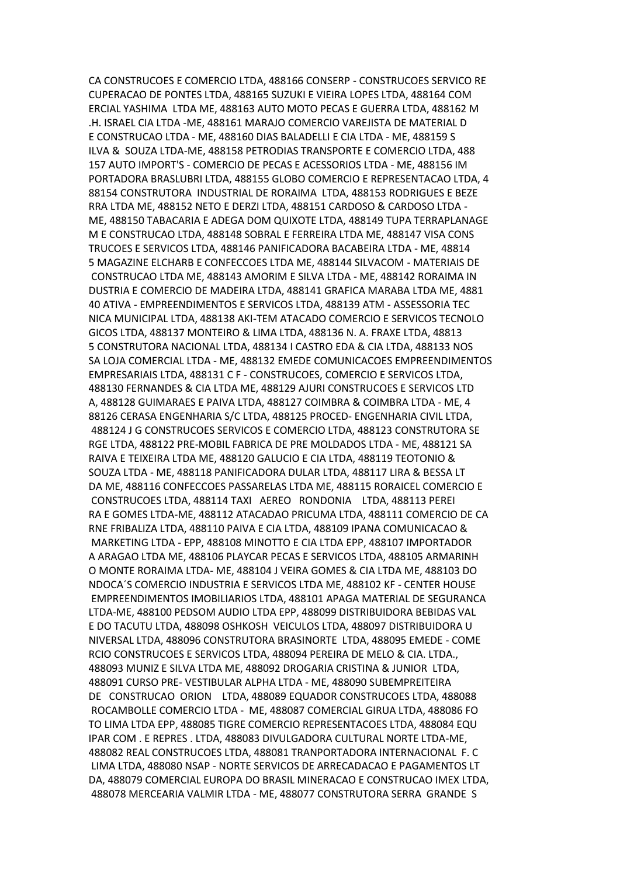CA CONSTRUCOES E COMERCIO LTDA, 488166 CONSERP - CONSTRUCOES SERVICO RE CUPERACAO DE PONTES LTDA, 488165 SUZUKI E VIEIRA LOPES LTDA, 488164 COM ERCIAL YASHIMA LTDA ME, 488163 AUTO MOTO PECAS E GUERRA LTDA, 488162 M .H. ISRAEL CIA LTDA -ME, 488161 MARAJO COMERCIO VAREJISTA DE MATERIAL D E CONSTRUCAO LTDA - ME, 488160 DIAS BALADELLI E CIA LTDA - ME, 488159 S ILVA & SOUZA LTDA-ME, 488158 PETRODIAS TRANSPORTE E COMERCIO LTDA, 488 157 AUTO IMPORT'S - COMERCIO DE PECAS E ACESSORIOS LTDA - ME, 488156 IM PORTADORA BRASLUBRI LTDA, 488155 GLOBO COMERCIO E REPRESENTACAO LTDA, 4 88154 CONSTRUTORA INDUSTRIAL DE RORAIMA LTDA, 488153 RODRIGUES E BEZE RRA LTDA ME, 488152 NETO E DERZI LTDA, 488151 CARDOSO & CARDOSO LTDA - ME, 488150 TABACARIA E ADEGA DOM QUIXOTE LTDA, 488149 TUPA TERRAPLANAGE M E CONSTRUCAO LTDA, 488148 SOBRAL E FERREIRA LTDA ME, 488147 VISA CONS TRUCOES E SERVICOS LTDA, 488146 PANIFICADORA BACABEIRA LTDA - ME, 48814 5 MAGAZINE ELCHARB E CONFECCOES LTDA ME, 488144 SILVACOM - MATERIAIS DE CONSTRUCAO LTDA ME, 488143 AMORIM E SILVA LTDA - ME, 488142 RORAIMA IN DUSTRIA E COMERCIO DE MADEIRA LTDA, 488141 GRAFICA MARABA LTDA ME, 4881 40 ATIVA - EMPREENDIMENTOS E SERVICOS LTDA, 488139 ATM - ASSESSORIA TEC NICA MUNICIPAL LTDA, 488138 AKI-TEM ATACADO COMERCIO E SERVICOS TECNOLO GICOS LTDA, 488137 MONTEIRO & LIMA LTDA, 488136 N. A. FRAXE LTDA, 48813 5 CONSTRUTORA NACIONAL LTDA, 488134 I CASTRO EDA & CIA LTDA, 488133 NOS SA LOJA COMERCIAL LTDA - ME, 488132 EMEDE COMUNICACOES EMPREENDIMENTOS EMPRESARIAIS LTDA, 488131 C F - CONSTRUCOES, COMERCIO E SERVICOS LTDA, 488130 FERNANDES & CIA LTDA ME, 488129 AJURI CONSTRUCOES E SERVICOS LTD A, 488128 GUIMARAES E PAIVA LTDA, 488127 COIMBRA & COIMBRA LTDA - ME, 4 88126 CERASA ENGENHARIA S/C LTDA, 488125 PROCED- ENGENHARIA CIVIL LTDA, 488124 J G CONSTRUCOES SERVICOS E COMERCIO LTDA, 488123 CONSTRUTORA SE RGE LTDA, 488122 PRE-MOBIL FABRICA DE PRE MOLDADOS LTDA - ME, 488121 SA RAIVA E TEIXEIRA LTDA ME, 488120 GALUCIO E CIA LTDA, 488119 TEOTONIO & SOUZA LTDA - ME, 488118 PANIFICADORA DULAR LTDA, 488117 LIRA & BESSA LT DA ME, 488116 CONFECCOES PASSARELAS LTDA ME, 488115 RORAICEL COMERCIO E CONSTRUCOES LTDA, 488114 TAXI AEREO RONDONIA LTDA, 488113 PEREI RA E GOMES LTDA-ME, 488112 ATACADAO PRICUMA LTDA, 488111 COMERCIO DE CA RNE FRIBALIZA LTDA, 488110 PAIVA E CIA LTDA, 488109 IPANA COMUNICACAO & MARKETING LTDA - EPP, 488108 MINOTTO E CIA LTDA EPP, 488107 IMPORTADOR A ARAGAO LTDA ME, 488106 PLAYCAR PECAS E SERVICOS LTDA, 488105 ARMARINH O MONTE RORAIMA LTDA- ME, 488104 J VEIRA GOMES & CIA LTDA ME, 488103 DO NDOCA´S COMERCIO INDUSTRIA E SERVICOS LTDA ME, 488102 KF - CENTER HOUSE EMPREENDIMENTOS IMOBILIARIOS LTDA, 488101 APAGA MATERIAL DE SEGURANCA LTDA-ME, 488100 PEDSOM AUDIO LTDA EPP, 488099 DISTRIBUIDORA BEBIDAS VAL E DO TACUTU LTDA, 488098 OSHKOSH VEICULOS LTDA, 488097 DISTRIBUIDORA U NIVERSAL LTDA, 488096 CONSTRUTORA BRASINORTE LTDA, 488095 EMEDE - COME RCIO CONSTRUCOES E SERVICOS LTDA, 488094 PEREIRA DE MELO & CIA. LTDA., 488093 MUNIZ E SILVA LTDA ME, 488092 DROGARIA CRISTINA & JUNIOR LTDA, 488091 CURSO PRE- VESTIBULAR ALPHA LTDA - ME, 488090 SUBEMPREITEIRA DE CONSTRUCAO ORION LTDA, 488089 EQUADOR CONSTRUCOES LTDA, 488088 ROCAMBOLLE COMERCIO LTDA - ME, 488087 COMERCIAL GIRUA LTDA, 488086 FO TO LIMA LTDA EPP, 488085 TIGRE COMERCIO REPRESENTACOES LTDA, 488084 EQU IPAR COM . E REPRES . LTDA, 488083 DIVULGADORA CULTURAL NORTE LTDA-ME, 488082 REAL CONSTRUCOES LTDA, 488081 TRANPORTADORA INTERNACIONAL F. C LIMA LTDA, 488080 NSAP - NORTE SERVICOS DE ARRECADACAO E PAGAMENTOS LT DA, 488079 COMERCIAL EUROPA DO BRASIL MINERACAO E CONSTRUCAO IMEX LTDA, 488078 MERCEARIA VALMIR LTDA - ME, 488077 CONSTRUTORA SERRA GRANDE S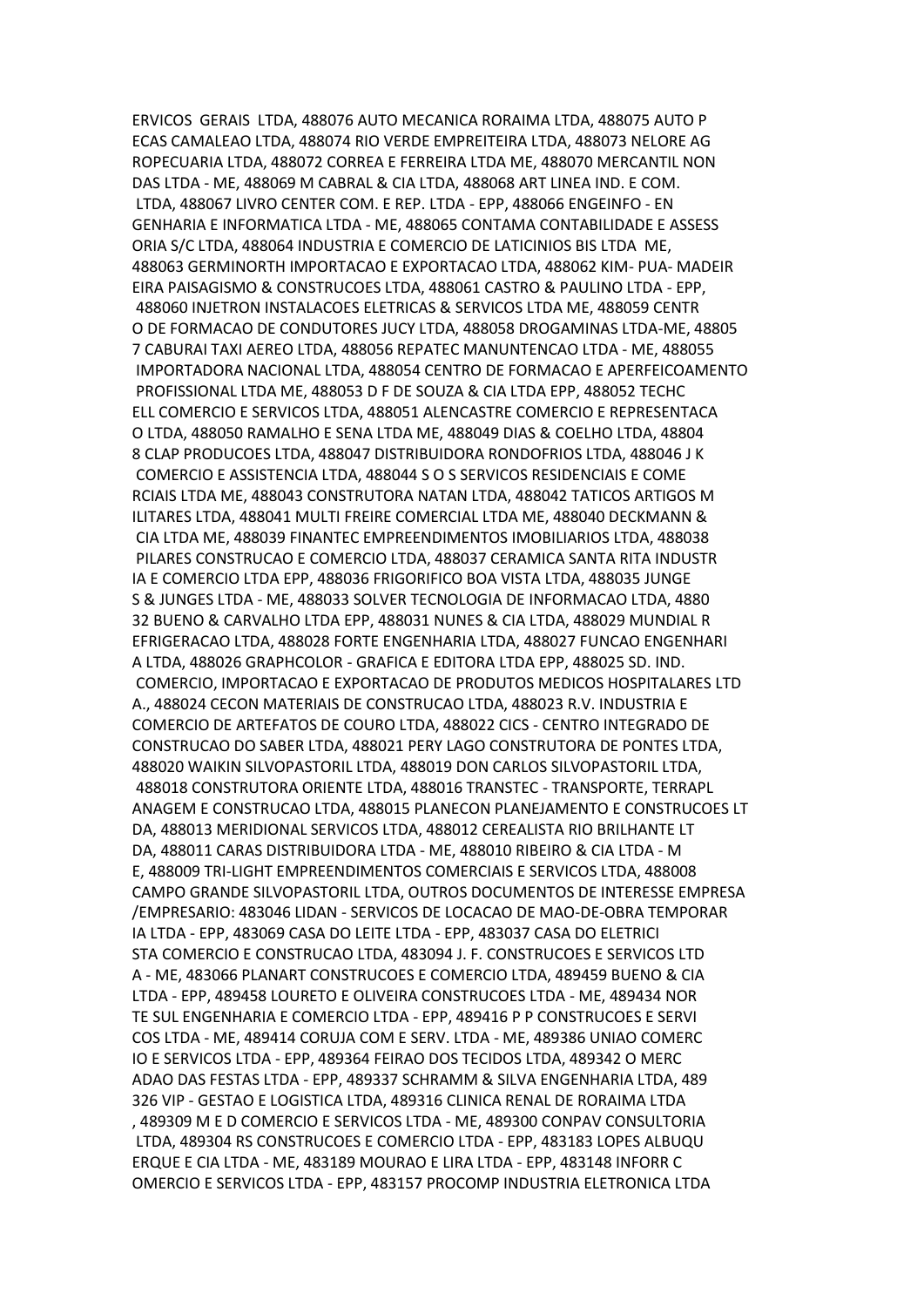ERVICOS GERAIS LTDA, 488076 AUTO MECANICA RORAIMA LTDA, 488075 AUTO P
ECAS CAMALEAO LTDA, 488074 RIO VERDE EMPREITEIRA LTDA, 488073 NELORE AG
ROPECUARIA LTDA, 488072 CORREA E FERREIRA LTDA ME, 488070 MERCANTIL NON
DAS LTDA - ME, 488069 M CABRAL & CIA LTDA, 488068 ART LINEA IND. E COM.
LTDA, 488067 LIVRO CENTER COM. E REP. LTDA - EPP, 488066 ENGEINFO - EN
GENHARIA E INFORMATICA LTDA - ME, 488065 CONTAMA CONTABILIDADE E ASSESS
ORIA S/C LTDA, 488064 INDUSTRIA E COMERCIO DE LATICINIOS BIS LTDA ME,
488063 GERMINORTH IMPORTACAO E EXPORTACAO LTDA, 488062 KIM- PUA- MADEIR
EIRA PAISAGISMO & CONSTRUCOES LTDA, 488061 CASTRO & PAULINO LTDA - EPP,
488060 INJETRON INSTALACOES ELETRICAS & SERVICOS LTDA ME, 488059 CENTR
O DE FORMACAO DE CONDUTORES JUCY LTDA, 488058 DROGAMINAS LTDA-ME, 48805
7 CABURAI TAXI AEREO LTDA, 488056 REPATEC MANUNTENCAO LTDA - ME, 488055
IMPORTADORA NACIONAL LTDA, 488054 CENTRO DE FORMACAO E APERFEICOAMENTO
PROFISSIONAL LTDA ME, 488053 D F DE SOUZA & CIA LTDA EPP, 488052 TECHC
ELL COMERCIO E SERVICOS LTDA, 488051 ALENCASTRE COMERCIO E REPRESENTACA
O LTDA, 488050 RAMALHO E SENA LTDA ME, 488049 DIAS & COELHO LTDA, 48804
8 CLAP PRODUCOES LTDA, 488047 DISTRIBUIDORA RONDOFRIOS LTDA, 488046 J K
COMERCIO E ASSISTENCIA LTDA, 488044 S O S SERVICOS RESIDENCIAIS E COME
RCIAIS LTDA ME, 488043 CONSTRUTORA NATAN LTDA, 488042 TATICOS ARTIGOS M
ILITARES LTDA, 488041 MULTI FREIRE COMERCIAL LTDA ME, 488040 DECKMANN &
CIA LTDA ME, 488039 FINANTEC EMPREENDIMENTOS IMOBILIARIOS LTDA, 488038
PILARES CONSTRUCAO E COMERCIO LTDA, 488037 CERAMICA SANTA RITA INDUSTR
IA E COMERCIO LTDA EPP, 488036 FRIGORIFICO BOA VISTA LTDA, 488035 JUNGE
S & JUNGES LTDA - ME, 488033 SOLVER TECNOLOGIA DE INFORMACAO LTDA, 4880
32 BUENO & CARVALHO LTDA EPP, 488031 NUNES & CIA LTDA, 488029 MUNDIAL R
EFRIGERACAO LTDA, 488028 FORTE ENGENHARIA LTDA, 488027 FUNCAO ENGENHARI
A LTDA, 488026 GRAPHCOLOR - GRAFICA E EDITORA LTDA EPP, 488025 SD. IND.
COMERCIO, IMPORTACAO E EXPORTACAO DE PRODUTOS MEDICOS HOSPITALARES LTD
A., 488024 CECON MATERIAIS DE CONSTRUCAO LTDA, 488023 R.V. INDUSTRIA E
COMERCIO DE ARTEFATOS DE COURO LTDA, 488022 CICS - CENTRO INTEGRADO DE
CONSTRUCAO DO SABER LTDA, 488021 PERY LAGO CONSTRUTORA DE PONTES LTDA,
488020 WAIKIN SILVOPASTORIL LTDA, 488019 DON CARLOS SILVOPASTORIL LTDA,
488018 CONSTRUTORA ORIENTE LTDA, 488016 TRANSTEC - TRANSPORTE, TERRAPL
ANAGEM E CONSTRUCAO LTDA, 488015 PLANECON PLANEJAMENTO E CONSTRUCOES LT
DA, 488013 MERIDIONAL SERVICOS LTDA, 488012 CEREALISTA RIO BRILHANTE LT
DA, 488011 CARAS DISTRIBUIDORA LTDA - ME, 488010 RIBEIRO & CIA LTDA - M
E, 488009 TRI-LIGHT EMPREENDIMENTOS COMERCIAIS E SERVICOS LTDA, 488008
CAMPO GRANDE SILVOPASTORIL LTDA, OUTROS DOCUMENTOS DE INTERESSE EMPRESA
/EMPRESARIO: 483046 LIDAN - SERVICOS DE LOCACAO DE MAO-DE-OBRA TEMPORAR
IA LTDA - EPP, 483069 CASA DO LEITE LTDA - EPP, 483037 CASA DO ELETRICI
STA COMERCIO E CONSTRUCAO LTDA, 483094 J. F. CONSTRUCOES E SERVICOS LTD
A - ME, 483066 PLANART CONSTRUCOES E COMERCIO LTDA, 489459 BUENO & CIA
LTDA - EPP, 489458 LOURETO E OLIVEIRA CONSTRUCOES LTDA - ME, 489434 NOR
TE SUL ENGENHARIA E COMERCIO LTDA - EPP, 489416 P P CONSTRUCOES E SERVI
COS LTDA - ME, 489414 CORUJA COM E SERV. LTDA - ME, 489386 UNIAO COMERC
IO E SERVICOS LTDA - EPP, 489364 FEIRAO DOS TECIDOS LTDA, 489342 O MERC
ADAO DAS FESTAS LTDA - EPP, 489337 SCHRAMM & SILVA ENGENHARIA LTDA, 489
326 VIP - GESTAO E LOGISTICA LTDA, 489316 CLINICA RENAL DE RORAIMA LTDA
, 489309 M E D COMERCIO E SERVICOS LTDA - ME, 489300 CONPAV CONSULTORIA
LTDA, 489304 RS CONSTRUCOES E COMERCIO LTDA - EPP, 483183 LOPES ALBUQU
ERQUE E CIA LTDA - ME, 483189 MOURAO E LIRA LTDA - EPP, 483148 INFORR C
OMERCIO E SERVICOS LTDA - EPP, 483157 PROCOMP INDUSTRIA ELETRONICA LTDA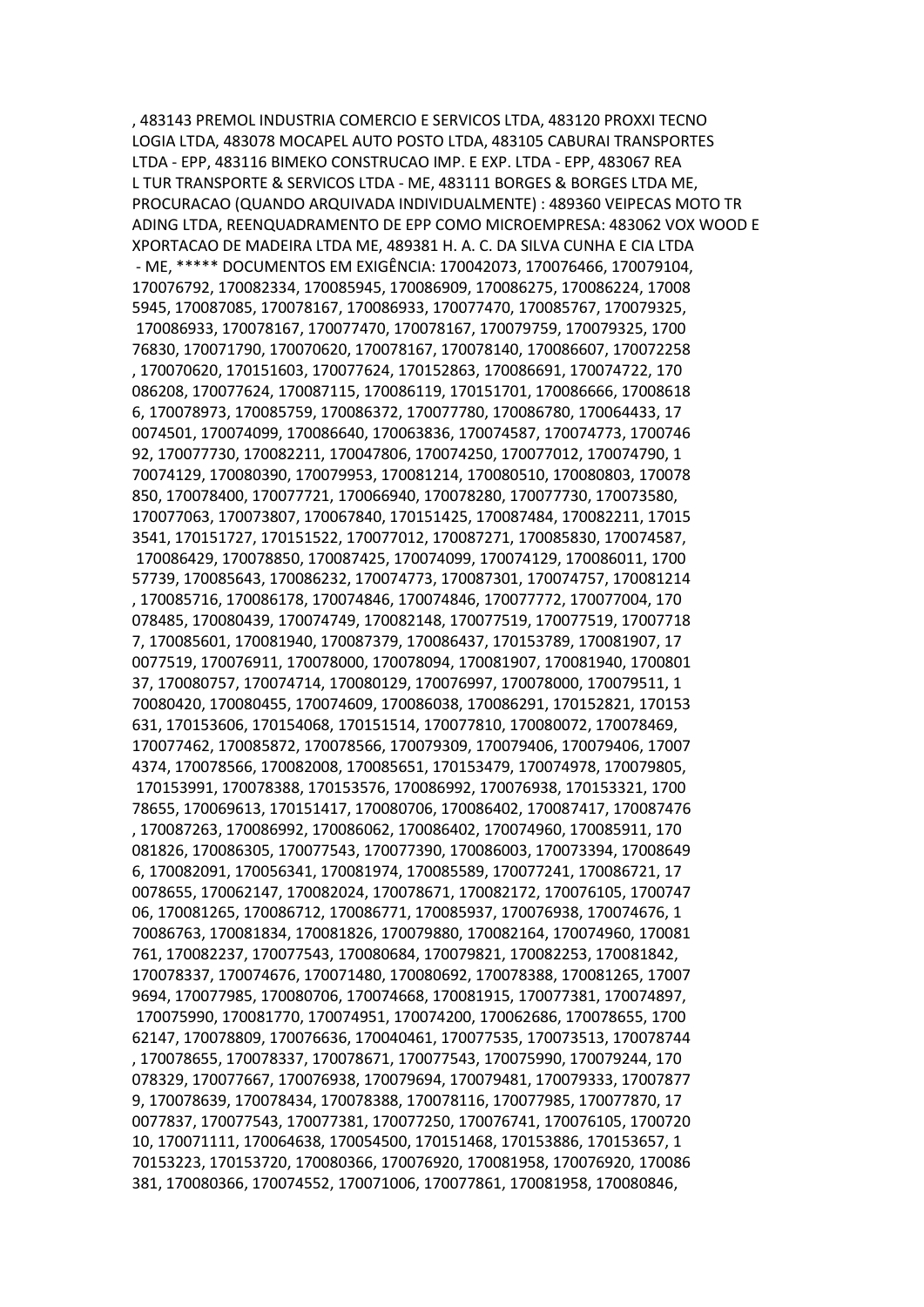, 483143 PREMOL INDUSTRIA COMERCIO E SERVICOS LTDA, 483120 PROXXI TECNO LOGIA LTDA, 483078 MOCAPEL AUTO POSTO LTDA, 483105 CABURAI TRANSPORTES LTDA - EPP, 483116 BIMEKO CONSTRUCAO IMP. E EXP. LTDA - EPP, 483067 REA L TUR TRANSPORTE & SERVICOS LTDA - ME, 483111 BORGES & BORGES LTDA ME, PROCURACAO (QUANDO ARQUIVADA INDIVIDUALMENTE) : 489360 VEIPECAS MOTO TR ADING LTDA, REENQUADRAMENTO DE EPP COMO MICROEMPRESA: 483062 VOX WOOD E XPORTACAO DE MADEIRA LTDA ME, 489381 H. A. C. DA SILVA CUNHA E CIA LTDA - ME, ***** DOCUMENTOS EM EXIGÊNCIA: 170042073, 170076466, 170079104, 170076792, 170082334, 170085945, 170086909, 170086275, 170086224, 170085945, 170087085, 170078167, 170086933, 170077470, 170085767, 170079325, 170086933, 170078167, 170077470, 170078167, 170079759, 170079325, 170076830, 170071790, 170070620, 170078167, 170078140, 170086607, 170072258, 170070620, 170151603, 170077624, 170152863, 170086691, 170074722, 170086208, 170077624, 170087115, 170086119, 170151701, 170086666, 170086186, 170078973, 170085759, 170086372, 170077780, 170086780, 170064433, 170074501, 170074099, 170086640, 170063836, 170074587, 170074773, 170074692, 170077730, 170082211, 170047806, 170074250, 170077012, 170074790, 170074129, 170080390, 170079953, 170081214, 170080510, 170080803, 170078850, 170078400, 170077721, 170066940, 170078280, 170077730, 170073580, 170077063, 170073807, 170067840, 170151425, 170087484, 170082211, 170153541, 170151727, 170151522, 170077012, 170087271, 170085830, 170074587, 170086429, 170078850, 170087425, 170074099, 170074129, 170086011, 170057739, 170085643, 170086232, 170074773, 170087301, 170074757, 170081214, 170085716, 170086178, 170074846, 170074846, 170077772, 170077004, 170078485, 170080439, 170074749, 170082148, 170077519, 170077519, 170077187, 170085601, 170081940, 170087379, 170086437, 170153789, 170081907, 170077519, 170076911, 170078000, 170078094, 170081907, 170081940, 170080137, 170080757, 170074714, 170080129, 170076997, 170078000, 170079511, 170080420, 170080455, 170074609, 170086038, 170086291, 170152821, 170153631, 170153606, 170154068, 170151514, 170077810, 170080072, 170078469, 170077462, 170085872, 170078566, 170079309, 170079406, 170079406, 170074374, 170078566, 170082008, 170085651, 170153479, 170074978, 170079805, 170153991, 170078388, 170153576, 170086992, 170076938, 170153321, 170078655, 170069613, 170151417, 170080706, 170086402, 170087417, 170087476, 170087263, 170086992, 170086062, 170086402, 170074960, 170085911, 170081826, 170086305, 170077543, 170077390, 170086003, 170073394, 170086496, 170082091, 170056341, 170081974, 170085589, 170077241, 170086721, 170078655, 170062147, 170082024, 170078671, 170082172, 170076105, 170074706, 170081265, 170086712, 170086771, 170085937, 170076938, 170074676, 170086763, 170081834, 170081826, 170079880, 170082164, 170074960, 170081761, 170082237, 170077543, 170080684, 170079821, 170082253, 170081842, 170078337, 170074676, 170071480, 170080692, 170078388, 170081265, 170079694, 170077985, 170080706, 170074668, 170081915, 170077381, 170074897, 170075990, 170081770, 170074951, 170074200, 170062686, 170078655, 170062147, 170078809, 170076636, 170040461, 170077535, 170073513, 170078744, 170078655, 170078337, 170078671, 170077543, 170075990, 170079244, 170078329, 170077667, 170076938, 170079694, 170079481, 170079333, 170078779, 170078639, 170078434, 170078388, 170078116, 170077985, 170077870, 170077837, 170077543, 170077381, 170077250, 170076741, 170076105, 170072010, 170071111, 170064638, 170054500, 170151468, 170153886, 170153657, 170153223, 170153720, 170080366, 170076920, 170081958, 170076920, 170086381, 170080366, 170074552, 170071006, 170077861, 170081958, 170080846,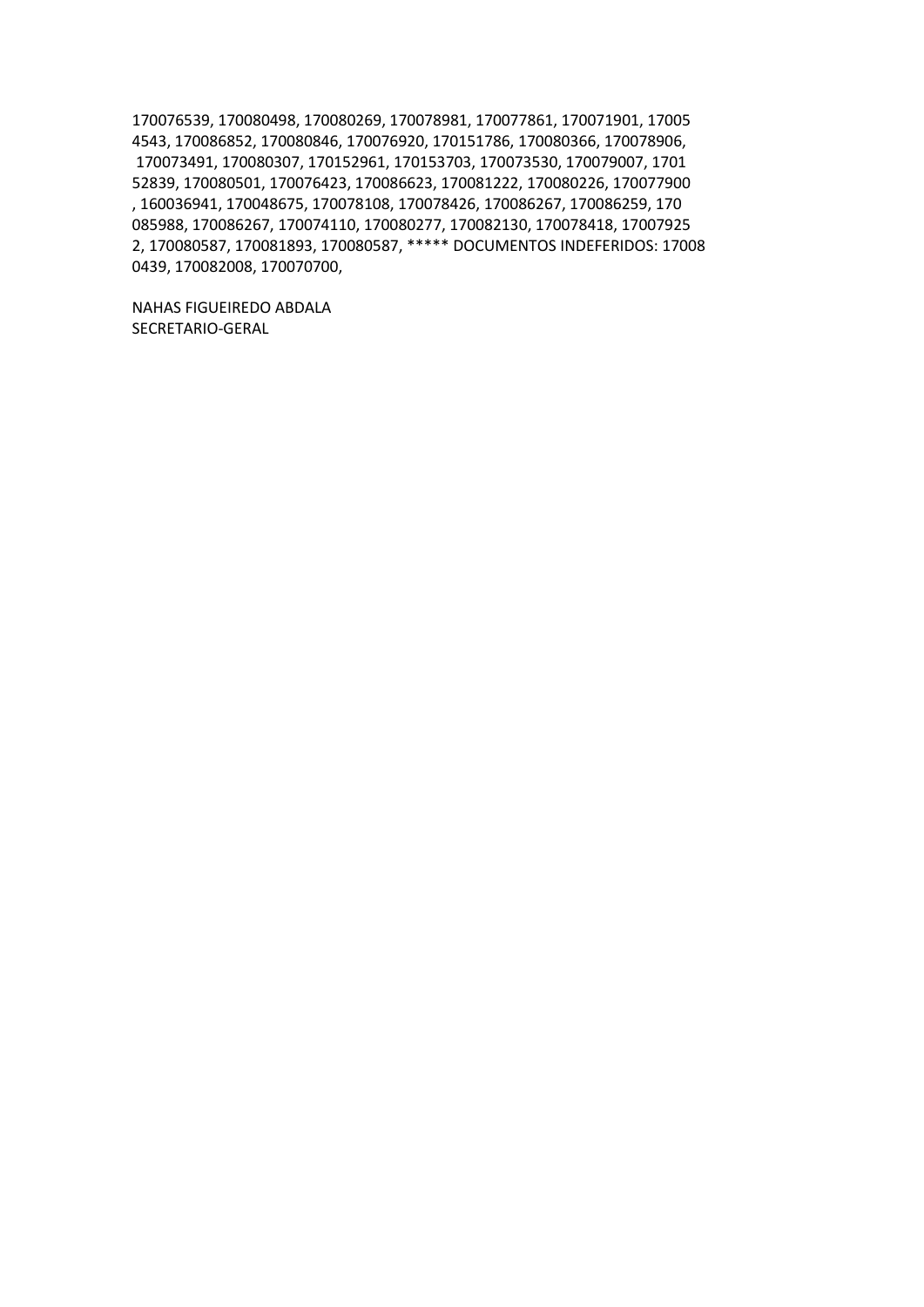170076539, 170080498, 170080269, 170078981, 170077861, 170071901, 17005
4543, 170086852, 170080846, 170076920, 170151786, 170080366, 170078906,
170073491, 170080307, 170152961, 170153703, 170073530, 170079007, 1701
52839, 170080501, 170076423, 170086623, 170081222, 170080226, 170077900
, 160036941, 170048675, 170078108, 170078426, 170086267, 170086259, 170
085988, 170086267, 170074110, 170080277, 170082130, 170078418, 17007925
2, 170080587, 170081893, 170080587, ***** DOCUMENTOS INDEFERIDOS: 17008
0439, 170082008, 170070700,

NAHAS FIGUEIREDO ABDALA
SECRETARIO-GERAL